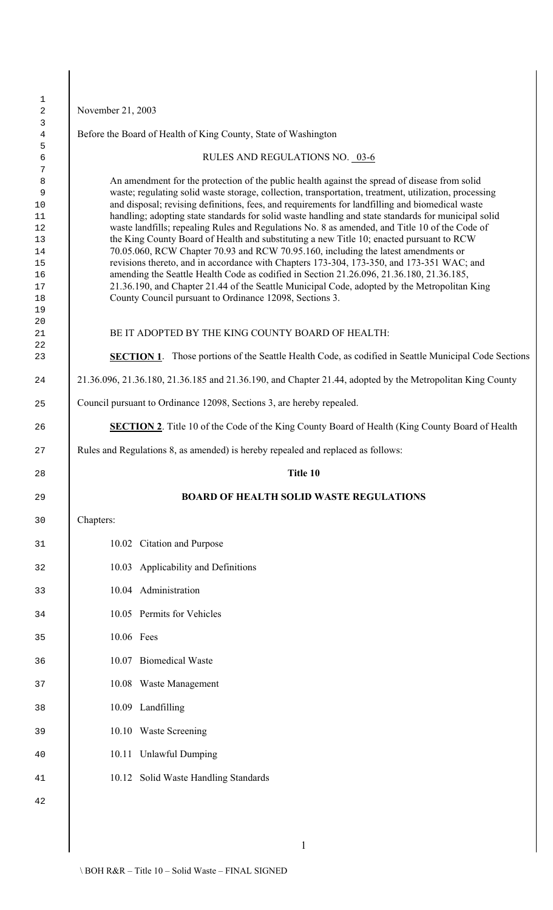November 21, 2003

Before the Board of Health of King County, State of Washington

RULES AND REGULATIONS NO. 03-6

An amendment for the protection of the public health against the spread of disease from solid waste; regulating solid waste storage, collection, transportation, treatment, utilization, processing and disposal; revising definitions, fees, and requirements for landfilling and biomedical waste handling; adopting state standards for solid waste handling and state standards for municipal solid waste landfills; repealing Rules and Regulations No. 8 as amended, and Title 10 of the Code of the King County Board of Health and substituting a new Title 10; enacted pursuant to RCW 70.05.060, RCW Chapter 70.93 and RCW 70.95.160, including the latest amendments or revisions thereto, and in accordance with Chapters 173-304, 173-350, and 173-351 WAC; and amending the Seattle Health Code as codified in Section 21.26.096, 21.36.180, 21.36.185, 21.36.190, and Chapter 21.44 of the Seattle Municipal Code, adopted by the Metropolitan King County Council pursuant to Ordinance 12098, Sections 3.

BE IT ADOPTED BY THE KING COUNTY BOARD OF HEALTH:

**SECTION 1**. Those portions of the Seattle Health Code, as codified in Seattle Municipal Code Sections 21.36.096, 21.36.180, 21.36.185 and 21.36.190, and Chapter 21.44, adopted by the Metropolitan King County Council pursuant to Ordinance 12098, Sections 3, are hereby repealed.

**SECTION 2**. Title 10 of the Code of the King County Board of Health (King County Board of Health Rules and Regulations 8, as amended) is hereby repealed and replaced as follows:

# Title 10

## BOARD OF HEALTH SOLID WASTE REGULATIONS

Chapters:

- 10.02 Citation and Purpose
- 10.03 Applicability and Definitions
- 10.04 Administration
- 10.05 Permits for Vehicles
- 10.06 Fees
- 10.07 Biomedical Waste
- 10.08 Waste Management
- 10.09 Landfilling
- 10.10 Waste Screening
- 10.11 Unlawful Dumping
- 10.12 Solid Waste Handling Standards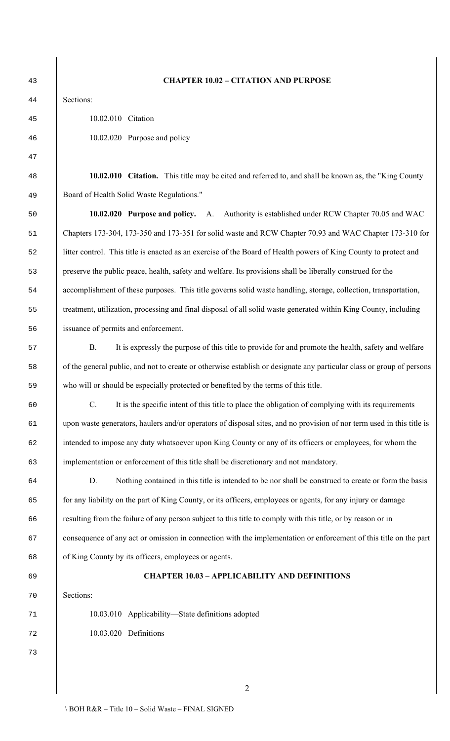## CHAPTER 10.02 – CITATION AND PURPOSE

Sections:

10.02.010 Citation

10.02.020 Purpose and policy

**10.02.010 Citation.** This title may be cited and referred to, and shall be known as, the "King County Board of Health Solid Waste Regulations."

**10.02.020 Purpose and policy.** A. Authority is established under RCW Chapter 70.05 and WAC Chapters 173-304, 173-350 and 173-351 for solid waste and RCW Chapter 70.93 and WAC Chapter 173-310 for litter control. This title is enacted as an exercise of the Board of Health powers of King County to protect and preserve the public peace, health, safety and welfare. Its provisions shall be liberally construed for the accomplishment of these purposes. This title governs solid waste handling, storage, collection, transportation, treatment, utilization, processing and final disposal of all solid waste generated within King County, including issuance of permits and enforcement.

B. It is expressly the purpose of this title to provide for and promote the health, safety and welfare of the general public, and not to create or otherwise establish or designate any particular class or group of persons who will or should be especially protected or benefited by the terms of this title.

C. It is the specific intent of this title to place the obligation of complying with its requirements upon waste generators, haulers and/or operators of disposal sites, and no provision of nor term used in this title is intended to impose any duty whatsoever upon King County or any of its officers or employees, for whom the implementation or enforcement of this title shall be discretionary and not mandatory.

D. Nothing contained in this title is intended to be nor shall be construed to create or form the basis for any liability on the part of King County, or its officers, employees or agents, for any injury or damage resulting from the failure of any person subject to this title to comply with this title, or by reason or in consequence of any act or omission in connection with the implementation or enforcement of this title on the part of King County by its officers, employees or agents.

## CHAPTER 10.03 – APPLICABILITY AND DEFINITIONS

Sections:

10.03.010 Applicability—State definitions adopted

10.03.020 Definitions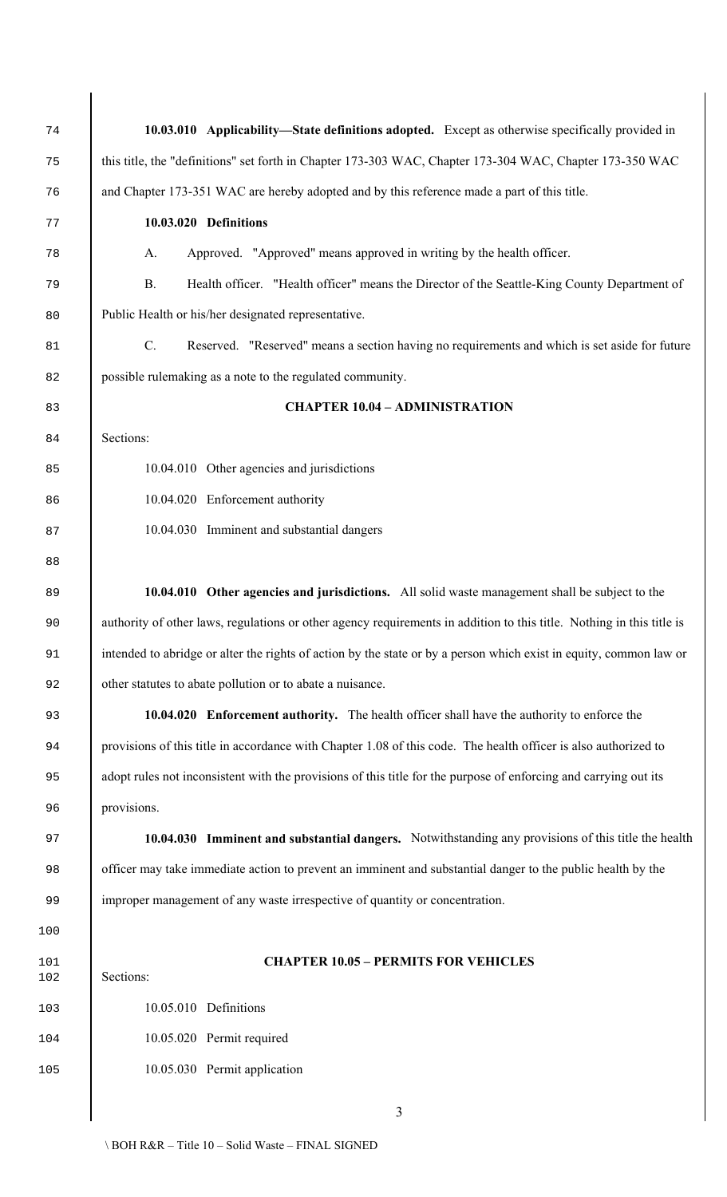**10.03.010 Applicability—State definitions adopted.** Except as otherwise specifically provided in this title, the "definitions" set forth in Chapter 173-303 WAC, Chapter 173-304 WAC, Chapter 173-350 WAC and Chapter 173-351 WAC are hereby adopted and by this reference made a part of this title.

**10.03.020 Definitions**

A. Approved. "Approved" means approved in writing by the health officer.

B. Health officer. "Health officer" means the Director of the Seattle-King County Department of Public Health or his/her designated representative.

C. Reserved. "Reserved" means a section having no requirements and which is set aside for future possible rulemaking as a note to the regulated community.

## CHAPTER 10.04 – ADMINISTRATION

Sections:

10.04.010 Other agencies and jurisdictions

10.04.020 Enforcement authority

10.04.030 Imminent and substantial dangers

**10.04.010 Other agencies and jurisdictions.** All solid waste management shall be subject to the authority of other laws, regulations or other agency requirements in addition to this title. Nothing in this title is intended to abridge or alter the rights of action by the state or by a person which exist in equity, common law or other statutes to abate pollution or to abate a nuisance.

**10.04.020 Enforcement authority.** The health officer shall have the authority to enforce the provisions of this title in accordance with Chapter 1.08 of this code. The health officer is also authorized to adopt rules not inconsistent with the provisions of this title for the purpose of enforcing and carrying out its provisions.

**10.04.030 Imminent and substantial dangers.** Notwithstanding any provisions of this title the health officer may take immediate action to prevent an imminent and substantial danger to the public health by the improper management of any waste irrespective of quantity or concentration.

## CHAPTER 10.05 – PERMITS FOR VEHICLES

Sections:

10.05.010 Definitions

10.05.020 Permit required

10.05.030 Permit application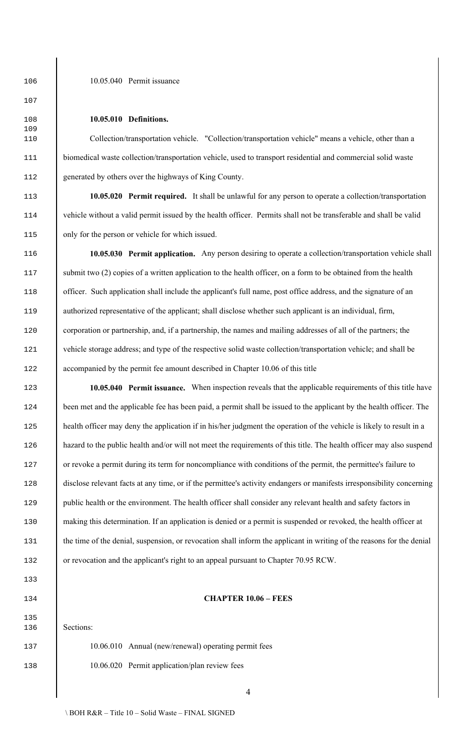10.05.040 Permit issuance

**10.05.010 Definitions.**

Collection/transportation vehicle. "Collection/transportation vehicle" means a vehicle, other than a biomedical waste collection/transportation vehicle, used to transport residential and commercial solid waste generated by others over the highways of King County.

**10.05.020 Permit required.** It shall be unlawful for any person to operate a collection/transportation vehicle without a valid permit issued by the health officer. Permits shall not be transferable and shall be valid only for the person or vehicle for which issued.

**10.05.030 Permit application.** Any person desiring to operate a collection/transportation vehicle shall submit two (2) copies of a written application to the health officer, on a form to be obtained from the health officer. Such application shall include the applicant's full name, post office address, and the signature of an authorized representative of the applicant; shall disclose whether such applicant is an individual, firm, corporation or partnership, and, if a partnership, the names and mailing addresses of all of the partners; the vehicle storage address; and type of the respective solid waste collection/transportation vehicle; and shall be accompanied by the permit fee amount described in Chapter 10.06 of this title

**10.05.040 Permit issuance.** When inspection reveals that the applicable requirements of this title have been met and the applicable fee has been paid, a permit shall be issued to the applicant by the health officer. The health officer may deny the application if in his/her judgment the operation of the vehicle is likely to result in a hazard to the public health and/or will not meet the requirements of this title. The health officer may also suspend or revoke a permit during its term for noncompliance with conditions of the permit, the permittee's failure to disclose relevant facts at any time, or if the permittee's activity endangers or manifests irresponsibility concerning public health or the environment. The health officer shall consider any relevant health and safety factors in making this determination. If an application is denied or a permit is suspended or revoked, the health officer at the time of the denial, suspension, or revocation shall inform the applicant in writing of the reasons for the denial or revocation and the applicant's right to an appeal pursuant to Chapter 70.95 RCW.

## CHAPTER 10.06 – FEES

Sections:

10.06.010 Annual (new/renewal) operating permit fees

10.06.020 Permit application/plan review fees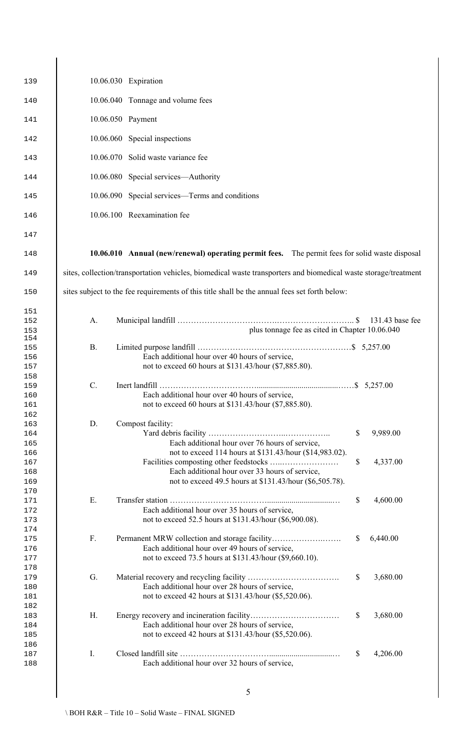10.06.030 Expiration

10.06.040 Tonnage and volume fees

10.06.050 Payment

10.06.060 Special inspections

10.06.070 Solid waste variance fee

10.06.080 Special services—Authority

10.06.090 Special services—Terms and conditions

10.06.100 Reexamination fee

**10.06.010 Annual (new/renewal) operating permit fees.** The permit fees for solid waste disposal sites, collection/transportation vehicles, biomedical waste transporters and biomedical waste storage/treatment sites subject to the fee requirements of this title shall be the annual fees set forth below:

A. Municipal landfill ............................................................ $ 131.43 base fee
plus tonnage fee as cited in Chapter 10.06.040

B. Limited purpose landfill ............................................................ $ 5,257.00
Each additional hour over 40 hours of service,
not to exceed 60 hours at $131.43/hour ($7,885.80).

C. Inert landfill ............................................................ $ 5,257.00
Each additional hour over 40 hours of service,
not to exceed 60 hours at $131.43/hour ($7,885.80).

D. Compost facility:
Yard debris facility ............................................................ $ 9,989.00
Each additional hour over 76 hours of service,
not to exceed 114 hours at $131.43/hour ($14,983.02).
Facilities composting other feedstocks ............................................................ $ 4,337.00
Each additional hour over 33 hours of service,
not to exceed 49.5 hours at $131.43/hour ($6,505.78).

E. Transfer station ............................................................ $ 4,600.00
Each additional hour over 35 hours of service,
not to exceed 52.5 hours at $131.43/hour ($6,900.08).

F. Permanent MRW collection and storage facility............................................................ $ 6,440.00
Each additional hour over 49 hours of service,
not to exceed 73.5 hours at $131.43/hour ($9,660.10).

G. Material recovery and recycling facility ............................................................ $ 3,680.00
Each additional hour over 28 hours of service,
not to exceed 42 hours at $131.43/hour ($5,520.06).

H. Energy recovery and incineration facility............................................................ $ 3,680.00
Each additional hour over 28 hours of service,
not to exceed 42 hours at $131.43/hour ($5,520.06).

I. Closed landfill site ............................................................ $ 4,206.00
Each additional hour over 32 hours of service,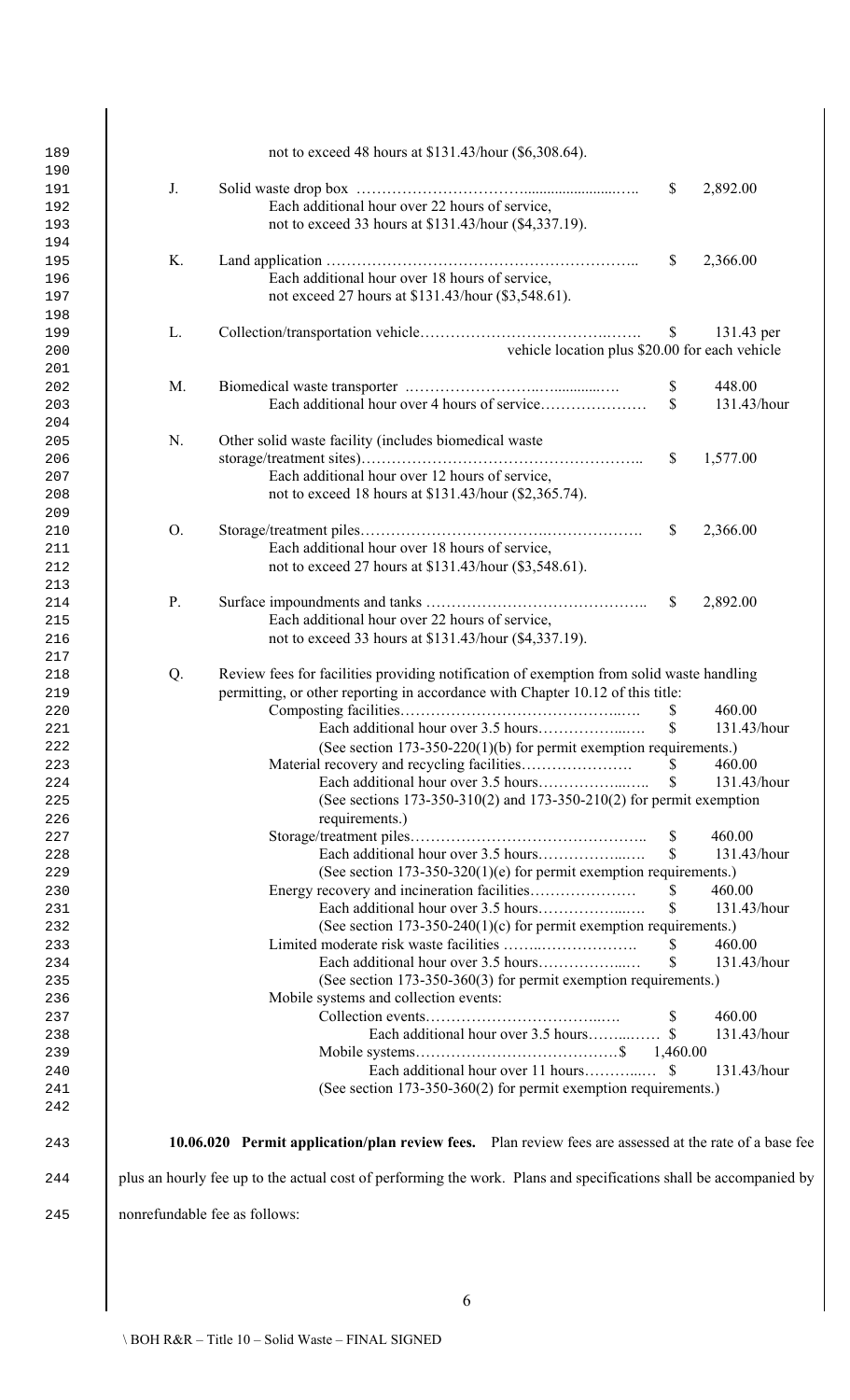not to exceed 48 hours at $131.43/hour ($6,308.64).

| | | | |
|---|---|---|---|
| J. | Solid waste drop box<br>Each additional hour over 22 hours of service, not to exceed 33 hours at $131.43/hour ($4,337.19). | $ | 2,892.00 |
| K. | Land application<br>Each additional hour over 18 hours of service, not exceed 27 hours at $131.43/hour ($3,548.61). | $ | 2,366.00 |
| L. | Collection/transportation vehicle | $ | 131.43 per vehicle location plus $20.00 for each vehicle |
| M. | Biomedical waste transporter<br>Each additional hour over 4 hours of service | $<br>$ | 448.00<br>131.43/hour |
| N. | Other solid waste facility (includes biomedical waste storage/treatment sites)<br>Each additional hour over 12 hours of service, not to exceed 18 hours at $131.43/hour ($2,365.74). | $ | 1,577.00 |
| O. | Storage/treatment piles<br>Each additional hour over 18 hours of service, not to exceed 27 hours at $131.43/hour ($3,548.61). | $ | 2,366.00 |
| P. | Surface impoundments and tanks<br>Each additional hour over 22 hours of service, not to exceed 33 hours at $131.43/hour ($4,337.19). | $ | 2,892.00 |

Q. Review fees for facilities providing notification of exemption from solid waste handling permitting, or other reporting in accordance with Chapter 10.12 of this title:

| | | |
|---|---|---|
| Composting facilities | $ | 460.00 |
| Each additional hour over 3.5 hours | $ | 131.43/hour |
| (See section 173-350-220(1)(b) for permit exemption requirements.) | | |
| Material recovery and recycling facilities | $ | 460.00 |
| Each additional hour over 3.5 hours | $ | 131.43/hour |
| (See sections 173-350-310(2) and 173-350-210(2) for permit exemption requirements.) | | |
| Storage/treatment piles | $ | 460.00 |
| Each additional hour over 3.5 hours | $ | 131.43/hour |
| (See section 173-350-320(1)(e) for permit exemption requirements.) | | |
| Energy recovery and incineration facilities | $ | 460.00 |
| Each additional hour over 3.5 hours | $ | 131.43/hour |
| (See section 173-350-240(1)(c) for permit exemption requirements.) | | |
| Limited moderate risk waste facilities | $ | 460.00 |
| Each additional hour over 3.5 hours | $ | 131.43/hour |
| (See section 173-350-360(3) for permit exemption requirements.) | | |
| Mobile systems and collection events: | | |
| Collection events | $ | 460.00 |
| Each additional hour over 3.5 hours | $ | 131.43/hour |
| Mobile systems | $ | 1,460.00 |
| Each additional hour over 11 hours | $ | 131.43/hour |
| (See section 173-350-360(2) for permit exemption requirements.) | | |

**10.06.020 Permit application/plan review fees.** Plan review fees are assessed at the rate of a base fee plus an hourly fee up to the actual cost of performing the work. Plans and specifications shall be accompanied by nonrefundable fee as follows: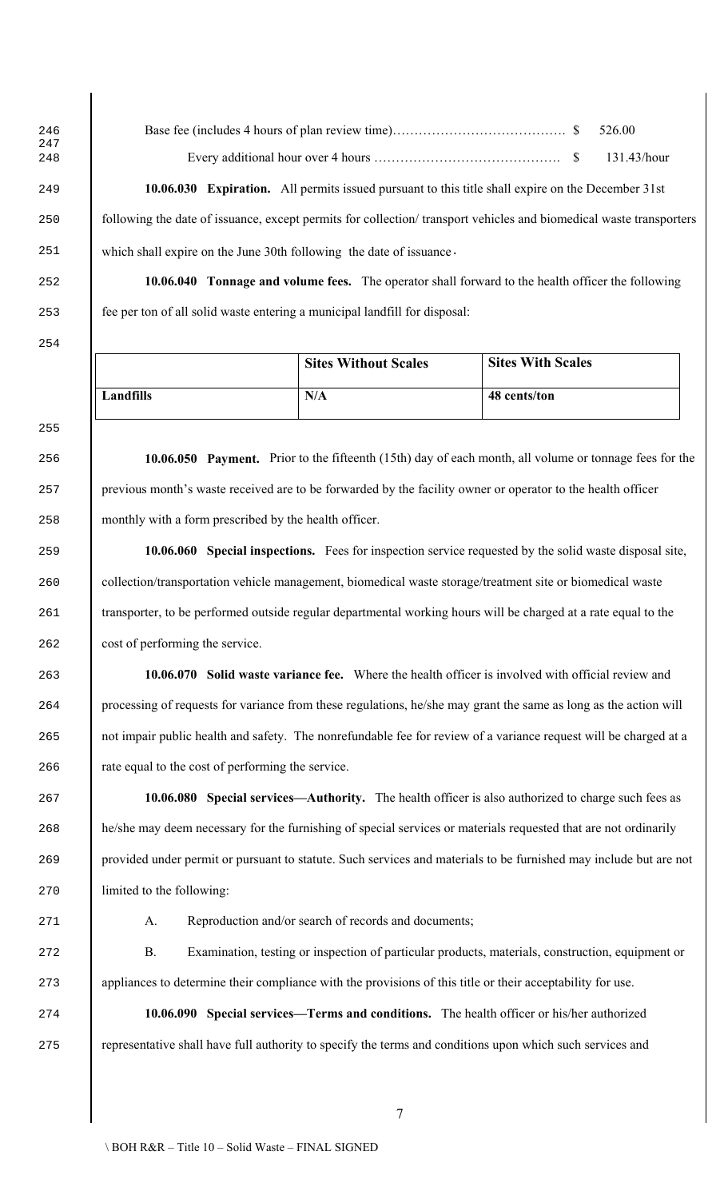Base fee (includes 4 hours of plan review time)…………………………………. $ 526.00

Every additional hour over 4 hours ……………………………………. $ 131.43/hour

**10.06.030 Expiration.** All permits issued pursuant to this title shall expire on the December 31st following the date of issuance, except permits for collection/ transport vehicles and biomedical waste transporters which shall expire on the June 30th following the date of issuance.

**10.06.040 Tonnage and volume fees.** The operator shall forward to the health officer the following fee per ton of all solid waste entering a municipal landfill for disposal:

| | Sites Without Scales | Sites With Scales |
|---|---|---|
| **Landfills** | **N/A** | **48 cents/ton** |

**10.06.050 Payment.** Prior to the fifteenth (15th) day of each month, all volume or tonnage fees for the previous month's waste received are to be forwarded by the facility owner or operator to the health officer monthly with a form prescribed by the health officer.

**10.06.060 Special inspections.** Fees for inspection service requested by the solid waste disposal site, collection/transportation vehicle management, biomedical waste storage/treatment site or biomedical waste transporter, to be performed outside regular departmental working hours will be charged at a rate equal to the cost of performing the service.

**10.06.070 Solid waste variance fee.** Where the health officer is involved with official review and processing of requests for variance from these regulations, he/she may grant the same as long as the action will not impair public health and safety. The nonrefundable fee for review of a variance request will be charged at a rate equal to the cost of performing the service.

**10.06.080 Special services—Authority.** The health officer is also authorized to charge such fees as he/she may deem necessary for the furnishing of special services or materials requested that are not ordinarily provided under permit or pursuant to statute. Such services and materials to be furnished may include but are not limited to the following:

A. Reproduction and/or search of records and documents;

B. Examination, testing or inspection of particular products, materials, construction, equipment or appliances to determine their compliance with the provisions of this title or their acceptability for use.

**10.06.090 Special services—Terms and conditions.** The health officer or his/her authorized representative shall have full authority to specify the terms and conditions upon which such services and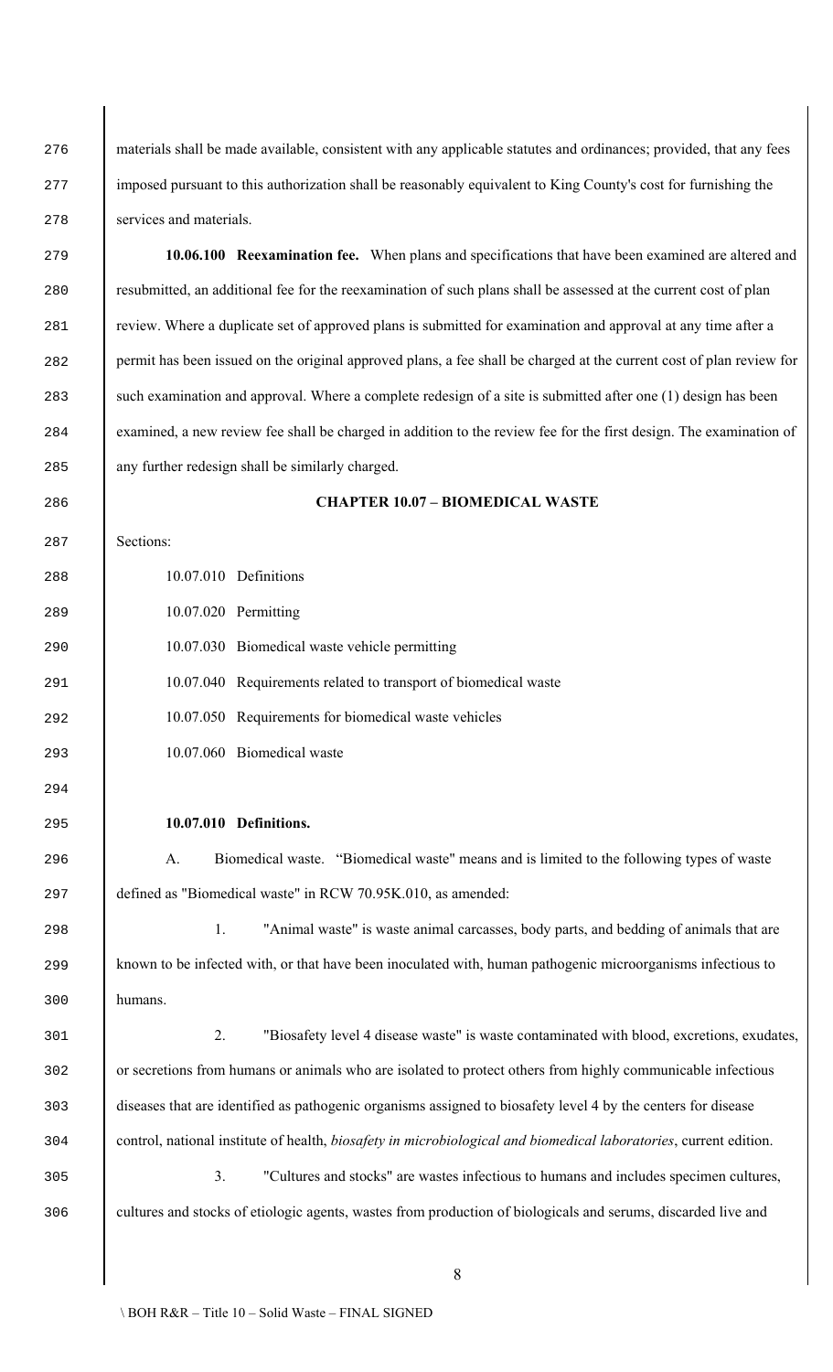materials shall be made available, consistent with any applicable statutes and ordinances; provided, that any fees imposed pursuant to this authorization shall be reasonably equivalent to King County's cost for furnishing the services and materials.

**10.06.100 Reexamination fee.** When plans and specifications that have been examined are altered and resubmitted, an additional fee for the reexamination of such plans shall be assessed at the current cost of plan review. Where a duplicate set of approved plans is submitted for examination and approval at any time after a permit has been issued on the original approved plans, a fee shall be charged at the current cost of plan review for such examination and approval. Where a complete redesign of a site is submitted after one (1) design has been examined, a new review fee shall be charged in addition to the review fee for the first design. The examination of any further redesign shall be similarly charged.

## CHAPTER 10.07 – BIOMEDICAL WASTE

Sections:

10.07.010 Definitions

10.07.020 Permitting

10.07.030 Biomedical waste vehicle permitting

10.07.040 Requirements related to transport of biomedical waste

10.07.050 Requirements for biomedical waste vehicles

10.07.060 Biomedical waste

**10.07.010 Definitions.**

A. Biomedical waste. "Biomedical waste" means and is limited to the following types of waste defined as "Biomedical waste" in RCW 70.95K.010, as amended:

1. "Animal waste" is waste animal carcasses, body parts, and bedding of animals that are known to be infected with, or that have been inoculated with, human pathogenic microorganisms infectious to humans.

2. "Biosafety level 4 disease waste" is waste contaminated with blood, excretions, exudates, or secretions from humans or animals who are isolated to protect others from highly communicable infectious diseases that are identified as pathogenic organisms assigned to biosafety level 4 by the centers for disease control, national institute of health, *biosafety in microbiological and biomedical laboratories*, current edition.

3. "Cultures and stocks" are wastes infectious to humans and includes specimen cultures, cultures and stocks of etiologic agents, wastes from production of biologicals and serums, discarded live and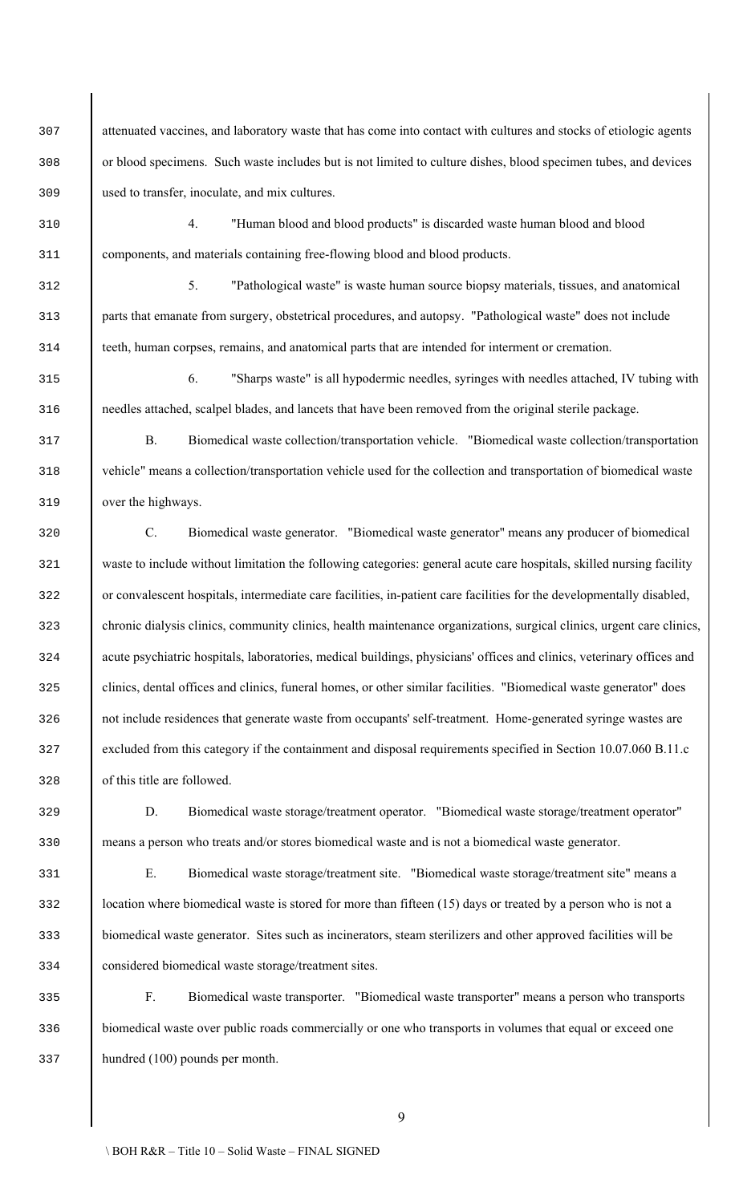attenuated vaccines, and laboratory waste that has come into contact with cultures and stocks of etiologic agents or blood specimens. Such waste includes but is not limited to culture dishes, blood specimen tubes, and devices used to transfer, inoculate, and mix cultures.

4. "Human blood and blood products" is discarded waste human blood and blood components, and materials containing free-flowing blood and blood products.

5. "Pathological waste" is waste human source biopsy materials, tissues, and anatomical parts that emanate from surgery, obstetrical procedures, and autopsy. "Pathological waste" does not include teeth, human corpses, remains, and anatomical parts that are intended for interment or cremation.

6. "Sharps waste" is all hypodermic needles, syringes with needles attached, IV tubing with needles attached, scalpel blades, and lancets that have been removed from the original sterile package.

B. Biomedical waste collection/transportation vehicle. "Biomedical waste collection/transportation vehicle" means a collection/transportation vehicle used for the collection and transportation of biomedical waste over the highways.

C. Biomedical waste generator. "Biomedical waste generator" means any producer of biomedical waste to include without limitation the following categories: general acute care hospitals, skilled nursing facility or convalescent hospitals, intermediate care facilities, in-patient care facilities for the developmentally disabled, chronic dialysis clinics, community clinics, health maintenance organizations, surgical clinics, urgent care clinics, acute psychiatric hospitals, laboratories, medical buildings, physicians' offices and clinics, veterinary offices and clinics, dental offices and clinics, funeral homes, or other similar facilities. "Biomedical waste generator" does not include residences that generate waste from occupants' self-treatment. Home-generated syringe wastes are excluded from this category if the containment and disposal requirements specified in Section 10.07.060 B.11.c of this title are followed.

D. Biomedical waste storage/treatment operator. "Biomedical waste storage/treatment operator" means a person who treats and/or stores biomedical waste and is not a biomedical waste generator.

E. Biomedical waste storage/treatment site. "Biomedical waste storage/treatment site" means a location where biomedical waste is stored for more than fifteen (15) days or treated by a person who is not a biomedical waste generator. Sites such as incinerators, steam sterilizers and other approved facilities will be considered biomedical waste storage/treatment sites.

F. Biomedical waste transporter. "Biomedical waste transporter" means a person who transports biomedical waste over public roads commercially or one who transports in volumes that equal or exceed one hundred (100) pounds per month.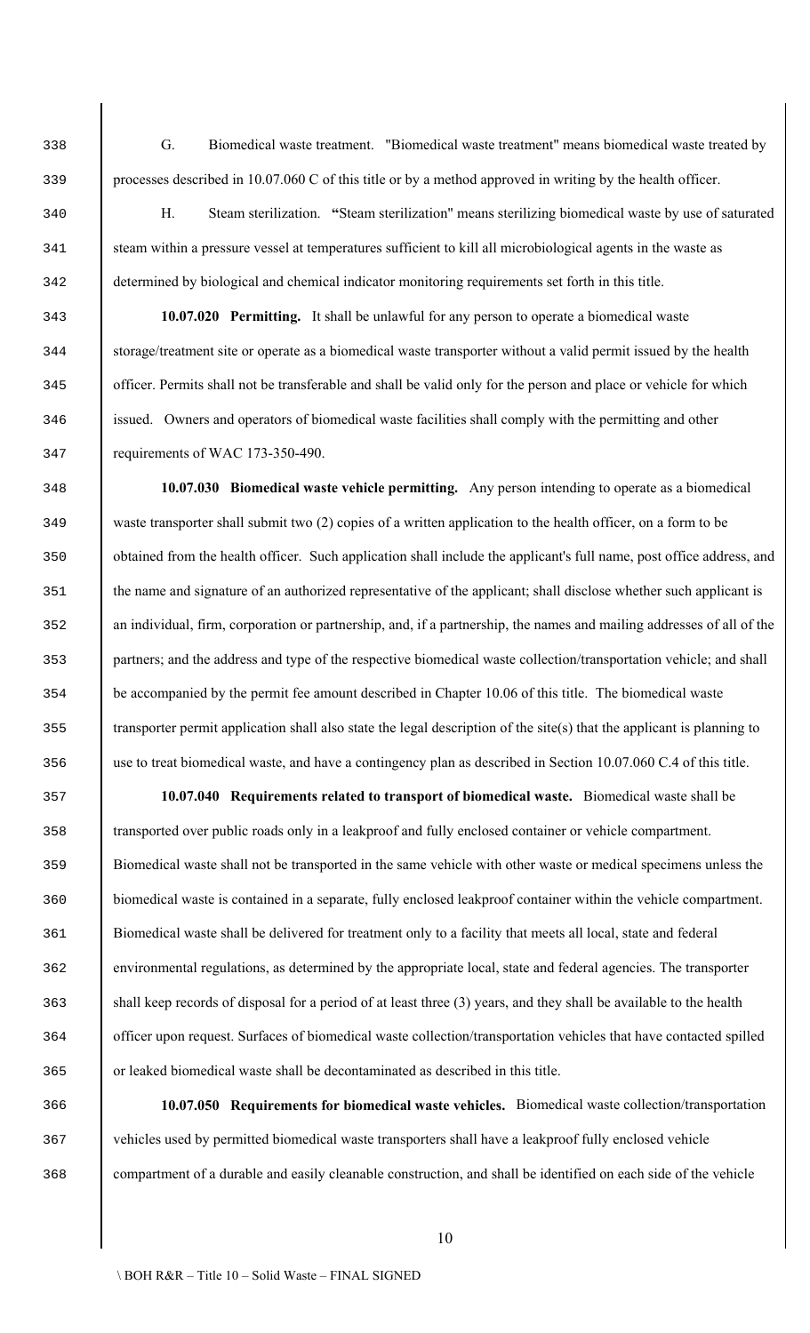G. Biomedical waste treatment. "Biomedical waste treatment" means biomedical waste treated by processes described in 10.07.060 C of this title or by a method approved in writing by the health officer.

H. Steam sterilization. "Steam sterilization" means sterilizing biomedical waste by use of saturated steam within a pressure vessel at temperatures sufficient to kill all microbiological agents in the waste as determined by biological and chemical indicator monitoring requirements set forth in this title.

**10.07.020 Permitting.** It shall be unlawful for any person to operate a biomedical waste storage/treatment site or operate as a biomedical waste transporter without a valid permit issued by the health officer. Permits shall not be transferable and shall be valid only for the person and place or vehicle for which issued. Owners and operators of biomedical waste facilities shall comply with the permitting and other requirements of WAC 173-350-490.

**10.07.030 Biomedical waste vehicle permitting.** Any person intending to operate as a biomedical waste transporter shall submit two (2) copies of a written application to the health officer, on a form to be obtained from the health officer. Such application shall include the applicant's full name, post office address, and the name and signature of an authorized representative of the applicant; shall disclose whether such applicant is an individual, firm, corporation or partnership, and, if a partnership, the names and mailing addresses of all of the partners; and the address and type of the respective biomedical waste collection/transportation vehicle; and shall be accompanied by the permit fee amount described in Chapter 10.06 of this title. The biomedical waste transporter permit application shall also state the legal description of the site(s) that the applicant is planning to use to treat biomedical waste, and have a contingency plan as described in Section 10.07.060 C.4 of this title.

**10.07.040 Requirements related to transport of biomedical waste.** Biomedical waste shall be transported over public roads only in a leakproof and fully enclosed container or vehicle compartment. Biomedical waste shall not be transported in the same vehicle with other waste or medical specimens unless the biomedical waste is contained in a separate, fully enclosed leakproof container within the vehicle compartment. Biomedical waste shall be delivered for treatment only to a facility that meets all local, state and federal environmental regulations, as determined by the appropriate local, state and federal agencies. The transporter shall keep records of disposal for a period of at least three (3) years, and they shall be available to the health officer upon request. Surfaces of biomedical waste collection/transportation vehicles that have contacted spilled or leaked biomedical waste shall be decontaminated as described in this title.

**10.07.050 Requirements for biomedical waste vehicles.** Biomedical waste collection/transportation vehicles used by permitted biomedical waste transporters shall have a leakproof fully enclosed vehicle compartment of a durable and easily cleanable construction, and shall be identified on each side of the vehicle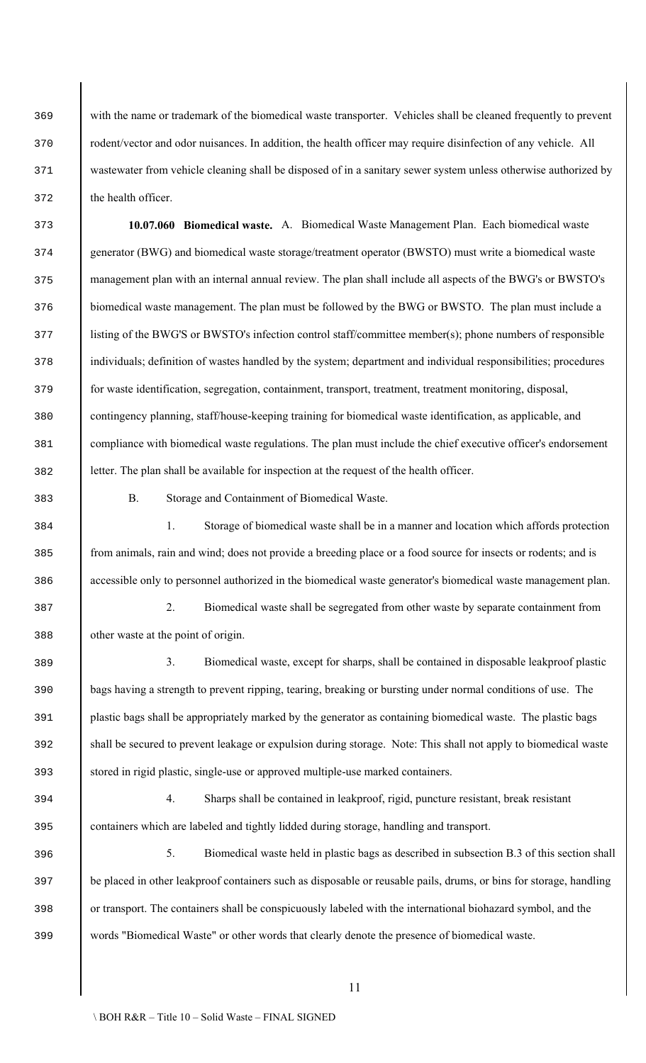with the name or trademark of the biomedical waste transporter. Vehicles shall be cleaned frequently to prevent rodent/vector and odor nuisances. In addition, the health officer may require disinfection of any vehicle. All wastewater from vehicle cleaning shall be disposed of in a sanitary sewer system unless otherwise authorized by the health officer.

**10.07.060 Biomedical waste.** A. Biomedical Waste Management Plan. Each biomedical waste generator (BWG) and biomedical waste storage/treatment operator (BWSTO) must write a biomedical waste management plan with an internal annual review. The plan shall include all aspects of the BWG's or BWSTO's biomedical waste management. The plan must be followed by the BWG or BWSTO. The plan must include a listing of the BWG'S or BWSTO's infection control staff/committee member(s); phone numbers of responsible individuals; definition of wastes handled by the system; department and individual responsibilities; procedures for waste identification, segregation, containment, transport, treatment, treatment monitoring, disposal, contingency planning, staff/house-keeping training for biomedical waste identification, as applicable, and compliance with biomedical waste regulations. The plan must include the chief executive officer's endorsement letter. The plan shall be available for inspection at the request of the health officer.

B. Storage and Containment of Biomedical Waste.

1. Storage of biomedical waste shall be in a manner and location which affords protection from animals, rain and wind; does not provide a breeding place or a food source for insects or rodents; and is accessible only to personnel authorized in the biomedical waste generator's biomedical waste management plan.

2. Biomedical waste shall be segregated from other waste by separate containment from other waste at the point of origin.

3. Biomedical waste, except for sharps, shall be contained in disposable leakproof plastic bags having a strength to prevent ripping, tearing, breaking or bursting under normal conditions of use. The plastic bags shall be appropriately marked by the generator as containing biomedical waste. The plastic bags shall be secured to prevent leakage or expulsion during storage. Note: This shall not apply to biomedical waste stored in rigid plastic, single-use or approved multiple-use marked containers.

4. Sharps shall be contained in leakproof, rigid, puncture resistant, break resistant containers which are labeled and tightly lidded during storage, handling and transport.

5. Biomedical waste held in plastic bags as described in subsection B.3 of this section shall be placed in other leakproof containers such as disposable or reusable pails, drums, or bins for storage, handling or transport. The containers shall be conspicuously labeled with the international biohazard symbol, and the words "Biomedical Waste" or other words that clearly denote the presence of biomedical waste.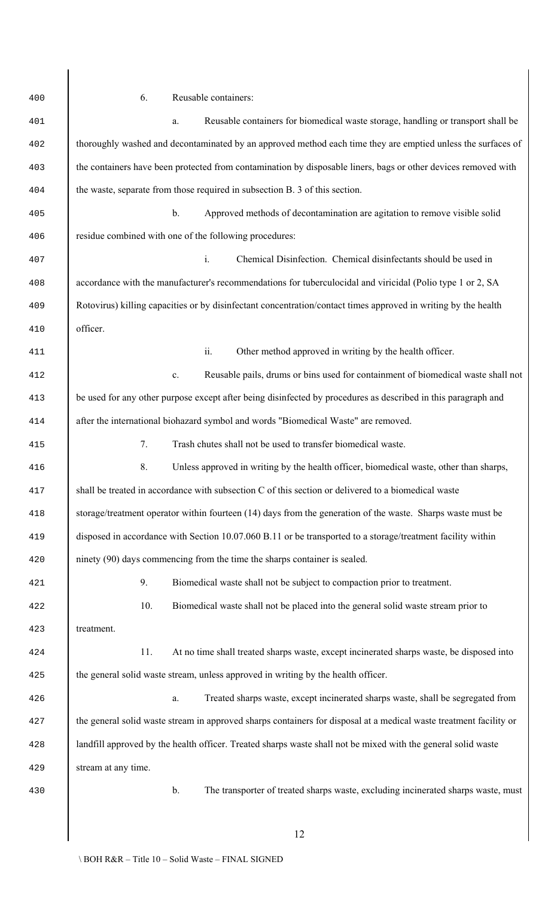6. Reusable containers:

a. Reusable containers for biomedical waste storage, handling or transport shall be thoroughly washed and decontaminated by an approved method each time they are emptied unless the surfaces of the containers have been protected from contamination by disposable liners, bags or other devices removed with the waste, separate from those required in subsection B. 3 of this section.

b. Approved methods of decontamination are agitation to remove visible solid residue combined with one of the following procedures:

i. Chemical Disinfection. Chemical disinfectants should be used in accordance with the manufacturer's recommendations for tuberculocidal and viricidal (Polio type 1 or 2, SA Rotovirus) killing capacities or by disinfectant concentration/contact times approved in writing by the health officer.

ii. Other method approved in writing by the health officer.

c. Reusable pails, drums or bins used for containment of biomedical waste shall not be used for any other purpose except after being disinfected by procedures as described in this paragraph and after the international biohazard symbol and words "Biomedical Waste" are removed.

7. Trash chutes shall not be used to transfer biomedical waste.

8. Unless approved in writing by the health officer, biomedical waste, other than sharps, shall be treated in accordance with subsection C of this section or delivered to a biomedical waste storage/treatment operator within fourteen (14) days from the generation of the waste. Sharps waste must be disposed in accordance with Section 10.07.060 B.11 or be transported to a storage/treatment facility within ninety (90) days commencing from the time the sharps container is sealed.

9. Biomedical waste shall not be subject to compaction prior to treatment.

10. Biomedical waste shall not be placed into the general solid waste stream prior to treatment.

11. At no time shall treated sharps waste, except incinerated sharps waste, be disposed into the general solid waste stream, unless approved in writing by the health officer.

a. Treated sharps waste, except incinerated sharps waste, shall be segregated from the general solid waste stream in approved sharps containers for disposal at a medical waste treatment facility or landfill approved by the health officer. Treated sharps waste shall not be mixed with the general solid waste stream at any time.

b. The transporter of treated sharps waste, excluding incinerated sharps waste, must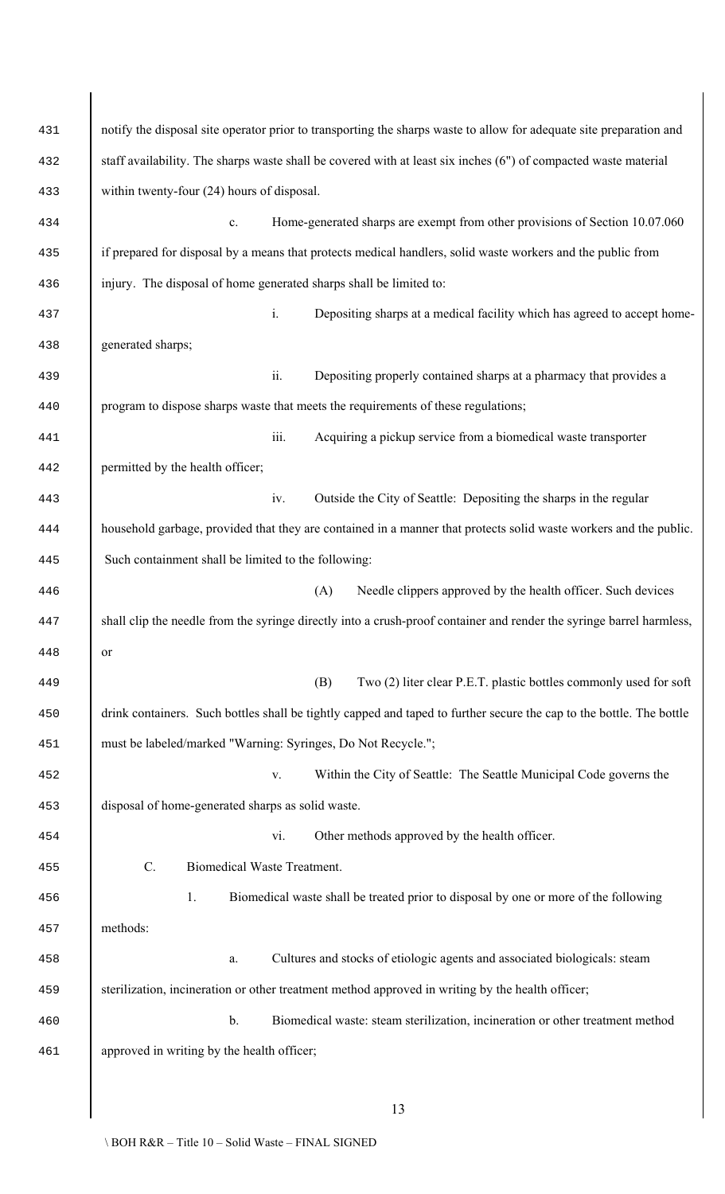notify the disposal site operator prior to transporting the sharps waste to allow for adequate site preparation and staff availability. The sharps waste shall be covered with at least six inches (6") of compacted waste material within twenty-four (24) hours of disposal.

c. Home-generated sharps are exempt from other provisions of Section 10.07.060 if prepared for disposal by a means that protects medical handlers, solid waste workers and the public from injury. The disposal of home generated sharps shall be limited to:

i. Depositing sharps at a medical facility which has agreed to accept home-generated sharps;

ii. Depositing properly contained sharps at a pharmacy that provides a program to dispose sharps waste that meets the requirements of these regulations;

iii. Acquiring a pickup service from a biomedical waste transporter permitted by the health officer;

iv. Outside the City of Seattle: Depositing the sharps in the regular household garbage, provided that they are contained in a manner that protects solid waste workers and the public. Such containment shall be limited to the following:

(A) Needle clippers approved by the health officer. Such devices shall clip the needle from the syringe directly into a crush-proof container and render the syringe barrel harmless, or

(B) Two (2) liter clear P.E.T. plastic bottles commonly used for soft drink containers. Such bottles shall be tightly capped and taped to further secure the cap to the bottle. The bottle must be labeled/marked "Warning: Syringes, Do Not Recycle.";

v. Within the City of Seattle: The Seattle Municipal Code governs the disposal of home-generated sharps as solid waste.

vi. Other methods approved by the health officer.

C. Biomedical Waste Treatment.

1. Biomedical waste shall be treated prior to disposal by one or more of the following methods:

a. Cultures and stocks of etiologic agents and associated biologicals: steam sterilization, incineration or other treatment method approved in writing by the health officer;

b. Biomedical waste: steam sterilization, incineration or other treatment method approved in writing by the health officer;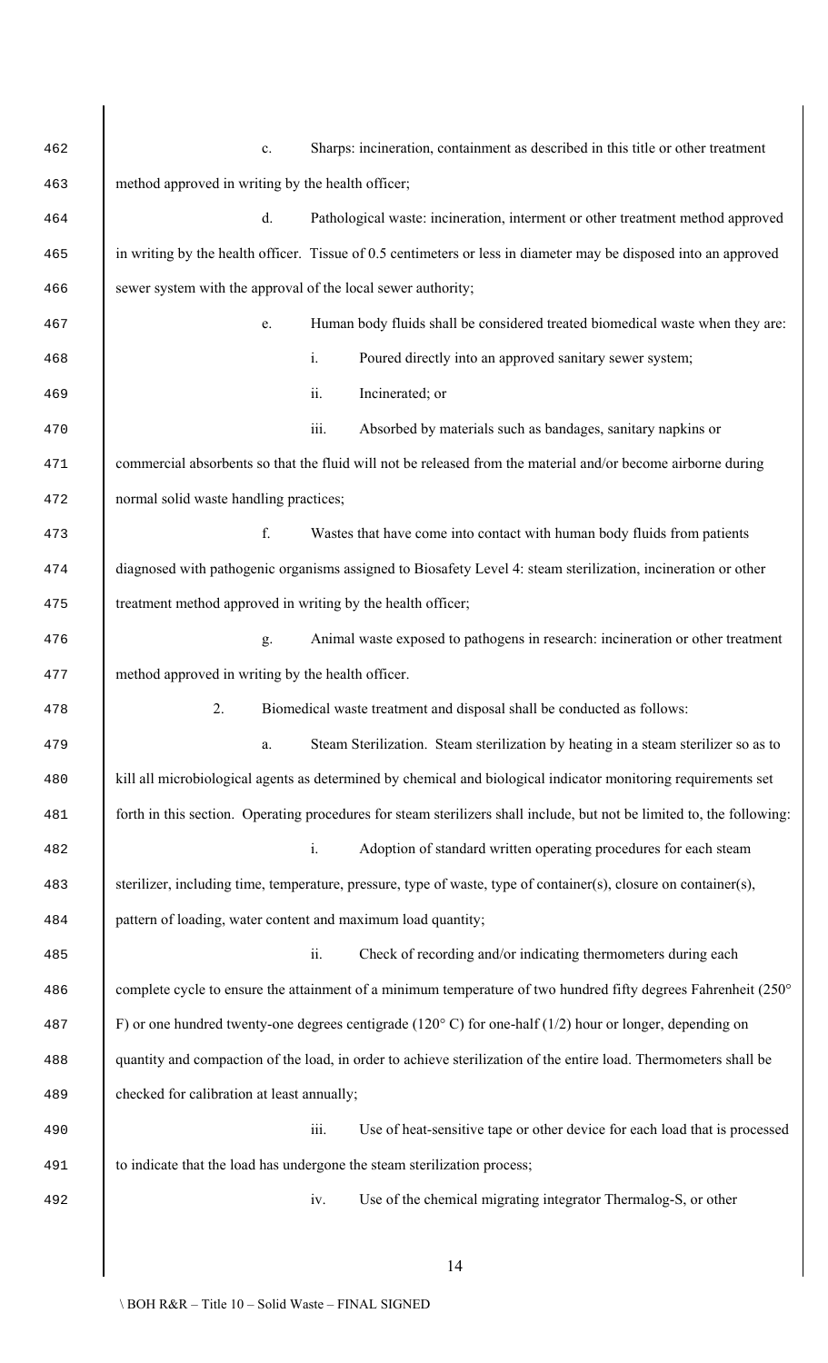c. Sharps: incineration, containment as described in this title or other treatment method approved in writing by the health officer;

d. Pathological waste: incineration, interment or other treatment method approved in writing by the health officer. Tissue of 0.5 centimeters or less in diameter may be disposed into an approved sewer system with the approval of the local sewer authority;

e. Human body fluids shall be considered treated biomedical waste when they are:

i. Poured directly into an approved sanitary sewer system;

ii. Incinerated; or

iii. Absorbed by materials such as bandages, sanitary napkins or commercial absorbents so that the fluid will not be released from the material and/or become airborne during normal solid waste handling practices;

f. Wastes that have come into contact with human body fluids from patients diagnosed with pathogenic organisms assigned to Biosafety Level 4: steam sterilization, incineration or other treatment method approved in writing by the health officer;

g. Animal waste exposed to pathogens in research: incineration or other treatment method approved in writing by the health officer.

2. Biomedical waste treatment and disposal shall be conducted as follows:

a. Steam Sterilization. Steam sterilization by heating in a steam sterilizer so as to kill all microbiological agents as determined by chemical and biological indicator monitoring requirements set forth in this section. Operating procedures for steam sterilizers shall include, but not be limited to, the following:

i. Adoption of standard written operating procedures for each steam sterilizer, including time, temperature, pressure, type of waste, type of container(s), closure on container(s), pattern of loading, water content and maximum load quantity;

ii. Check of recording and/or indicating thermometers during each complete cycle to ensure the attainment of a minimum temperature of two hundred fifty degrees Fahrenheit (250° F) or one hundred twenty-one degrees centigrade (120° C) for one-half (1/2) hour or longer, depending on quantity and compaction of the load, in order to achieve sterilization of the entire load. Thermometers shall be checked for calibration at least annually;

iii. Use of heat-sensitive tape or other device for each load that is processed to indicate that the load has undergone the steam sterilization process;

iv. Use of the chemical migrating integrator Thermalog-S, or other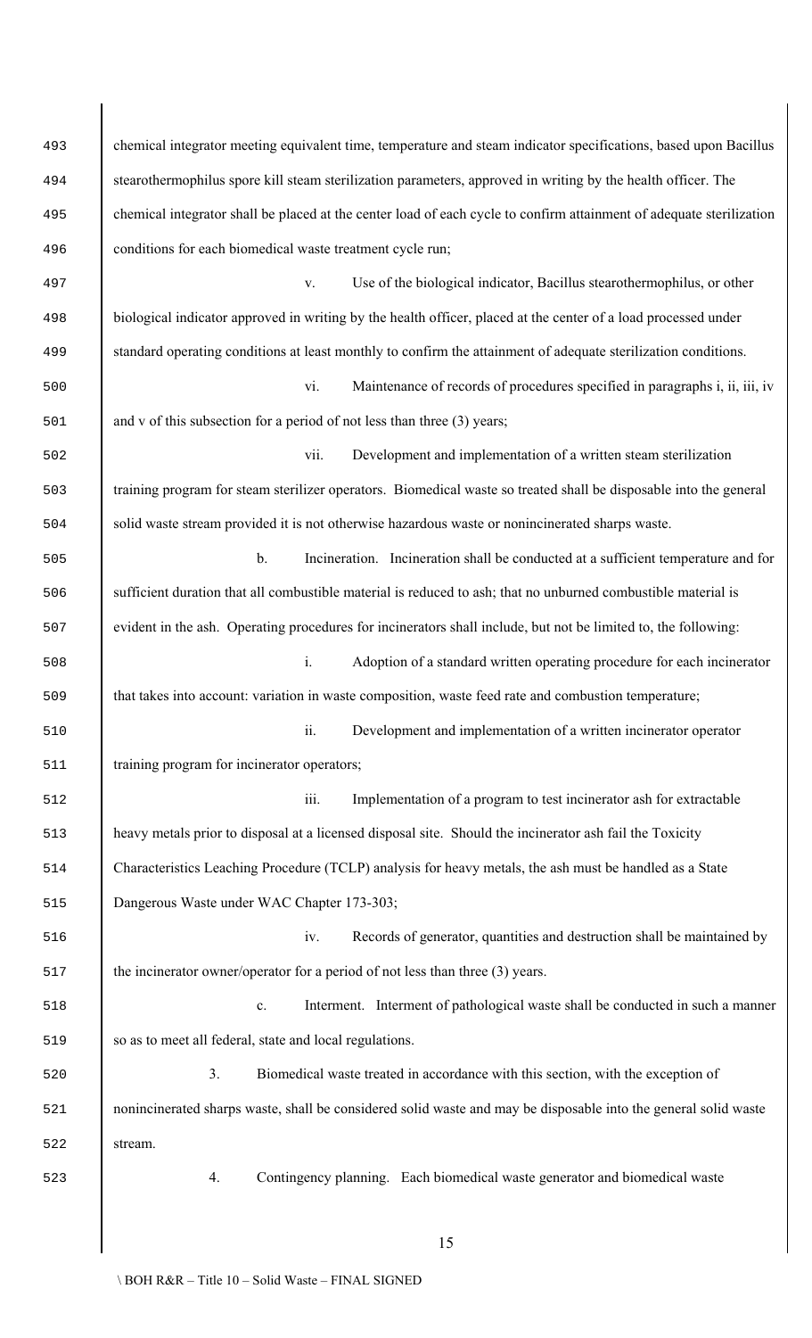chemical integrator meeting equivalent time, temperature and steam indicator specifications, based upon Bacillus stearothermophilus spore kill steam sterilization parameters, approved in writing by the health officer. The chemical integrator shall be placed at the center load of each cycle to confirm attainment of adequate sterilization conditions for each biomedical waste treatment cycle run;

v. Use of the biological indicator, Bacillus stearothermophilus, or other biological indicator approved in writing by the health officer, placed at the center of a load processed under standard operating conditions at least monthly to confirm the attainment of adequate sterilization conditions.

vi. Maintenance of records of procedures specified in paragraphs i, ii, iii, iv and v of this subsection for a period of not less than three (3) years;

vii. Development and implementation of a written steam sterilization training program for steam sterilizer operators. Biomedical waste so treated shall be disposable into the general solid waste stream provided it is not otherwise hazardous waste or nonincinerated sharps waste.

b. Incineration. Incineration shall be conducted at a sufficient temperature and for sufficient duration that all combustible material is reduced to ash; that no unburned combustible material is evident in the ash. Operating procedures for incinerators shall include, but not be limited to, the following:

i. Adoption of a standard written operating procedure for each incinerator that takes into account: variation in waste composition, waste feed rate and combustion temperature;

ii. Development and implementation of a written incinerator operator training program for incinerator operators;

iii. Implementation of a program to test incinerator ash for extractable heavy metals prior to disposal at a licensed disposal site. Should the incinerator ash fail the Toxicity Characteristics Leaching Procedure (TCLP) analysis for heavy metals, the ash must be handled as a State Dangerous Waste under WAC Chapter 173-303;

iv. Records of generator, quantities and destruction shall be maintained by the incinerator owner/operator for a period of not less than three (3) years.

c. Interment. Interment of pathological waste shall be conducted in such a manner so as to meet all federal, state and local regulations.

3. Biomedical waste treated in accordance with this section, with the exception of nonincinerated sharps waste, shall be considered solid waste and may be disposable into the general solid waste stream.

4. Contingency planning. Each biomedical waste generator and biomedical waste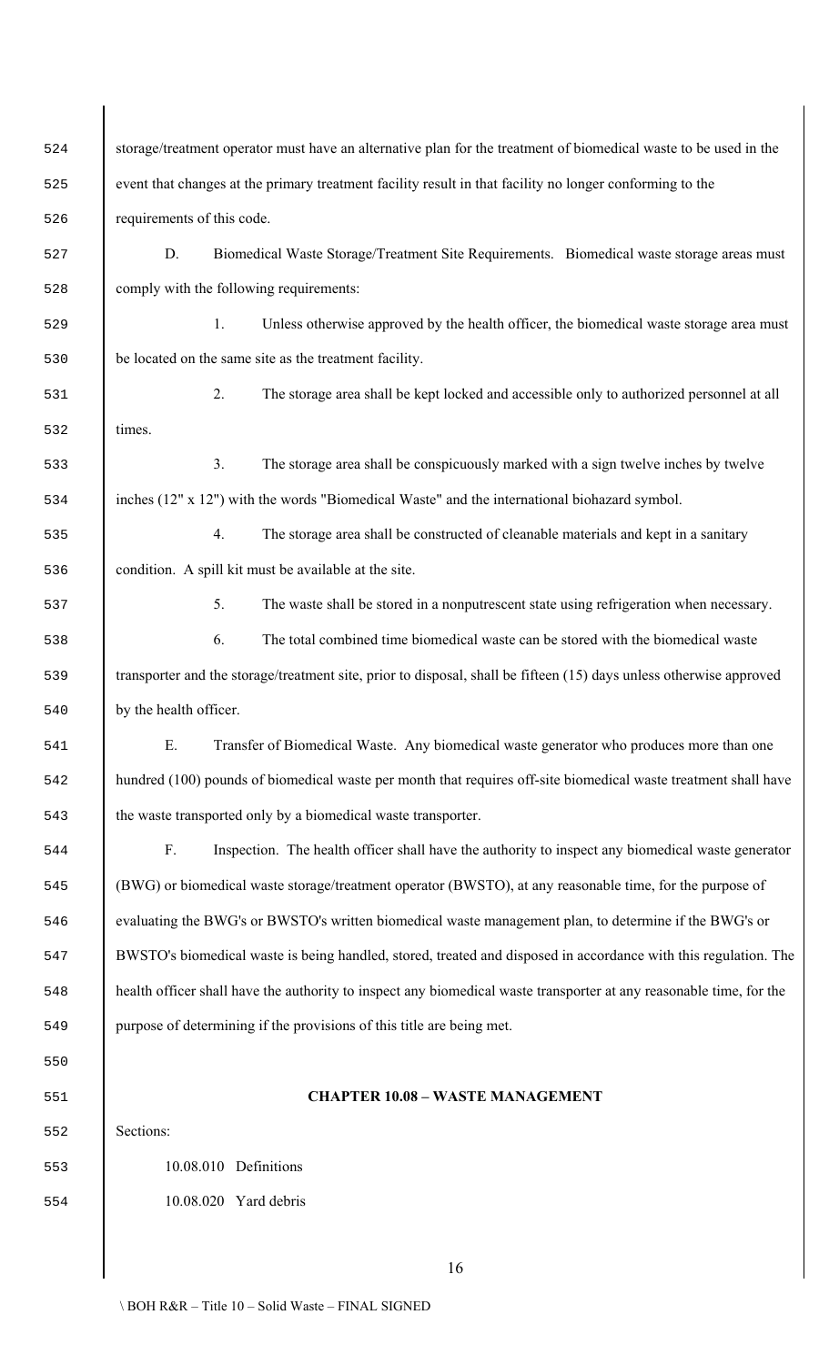storage/treatment operator must have an alternative plan for the treatment of biomedical waste to be used in the event that changes at the primary treatment facility result in that facility no longer conforming to the requirements of this code.

D. Biomedical Waste Storage/Treatment Site Requirements. Biomedical waste storage areas must comply with the following requirements:

1. Unless otherwise approved by the health officer, the biomedical waste storage area must be located on the same site as the treatment facility.

2. The storage area shall be kept locked and accessible only to authorized personnel at all times.

3. The storage area shall be conspicuously marked with a sign twelve inches by twelve inches (12" x 12") with the words "Biomedical Waste" and the international biohazard symbol.

4. The storage area shall be constructed of cleanable materials and kept in a sanitary condition. A spill kit must be available at the site.

5. The waste shall be stored in a nonputrescent state using refrigeration when necessary.

6. The total combined time biomedical waste can be stored with the biomedical waste transporter and the storage/treatment site, prior to disposal, shall be fifteen (15) days unless otherwise approved by the health officer.

E. Transfer of Biomedical Waste. Any biomedical waste generator who produces more than one hundred (100) pounds of biomedical waste per month that requires off-site biomedical waste treatment shall have the waste transported only by a biomedical waste transporter.

F. Inspection. The health officer shall have the authority to inspect any biomedical waste generator (BWG) or biomedical waste storage/treatment operator (BWSTO), at any reasonable time, for the purpose of evaluating the BWG's or BWSTO's written biomedical waste management plan, to determine if the BWG's or BWSTO's biomedical waste is being handled, stored, treated and disposed in accordance with this regulation. The health officer shall have the authority to inspect any biomedical waste transporter at any reasonable time, for the purpose of determining if the provisions of this title are being met.

## CHAPTER 10.08 – WASTE MANAGEMENT

Sections:

10.08.010 Definitions

10.08.020 Yard debris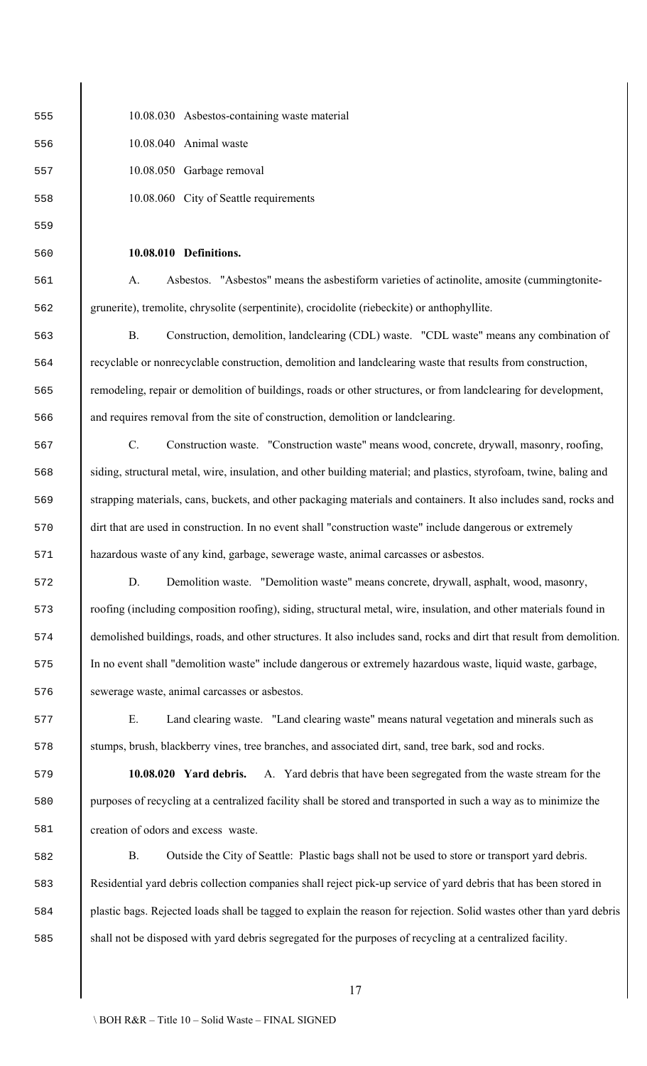10.08.030 Asbestos-containing waste material

10.08.040 Animal waste

10.08.050 Garbage removal

10.08.060 City of Seattle requirements

**10.08.010 Definitions.**

A. Asbestos. "Asbestos" means the asbestiform varieties of actinolite, amosite (cummingtonite-grunerite), tremolite, chrysolite (serpentinite), crocidolite (riebeckite) or anthophyllite.

B. Construction, demolition, landclearing (CDL) waste. "CDL waste" means any combination of recyclable or nonrecyclable construction, demolition and landclearing waste that results from construction, remodeling, repair or demolition of buildings, roads or other structures, or from landclearing for development, and requires removal from the site of construction, demolition or landclearing.

C. Construction waste. "Construction waste" means wood, concrete, drywall, masonry, roofing, siding, structural metal, wire, insulation, and other building material; and plastics, styrofoam, twine, baling and strapping materials, cans, buckets, and other packaging materials and containers. It also includes sand, rocks and dirt that are used in construction. In no event shall "construction waste" include dangerous or extremely hazardous waste of any kind, garbage, sewerage waste, animal carcasses or asbestos.

D. Demolition waste. "Demolition waste" means concrete, drywall, asphalt, wood, masonry, roofing (including composition roofing), siding, structural metal, wire, insulation, and other materials found in demolished buildings, roads, and other structures. It also includes sand, rocks and dirt that result from demolition. In no event shall "demolition waste" include dangerous or extremely hazardous waste, liquid waste, garbage, sewerage waste, animal carcasses or asbestos.

E. Land clearing waste. "Land clearing waste" means natural vegetation and minerals such as stumps, brush, blackberry vines, tree branches, and associated dirt, sand, tree bark, sod and rocks.

**10.08.020 Yard debris.** A. Yard debris that have been segregated from the waste stream for the purposes of recycling at a centralized facility shall be stored and transported in such a way as to minimize the creation of odors and excess waste.

B. Outside the City of Seattle: Plastic bags shall not be used to store or transport yard debris. Residential yard debris collection companies shall reject pick-up service of yard debris that has been stored in plastic bags. Rejected loads shall be tagged to explain the reason for rejection. Solid wastes other than yard debris shall not be disposed with yard debris segregated for the purposes of recycling at a centralized facility.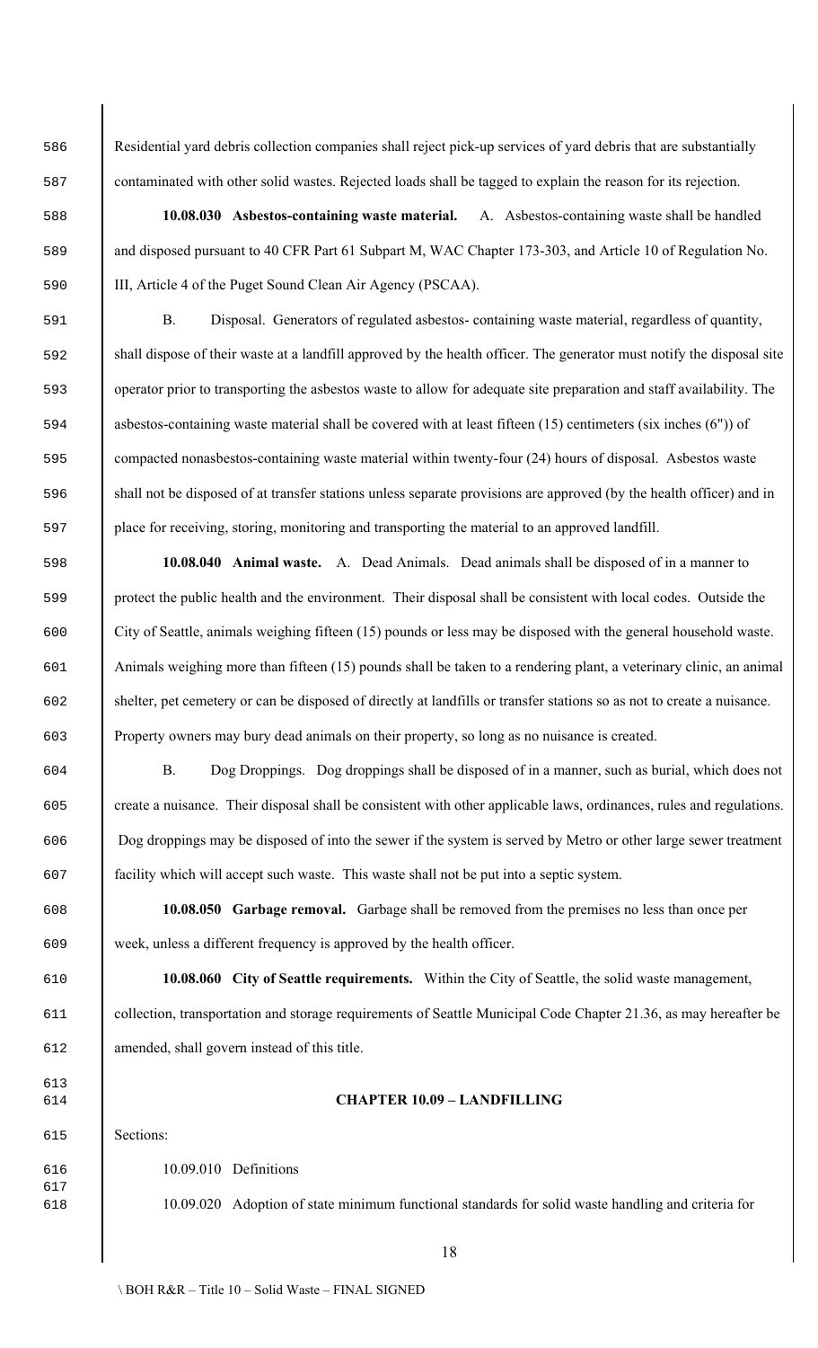Residential yard debris collection companies shall reject pick-up services of yard debris that are substantially contaminated with other solid wastes. Rejected loads shall be tagged to explain the reason for its rejection.

**10.08.030 Asbestos-containing waste material.** A. Asbestos-containing waste shall be handled and disposed pursuant to 40 CFR Part 61 Subpart M, WAC Chapter 173-303, and Article 10 of Regulation No. III, Article 4 of the Puget Sound Clean Air Agency (PSCAA).

B. Disposal. Generators of regulated asbestos- containing waste material, regardless of quantity, shall dispose of their waste at a landfill approved by the health officer. The generator must notify the disposal site operator prior to transporting the asbestos waste to allow for adequate site preparation and staff availability. The asbestos-containing waste material shall be covered with at least fifteen (15) centimeters (six inches (6")) of compacted nonasbestos-containing waste material within twenty-four (24) hours of disposal. Asbestos waste shall not be disposed of at transfer stations unless separate provisions are approved (by the health officer) and in place for receiving, storing, monitoring and transporting the material to an approved landfill.

**10.08.040 Animal waste.** A. Dead Animals. Dead animals shall be disposed of in a manner to protect the public health and the environment. Their disposal shall be consistent with local codes. Outside the City of Seattle, animals weighing fifteen (15) pounds or less may be disposed with the general household waste. Animals weighing more than fifteen (15) pounds shall be taken to a rendering plant, a veterinary clinic, an animal shelter, pet cemetery or can be disposed of directly at landfills or transfer stations so as not to create a nuisance. Property owners may bury dead animals on their property, so long as no nuisance is created.

B. Dog Droppings. Dog droppings shall be disposed of in a manner, such as burial, which does not create a nuisance. Their disposal shall be consistent with other applicable laws, ordinances, rules and regulations. Dog droppings may be disposed of into the sewer if the system is served by Metro or other large sewer treatment facility which will accept such waste. This waste shall not be put into a septic system.

**10.08.050 Garbage removal.** Garbage shall be removed from the premises no less than once per week, unless a different frequency is approved by the health officer.

**10.08.060 City of Seattle requirements.** Within the City of Seattle, the solid waste management, collection, transportation and storage requirements of Seattle Municipal Code Chapter 21.36, as may hereafter be amended, shall govern instead of this title.

## CHAPTER 10.09 – LANDFILLING

Sections:

10.09.010 Definitions

10.09.020 Adoption of state minimum functional standards for solid waste handling and criteria for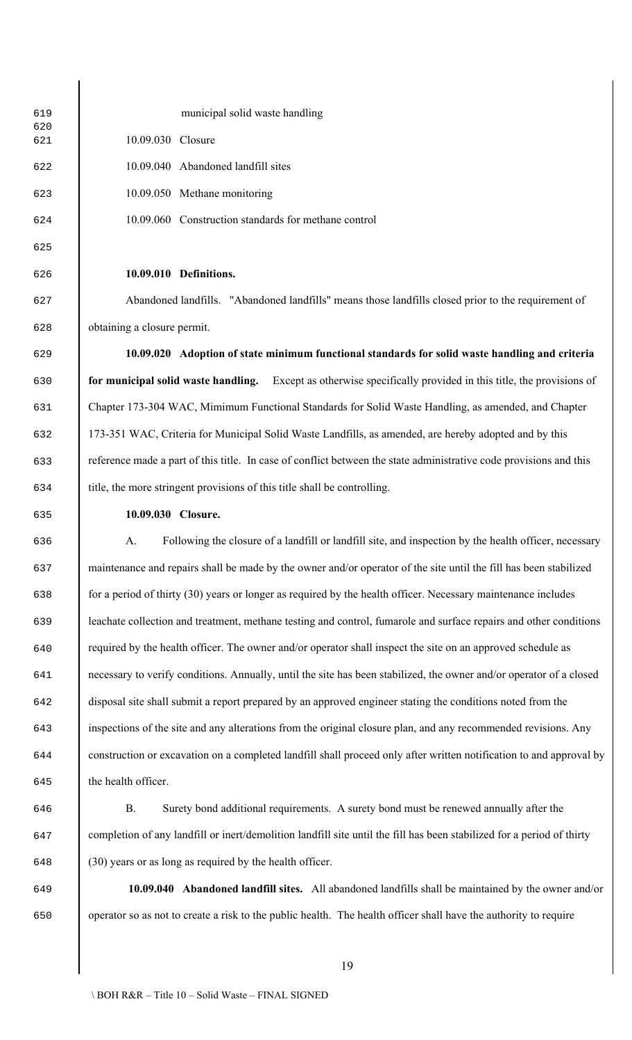municipal solid waste handling

10.09.030 Closure

10.09.040 Abandoned landfill sites

10.09.050 Methane monitoring

10.09.060 Construction standards for methane control

**10.09.010 Definitions.**

Abandoned landfills. "Abandoned landfills" means those landfills closed prior to the requirement of obtaining a closure permit.

**10.09.020 Adoption of state minimum functional standards for solid waste handling and criteria for municipal solid waste handling.** Except as otherwise specifically provided in this title, the provisions of Chapter 173-304 WAC, Mimimum Functional Standards for Solid Waste Handling, as amended, and Chapter 173-351 WAC, Criteria for Municipal Solid Waste Landfills, as amended, are hereby adopted and by this reference made a part of this title. In case of conflict between the state administrative code provisions and this title, the more stringent provisions of this title shall be controlling.

**10.09.030 Closure.**

A. Following the closure of a landfill or landfill site, and inspection by the health officer, necessary maintenance and repairs shall be made by the owner and/or operator of the site until the fill has been stabilized for a period of thirty (30) years or longer as required by the health officer. Necessary maintenance includes leachate collection and treatment, methane testing and control, fumarole and surface repairs and other conditions required by the health officer. The owner and/or operator shall inspect the site on an approved schedule as necessary to verify conditions. Annually, until the site has been stabilized, the owner and/or operator of a closed disposal site shall submit a report prepared by an approved engineer stating the conditions noted from the inspections of the site and any alterations from the original closure plan, and any recommended revisions. Any construction or excavation on a completed landfill shall proceed only after written notification to and approval by the health officer.

B. Surety bond additional requirements. A surety bond must be renewed annually after the completion of any landfill or inert/demolition landfill site until the fill has been stabilized for a period of thirty (30) years or as long as required by the health officer.

**10.09.040 Abandoned landfill sites.** All abandoned landfills shall be maintained by the owner and/or operator so as not to create a risk to the public health. The health officer shall have the authority to require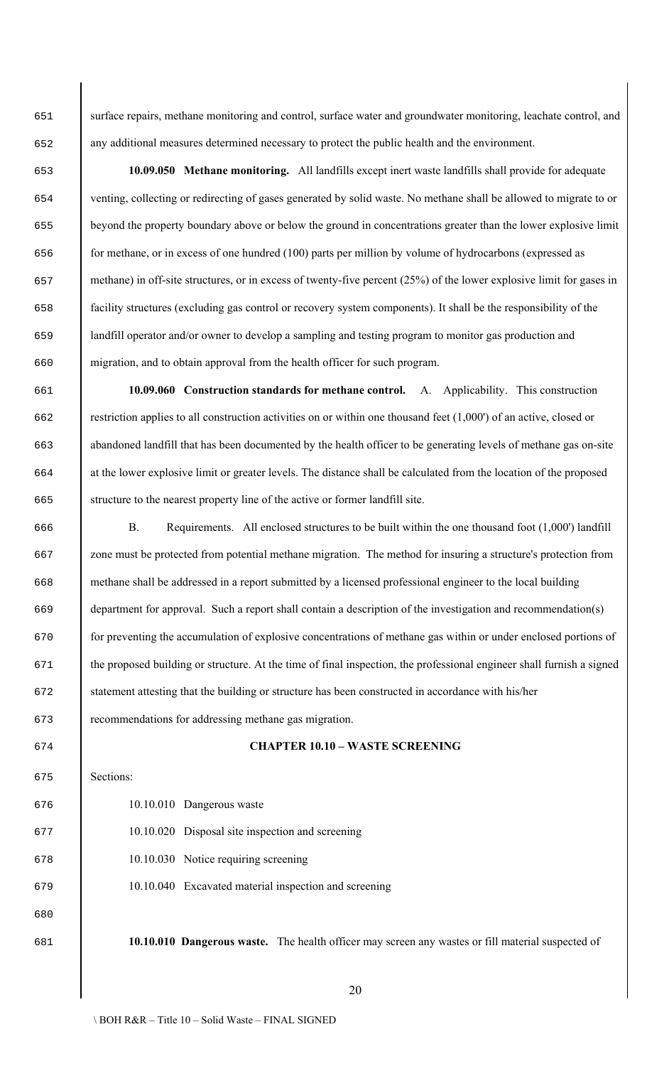surface repairs, methane monitoring and control, surface water and groundwater monitoring, leachate control, and any additional measures determined necessary to protect the public health and the environment.

**10.09.050 Methane monitoring.** All landfills except inert waste landfills shall provide for adequate venting, collecting or redirecting of gases generated by solid waste. No methane shall be allowed to migrate to or beyond the property boundary above or below the ground in concentrations greater than the lower explosive limit for methane, or in excess of one hundred (100) parts per million by volume of hydrocarbons (expressed as methane) in off-site structures, or in excess of twenty-five percent (25%) of the lower explosive limit for gases in facility structures (excluding gas control or recovery system components). It shall be the responsibility of the landfill operator and/or owner to develop a sampling and testing program to monitor gas production and migration, and to obtain approval from the health officer for such program.

**10.09.060 Construction standards for methane control.** A. Applicability. This construction restriction applies to all construction activities on or within one thousand feet (1,000') of an active, closed or abandoned landfill that has been documented by the health officer to be generating levels of methane gas on-site at the lower explosive limit or greater levels. The distance shall be calculated from the location of the proposed structure to the nearest property line of the active or former landfill site.

B. Requirements. All enclosed structures to be built within the one thousand foot (1,000') landfill zone must be protected from potential methane migration. The method for insuring a structure's protection from methane shall be addressed in a report submitted by a licensed professional engineer to the local building department for approval. Such a report shall contain a description of the investigation and recommendation(s) for preventing the accumulation of explosive concentrations of methane gas within or under enclosed portions of the proposed building or structure. At the time of final inspection, the professional engineer shall furnish a signed statement attesting that the building or structure has been constructed in accordance with his/her recommendations for addressing methane gas migration.

## CHAPTER 10.10 – WASTE SCREENING

Sections:

10.10.010 Dangerous waste

10.10.020 Disposal site inspection and screening

10.10.030 Notice requiring screening

10.10.040 Excavated material inspection and screening

**10.10.010 Dangerous waste.** The health officer may screen any wastes or fill material suspected of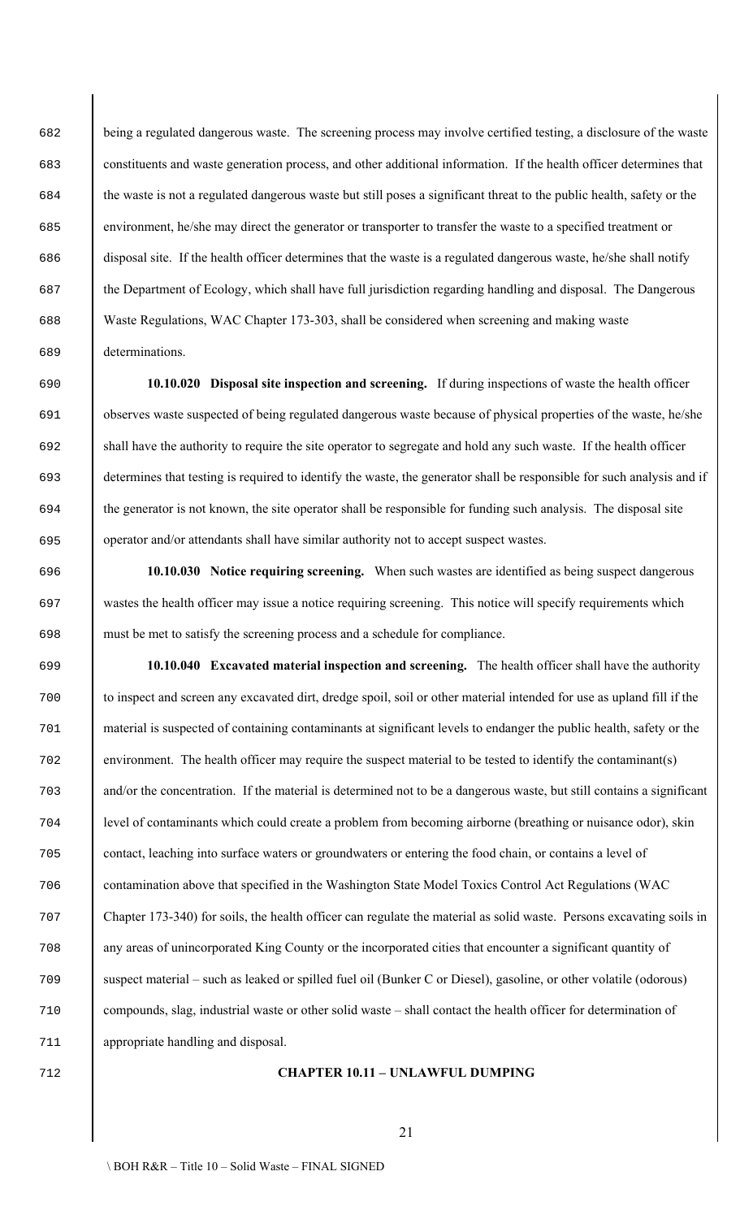being a regulated dangerous waste. The screening process may involve certified testing, a disclosure of the waste constituents and waste generation process, and other additional information. If the health officer determines that the waste is not a regulated dangerous waste but still poses a significant threat to the public health, safety or the environment, he/she may direct the generator or transporter to transfer the waste to a specified treatment or disposal site. If the health officer determines that the waste is a regulated dangerous waste, he/she shall notify the Department of Ecology, which shall have full jurisdiction regarding handling and disposal. The Dangerous Waste Regulations, WAC Chapter 173-303, shall be considered when screening and making waste determinations.

**10.10.020 Disposal site inspection and screening.** If during inspections of waste the health officer observes waste suspected of being regulated dangerous waste because of physical properties of the waste, he/she shall have the authority to require the site operator to segregate and hold any such waste. If the health officer determines that testing is required to identify the waste, the generator shall be responsible for such analysis and if the generator is not known, the site operator shall be responsible for funding such analysis. The disposal site operator and/or attendants shall have similar authority not to accept suspect wastes.

**10.10.030 Notice requiring screening.** When such wastes are identified as being suspect dangerous wastes the health officer may issue a notice requiring screening. This notice will specify requirements which must be met to satisfy the screening process and a schedule for compliance.

**10.10.040 Excavated material inspection and screening.** The health officer shall have the authority to inspect and screen any excavated dirt, dredge spoil, soil or other material intended for use as upland fill if the material is suspected of containing contaminants at significant levels to endanger the public health, safety or the environment. The health officer may require the suspect material to be tested to identify the contaminant(s) and/or the concentration. If the material is determined not to be a dangerous waste, but still contains a significant level of contaminants which could create a problem from becoming airborne (breathing or nuisance odor), skin contact, leaching into surface waters or groundwaters or entering the food chain, or contains a level of contamination above that specified in the Washington State Model Toxics Control Act Regulations (WAC Chapter 173-340) for soils, the health officer can regulate the material as solid waste. Persons excavating soils in any areas of unincorporated King County or the incorporated cities that encounter a significant quantity of suspect material – such as leaked or spilled fuel oil (Bunker C or Diesel), gasoline, or other volatile (odorous) compounds, slag, industrial waste or other solid waste – shall contact the health officer for determination of appropriate handling and disposal.

## CHAPTER 10.11 – UNLAWFUL DUMPING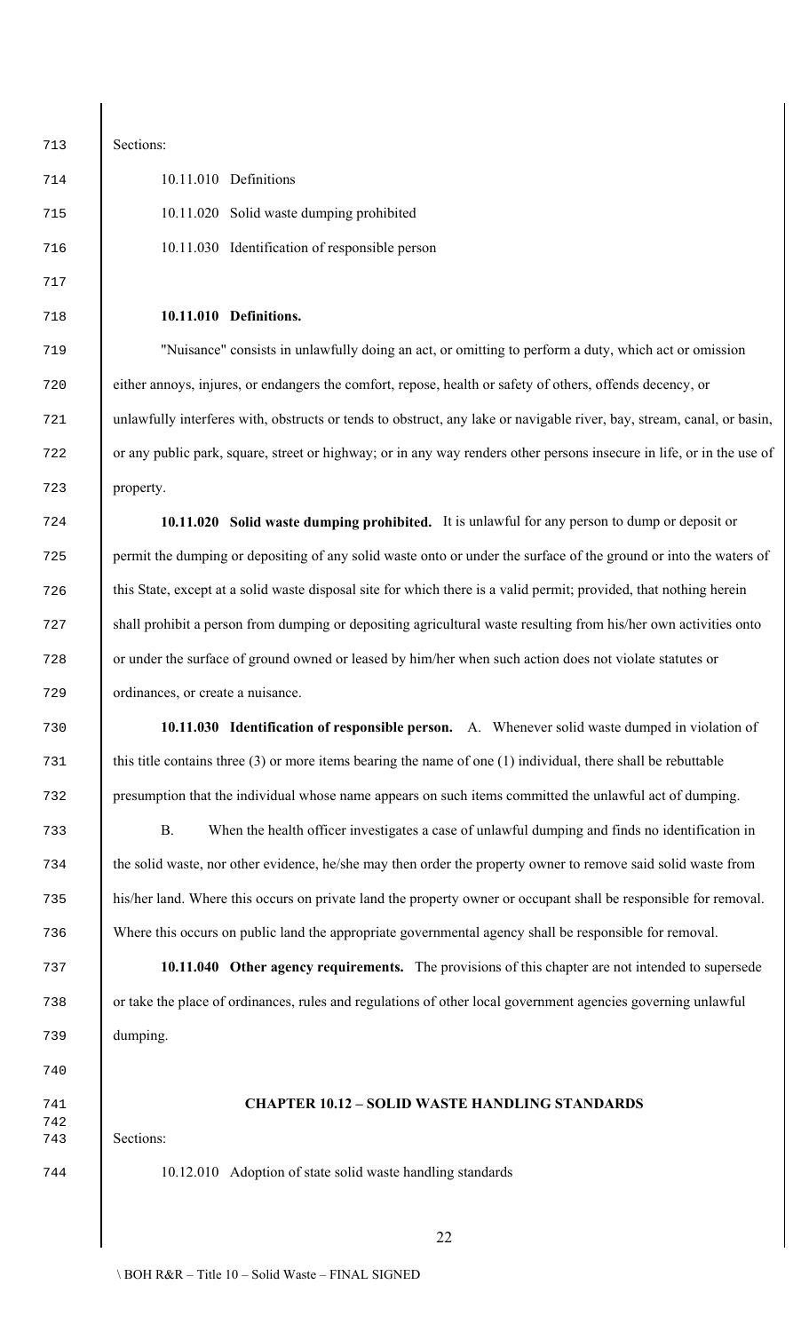Sections:

10.11.010 Definitions

10.11.020 Solid waste dumping prohibited

10.11.030 Identification of responsible person

**10.11.010 Definitions.**

"Nuisance" consists in unlawfully doing an act, or omitting to perform a duty, which act or omission either annoys, injures, or endangers the comfort, repose, health or safety of others, offends decency, or unlawfully interferes with, obstructs or tends to obstruct, any lake or navigable river, bay, stream, canal, or basin, or any public park, square, street or highway; or in any way renders other persons insecure in life, or in the use of property.

**10.11.020 Solid waste dumping prohibited.** It is unlawful for any person to dump or deposit or permit the dumping or depositing of any solid waste onto or under the surface of the ground or into the waters of this State, except at a solid waste disposal site for which there is a valid permit; provided, that nothing herein shall prohibit a person from dumping or depositing agricultural waste resulting from his/her own activities onto or under the surface of ground owned or leased by him/her when such action does not violate statutes or ordinances, or create a nuisance.

**10.11.030 Identification of responsible person.** A. Whenever solid waste dumped in violation of this title contains three (3) or more items bearing the name of one (1) individual, there shall be rebuttable presumption that the individual whose name appears on such items committed the unlawful act of dumping.

B. When the health officer investigates a case of unlawful dumping and finds no identification in the solid waste, nor other evidence, he/she may then order the property owner to remove said solid waste from his/her land. Where this occurs on private land the property owner or occupant shall be responsible for removal. Where this occurs on public land the appropriate governmental agency shall be responsible for removal.

**10.11.040 Other agency requirements.** The provisions of this chapter are not intended to supersede or take the place of ordinances, rules and regulations of other local government agencies governing unlawful dumping.

## CHAPTER 10.12 – SOLID WASTE HANDLING STANDARDS

Sections:

10.12.010 Adoption of state solid waste handling standards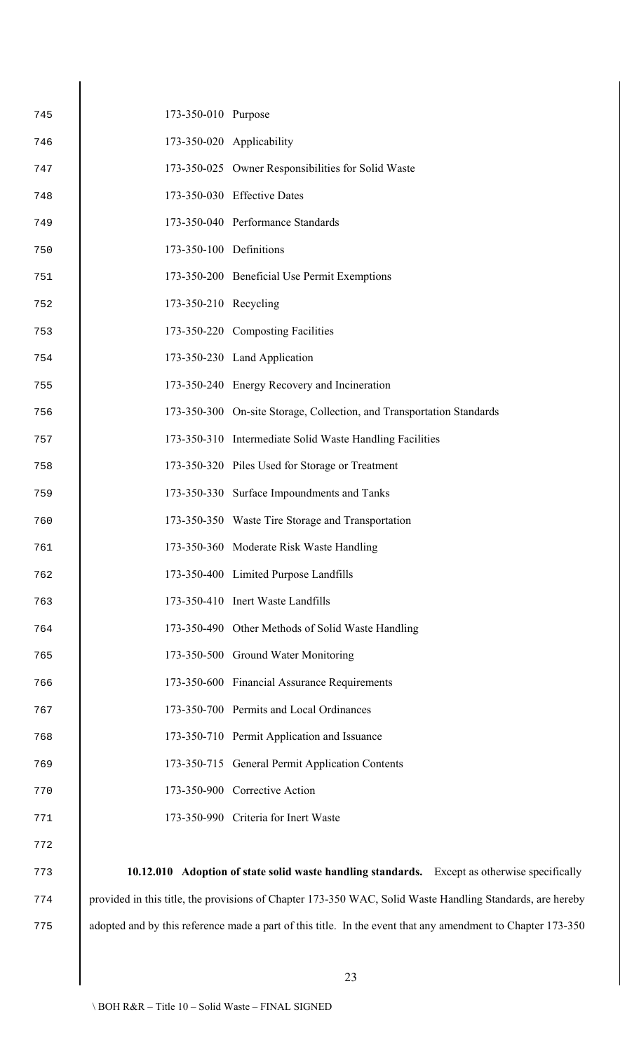173-350-010 Purpose

173-350-020 Applicability

173-350-025 Owner Responsibilities for Solid Waste

173-350-030 Effective Dates

173-350-040 Performance Standards

173-350-100 Definitions

173-350-200 Beneficial Use Permit Exemptions

173-350-210 Recycling

173-350-220 Composting Facilities

173-350-230 Land Application

173-350-240 Energy Recovery and Incineration

173-350-300 On-site Storage, Collection, and Transportation Standards

173-350-310 Intermediate Solid Waste Handling Facilities

173-350-320 Piles Used for Storage or Treatment

173-350-330 Surface Impoundments and Tanks

173-350-350 Waste Tire Storage and Transportation

173-350-360 Moderate Risk Waste Handling

173-350-400 Limited Purpose Landfills

173-350-410 Inert Waste Landfills

173-350-490 Other Methods of Solid Waste Handling

173-350-500 Ground Water Monitoring

173-350-600 Financial Assurance Requirements

173-350-700 Permits and Local Ordinances

173-350-710 Permit Application and Issuance

173-350-715 General Permit Application Contents

173-350-900 Corrective Action

173-350-990 Criteria for Inert Waste

**10.12.010 Adoption of state solid waste handling standards.** Except as otherwise specifically provided in this title, the provisions of Chapter 173-350 WAC, Solid Waste Handling Standards, are hereby adopted and by this reference made a part of this title. In the event that any amendment to Chapter 173-350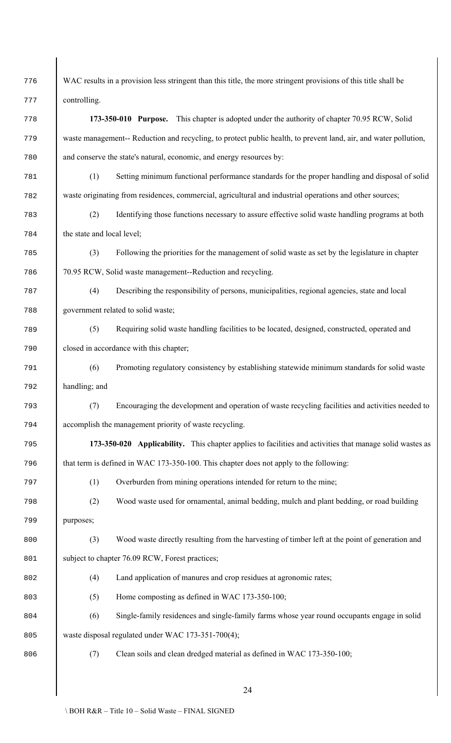WAC results in a provision less stringent than this title, the more stringent provisions of this title shall be controlling.

**173-350-010 Purpose.** This chapter is adopted under the authority of chapter 70.95 RCW, Solid waste management-- Reduction and recycling, to protect public health, to prevent land, air, and water pollution, and conserve the state's natural, economic, and energy resources by:

(1) Setting minimum functional performance standards for the proper handling and disposal of solid waste originating from residences, commercial, agricultural and industrial operations and other sources;

(2) Identifying those functions necessary to assure effective solid waste handling programs at both the state and local level;

(3) Following the priorities for the management of solid waste as set by the legislature in chapter 70.95 RCW, Solid waste management--Reduction and recycling.

(4) Describing the responsibility of persons, municipalities, regional agencies, state and local government related to solid waste;

(5) Requiring solid waste handling facilities to be located, designed, constructed, operated and closed in accordance with this chapter;

(6) Promoting regulatory consistency by establishing statewide minimum standards for solid waste handling; and

(7) Encouraging the development and operation of waste recycling facilities and activities needed to accomplish the management priority of waste recycling.

**173-350-020 Applicability.** This chapter applies to facilities and activities that manage solid wastes as that term is defined in WAC 173-350-100. This chapter does not apply to the following:

(1) Overburden from mining operations intended for return to the mine;

(2) Wood waste used for ornamental, animal bedding, mulch and plant bedding, or road building purposes;

(3) Wood waste directly resulting from the harvesting of timber left at the point of generation and subject to chapter 76.09 RCW, Forest practices;

(4) Land application of manures and crop residues at agronomic rates;

(5) Home composting as defined in WAC 173-350-100;

(6) Single-family residences and single-family farms whose year round occupants engage in solid waste disposal regulated under WAC 173-351-700(4);

(7) Clean soils and clean dredged material as defined in WAC 173-350-100;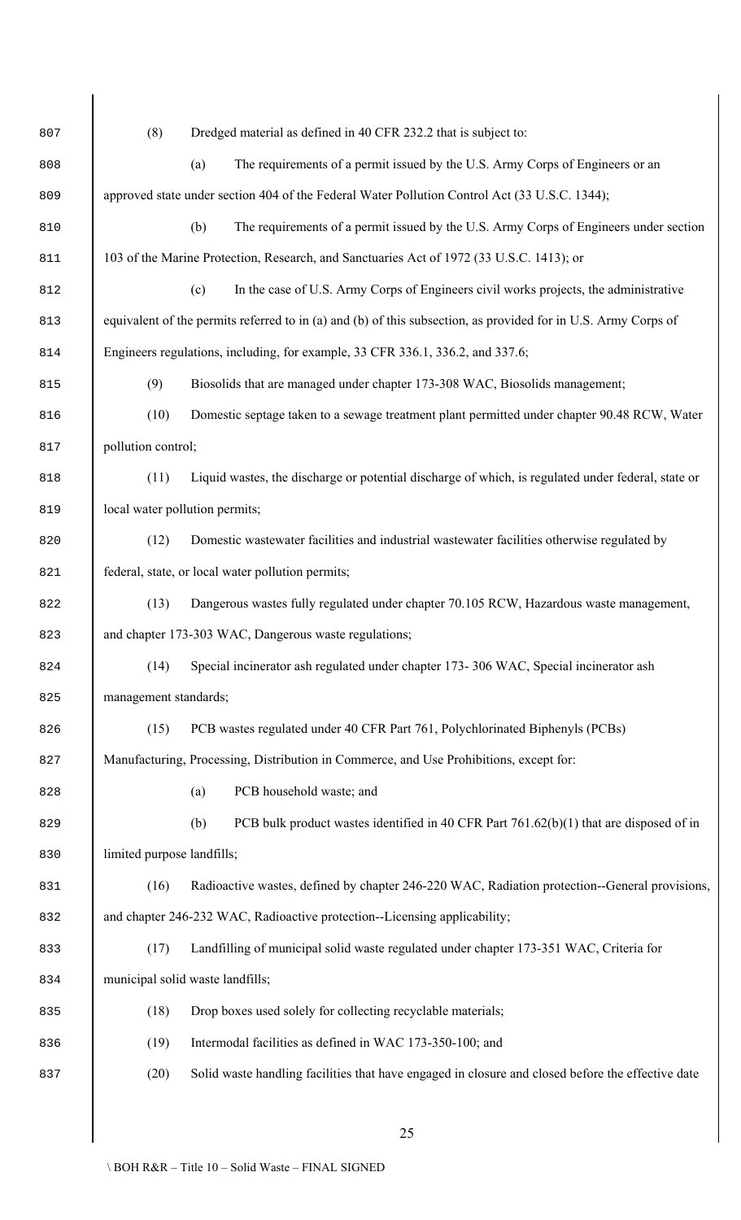(8) Dredged material as defined in 40 CFR 232.2 that is subject to:

(a) The requirements of a permit issued by the U.S. Army Corps of Engineers or an approved state under section 404 of the Federal Water Pollution Control Act (33 U.S.C. 1344);

(b) The requirements of a permit issued by the U.S. Army Corps of Engineers under section 103 of the Marine Protection, Research, and Sanctuaries Act of 1972 (33 U.S.C. 1413); or

(c) In the case of U.S. Army Corps of Engineers civil works projects, the administrative equivalent of the permits referred to in (a) and (b) of this subsection, as provided for in U.S. Army Corps of Engineers regulations, including, for example, 33 CFR 336.1, 336.2, and 337.6;

(9) Biosolids that are managed under chapter 173-308 WAC, Biosolids management;

(10) Domestic septage taken to a sewage treatment plant permitted under chapter 90.48 RCW, Water pollution control;

(11) Liquid wastes, the discharge or potential discharge of which, is regulated under federal, state or local water pollution permits;

(12) Domestic wastewater facilities and industrial wastewater facilities otherwise regulated by federal, state, or local water pollution permits;

(13) Dangerous wastes fully regulated under chapter 70.105 RCW, Hazardous waste management, and chapter 173-303 WAC, Dangerous waste regulations;

(14) Special incinerator ash regulated under chapter 173- 306 WAC, Special incinerator ash management standards;

(15) PCB wastes regulated under 40 CFR Part 761, Polychlorinated Biphenyls (PCBs) Manufacturing, Processing, Distribution in Commerce, and Use Prohibitions, except for:

(a) PCB household waste; and

(b) PCB bulk product wastes identified in 40 CFR Part 761.62(b)(1) that are disposed of in limited purpose landfills;

(16) Radioactive wastes, defined by chapter 246-220 WAC, Radiation protection--General provisions, and chapter 246-232 WAC, Radioactive protection--Licensing applicability;

(17) Landfilling of municipal solid waste regulated under chapter 173-351 WAC, Criteria for municipal solid waste landfills;

(18) Drop boxes used solely for collecting recyclable materials;

(19) Intermodal facilities as defined in WAC 173-350-100; and

(20) Solid waste handling facilities that have engaged in closure and closed before the effective date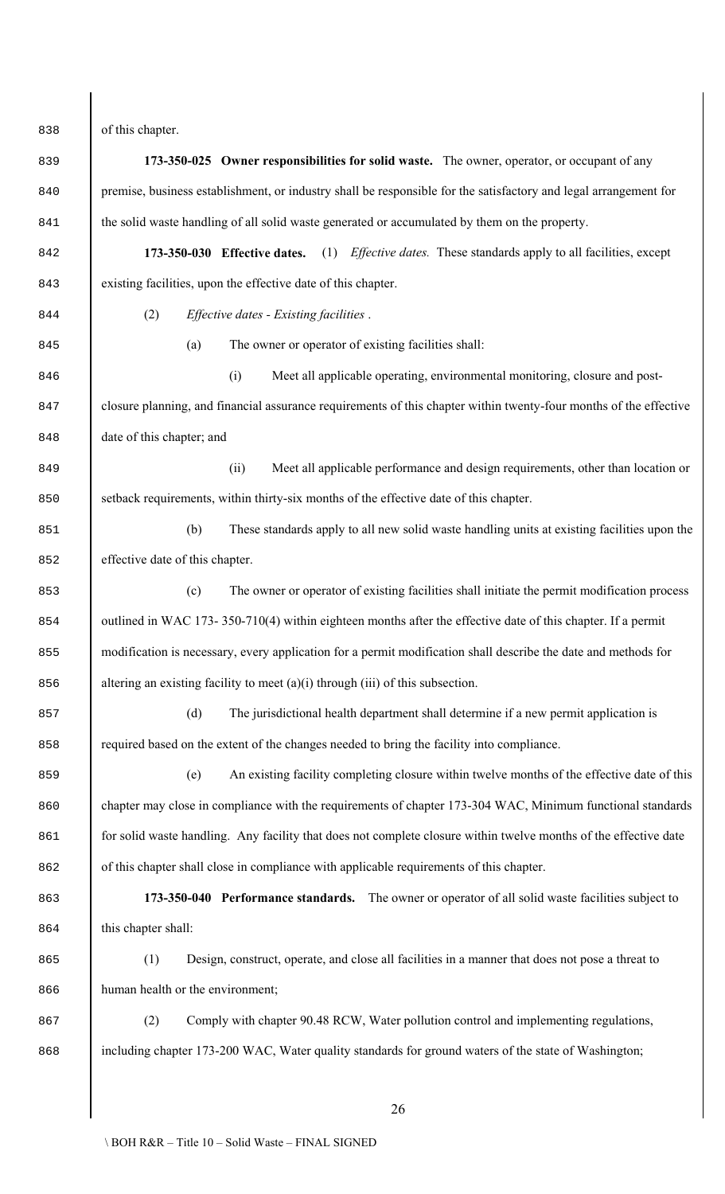of this chapter.

**173-350-025 Owner responsibilities for solid waste.** The owner, operator, or occupant of any premise, business establishment, or industry shall be responsible for the satisfactory and legal arrangement for the solid waste handling of all solid waste generated or accumulated by them on the property.

**173-350-030 Effective dates.** (1) *Effective dates.* These standards apply to all facilities, except existing facilities, upon the effective date of this chapter.

(2) *Effective dates - Existing facilities* .

(a) The owner or operator of existing facilities shall:

(i) Meet all applicable operating, environmental monitoring, closure and post-closure planning, and financial assurance requirements of this chapter within twenty-four months of the effective date of this chapter; and

(ii) Meet all applicable performance and design requirements, other than location or setback requirements, within thirty-six months of the effective date of this chapter.

(b) These standards apply to all new solid waste handling units at existing facilities upon the effective date of this chapter.

(c) The owner or operator of existing facilities shall initiate the permit modification process outlined in WAC 173- 350-710(4) within eighteen months after the effective date of this chapter. If a permit modification is necessary, every application for a permit modification shall describe the date and methods for altering an existing facility to meet (a)(i) through (iii) of this subsection.

(d) The jurisdictional health department shall determine if a new permit application is required based on the extent of the changes needed to bring the facility into compliance.

(e) An existing facility completing closure within twelve months of the effective date of this chapter may close in compliance with the requirements of chapter 173-304 WAC, Minimum functional standards for solid waste handling. Any facility that does not complete closure within twelve months of the effective date of this chapter shall close in compliance with applicable requirements of this chapter.

**173-350-040 Performance standards.** The owner or operator of all solid waste facilities subject to this chapter shall:

(1) Design, construct, operate, and close all facilities in a manner that does not pose a threat to human health or the environment;

(2) Comply with chapter 90.48 RCW, Water pollution control and implementing regulations, including chapter 173-200 WAC, Water quality standards for ground waters of the state of Washington;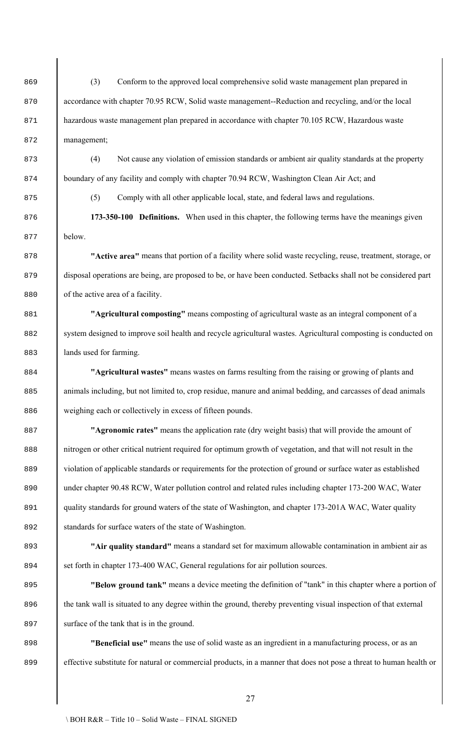(3) Conform to the approved local comprehensive solid waste management plan prepared in accordance with chapter 70.95 RCW, Solid waste management--Reduction and recycling, and/or the local hazardous waste management plan prepared in accordance with chapter 70.105 RCW, Hazardous waste management;

(4) Not cause any violation of emission standards or ambient air quality standards at the property boundary of any facility and comply with chapter 70.94 RCW, Washington Clean Air Act; and

(5) Comply with all other applicable local, state, and federal laws and regulations.

**173-350-100 Definitions.** When used in this chapter, the following terms have the meanings given below.

**"Active area"** means that portion of a facility where solid waste recycling, reuse, treatment, storage, or disposal operations are being, are proposed to be, or have been conducted. Setbacks shall not be considered part of the active area of a facility.

**"Agricultural composting"** means composting of agricultural waste as an integral component of a system designed to improve soil health and recycle agricultural wastes. Agricultural composting is conducted on lands used for farming.

**"Agricultural wastes"** means wastes on farms resulting from the raising or growing of plants and animals including, but not limited to, crop residue, manure and animal bedding, and carcasses of dead animals weighing each or collectively in excess of fifteen pounds.

**"Agronomic rates"** means the application rate (dry weight basis) that will provide the amount of nitrogen or other critical nutrient required for optimum growth of vegetation, and that will not result in the violation of applicable standards or requirements for the protection of ground or surface water as established under chapter 90.48 RCW, Water pollution control and related rules including chapter 173-200 WAC, Water quality standards for ground waters of the state of Washington, and chapter 173-201A WAC, Water quality standards for surface waters of the state of Washington.

**"Air quality standard"** means a standard set for maximum allowable contamination in ambient air as set forth in chapter 173-400 WAC, General regulations for air pollution sources.

**"Below ground tank"** means a device meeting the definition of "tank" in this chapter where a portion of the tank wall is situated to any degree within the ground, thereby preventing visual inspection of that external surface of the tank that is in the ground.

**"Beneficial use"** means the use of solid waste as an ingredient in a manufacturing process, or as an effective substitute for natural or commercial products, in a manner that does not pose a threat to human health or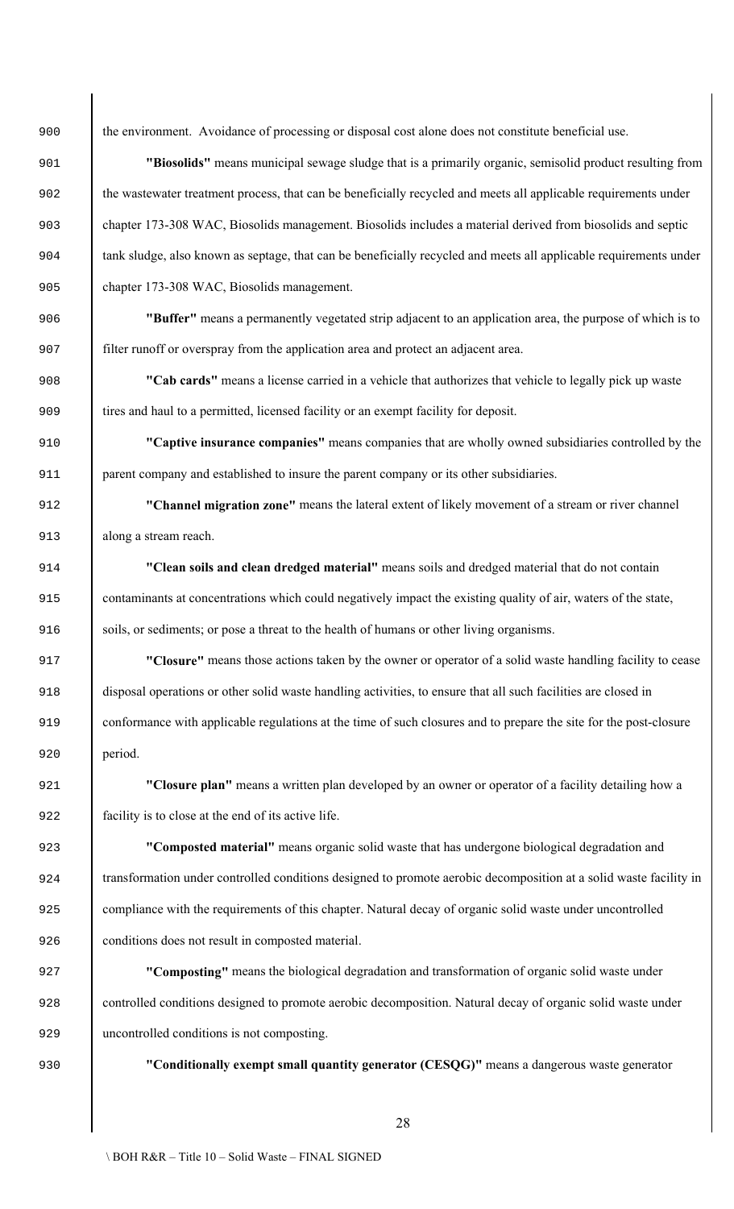the environment. Avoidance of processing or disposal cost alone does not constitute beneficial use.

**"Biosolids"** means municipal sewage sludge that is a primarily organic, semisolid product resulting from the wastewater treatment process, that can be beneficially recycled and meets all applicable requirements under chapter 173-308 WAC, Biosolids management. Biosolids includes a material derived from biosolids and septic tank sludge, also known as septage, that can be beneficially recycled and meets all applicable requirements under chapter 173-308 WAC, Biosolids management.

**"Buffer"** means a permanently vegetated strip adjacent to an application area, the purpose of which is to filter runoff or overspray from the application area and protect an adjacent area.

**"Cab cards"** means a license carried in a vehicle that authorizes that vehicle to legally pick up waste tires and haul to a permitted, licensed facility or an exempt facility for deposit.

**"Captive insurance companies"** means companies that are wholly owned subsidiaries controlled by the parent company and established to insure the parent company or its other subsidiaries.

**"Channel migration zone"** means the lateral extent of likely movement of a stream or river channel along a stream reach.

**"Clean soils and clean dredged material"** means soils and dredged material that do not contain contaminants at concentrations which could negatively impact the existing quality of air, waters of the state, soils, or sediments; or pose a threat to the health of humans or other living organisms.

**"Closure"** means those actions taken by the owner or operator of a solid waste handling facility to cease disposal operations or other solid waste handling activities, to ensure that all such facilities are closed in conformance with applicable regulations at the time of such closures and to prepare the site for the post-closure period.

**"Closure plan"** means a written plan developed by an owner or operator of a facility detailing how a facility is to close at the end of its active life.

**"Composted material"** means organic solid waste that has undergone biological degradation and transformation under controlled conditions designed to promote aerobic decomposition at a solid waste facility in compliance with the requirements of this chapter. Natural decay of organic solid waste under uncontrolled conditions does not result in composted material.

**"Composting"** means the biological degradation and transformation of organic solid waste under controlled conditions designed to promote aerobic decomposition. Natural decay of organic solid waste under uncontrolled conditions is not composting.

**"Conditionally exempt small quantity generator (CESQG)"** means a dangerous waste generator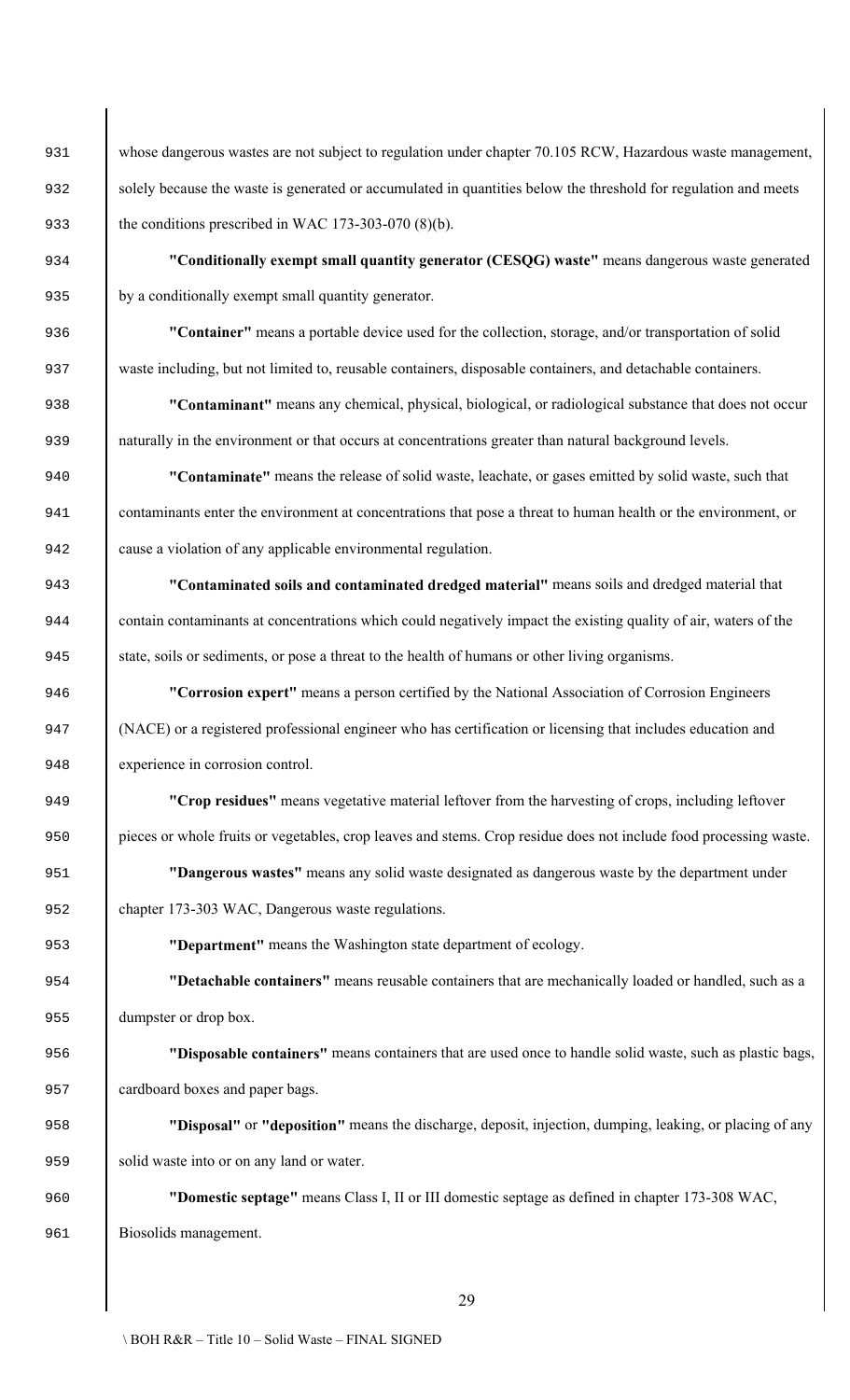whose dangerous wastes are not subject to regulation under chapter 70.105 RCW, Hazardous waste management, solely because the waste is generated or accumulated in quantities below the threshold for regulation and meets the conditions prescribed in WAC 173-303-070 (8)(b).

**"Conditionally exempt small quantity generator (CESQG) waste"** means dangerous waste generated by a conditionally exempt small quantity generator.

**"Container"** means a portable device used for the collection, storage, and/or transportation of solid waste including, but not limited to, reusable containers, disposable containers, and detachable containers.

**"Contaminant"** means any chemical, physical, biological, or radiological substance that does not occur naturally in the environment or that occurs at concentrations greater than natural background levels.

**"Contaminate"** means the release of solid waste, leachate, or gases emitted by solid waste, such that contaminants enter the environment at concentrations that pose a threat to human health or the environment, or cause a violation of any applicable environmental regulation.

**"Contaminated soils and contaminated dredged material"** means soils and dredged material that contain contaminants at concentrations which could negatively impact the existing quality of air, waters of the state, soils or sediments, or pose a threat to the health of humans or other living organisms.

**"Corrosion expert"** means a person certified by the National Association of Corrosion Engineers (NACE) or a registered professional engineer who has certification or licensing that includes education and experience in corrosion control.

**"Crop residues"** means vegetative material leftover from the harvesting of crops, including leftover pieces or whole fruits or vegetables, crop leaves and stems. Crop residue does not include food processing waste.

**"Dangerous wastes"** means any solid waste designated as dangerous waste by the department under chapter 173-303 WAC, Dangerous waste regulations.

**"Department"** means the Washington state department of ecology.

**"Detachable containers"** means reusable containers that are mechanically loaded or handled, such as a dumpster or drop box.

**"Disposable containers"** means containers that are used once to handle solid waste, such as plastic bags, cardboard boxes and paper bags.

**"Disposal"** or **"deposition"** means the discharge, deposit, injection, dumping, leaking, or placing of any solid waste into or on any land or water.

**"Domestic septage"** means Class I, II or III domestic septage as defined in chapter 173-308 WAC, Biosolids management.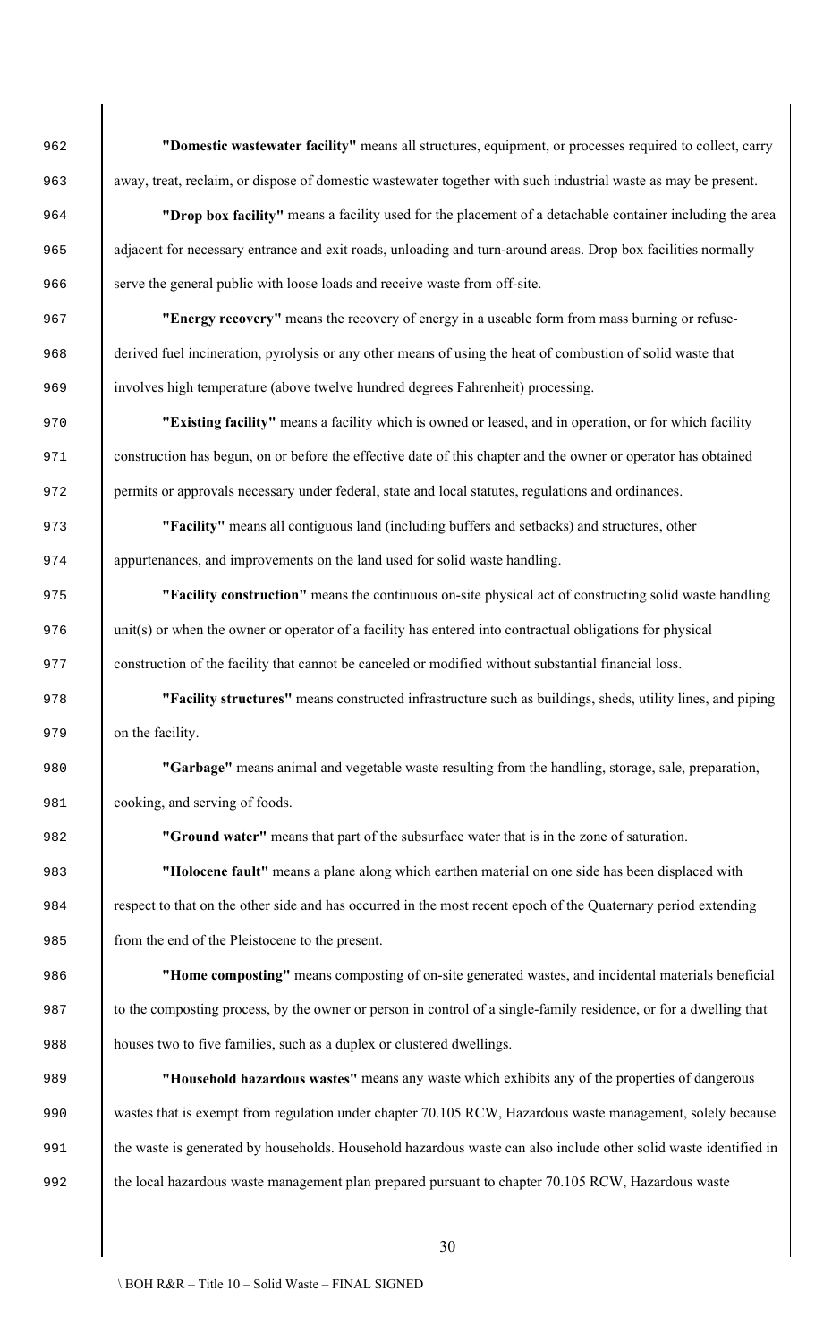**"Domestic wastewater facility"** means all structures, equipment, or processes required to collect, carry away, treat, reclaim, or dispose of domestic wastewater together with such industrial waste as may be present.

**"Drop box facility"** means a facility used for the placement of a detachable container including the area adjacent for necessary entrance and exit roads, unloading and turn-around areas. Drop box facilities normally serve the general public with loose loads and receive waste from off-site.

**"Energy recovery"** means the recovery of energy in a useable form from mass burning or refuse-derived fuel incineration, pyrolysis or any other means of using the heat of combustion of solid waste that involves high temperature (above twelve hundred degrees Fahrenheit) processing.

**"Existing facility"** means a facility which is owned or leased, and in operation, or for which facility construction has begun, on or before the effective date of this chapter and the owner or operator has obtained permits or approvals necessary under federal, state and local statutes, regulations and ordinances.

**"Facility"** means all contiguous land (including buffers and setbacks) and structures, other appurtenances, and improvements on the land used for solid waste handling.

**"Facility construction"** means the continuous on-site physical act of constructing solid waste handling unit(s) or when the owner or operator of a facility has entered into contractual obligations for physical construction of the facility that cannot be canceled or modified without substantial financial loss.

**"Facility structures"** means constructed infrastructure such as buildings, sheds, utility lines, and piping on the facility.

**"Garbage"** means animal and vegetable waste resulting from the handling, storage, sale, preparation, cooking, and serving of foods.

**"Ground water"** means that part of the subsurface water that is in the zone of saturation.

**"Holocene fault"** means a plane along which earthen material on one side has been displaced with respect to that on the other side and has occurred in the most recent epoch of the Quaternary period extending from the end of the Pleistocene to the present.

**"Home composting"** means composting of on-site generated wastes, and incidental materials beneficial to the composting process, by the owner or person in control of a single-family residence, or for a dwelling that houses two to five families, such as a duplex or clustered dwellings.

**"Household hazardous wastes"** means any waste which exhibits any of the properties of dangerous wastes that is exempt from regulation under chapter 70.105 RCW, Hazardous waste management, solely because the waste is generated by households. Household hazardous waste can also include other solid waste identified in the local hazardous waste management plan prepared pursuant to chapter 70.105 RCW, Hazardous waste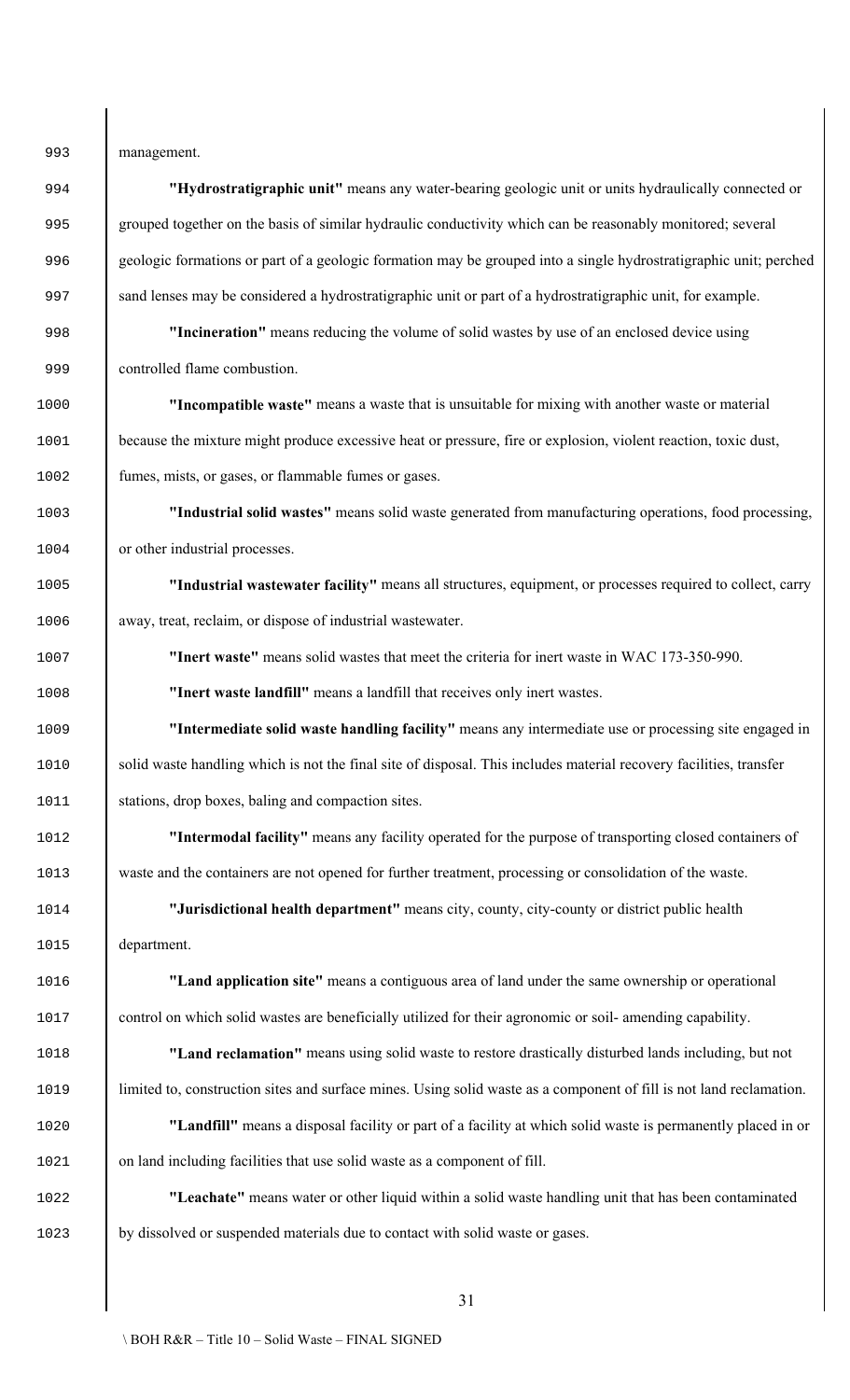management.

**"Hydrostratigraphic unit"** means any water-bearing geologic unit or units hydraulically connected or grouped together on the basis of similar hydraulic conductivity which can be reasonably monitored; several geologic formations or part of a geologic formation may be grouped into a single hydrostratigraphic unit; perched sand lenses may be considered a hydrostratigraphic unit or part of a hydrostratigraphic unit, for example.

**"Incineration"** means reducing the volume of solid wastes by use of an enclosed device using controlled flame combustion.

**"Incompatible waste"** means a waste that is unsuitable for mixing with another waste or material because the mixture might produce excessive heat or pressure, fire or explosion, violent reaction, toxic dust, fumes, mists, or gases, or flammable fumes or gases.

**"Industrial solid wastes"** means solid waste generated from manufacturing operations, food processing, or other industrial processes.

**"Industrial wastewater facility"** means all structures, equipment, or processes required to collect, carry away, treat, reclaim, or dispose of industrial wastewater.

**"Inert waste"** means solid wastes that meet the criteria for inert waste in WAC 173-350-990.

**"Inert waste landfill"** means a landfill that receives only inert wastes.

**"Intermediate solid waste handling facility"** means any intermediate use or processing site engaged in solid waste handling which is not the final site of disposal. This includes material recovery facilities, transfer stations, drop boxes, baling and compaction sites.

**"Intermodal facility"** means any facility operated for the purpose of transporting closed containers of waste and the containers are not opened for further treatment, processing or consolidation of the waste.

**"Jurisdictional health department"** means city, county, city-county or district public health department.

**"Land application site"** means a contiguous area of land under the same ownership or operational control on which solid wastes are beneficially utilized for their agronomic or soil- amending capability.

**"Land reclamation"** means using solid waste to restore drastically disturbed lands including, but not limited to, construction sites and surface mines. Using solid waste as a component of fill is not land reclamation.

**"Landfill"** means a disposal facility or part of a facility at which solid waste is permanently placed in or on land including facilities that use solid waste as a component of fill.

**"Leachate"** means water or other liquid within a solid waste handling unit that has been contaminated by dissolved or suspended materials due to contact with solid waste or gases.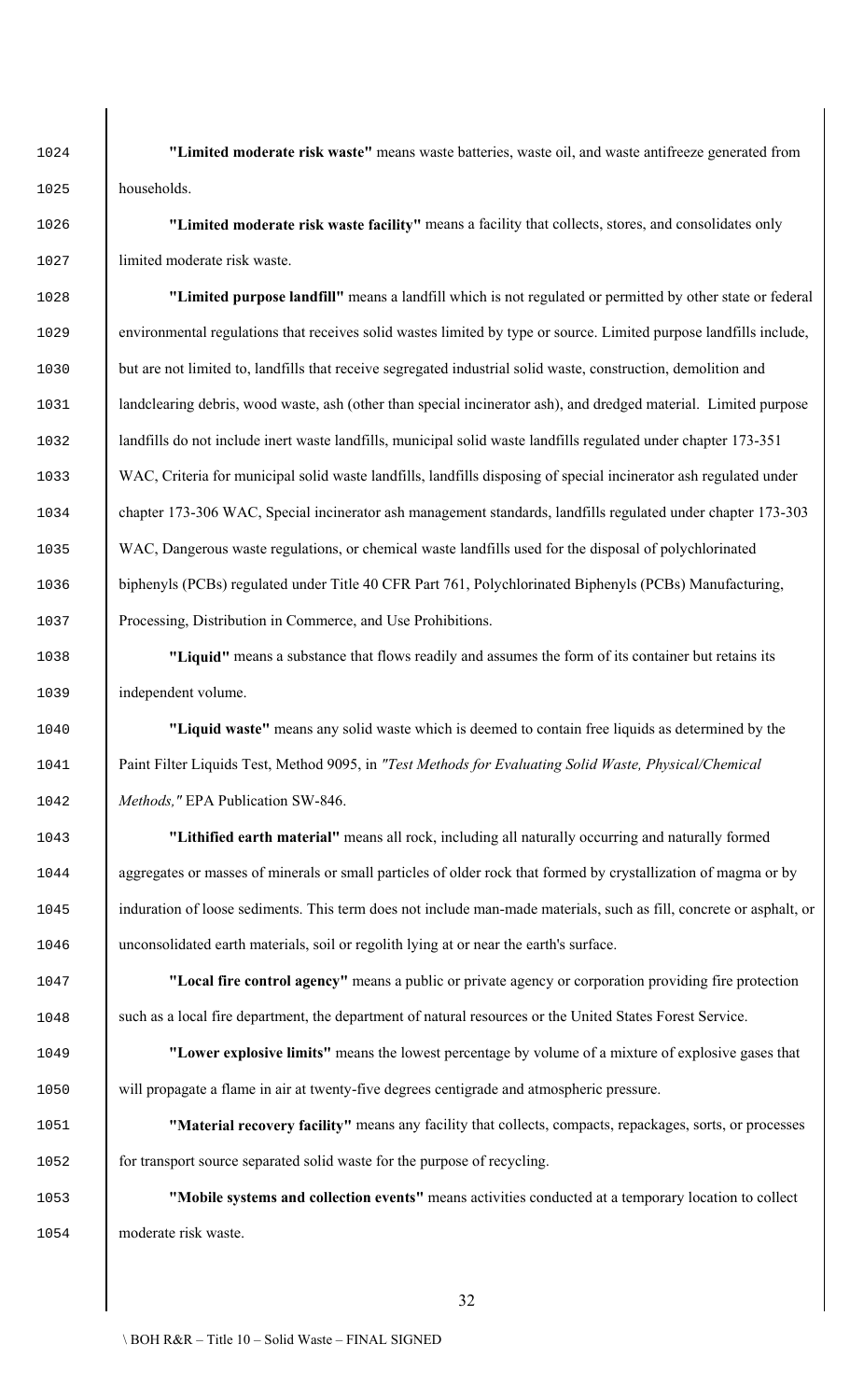**"Limited moderate risk waste"** means waste batteries, waste oil, and waste antifreeze generated from households.

**"Limited moderate risk waste facility"** means a facility that collects, stores, and consolidates only limited moderate risk waste.

**"Limited purpose landfill"** means a landfill which is not regulated or permitted by other state or federal environmental regulations that receives solid wastes limited by type or source. Limited purpose landfills include, but are not limited to, landfills that receive segregated industrial solid waste, construction, demolition and landclearing debris, wood waste, ash (other than special incinerator ash), and dredged material. Limited purpose landfills do not include inert waste landfills, municipal solid waste landfills regulated under chapter 173-351 WAC, Criteria for municipal solid waste landfills, landfills disposing of special incinerator ash regulated under chapter 173-306 WAC, Special incinerator ash management standards, landfills regulated under chapter 173-303 WAC, Dangerous waste regulations, or chemical waste landfills used for the disposal of polychlorinated biphenyls (PCBs) regulated under Title 40 CFR Part 761, Polychlorinated Biphenyls (PCBs) Manufacturing, Processing, Distribution in Commerce, and Use Prohibitions.

**"Liquid"** means a substance that flows readily and assumes the form of its container but retains its independent volume.

**"Liquid waste"** means any solid waste which is deemed to contain free liquids as determined by the Paint Filter Liquids Test, Method 9095, in *"Test Methods for Evaluating Solid Waste, Physical/Chemical Methods,"* EPA Publication SW-846.

**"Lithified earth material"** means all rock, including all naturally occurring and naturally formed aggregates or masses of minerals or small particles of older rock that formed by crystallization of magma or by induration of loose sediments. This term does not include man-made materials, such as fill, concrete or asphalt, or unconsolidated earth materials, soil or regolith lying at or near the earth's surface.

**"Local fire control agency"** means a public or private agency or corporation providing fire protection such as a local fire department, the department of natural resources or the United States Forest Service.

**"Lower explosive limits"** means the lowest percentage by volume of a mixture of explosive gases that will propagate a flame in air at twenty-five degrees centigrade and atmospheric pressure.

**"Material recovery facility"** means any facility that collects, compacts, repackages, sorts, or processes for transport source separated solid waste for the purpose of recycling.

**"Mobile systems and collection events"** means activities conducted at a temporary location to collect moderate risk waste.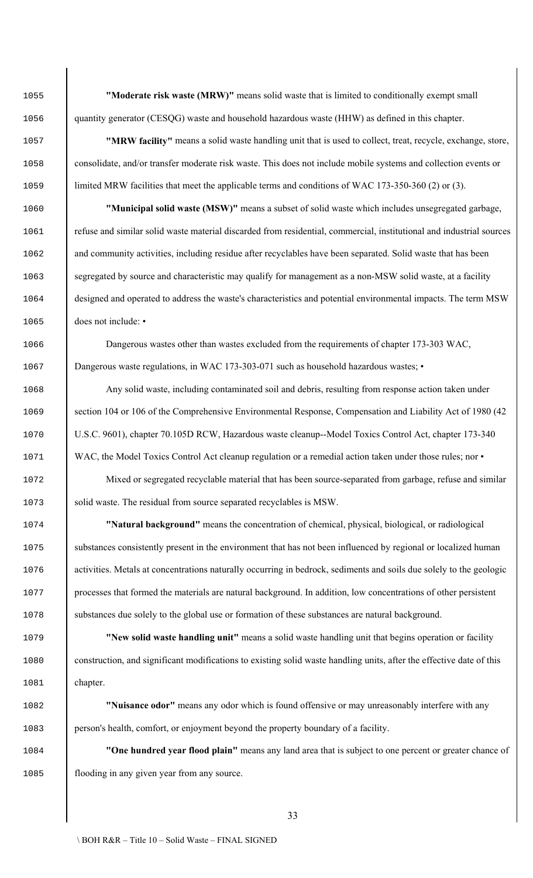**"Moderate risk waste (MRW)"** means solid waste that is limited to conditionally exempt small quantity generator (CESQG) waste and household hazardous waste (HHW) as defined in this chapter.

**"MRW facility"** means a solid waste handling unit that is used to collect, treat, recycle, exchange, store, consolidate, and/or transfer moderate risk waste. This does not include mobile systems and collection events or limited MRW facilities that meet the applicable terms and conditions of WAC 173-350-360 (2) or (3).

**"Municipal solid waste (MSW)"** means a subset of solid waste which includes unsegregated garbage, refuse and similar solid waste material discarded from residential, commercial, institutional and industrial sources and community activities, including residue after recyclables have been separated. Solid waste that has been segregated by source and characteristic may qualify for management as a non-MSW solid waste, at a facility designed and operated to address the waste's characteristics and potential environmental impacts. The term MSW does not include: •

Dangerous wastes other than wastes excluded from the requirements of chapter 173-303 WAC, Dangerous waste regulations, in WAC 173-303-071 such as household hazardous wastes; •

Any solid waste, including contaminated soil and debris, resulting from response action taken under section 104 or 106 of the Comprehensive Environmental Response, Compensation and Liability Act of 1980 (42 U.S.C. 9601), chapter 70.105D RCW, Hazardous waste cleanup--Model Toxics Control Act, chapter 173-340 WAC, the Model Toxics Control Act cleanup regulation or a remedial action taken under those rules; nor •

Mixed or segregated recyclable material that has been source-separated from garbage, refuse and similar solid waste. The residual from source separated recyclables is MSW.

**"Natural background"** means the concentration of chemical, physical, biological, or radiological substances consistently present in the environment that has not been influenced by regional or localized human activities. Metals at concentrations naturally occurring in bedrock, sediments and soils due solely to the geologic processes that formed the materials are natural background. In addition, low concentrations of other persistent substances due solely to the global use or formation of these substances are natural background.

**"New solid waste handling unit"** means a solid waste handling unit that begins operation or facility construction, and significant modifications to existing solid waste handling units, after the effective date of this chapter.

**"Nuisance odor"** means any odor which is found offensive or may unreasonably interfere with any person's health, comfort, or enjoyment beyond the property boundary of a facility.

**"One hundred year flood plain"** means any land area that is subject to one percent or greater chance of flooding in any given year from any source.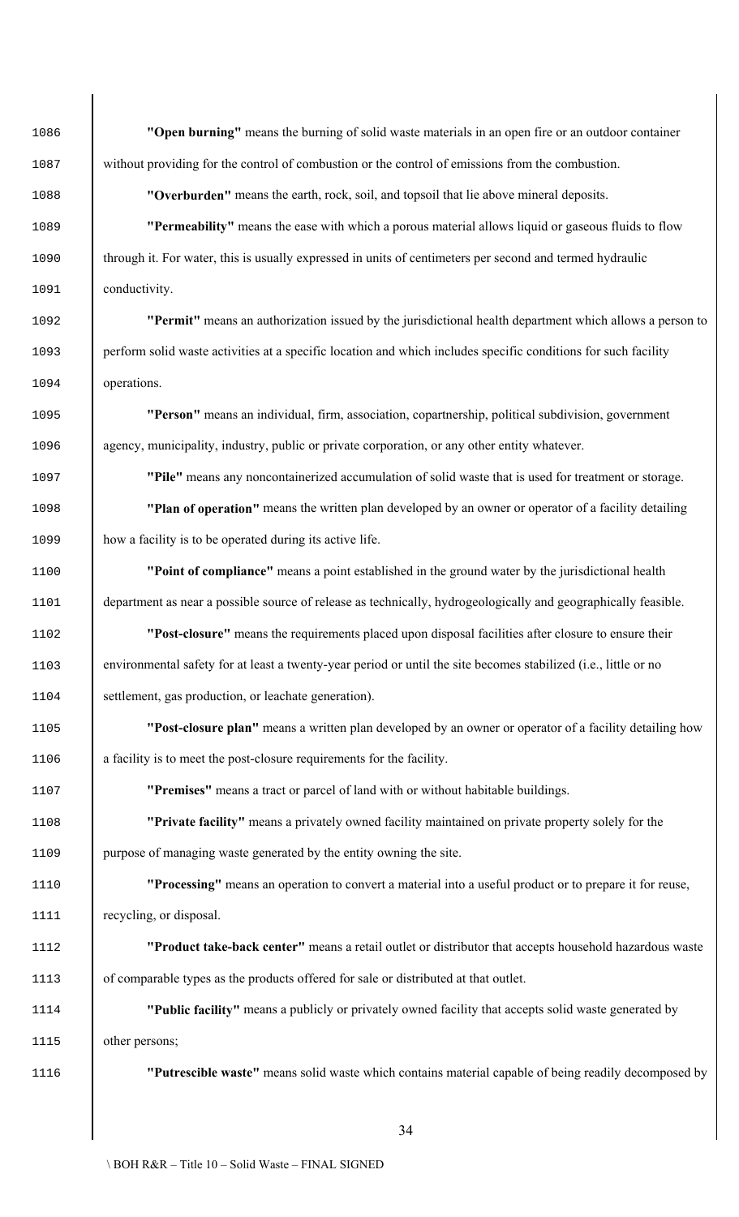**"Open burning"** means the burning of solid waste materials in an open fire or an outdoor container without providing for the control of combustion or the control of emissions from the combustion.

**"Overburden"** means the earth, rock, soil, and topsoil that lie above mineral deposits.

**"Permeability"** means the ease with which a porous material allows liquid or gaseous fluids to flow through it. For water, this is usually expressed in units of centimeters per second and termed hydraulic conductivity.

**"Permit"** means an authorization issued by the jurisdictional health department which allows a person to perform solid waste activities at a specific location and which includes specific conditions for such facility operations.

**"Person"** means an individual, firm, association, copartnership, political subdivision, government agency, municipality, industry, public or private corporation, or any other entity whatever.

**"Pile"** means any noncontainerized accumulation of solid waste that is used for treatment or storage.

**"Plan of operation"** means the written plan developed by an owner or operator of a facility detailing how a facility is to be operated during its active life.

**"Point of compliance"** means a point established in the ground water by the jurisdictional health department as near a possible source of release as technically, hydrogeologically and geographically feasible.

**"Post-closure"** means the requirements placed upon disposal facilities after closure to ensure their environmental safety for at least a twenty-year period or until the site becomes stabilized (i.e., little or no settlement, gas production, or leachate generation).

**"Post-closure plan"** means a written plan developed by an owner or operator of a facility detailing how a facility is to meet the post-closure requirements for the facility.

**"Premises"** means a tract or parcel of land with or without habitable buildings.

**"Private facility"** means a privately owned facility maintained on private property solely for the purpose of managing waste generated by the entity owning the site.

**"Processing"** means an operation to convert a material into a useful product or to prepare it for reuse, recycling, or disposal.

**"Product take-back center"** means a retail outlet or distributor that accepts household hazardous waste of comparable types as the products offered for sale or distributed at that outlet.

**"Public facility"** means a publicly or privately owned facility that accepts solid waste generated by other persons;

**"Putrescible waste"** means solid waste which contains material capable of being readily decomposed by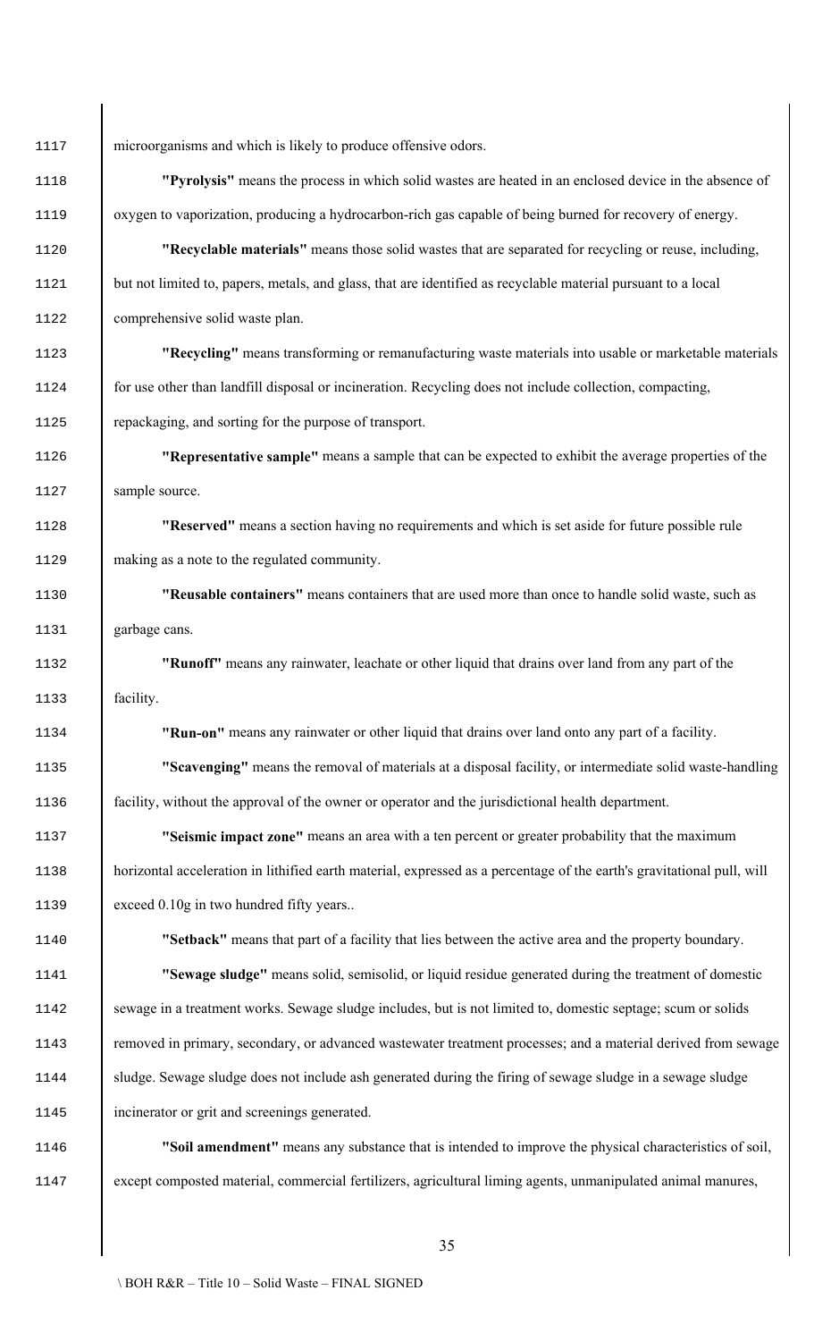microorganisms and which is likely to produce offensive odors.

**"Pyrolysis"** means the process in which solid wastes are heated in an enclosed device in the absence of oxygen to vaporization, producing a hydrocarbon-rich gas capable of being burned for recovery of energy.

**"Recyclable materials"** means those solid wastes that are separated for recycling or reuse, including, but not limited to, papers, metals, and glass, that are identified as recyclable material pursuant to a local comprehensive solid waste plan.

**"Recycling"** means transforming or remanufacturing waste materials into usable or marketable materials for use other than landfill disposal or incineration. Recycling does not include collection, compacting, repackaging, and sorting for the purpose of transport.

**"Representative sample"** means a sample that can be expected to exhibit the average properties of the sample source.

**"Reserved"** means a section having no requirements and which is set aside for future possible rule making as a note to the regulated community.

**"Reusable containers"** means containers that are used more than once to handle solid waste, such as garbage cans.

**"Runoff"** means any rainwater, leachate or other liquid that drains over land from any part of the facility.

**"Run-on"** means any rainwater or other liquid that drains over land onto any part of a facility.

**"Scavenging"** means the removal of materials at a disposal facility, or intermediate solid waste-handling facility, without the approval of the owner or operator and the jurisdictional health department.

**"Seismic impact zone"** means an area with a ten percent or greater probability that the maximum horizontal acceleration in lithified earth material, expressed as a percentage of the earth's gravitational pull, will exceed 0.10g in two hundred fifty years..

**"Setback"** means that part of a facility that lies between the active area and the property boundary.

**"Sewage sludge"** means solid, semisolid, or liquid residue generated during the treatment of domestic sewage in a treatment works. Sewage sludge includes, but is not limited to, domestic septage; scum or solids removed in primary, secondary, or advanced wastewater treatment processes; and a material derived from sewage sludge. Sewage sludge does not include ash generated during the firing of sewage sludge in a sewage sludge incinerator or grit and screenings generated.

**"Soil amendment"** means any substance that is intended to improve the physical characteristics of soil, except composted material, commercial fertilizers, agricultural liming agents, unmanipulated animal manures,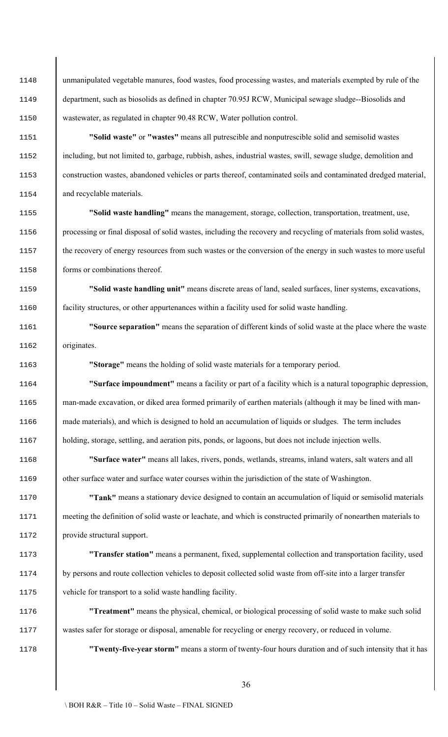unmanipulated vegetable manures, food wastes, food processing wastes, and materials exempted by rule of the department, such as biosolids as defined in chapter 70.95J RCW, Municipal sewage sludge--Biosolids and wastewater, as regulated in chapter 90.48 RCW, Water pollution control.

**"Solid waste"** or **"wastes"** means all putrescible and nonputrescible solid and semisolid wastes including, but not limited to, garbage, rubbish, ashes, industrial wastes, swill, sewage sludge, demolition and construction wastes, abandoned vehicles or parts thereof, contaminated soils and contaminated dredged material, and recyclable materials.

**"Solid waste handling"** means the management, storage, collection, transportation, treatment, use, processing or final disposal of solid wastes, including the recovery and recycling of materials from solid wastes, the recovery of energy resources from such wastes or the conversion of the energy in such wastes to more useful forms or combinations thereof.

**"Solid waste handling unit"** means discrete areas of land, sealed surfaces, liner systems, excavations, facility structures, or other appurtenances within a facility used for solid waste handling.

**"Source separation"** means the separation of different kinds of solid waste at the place where the waste originates.

**"Storage"** means the holding of solid waste materials for a temporary period.

**"Surface impoundment"** means a facility or part of a facility which is a natural topographic depression, man-made excavation, or diked area formed primarily of earthen materials (although it may be lined with man-made materials), and which is designed to hold an accumulation of liquids or sludges. The term includes holding, storage, settling, and aeration pits, ponds, or lagoons, but does not include injection wells.

**"Surface water"** means all lakes, rivers, ponds, wetlands, streams, inland waters, salt waters and all other surface water and surface water courses within the jurisdiction of the state of Washington.

**"Tank"** means a stationary device designed to contain an accumulation of liquid or semisolid materials meeting the definition of solid waste or leachate, and which is constructed primarily of nonearthen materials to provide structural support.

**"Transfer station"** means a permanent, fixed, supplemental collection and transportation facility, used by persons and route collection vehicles to deposit collected solid waste from off-site into a larger transfer vehicle for transport to a solid waste handling facility.

**"Treatment"** means the physical, chemical, or biological processing of solid waste to make such solid wastes safer for storage or disposal, amenable for recycling or energy recovery, or reduced in volume.

**"Twenty-five-year storm"** means a storm of twenty-four hours duration and of such intensity that it has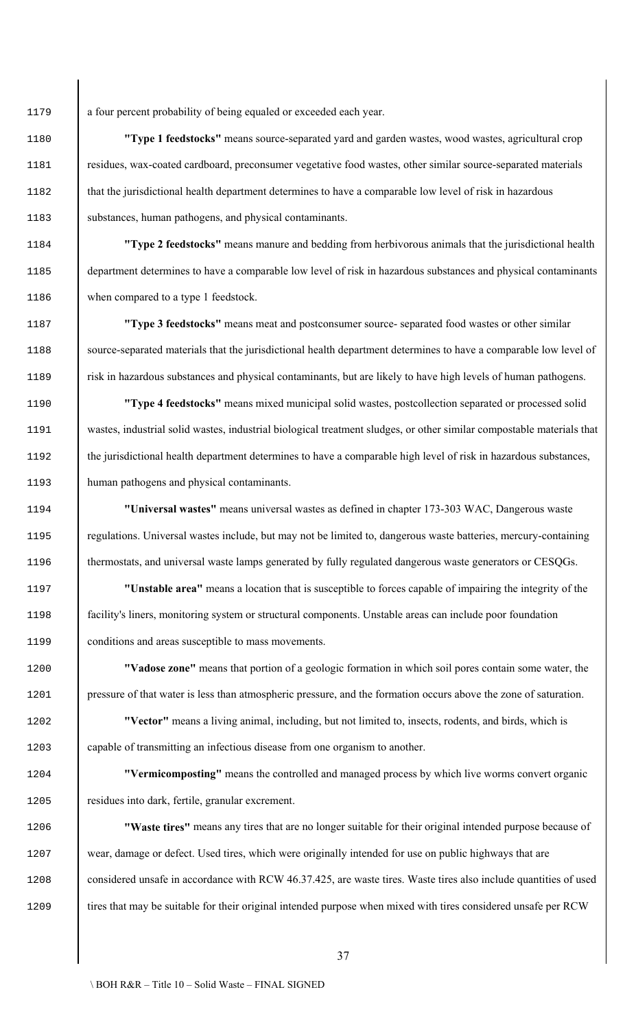a four percent probability of being equaled or exceeded each year.

**"Type 1 feedstocks"** means source-separated yard and garden wastes, wood wastes, agricultural crop residues, wax-coated cardboard, preconsumer vegetative food wastes, other similar source-separated materials that the jurisdictional health department determines to have a comparable low level of risk in hazardous substances, human pathogens, and physical contaminants.

**"Type 2 feedstocks"** means manure and bedding from herbivorous animals that the jurisdictional health department determines to have a comparable low level of risk in hazardous substances and physical contaminants when compared to a type 1 feedstock.

**"Type 3 feedstocks"** means meat and postconsumer source- separated food wastes or other similar source-separated materials that the jurisdictional health department determines to have a comparable low level of risk in hazardous substances and physical contaminants, but are likely to have high levels of human pathogens.

**"Type 4 feedstocks"** means mixed municipal solid wastes, postcollection separated or processed solid wastes, industrial solid wastes, industrial biological treatment sludges, or other similar compostable materials that the jurisdictional health department determines to have a comparable high level of risk in hazardous substances, human pathogens and physical contaminants.

**"Universal wastes"** means universal wastes as defined in chapter 173-303 WAC, Dangerous waste regulations. Universal wastes include, but may not be limited to, dangerous waste batteries, mercury-containing thermostats, and universal waste lamps generated by fully regulated dangerous waste generators or CESQGs.

**"Unstable area"** means a location that is susceptible to forces capable of impairing the integrity of the facility's liners, monitoring system or structural components. Unstable areas can include poor foundation conditions and areas susceptible to mass movements.

**"Vadose zone"** means that portion of a geologic formation in which soil pores contain some water, the pressure of that water is less than atmospheric pressure, and the formation occurs above the zone of saturation.

**"Vector"** means a living animal, including, but not limited to, insects, rodents, and birds, which is capable of transmitting an infectious disease from one organism to another.

**"Vermicomposting"** means the controlled and managed process by which live worms convert organic residues into dark, fertile, granular excrement.

**"Waste tires"** means any tires that are no longer suitable for their original intended purpose because of wear, damage or defect. Used tires, which were originally intended for use on public highways that are considered unsafe in accordance with RCW 46.37.425, are waste tires. Waste tires also include quantities of used tires that may be suitable for their original intended purpose when mixed with tires considered unsafe per RCW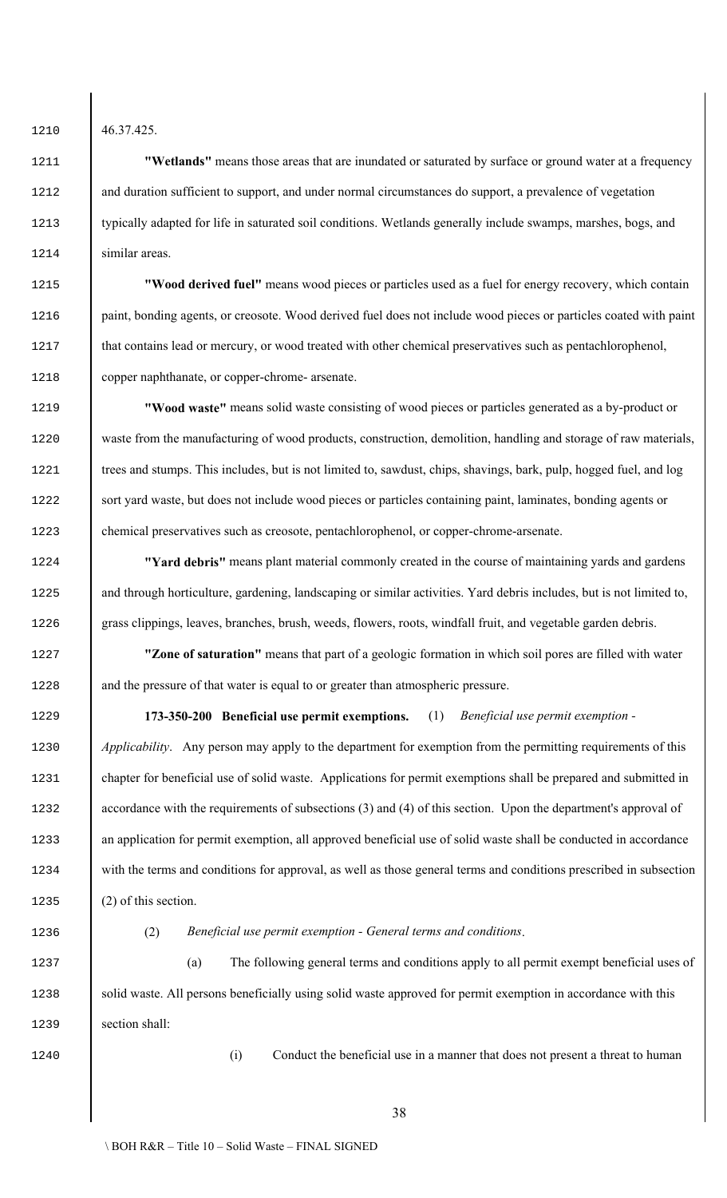46.37.425.

**"Wetlands"** means those areas that are inundated or saturated by surface or ground water at a frequency and duration sufficient to support, and under normal circumstances do support, a prevalence of vegetation typically adapted for life in saturated soil conditions. Wetlands generally include swamps, marshes, bogs, and similar areas.

**"Wood derived fuel"** means wood pieces or particles used as a fuel for energy recovery, which contain paint, bonding agents, or creosote. Wood derived fuel does not include wood pieces or particles coated with paint that contains lead or mercury, or wood treated with other chemical preservatives such as pentachlorophenol, copper naphthanate, or copper-chrome- arsenate.

**"Wood waste"** means solid waste consisting of wood pieces or particles generated as a by-product or waste from the manufacturing of wood products, construction, demolition, handling and storage of raw materials, trees and stumps. This includes, but is not limited to, sawdust, chips, shavings, bark, pulp, hogged fuel, and log sort yard waste, but does not include wood pieces or particles containing paint, laminates, bonding agents or chemical preservatives such as creosote, pentachlorophenol, or copper-chrome-arsenate.

**"Yard debris"** means plant material commonly created in the course of maintaining yards and gardens and through horticulture, gardening, landscaping or similar activities. Yard debris includes, but is not limited to, grass clippings, leaves, branches, brush, weeds, flowers, roots, windfall fruit, and vegetable garden debris.

**"Zone of saturation"** means that part of a geologic formation in which soil pores are filled with water and the pressure of that water is equal to or greater than atmospheric pressure.

**173-350-200 Beneficial use permit exemptions.** (1) *Beneficial use permit exemption - Applicability*. Any person may apply to the department for exemption from the permitting requirements of this chapter for beneficial use of solid waste. Applications for permit exemptions shall be prepared and submitted in accordance with the requirements of subsections (3) and (4) of this section. Upon the department's approval of an application for permit exemption, all approved beneficial use of solid waste shall be conducted in accordance with the terms and conditions for approval, as well as those general terms and conditions prescribed in subsection (2) of this section.

(2) *Beneficial use permit exemption - General terms and conditions*.

(a) The following general terms and conditions apply to all permit exempt beneficial uses of solid waste. All persons beneficially using solid waste approved for permit exemption in accordance with this section shall:

(i) Conduct the beneficial use in a manner that does not present a threat to human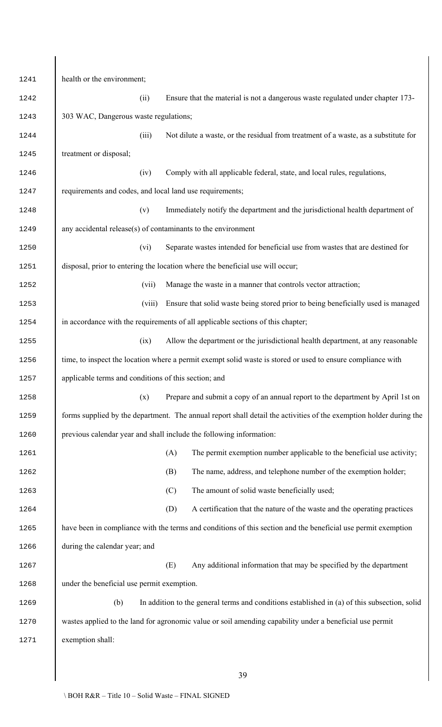health or the environment;

(ii) Ensure that the material is not a dangerous waste regulated under chapter 173-303 WAC, Dangerous waste regulations;

(iii) Not dilute a waste, or the residual from treatment of a waste, as a substitute for treatment or disposal;

(iv) Comply with all applicable federal, state, and local rules, regulations, requirements and codes, and local land use requirements;

(v) Immediately notify the department and the jurisdictional health department of any accidental release(s) of contaminants to the environment

(vi) Separate wastes intended for beneficial use from wastes that are destined for disposal, prior to entering the location where the beneficial use will occur;

(vii) Manage the waste in a manner that controls vector attraction;

(viii) Ensure that solid waste being stored prior to being beneficially used is managed in accordance with the requirements of all applicable sections of this chapter;

(ix) Allow the department or the jurisdictional health department, at any reasonable time, to inspect the location where a permit exempt solid waste is stored or used to ensure compliance with applicable terms and conditions of this section; and

(x) Prepare and submit a copy of an annual report to the department by April 1st on forms supplied by the department. The annual report shall detail the activities of the exemption holder during the previous calendar year and shall include the following information:

(A) The permit exemption number applicable to the beneficial use activity;

(B) The name, address, and telephone number of the exemption holder;

(C) The amount of solid waste beneficially used;

(D) A certification that the nature of the waste and the operating practices have been in compliance with the terms and conditions of this section and the beneficial use permit exemption during the calendar year; and

(E) Any additional information that may be specified by the department under the beneficial use permit exemption.

(b) In addition to the general terms and conditions established in (a) of this subsection, solid wastes applied to the land for agronomic value or soil amending capability under a beneficial use permit exemption shall: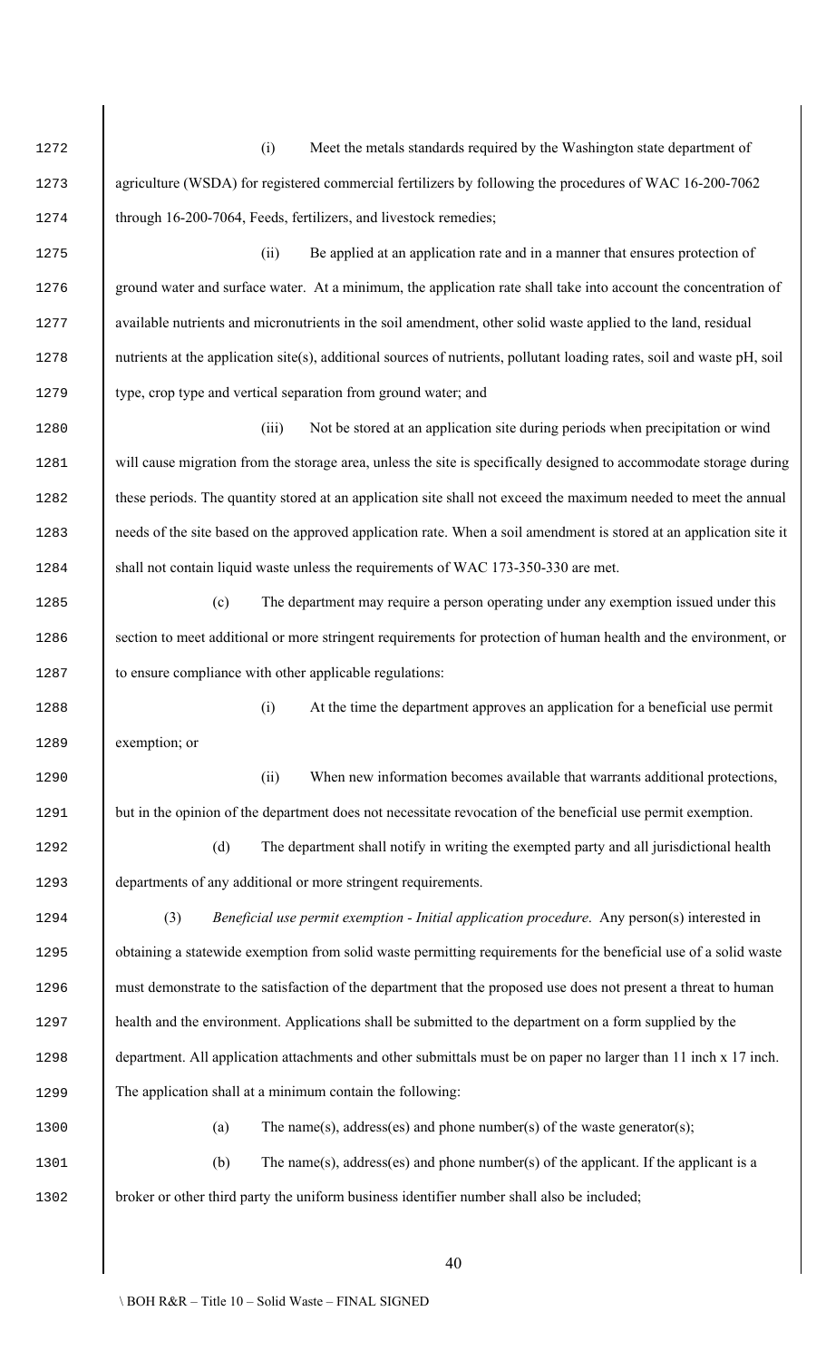(i) Meet the metals standards required by the Washington state department of agriculture (WSDA) for registered commercial fertilizers by following the procedures of WAC 16-200-7062 through 16-200-7064, Feeds, fertilizers, and livestock remedies;

(ii) Be applied at an application rate and in a manner that ensures protection of ground water and surface water. At a minimum, the application rate shall take into account the concentration of available nutrients and micronutrients in the soil amendment, other solid waste applied to the land, residual nutrients at the application site(s), additional sources of nutrients, pollutant loading rates, soil and waste pH, soil type, crop type and vertical separation from ground water; and

(iii) Not be stored at an application site during periods when precipitation or wind will cause migration from the storage area, unless the site is specifically designed to accommodate storage during these periods. The quantity stored at an application site shall not exceed the maximum needed to meet the annual needs of the site based on the approved application rate. When a soil amendment is stored at an application site it shall not contain liquid waste unless the requirements of WAC 173-350-330 are met.

(c) The department may require a person operating under any exemption issued under this section to meet additional or more stringent requirements for protection of human health and the environment, or to ensure compliance with other applicable regulations:

(i) At the time the department approves an application for a beneficial use permit exemption; or

(ii) When new information becomes available that warrants additional protections, but in the opinion of the department does not necessitate revocation of the beneficial use permit exemption.

(d) The department shall notify in writing the exempted party and all jurisdictional health departments of any additional or more stringent requirements.

(3) *Beneficial use permit exemption - Initial application procedure*. Any person(s) interested in obtaining a statewide exemption from solid waste permitting requirements for the beneficial use of a solid waste must demonstrate to the satisfaction of the department that the proposed use does not present a threat to human health and the environment. Applications shall be submitted to the department on a form supplied by the department. All application attachments and other submittals must be on paper no larger than 11 inch x 17 inch. The application shall at a minimum contain the following:

(a) The name(s), address(es) and phone number(s) of the waste generator(s);

(b) The name(s), address(es) and phone number(s) of the applicant. If the applicant is a broker or other third party the uniform business identifier number shall also be included;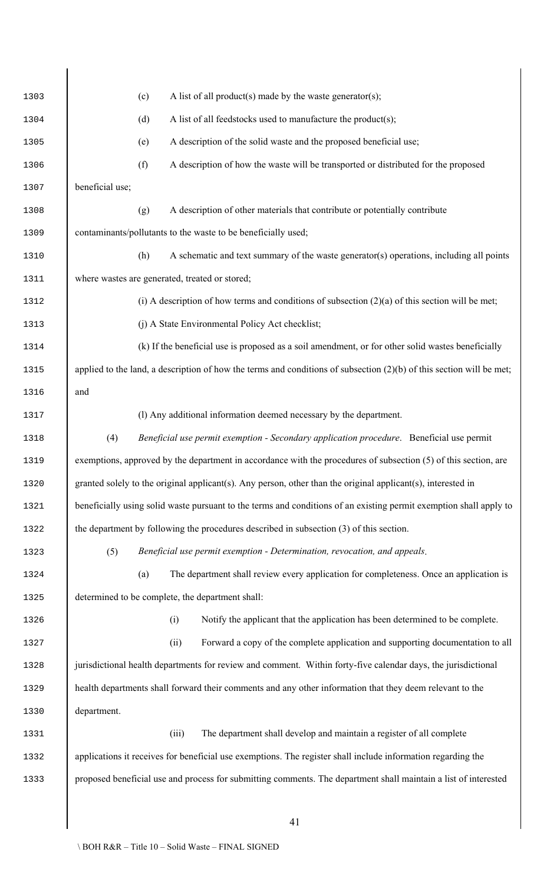(c) A list of all product(s) made by the waste generator(s);

(d) A list of all feedstocks used to manufacture the product(s);

(e) A description of the solid waste and the proposed beneficial use;

(f) A description of how the waste will be transported or distributed for the proposed beneficial use;

(g) A description of other materials that contribute or potentially contribute contaminants/pollutants to the waste to be beneficially used;

(h) A schematic and text summary of the waste generator(s) operations, including all points where wastes are generated, treated or stored;

(i) A description of how terms and conditions of subsection (2)(a) of this section will be met;

(j) A State Environmental Policy Act checklist;

(k) If the beneficial use is proposed as a soil amendment, or for other solid wastes beneficially applied to the land, a description of how the terms and conditions of subsection (2)(b) of this section will be met; and

(l) Any additional information deemed necessary by the department.

(4) *Beneficial use permit exemption - Secondary application procedure*. Beneficial use permit exemptions, approved by the department in accordance with the procedures of subsection (5) of this section, are granted solely to the original applicant(s). Any person, other than the original applicant(s), interested in beneficially using solid waste pursuant to the terms and conditions of an existing permit exemption shall apply to the department by following the procedures described in subsection (3) of this section.

(5) *Beneficial use permit exemption - Determination, revocation, and appeals*.

(a) The department shall review every application for completeness. Once an application is determined to be complete, the department shall:

(i) Notify the applicant that the application has been determined to be complete.

(ii) Forward a copy of the complete application and supporting documentation to all jurisdictional health departments for review and comment. Within forty-five calendar days, the jurisdictional health departments shall forward their comments and any other information that they deem relevant to the department.

(iii) The department shall develop and maintain a register of all complete applications it receives for beneficial use exemptions. The register shall include information regarding the proposed beneficial use and process for submitting comments. The department shall maintain a list of interested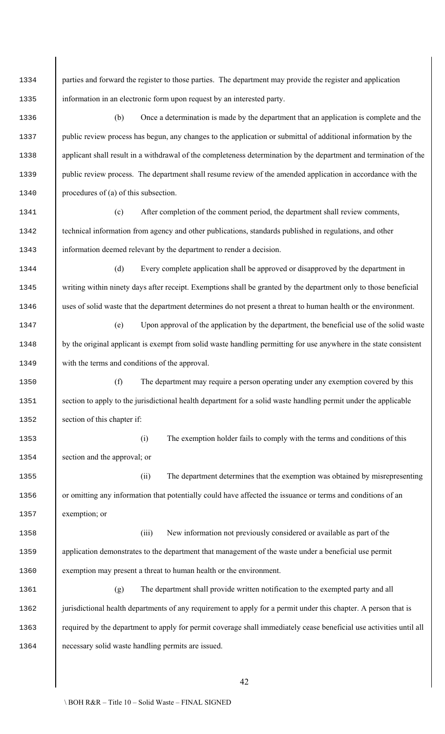parties and forward the register to those parties. The department may provide the register and application information in an electronic form upon request by an interested party.

(b) Once a determination is made by the department that an application is complete and the public review process has begun, any changes to the application or submittal of additional information by the applicant shall result in a withdrawal of the completeness determination by the department and termination of the public review process. The department shall resume review of the amended application in accordance with the procedures of (a) of this subsection.

(c) After completion of the comment period, the department shall review comments, technical information from agency and other publications, standards published in regulations, and other information deemed relevant by the department to render a decision.

(d) Every complete application shall be approved or disapproved by the department in writing within ninety days after receipt. Exemptions shall be granted by the department only to those beneficial uses of solid waste that the department determines do not present a threat to human health or the environment.

(e) Upon approval of the application by the department, the beneficial use of the solid waste by the original applicant is exempt from solid waste handling permitting for use anywhere in the state consistent with the terms and conditions of the approval.

(f) The department may require a person operating under any exemption covered by this section to apply to the jurisdictional health department for a solid waste handling permit under the applicable section of this chapter if:

(i) The exemption holder fails to comply with the terms and conditions of this section and the approval; or

(ii) The department determines that the exemption was obtained by misrepresenting or omitting any information that potentially could have affected the issuance or terms and conditions of an exemption; or

(iii) New information not previously considered or available as part of the application demonstrates to the department that management of the waste under a beneficial use permit exemption may present a threat to human health or the environment.

(g) The department shall provide written notification to the exempted party and all jurisdictional health departments of any requirement to apply for a permit under this chapter. A person that is required by the department to apply for permit coverage shall immediately cease beneficial use activities until all necessary solid waste handling permits are issued.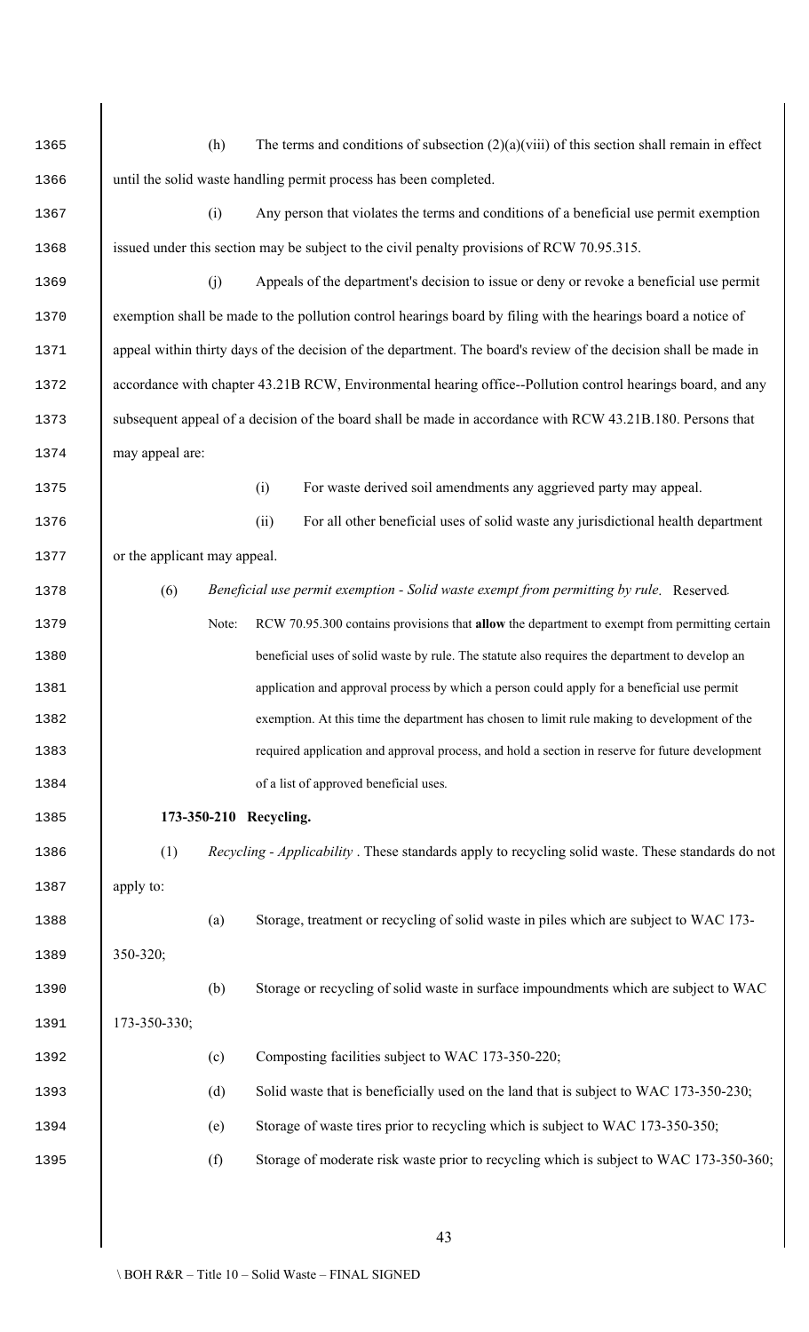(h) The terms and conditions of subsection (2)(a)(viii) of this section shall remain in effect until the solid waste handling permit process has been completed.

(i) Any person that violates the terms and conditions of a beneficial use permit exemption issued under this section may be subject to the civil penalty provisions of RCW 70.95.315.

(j) Appeals of the department's decision to issue or deny or revoke a beneficial use permit exemption shall be made to the pollution control hearings board by filing with the hearings board a notice of appeal within thirty days of the decision of the department. The board's review of the decision shall be made in accordance with chapter 43.21B RCW, Environmental hearing office--Pollution control hearings board, and any subsequent appeal of a decision of the board shall be made in accordance with RCW 43.21B.180. Persons that may appeal are:

(i) For waste derived soil amendments any aggrieved party may appeal.

(ii) For all other beneficial uses of solid waste any jurisdictional health department or the applicant may appeal.

(6) *Beneficial use permit exemption - Solid waste exempt from permitting by rule*. Reserved.

Note: RCW 70.95.300 contains provisions that **allow** the department to exempt from permitting certain beneficial uses of solid waste by rule. The statute also requires the department to develop an application and approval process by which a person could apply for a beneficial use permit exemption. At this time the department has chosen to limit rule making to development of the required application and approval process, and hold a section in reserve for future development of a list of approved beneficial uses.

**173-350-210 Recycling.**

(1) *Recycling - Applicability* . These standards apply to recycling solid waste. These standards do not apply to:

(a) Storage, treatment or recycling of solid waste in piles which are subject to WAC 173-350-320;

(b) Storage or recycling of solid waste in surface impoundments which are subject to WAC 173-350-330;

(c) Composting facilities subject to WAC 173-350-220;

(d) Solid waste that is beneficially used on the land that is subject to WAC 173-350-230;

(e) Storage of waste tires prior to recycling which is subject to WAC 173-350-350;

(f) Storage of moderate risk waste prior to recycling which is subject to WAC 173-350-360;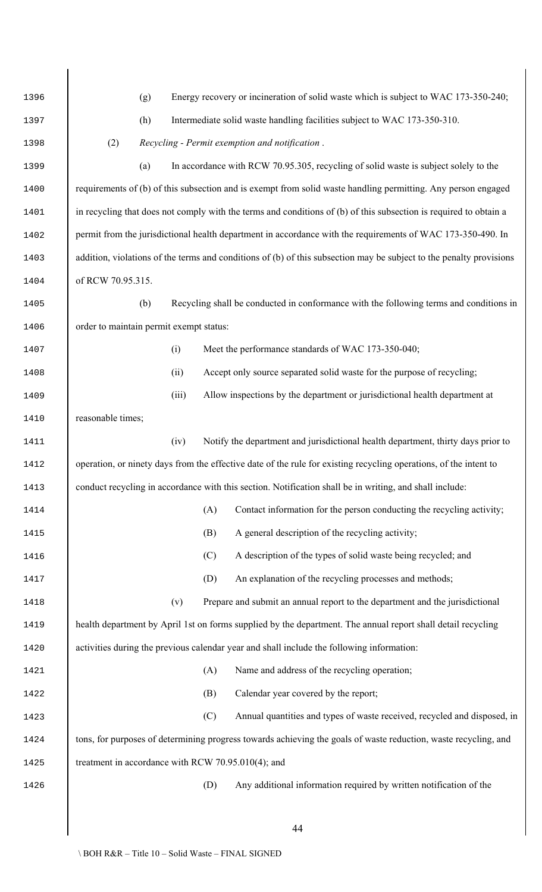(g) Energy recovery or incineration of solid waste which is subject to WAC 173-350-240;

(h) Intermediate solid waste handling facilities subject to WAC 173-350-310.

(2) *Recycling - Permit exemption and notification* .

(a) In accordance with RCW 70.95.305, recycling of solid waste is subject solely to the requirements of (b) of this subsection and is exempt from solid waste handling permitting. Any person engaged in recycling that does not comply with the terms and conditions of (b) of this subsection is required to obtain a permit from the jurisdictional health department in accordance with the requirements of WAC 173-350-490. In addition, violations of the terms and conditions of (b) of this subsection may be subject to the penalty provisions of RCW 70.95.315.

(b) Recycling shall be conducted in conformance with the following terms and conditions in order to maintain permit exempt status:

(i) Meet the performance standards of WAC 173-350-040;

(ii) Accept only source separated solid waste for the purpose of recycling;

(iii) Allow inspections by the department or jurisdictional health department at reasonable times;

(iv) Notify the department and jurisdictional health department, thirty days prior to operation, or ninety days from the effective date of the rule for existing recycling operations, of the intent to conduct recycling in accordance with this section. Notification shall be in writing, and shall include:

(A) Contact information for the person conducting the recycling activity;

(B) A general description of the recycling activity;

(C) A description of the types of solid waste being recycled; and

(D) An explanation of the recycling processes and methods;

(v) Prepare and submit an annual report to the department and the jurisdictional health department by April 1st on forms supplied by the department. The annual report shall detail recycling activities during the previous calendar year and shall include the following information:

(A) Name and address of the recycling operation;

(B) Calendar year covered by the report;

(C) Annual quantities and types of waste received, recycled and disposed, in tons, for purposes of determining progress towards achieving the goals of waste reduction, waste recycling, and treatment in accordance with RCW 70.95.010(4); and

(D) Any additional information required by written notification of the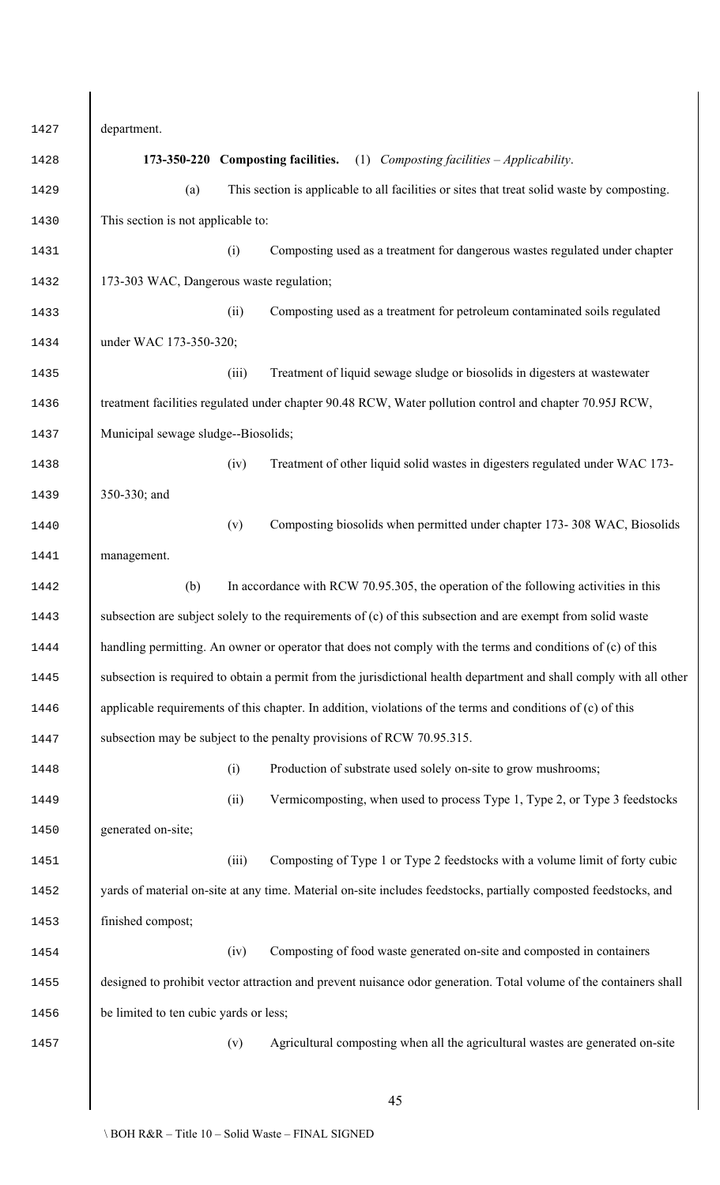department.

**173-350-220 Composting facilities.** (1) *Composting facilities – Applicability*.

(a) This section is applicable to all facilities or sites that treat solid waste by composting. This section is not applicable to:

(i) Composting used as a treatment for dangerous wastes regulated under chapter 173-303 WAC, Dangerous waste regulation;

(ii) Composting used as a treatment for petroleum contaminated soils regulated under WAC 173-350-320;

(iii) Treatment of liquid sewage sludge or biosolids in digesters at wastewater treatment facilities regulated under chapter 90.48 RCW, Water pollution control and chapter 70.95J RCW, Municipal sewage sludge--Biosolids;

(iv) Treatment of other liquid solid wastes in digesters regulated under WAC 173-350-330; and

(v) Composting biosolids when permitted under chapter 173- 308 WAC, Biosolids management.

(b) In accordance with RCW 70.95.305, the operation of the following activities in this subsection are subject solely to the requirements of (c) of this subsection and are exempt from solid waste handling permitting. An owner or operator that does not comply with the terms and conditions of (c) of this subsection is required to obtain a permit from the jurisdictional health department and shall comply with all other applicable requirements of this chapter. In addition, violations of the terms and conditions of (c) of this subsection may be subject to the penalty provisions of RCW 70.95.315.

(i) Production of substrate used solely on-site to grow mushrooms;

(ii) Vermicomposting, when used to process Type 1, Type 2, or Type 3 feedstocks generated on-site;

(iii) Composting of Type 1 or Type 2 feedstocks with a volume limit of forty cubic yards of material on-site at any time. Material on-site includes feedstocks, partially composted feedstocks, and finished compost;

(iv) Composting of food waste generated on-site and composted in containers designed to prohibit vector attraction and prevent nuisance odor generation. Total volume of the containers shall be limited to ten cubic yards or less;

(v) Agricultural composting when all the agricultural wastes are generated on-site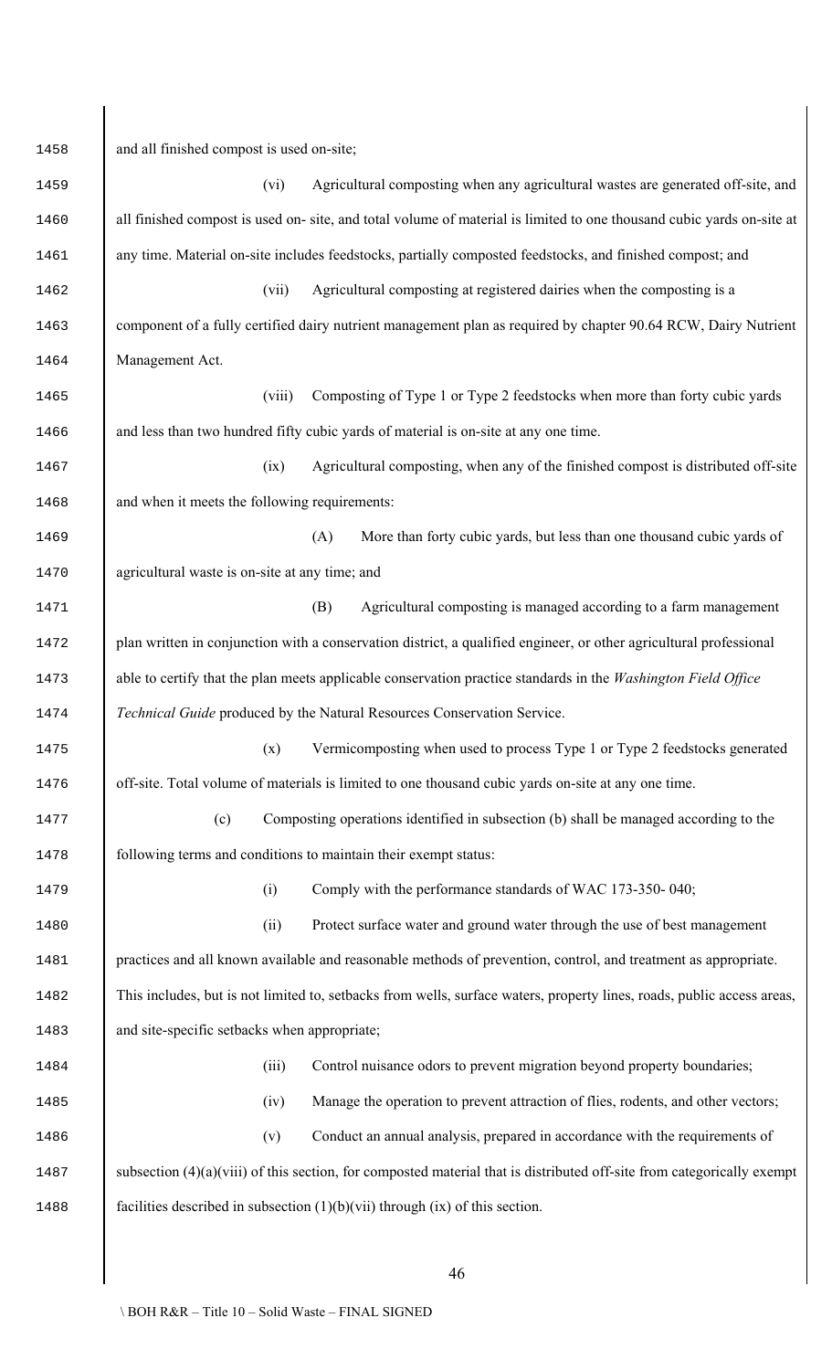and all finished compost is used on-site;

(vi) Agricultural composting when any agricultural wastes are generated off-site, and all finished compost is used on- site, and total volume of material is limited to one thousand cubic yards on-site at any time. Material on-site includes feedstocks, partially composted feedstocks, and finished compost; and

(vii) Agricultural composting at registered dairies when the composting is a component of a fully certified dairy nutrient management plan as required by chapter 90.64 RCW, Dairy Nutrient Management Act.

(viii) Composting of Type 1 or Type 2 feedstocks when more than forty cubic yards and less than two hundred fifty cubic yards of material is on-site at any one time.

(ix) Agricultural composting, when any of the finished compost is distributed off-site and when it meets the following requirements:

(A) More than forty cubic yards, but less than one thousand cubic yards of agricultural waste is on-site at any time; and

(B) Agricultural composting is managed according to a farm management plan written in conjunction with a conservation district, a qualified engineer, or other agricultural professional able to certify that the plan meets applicable conservation practice standards in the *Washington Field Office Technical Guide* produced by the Natural Resources Conservation Service.

(x) Vermicomposting when used to process Type 1 or Type 2 feedstocks generated off-site. Total volume of materials is limited to one thousand cubic yards on-site at any one time.

(c) Composting operations identified in subsection (b) shall be managed according to the following terms and conditions to maintain their exempt status:

(i) Comply with the performance standards of WAC 173-350- 040;

(ii) Protect surface water and ground water through the use of best management practices and all known available and reasonable methods of prevention, control, and treatment as appropriate. This includes, but is not limited to, setbacks from wells, surface waters, property lines, roads, public access areas, and site-specific setbacks when appropriate;

(iii) Control nuisance odors to prevent migration beyond property boundaries;

(iv) Manage the operation to prevent attraction of flies, rodents, and other vectors;

(v) Conduct an annual analysis, prepared in accordance with the requirements of subsection (4)(a)(viii) of this section, for composted material that is distributed off-site from categorically exempt facilities described in subsection (1)(b)(vii) through (ix) of this section.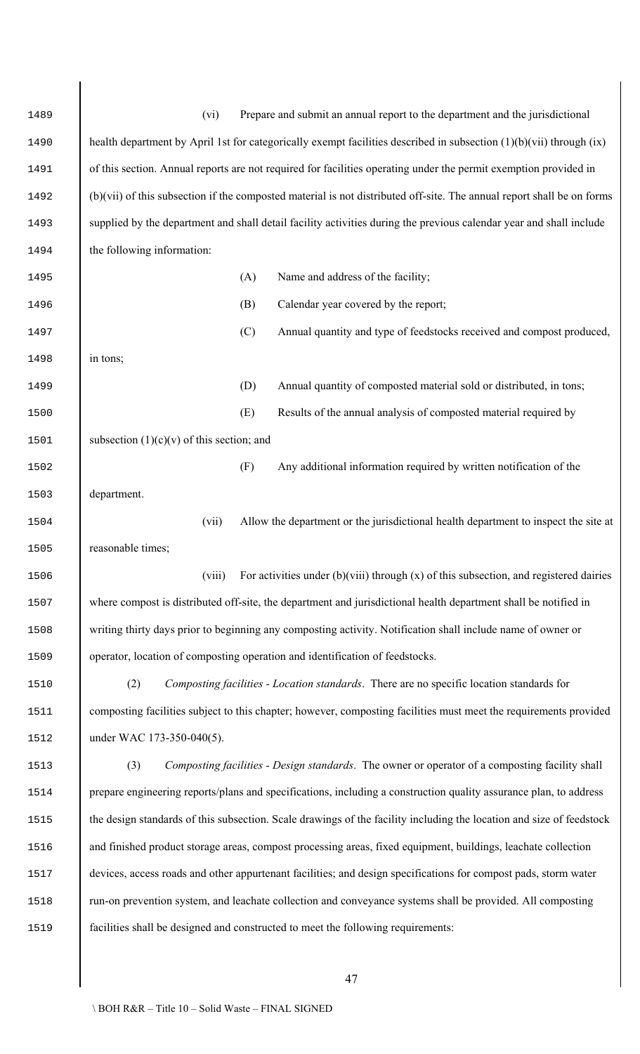(vi) Prepare and submit an annual report to the department and the jurisdictional health department by April 1st for categorically exempt facilities described in subsection (1)(b)(vii) through (ix) of this section. Annual reports are not required for facilities operating under the permit exemption provided in (b)(vii) of this subsection if the composted material is not distributed off-site. The annual report shall be on forms supplied by the department and shall detail facility activities during the previous calendar year and shall include the following information:

(A) Name and address of the facility;

(B) Calendar year covered by the report;

(C) Annual quantity and type of feedstocks received and compost produced, in tons;

(D) Annual quantity of composted material sold or distributed, in tons;

(E) Results of the annual analysis of composted material required by subsection (1)(c)(v) of this section; and

(F) Any additional information required by written notification of the department.

(vii) Allow the department or the jurisdictional health department to inspect the site at reasonable times;

(viii) For activities under (b)(viii) through (x) of this subsection, and registered dairies where compost is distributed off-site, the department and jurisdictional health department shall be notified in writing thirty days prior to beginning any composting activity. Notification shall include name of owner or operator, location of composting operation and identification of feedstocks.

(2) *Composting facilities - Location standards*. There are no specific location standards for composting facilities subject to this chapter; however, composting facilities must meet the requirements provided under WAC 173-350-040(5).

(3) *Composting facilities - Design standards*. The owner or operator of a composting facility shall prepare engineering reports/plans and specifications, including a construction quality assurance plan, to address the design standards of this subsection. Scale drawings of the facility including the location and size of feedstock and finished product storage areas, compost processing areas, fixed equipment, buildings, leachate collection devices, access roads and other appurtenant facilities; and design specifications for compost pads, storm water run-on prevention system, and leachate collection and conveyance systems shall be provided. All composting facilities shall be designed and constructed to meet the following requirements: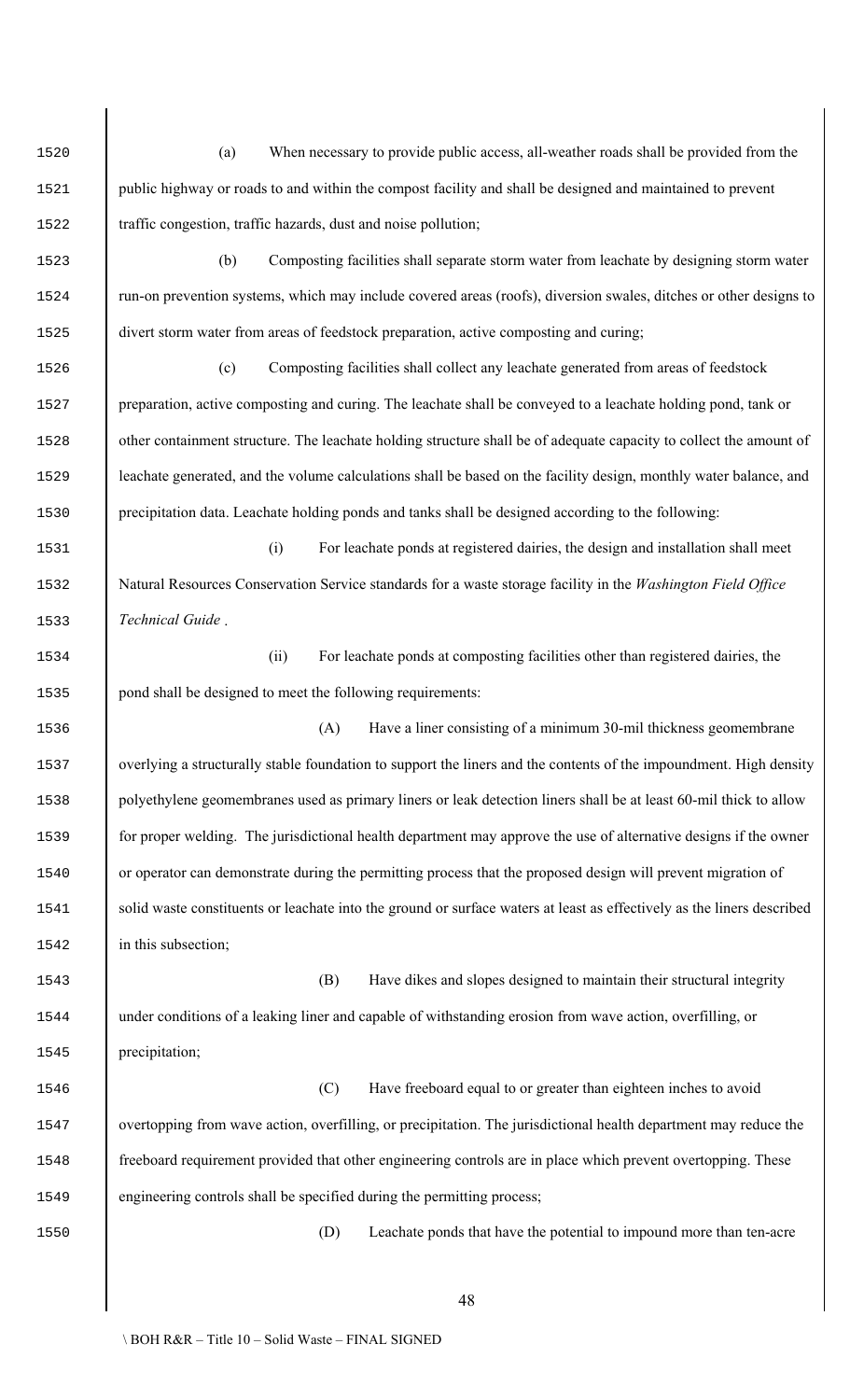(a) When necessary to provide public access, all-weather roads shall be provided from the public highway or roads to and within the compost facility and shall be designed and maintained to prevent traffic congestion, traffic hazards, dust and noise pollution;

(b) Composting facilities shall separate storm water from leachate by designing storm water run-on prevention systems, which may include covered areas (roofs), diversion swales, ditches or other designs to divert storm water from areas of feedstock preparation, active composting and curing;

(c) Composting facilities shall collect any leachate generated from areas of feedstock preparation, active composting and curing. The leachate shall be conveyed to a leachate holding pond, tank or other containment structure. The leachate holding structure shall be of adequate capacity to collect the amount of leachate generated, and the volume calculations shall be based on the facility design, monthly water balance, and precipitation data. Leachate holding ponds and tanks shall be designed according to the following:

(i) For leachate ponds at registered dairies, the design and installation shall meet Natural Resources Conservation Service standards for a waste storage facility in the *Washington Field Office Technical Guide* .

(ii) For leachate ponds at composting facilities other than registered dairies, the pond shall be designed to meet the following requirements:

(A) Have a liner consisting of a minimum 30-mil thickness geomembrane overlying a structurally stable foundation to support the liners and the contents of the impoundment. High density polyethylene geomembranes used as primary liners or leak detection liners shall be at least 60-mil thick to allow for proper welding. The jurisdictional health department may approve the use of alternative designs if the owner or operator can demonstrate during the permitting process that the proposed design will prevent migration of solid waste constituents or leachate into the ground or surface waters at least as effectively as the liners described in this subsection;

(B) Have dikes and slopes designed to maintain their structural integrity under conditions of a leaking liner and capable of withstanding erosion from wave action, overfilling, or precipitation;

(C) Have freeboard equal to or greater than eighteen inches to avoid overtopping from wave action, overfilling, or precipitation. The jurisdictional health department may reduce the freeboard requirement provided that other engineering controls are in place which prevent overtopping. These engineering controls shall be specified during the permitting process;

(D) Leachate ponds that have the potential to impound more than ten-acre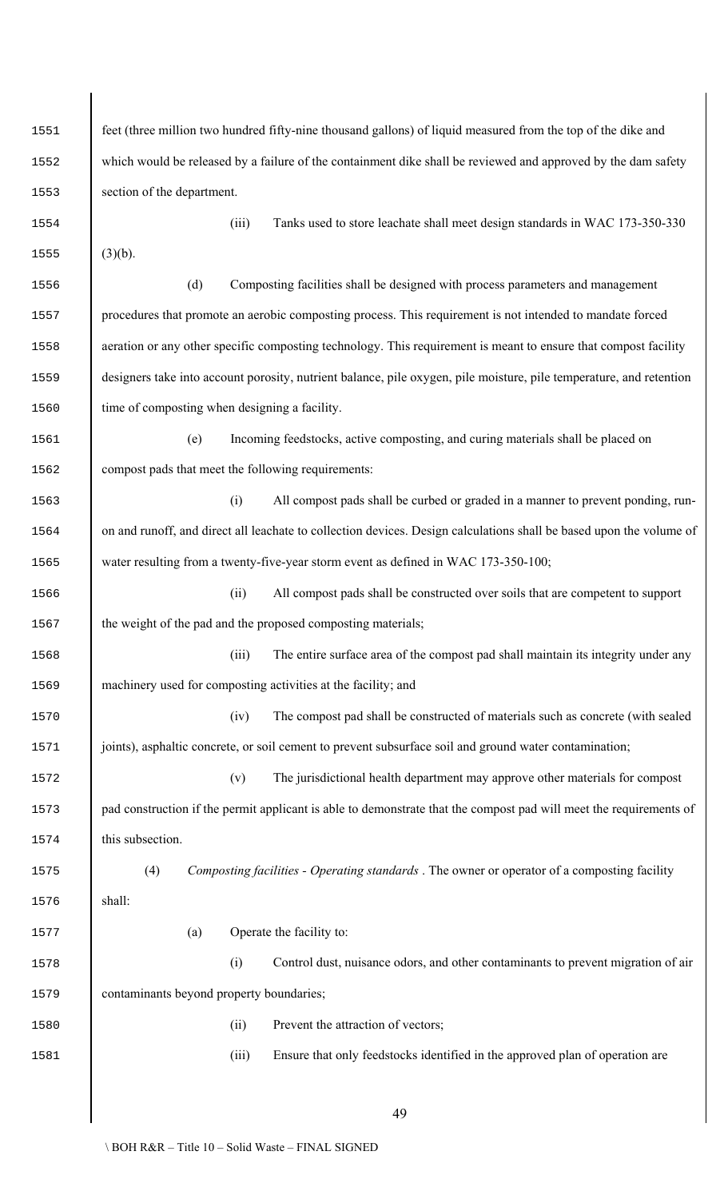feet (three million two hundred fifty-nine thousand gallons) of liquid measured from the top of the dike and which would be released by a failure of the containment dike shall be reviewed and approved by the dam safety section of the department.

(iii) Tanks used to store leachate shall meet design standards in WAC 173-350-330 (3)(b).

(d) Composting facilities shall be designed with process parameters and management procedures that promote an aerobic composting process. This requirement is not intended to mandate forced aeration or any other specific composting technology. This requirement is meant to ensure that compost facility designers take into account porosity, nutrient balance, pile oxygen, pile moisture, pile temperature, and retention time of composting when designing a facility.

(e) Incoming feedstocks, active composting, and curing materials shall be placed on compost pads that meet the following requirements:

(i) All compost pads shall be curbed or graded in a manner to prevent ponding, run-on and runoff, and direct all leachate to collection devices. Design calculations shall be based upon the volume of water resulting from a twenty-five-year storm event as defined in WAC 173-350-100;

(ii) All compost pads shall be constructed over soils that are competent to support the weight of the pad and the proposed composting materials;

(iii) The entire surface area of the compost pad shall maintain its integrity under any machinery used for composting activities at the facility; and

(iv) The compost pad shall be constructed of materials such as concrete (with sealed joints), asphaltic concrete, or soil cement to prevent subsurface soil and ground water contamination;

(v) The jurisdictional health department may approve other materials for compost pad construction if the permit applicant is able to demonstrate that the compost pad will meet the requirements of this subsection.

(4) *Composting facilities - Operating standards* . The owner or operator of a composting facility shall:

(a) Operate the facility to:

(i) Control dust, nuisance odors, and other contaminants to prevent migration of air contaminants beyond property boundaries;

(ii) Prevent the attraction of vectors;

(iii) Ensure that only feedstocks identified in the approved plan of operation are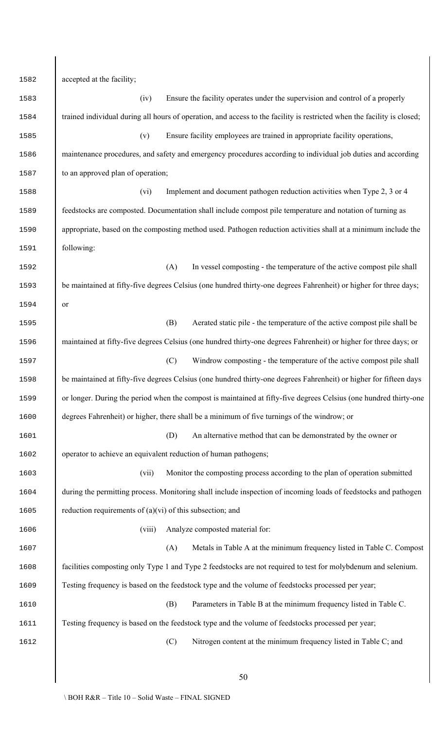accepted at the facility;

(iv) Ensure the facility operates under the supervision and control of a properly trained individual during all hours of operation, and access to the facility is restricted when the facility is closed;

(v) Ensure facility employees are trained in appropriate facility operations, maintenance procedures, and safety and emergency procedures according to individual job duties and according to an approved plan of operation;

(vi) Implement and document pathogen reduction activities when Type 2, 3 or 4 feedstocks are composted. Documentation shall include compost pile temperature and notation of turning as appropriate, based on the composting method used. Pathogen reduction activities shall at a minimum include the following:

(A) In vessel composting - the temperature of the active compost pile shall be maintained at fifty-five degrees Celsius (one hundred thirty-one degrees Fahrenheit) or higher for three days; or

(B) Aerated static pile - the temperature of the active compost pile shall be maintained at fifty-five degrees Celsius (one hundred thirty-one degrees Fahrenheit) or higher for three days; or

(C) Windrow composting - the temperature of the active compost pile shall be maintained at fifty-five degrees Celsius (one hundred thirty-one degrees Fahrenheit) or higher for fifteen days or longer. During the period when the compost is maintained at fifty-five degrees Celsius (one hundred thirty-one degrees Fahrenheit) or higher, there shall be a minimum of five turnings of the windrow; or

(D) An alternative method that can be demonstrated by the owner or operator to achieve an equivalent reduction of human pathogens;

(vii) Monitor the composting process according to the plan of operation submitted during the permitting process. Monitoring shall include inspection of incoming loads of feedstocks and pathogen reduction requirements of (a)(vi) of this subsection; and

(viii) Analyze composted material for:

(A) Metals in Table A at the minimum frequency listed in Table C. Compost facilities composting only Type 1 and Type 2 feedstocks are not required to test for molybdenum and selenium. Testing frequency is based on the feedstock type and the volume of feedstocks processed per year;

(B) Parameters in Table B at the minimum frequency listed in Table C. Testing frequency is based on the feedstock type and the volume of feedstocks processed per year;

(C) Nitrogen content at the minimum frequency listed in Table C; and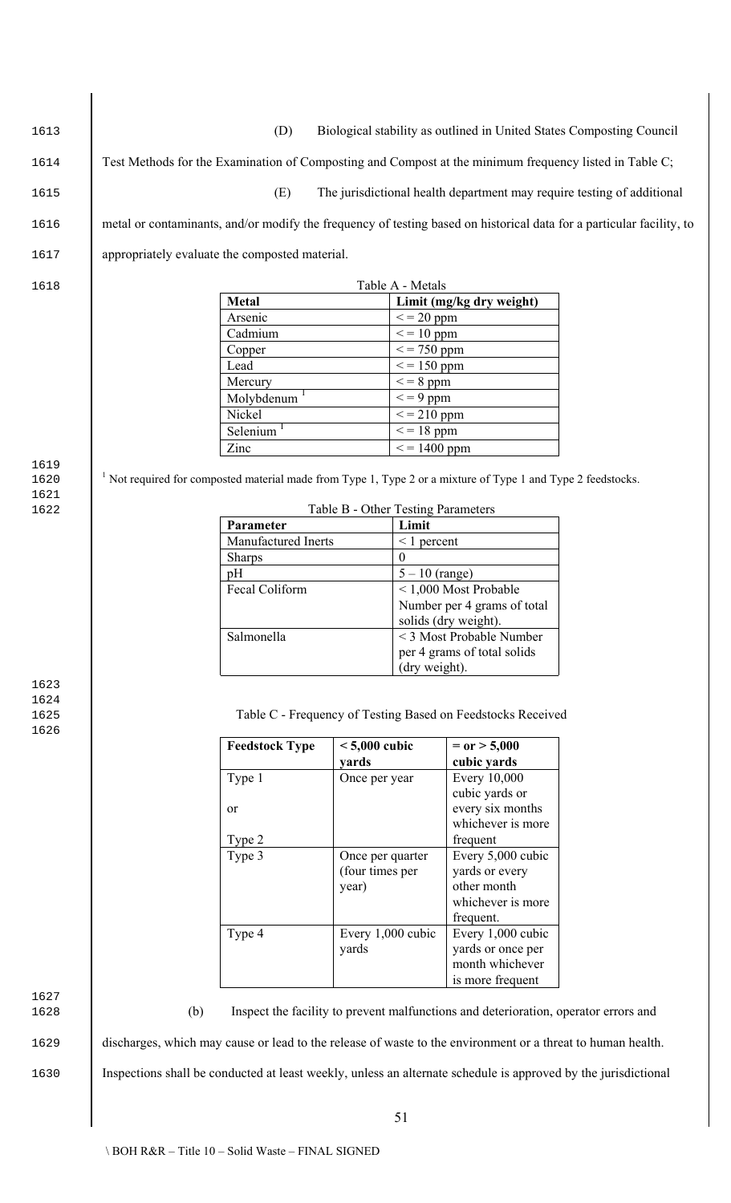(D) Biological stability as outlined in United States Composting Council Test Methods for the Examination of Composting and Compost at the minimum frequency listed in Table C;

(E) The jurisdictional health department may require testing of additional metal or contaminants, and/or modify the frequency of testing based on historical data for a particular facility, to appropriately evaluate the composted material.

Table A - Metals

| Metal | Limit (mg/kg dry weight) |
|---|---|
| Arsenic | < = 20 ppm |
| Cadmium | < = 10 ppm |
| Copper | < = 750 ppm |
| Lead | < = 150 ppm |
| Mercury | < = 8 ppm |
| Molybdenum [1] | < = 9 ppm |
| Nickel | < = 210 ppm |
| Selenium [1] | < = 18 ppm |
| Zinc | < = 1400 ppm |

[1] Not required for composted material made from Type 1, Type 2 or a mixture of Type 1 and Type 2 feedstocks.

Table B - Other Testing Parameters

| Parameter | Limit |
|---|---|
| Manufactured Inerts | < 1 percent |
| Sharps | 0 |
| pH | 5 – 10 (range) |
| Fecal Coliform | < 1,000 Most Probable Number per 4 grams of total solids (dry weight). |
| Salmonella | < 3 Most Probable Number per 4 grams of total solids (dry weight). |

Table C - Frequency of Testing Based on Feedstocks Received

| Feedstock Type | < 5,000 cubic yards | = or > 5,000 cubic yards |
|---|---|---|
| Type 1 or Type 2 | Once per year | Every 10,000 cubic yards or every six months whichever is more frequent |
| Type 3 | Once per quarter (four times per year) | Every 5,000 cubic yards or every other month whichever is more frequent. |
| Type 4 | Every 1,000 cubic yards | Every 1,000 cubic yards or once per month whichever is more frequent |

(b) Inspect the facility to prevent malfunctions and deterioration, operator errors and discharges, which may cause or lead to the release of waste to the environment or a threat to human health. Inspections shall be conducted at least weekly, unless an alternate schedule is approved by the jurisdictional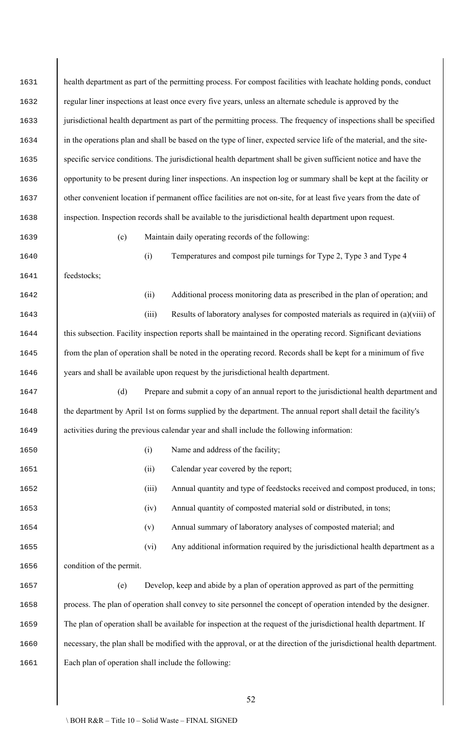health department as part of the permitting process. For compost facilities with leachate holding ponds, conduct regular liner inspections at least once every five years, unless an alternate schedule is approved by the jurisdictional health department as part of the permitting process. The frequency of inspections shall be specified in the operations plan and shall be based on the type of liner, expected service life of the material, and the site-specific service conditions. The jurisdictional health department shall be given sufficient notice and have the opportunity to be present during liner inspections. An inspection log or summary shall be kept at the facility or other convenient location if permanent office facilities are not on-site, for at least five years from the date of inspection. Inspection records shall be available to the jurisdictional health department upon request.

(c) Maintain daily operating records of the following:

(i) Temperatures and compost pile turnings for Type 2, Type 3 and Type 4 feedstocks;

(ii) Additional process monitoring data as prescribed in the plan of operation; and

(iii) Results of laboratory analyses for composted materials as required in (a)(viii) of this subsection. Facility inspection reports shall be maintained in the operating record. Significant deviations from the plan of operation shall be noted in the operating record. Records shall be kept for a minimum of five years and shall be available upon request by the jurisdictional health department.

(d) Prepare and submit a copy of an annual report to the jurisdictional health department and the department by April 1st on forms supplied by the department. The annual report shall detail the facility's activities during the previous calendar year and shall include the following information:

(i) Name and address of the facility;

(ii) Calendar year covered by the report;

(iii) Annual quantity and type of feedstocks received and compost produced, in tons;

(iv) Annual quantity of composted material sold or distributed, in tons;

(v) Annual summary of laboratory analyses of composted material; and

(vi) Any additional information required by the jurisdictional health department as a condition of the permit.

(e) Develop, keep and abide by a plan of operation approved as part of the permitting process. The plan of operation shall convey to site personnel the concept of operation intended by the designer. The plan of operation shall be available for inspection at the request of the jurisdictional health department. If necessary, the plan shall be modified with the approval, or at the direction of the jurisdictional health department. Each plan of operation shall include the following: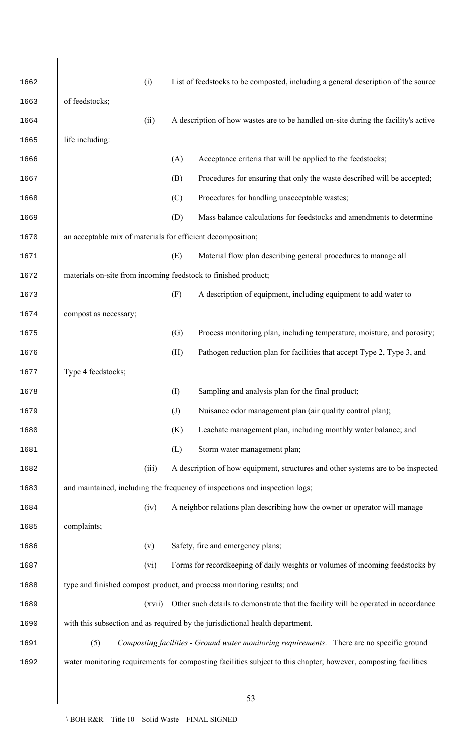(i) List of feedstocks to be composted, including a general description of the source of feedstocks;

(ii) A description of how wastes are to be handled on-site during the facility's active life including:

(A) Acceptance criteria that will be applied to the feedstocks;

(B) Procedures for ensuring that only the waste described will be accepted;

(C) Procedures for handling unacceptable wastes;

(D) Mass balance calculations for feedstocks and amendments to determine an acceptable mix of materials for efficient decomposition;

(E) Material flow plan describing general procedures to manage all materials on-site from incoming feedstock to finished product;

(F) A description of equipment, including equipment to add water to compost as necessary;

(G) Process monitoring plan, including temperature, moisture, and porosity;

(H) Pathogen reduction plan for facilities that accept Type 2, Type 3, and Type 4 feedstocks;

(I) Sampling and analysis plan for the final product;

(J) Nuisance odor management plan (air quality control plan);

(K) Leachate management plan, including monthly water balance; and

(L) Storm water management plan;

(iii) A description of how equipment, structures and other systems are to be inspected and maintained, including the frequency of inspections and inspection logs;

(iv) A neighbor relations plan describing how the owner or operator will manage complaints;

(v) Safety, fire and emergency plans;

(vi) Forms for recordkeeping of daily weights or volumes of incoming feedstocks by type and finished compost product, and process monitoring results; and

(xvii) Other such details to demonstrate that the facility will be operated in accordance with this subsection and as required by the jurisdictional health department.

(5) *Composting facilities - Ground water monitoring requirements*. There are no specific ground water monitoring requirements for composting facilities subject to this chapter; however, composting facilities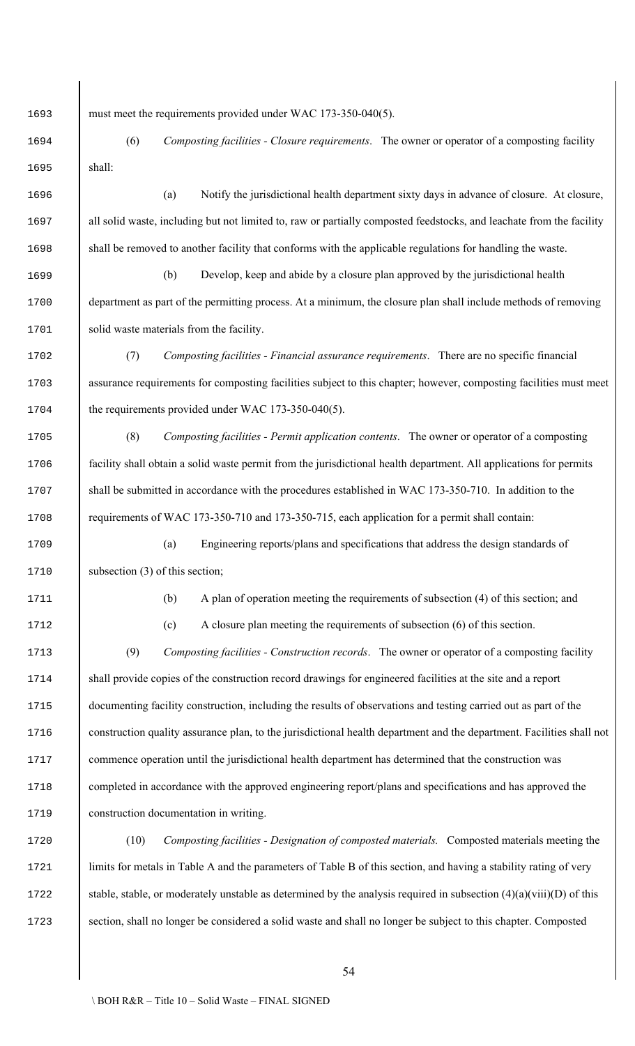must meet the requirements provided under WAC 173-350-040(5).

(6) *Composting facilities - Closure requirements*. The owner or operator of a composting facility shall:

(a) Notify the jurisdictional health department sixty days in advance of closure. At closure, all solid waste, including but not limited to, raw or partially composted feedstocks, and leachate from the facility shall be removed to another facility that conforms with the applicable regulations for handling the waste.

(b) Develop, keep and abide by a closure plan approved by the jurisdictional health department as part of the permitting process. At a minimum, the closure plan shall include methods of removing solid waste materials from the facility.

(7) *Composting facilities - Financial assurance requirements*. There are no specific financial assurance requirements for composting facilities subject to this chapter; however, composting facilities must meet the requirements provided under WAC 173-350-040(5).

(8) *Composting facilities - Permit application contents*. The owner or operator of a composting facility shall obtain a solid waste permit from the jurisdictional health department. All applications for permits shall be submitted in accordance with the procedures established in WAC 173-350-710. In addition to the requirements of WAC 173-350-710 and 173-350-715, each application for a permit shall contain:

(a) Engineering reports/plans and specifications that address the design standards of subsection (3) of this section;

(b) A plan of operation meeting the requirements of subsection (4) of this section; and

(c) A closure plan meeting the requirements of subsection (6) of this section.

(9) *Composting facilities - Construction records*. The owner or operator of a composting facility shall provide copies of the construction record drawings for engineered facilities at the site and a report documenting facility construction, including the results of observations and testing carried out as part of the construction quality assurance plan, to the jurisdictional health department and the department. Facilities shall not commence operation until the jurisdictional health department has determined that the construction was completed in accordance with the approved engineering report/plans and specifications and has approved the construction documentation in writing.

(10) *Composting facilities - Designation of composted materials.* Composted materials meeting the limits for metals in Table A and the parameters of Table B of this section, and having a stability rating of very stable, stable, or moderately unstable as determined by the analysis required in subsection (4)(a)(viii)(D) of this section, shall no longer be considered a solid waste and shall no longer be subject to this chapter. Composted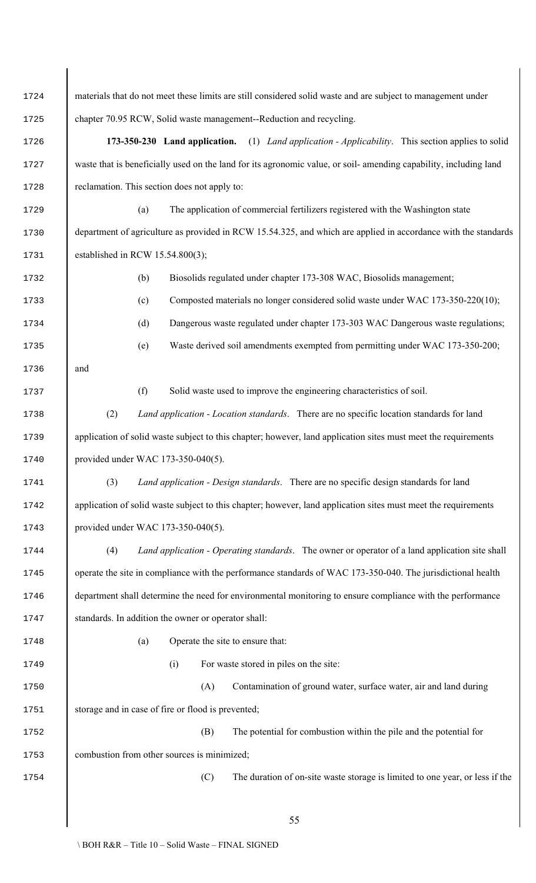materials that do not meet these limits are still considered solid waste and are subject to management under chapter 70.95 RCW, Solid waste management--Reduction and recycling.

**173-350-230 Land application.** (1) *Land application - Applicability*. This section applies to solid waste that is beneficially used on the land for its agronomic value, or soil- amending capability, including land reclamation. This section does not apply to:

(a) The application of commercial fertilizers registered with the Washington state department of agriculture as provided in RCW 15.54.325, and which are applied in accordance with the standards established in RCW 15.54.800(3);

(b) Biosolids regulated under chapter 173-308 WAC, Biosolids management;

(c) Composted materials no longer considered solid waste under WAC 173-350-220(10);

(d) Dangerous waste regulated under chapter 173-303 WAC Dangerous waste regulations;

(e) Waste derived soil amendments exempted from permitting under WAC 173-350-200; and

(f) Solid waste used to improve the engineering characteristics of soil.

(2) *Land application - Location standards*. There are no specific location standards for land application of solid waste subject to this chapter; however, land application sites must meet the requirements provided under WAC 173-350-040(5).

(3) *Land application - Design standards*. There are no specific design standards for land application of solid waste subject to this chapter; however, land application sites must meet the requirements provided under WAC 173-350-040(5).

(4) *Land application - Operating standards*. The owner or operator of a land application site shall operate the site in compliance with the performance standards of WAC 173-350-040. The jurisdictional health department shall determine the need for environmental monitoring to ensure compliance with the performance standards. In addition the owner or operator shall:

(a) Operate the site to ensure that:

(i) For waste stored in piles on the site:

(A) Contamination of ground water, surface water, air and land during storage and in case of fire or flood is prevented;

(B) The potential for combustion within the pile and the potential for combustion from other sources is minimized;

(C) The duration of on-site waste storage is limited to one year, or less if the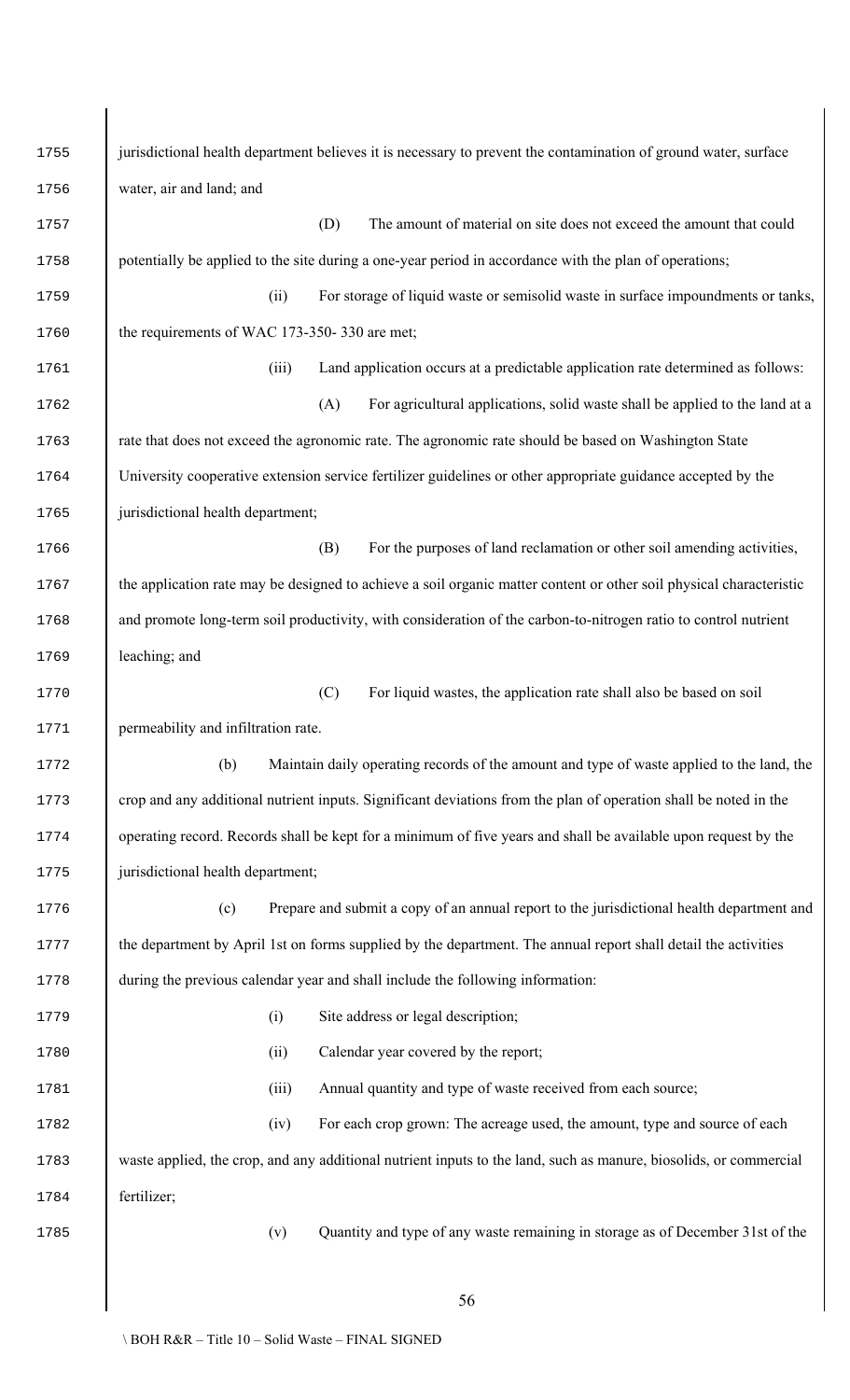jurisdictional health department believes it is necessary to prevent the contamination of ground water, surface water, air and land; and

(D) The amount of material on site does not exceed the amount that could potentially be applied to the site during a one-year period in accordance with the plan of operations;

(ii) For storage of liquid waste or semisolid waste in surface impoundments or tanks, the requirements of WAC 173-350- 330 are met;

(iii) Land application occurs at a predictable application rate determined as follows:

(A) For agricultural applications, solid waste shall be applied to the land at a rate that does not exceed the agronomic rate. The agronomic rate should be based on Washington State University cooperative extension service fertilizer guidelines or other appropriate guidance accepted by the jurisdictional health department;

(B) For the purposes of land reclamation or other soil amending activities, the application rate may be designed to achieve a soil organic matter content or other soil physical characteristic and promote long-term soil productivity, with consideration of the carbon-to-nitrogen ratio to control nutrient leaching; and

(C) For liquid wastes, the application rate shall also be based on soil permeability and infiltration rate.

(b) Maintain daily operating records of the amount and type of waste applied to the land, the crop and any additional nutrient inputs. Significant deviations from the plan of operation shall be noted in the operating record. Records shall be kept for a minimum of five years and shall be available upon request by the jurisdictional health department;

(c) Prepare and submit a copy of an annual report to the jurisdictional health department and the department by April 1st on forms supplied by the department. The annual report shall detail the activities during the previous calendar year and shall include the following information:

(i) Site address or legal description;

(ii) Calendar year covered by the report;

(iii) Annual quantity and type of waste received from each source;

(iv) For each crop grown: The acreage used, the amount, type and source of each waste applied, the crop, and any additional nutrient inputs to the land, such as manure, biosolids, or commercial fertilizer;

(v) Quantity and type of any waste remaining in storage as of December 31st of the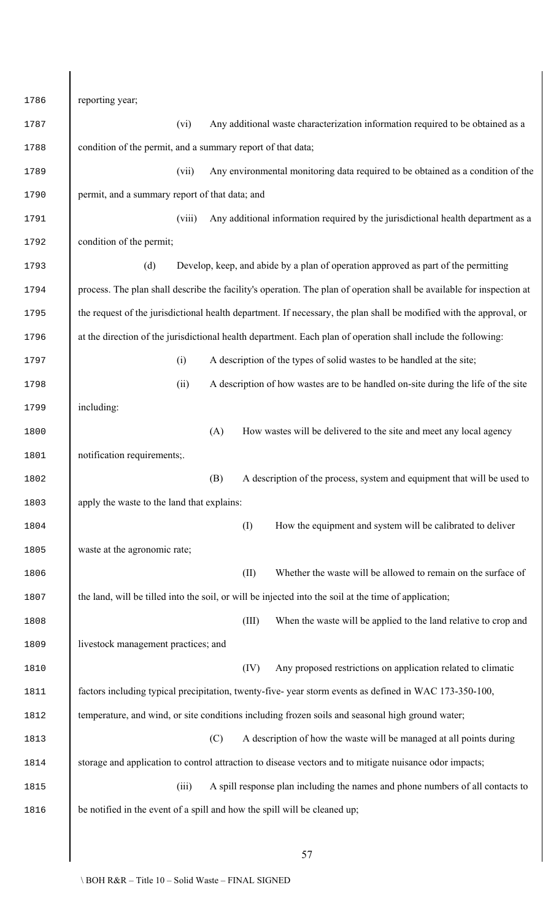reporting year;

(vi) Any additional waste characterization information required to be obtained as a condition of the permit, and a summary report of that data;

(vii) Any environmental monitoring data required to be obtained as a condition of the permit, and a summary report of that data; and

(viii) Any additional information required by the jurisdictional health department as a condition of the permit;

(d) Develop, keep, and abide by a plan of operation approved as part of the permitting process. The plan shall describe the facility's operation. The plan of operation shall be available for inspection at the request of the jurisdictional health department. If necessary, the plan shall be modified with the approval, or at the direction of the jurisdictional health department. Each plan of operation shall include the following:

(i) A description of the types of solid wastes to be handled at the site;

(ii) A description of how wastes are to be handled on-site during the life of the site including:

(A) How wastes will be delivered to the site and meet any local agency notification requirements;.

(B) A description of the process, system and equipment that will be used to apply the waste to the land that explains:

(I) How the equipment and system will be calibrated to deliver waste at the agronomic rate;

(II) Whether the waste will be allowed to remain on the surface of the land, will be tilled into the soil, or will be injected into the soil at the time of application;

(III) When the waste will be applied to the land relative to crop and livestock management practices; and

(IV) Any proposed restrictions on application related to climatic factors including typical precipitation, twenty-five- year storm events as defined in WAC 173-350-100, temperature, and wind, or site conditions including frozen soils and seasonal high ground water;

(C) A description of how the waste will be managed at all points during storage and application to control attraction to disease vectors and to mitigate nuisance odor impacts;

(iii) A spill response plan including the names and phone numbers of all contacts to be notified in the event of a spill and how the spill will be cleaned up;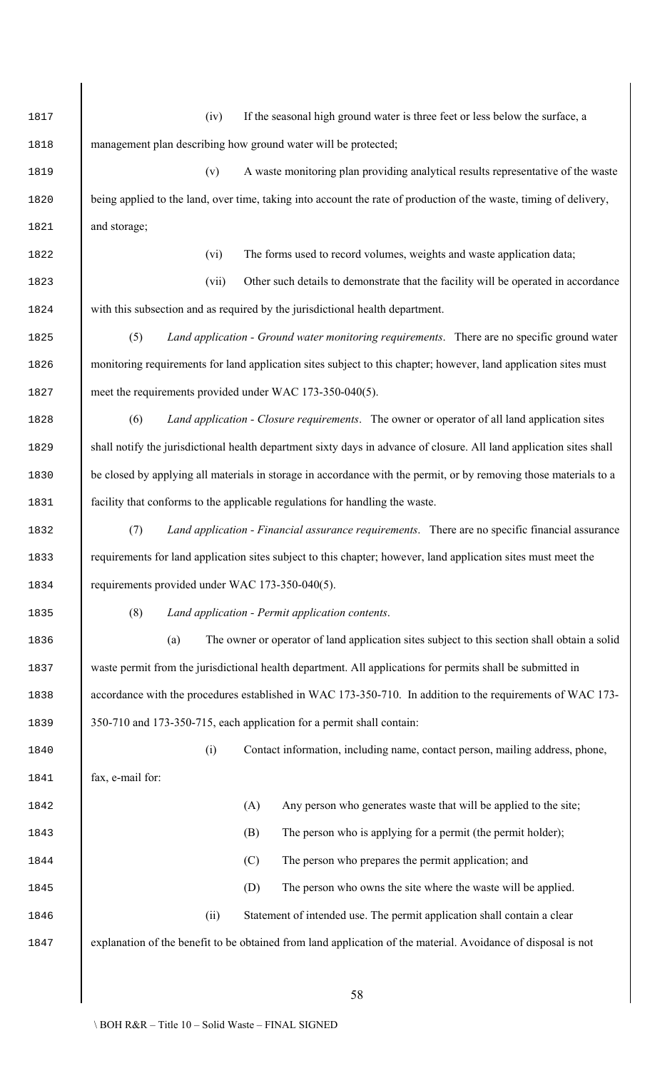(iv) If the seasonal high ground water is three feet or less below the surface, a management plan describing how ground water will be protected;

(v) A waste monitoring plan providing analytical results representative of the waste being applied to the land, over time, taking into account the rate of production of the waste, timing of delivery, and storage;

(vi) The forms used to record volumes, weights and waste application data;

(vii) Other such details to demonstrate that the facility will be operated in accordance with this subsection and as required by the jurisdictional health department.

(5) *Land application - Ground water monitoring requirements*. There are no specific ground water monitoring requirements for land application sites subject to this chapter; however, land application sites must meet the requirements provided under WAC 173-350-040(5).

(6) *Land application - Closure requirements*. The owner or operator of all land application sites shall notify the jurisdictional health department sixty days in advance of closure. All land application sites shall be closed by applying all materials in storage in accordance with the permit, or by removing those materials to a facility that conforms to the applicable regulations for handling the waste.

(7) *Land application - Financial assurance requirements*. There are no specific financial assurance requirements for land application sites subject to this chapter; however, land application sites must meet the requirements provided under WAC 173-350-040(5).

(8) *Land application - Permit application contents*.

(a) The owner or operator of land application sites subject to this section shall obtain a solid waste permit from the jurisdictional health department. All applications for permits shall be submitted in accordance with the procedures established in WAC 173-350-710. In addition to the requirements of WAC 173-350-710 and 173-350-715, each application for a permit shall contain:

(i) Contact information, including name, contact person, mailing address, phone, fax, e-mail for:

(A) Any person who generates waste that will be applied to the site;

(B) The person who is applying for a permit (the permit holder);

(C) The person who prepares the permit application; and

(D) The person who owns the site where the waste will be applied.

(ii) Statement of intended use. The permit application shall contain a clear explanation of the benefit to be obtained from land application of the material. Avoidance of disposal is not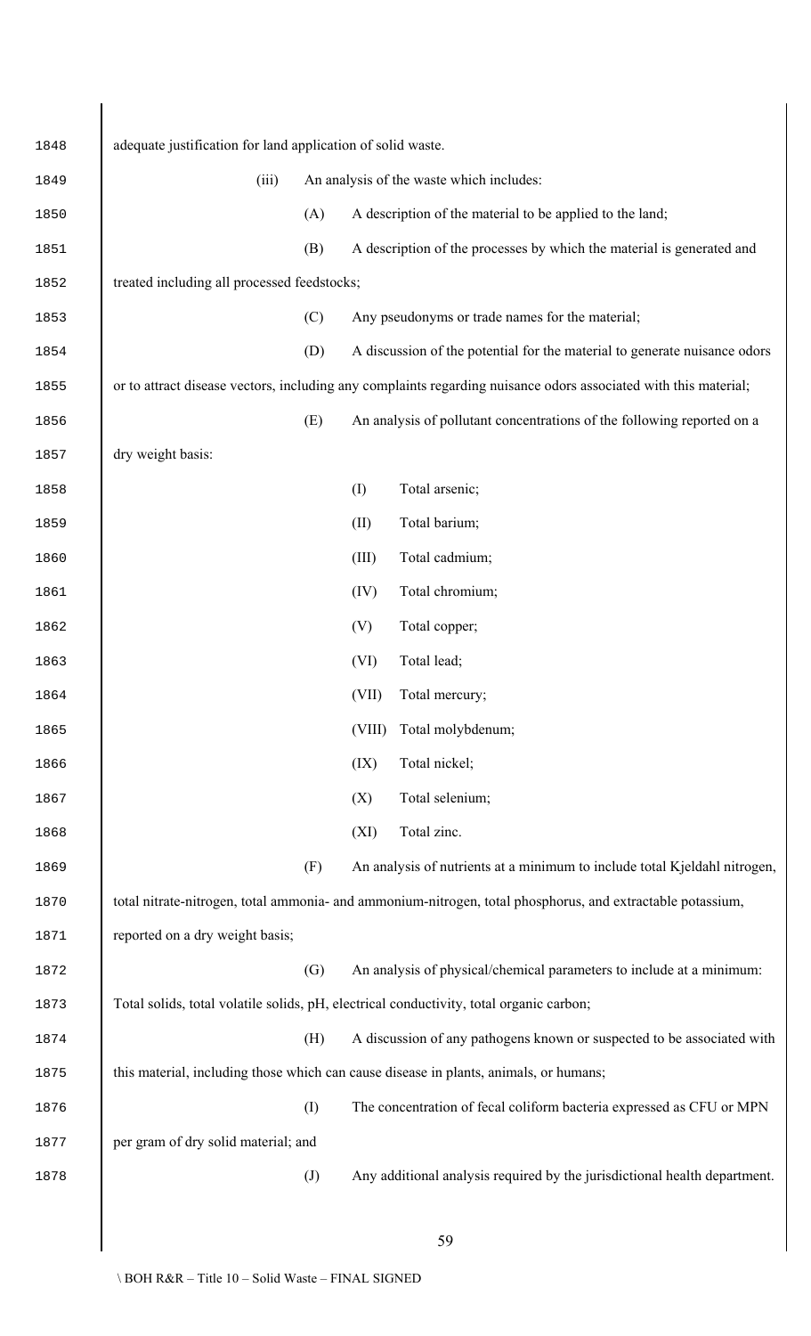adequate justification for land application of solid waste.

(iii) An analysis of the waste which includes:

(A) A description of the material to be applied to the land;

(B) A description of the processes by which the material is generated and treated including all processed feedstocks;

(C) Any pseudonyms or trade names for the material;

(D) A discussion of the potential for the material to generate nuisance odors or to attract disease vectors, including any complaints regarding nuisance odors associated with this material;

(E) An analysis of pollutant concentrations of the following reported on a dry weight basis:

(I) Total arsenic;

(II) Total barium;

(III) Total cadmium;

(IV) Total chromium;

(V) Total copper;

(VI) Total lead;

(VII) Total mercury;

(VIII) Total molybdenum;

(IX) Total nickel;

(X) Total selenium;

(XI) Total zinc.

(F) An analysis of nutrients at a minimum to include total Kjeldahl nitrogen, total nitrate-nitrogen, total ammonia- and ammonium-nitrogen, total phosphorus, and extractable potassium, reported on a dry weight basis;

(G) An analysis of physical/chemical parameters to include at a minimum: Total solids, total volatile solids, pH, electrical conductivity, total organic carbon;

(H) A discussion of any pathogens known or suspected to be associated with this material, including those which can cause disease in plants, animals, or humans;

(I) The concentration of fecal coliform bacteria expressed as CFU or MPN per gram of dry solid material; and

(J) Any additional analysis required by the jurisdictional health department.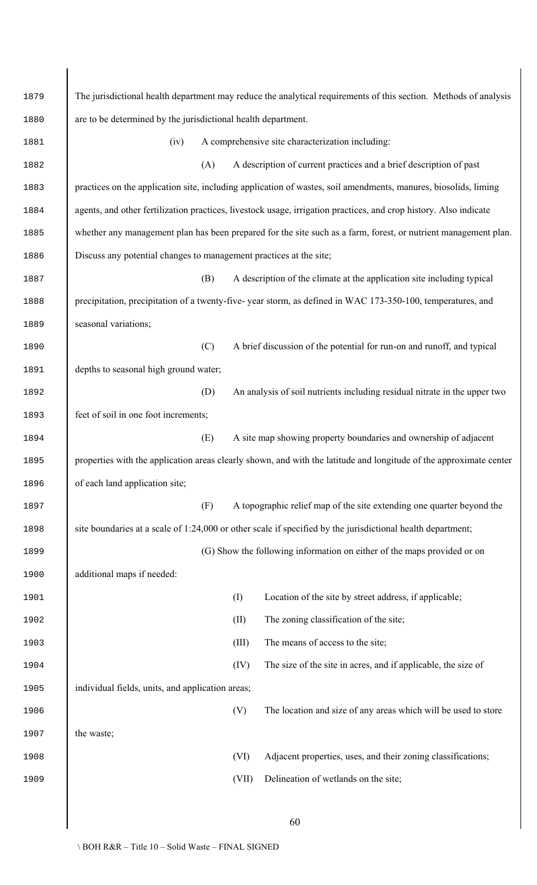The jurisdictional health department may reduce the analytical requirements of this section. Methods of analysis are to be determined by the jurisdictional health department.

(iv) A comprehensive site characterization including:

(A) A description of current practices and a brief description of past practices on the application site, including application of wastes, soil amendments, manures, biosolids, liming agents, and other fertilization practices, livestock usage, irrigation practices, and crop history. Also indicate whether any management plan has been prepared for the site such as a farm, forest, or nutrient management plan. Discuss any potential changes to management practices at the site;

(B) A description of the climate at the application site including typical precipitation, precipitation of a twenty-five- year storm, as defined in WAC 173-350-100, temperatures, and seasonal variations;

(C) A brief discussion of the potential for run-on and runoff, and typical depths to seasonal high ground water;

(D) An analysis of soil nutrients including residual nitrate in the upper two feet of soil in one foot increments;

(E) A site map showing property boundaries and ownership of adjacent properties with the application areas clearly shown, and with the latitude and longitude of the approximate center of each land application site;

(F) A topographic relief map of the site extending one quarter beyond the site boundaries at a scale of 1:24,000 or other scale if specified by the jurisdictional health department;

(G) Show the following information on either of the maps provided or on additional maps if needed:

(I) Location of the site by street address, if applicable;

(II) The zoning classification of the site;

(III) The means of access to the site;

(IV) The size of the site in acres, and if applicable, the size of individual fields, units, and application areas;

(V) The location and size of any areas which will be used to store the waste;

(VI) Adjacent properties, uses, and their zoning classifications;

(VII) Delineation of wetlands on the site;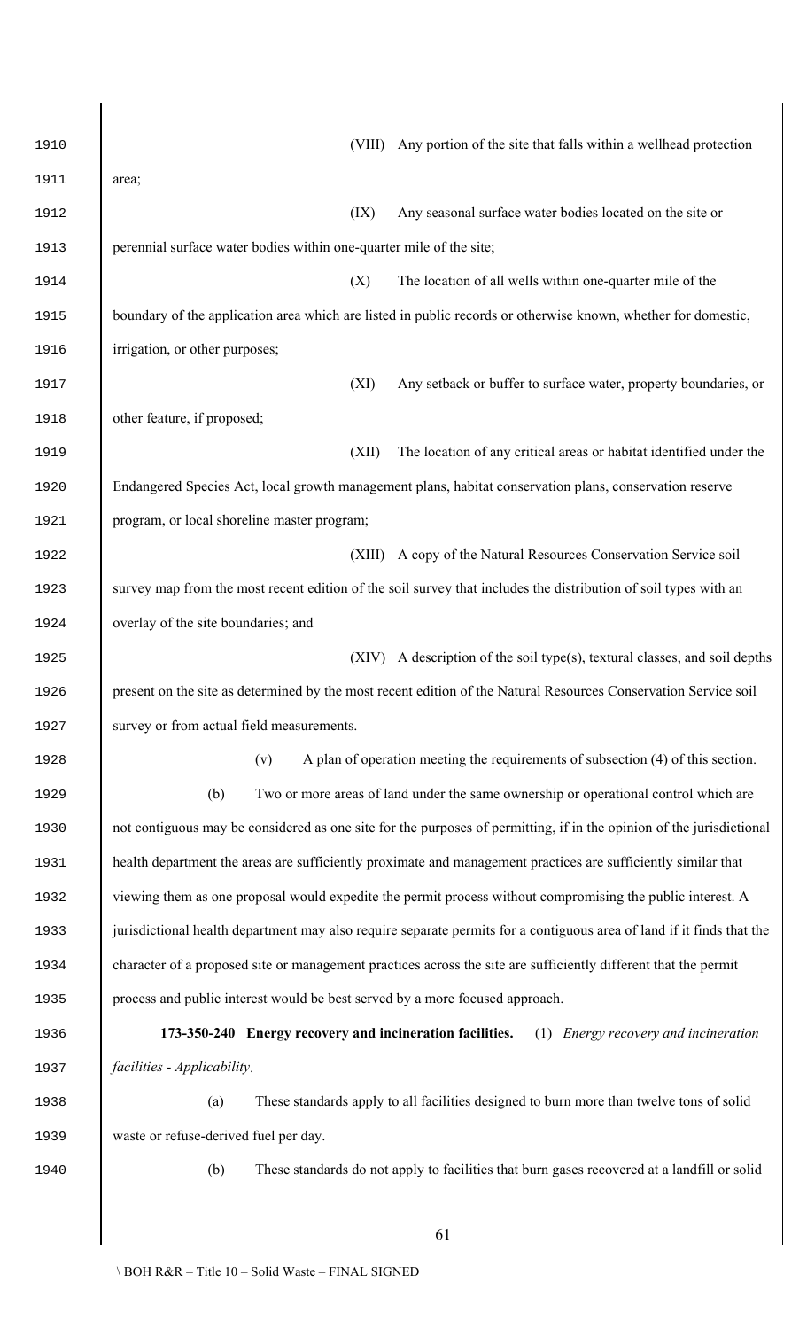(VIII) Any portion of the site that falls within a wellhead protection area;

(IX) Any seasonal surface water bodies located on the site or perennial surface water bodies within one-quarter mile of the site;

(X) The location of all wells within one-quarter mile of the boundary of the application area which are listed in public records or otherwise known, whether for domestic, irrigation, or other purposes;

(XI) Any setback or buffer to surface water, property boundaries, or other feature, if proposed;

(XII) The location of any critical areas or habitat identified under the Endangered Species Act, local growth management plans, habitat conservation plans, conservation reserve program, or local shoreline master program;

(XIII) A copy of the Natural Resources Conservation Service soil survey map from the most recent edition of the soil survey that includes the distribution of soil types with an overlay of the site boundaries; and

(XIV) A description of the soil type(s), textural classes, and soil depths present on the site as determined by the most recent edition of the Natural Resources Conservation Service soil survey or from actual field measurements.

(v) A plan of operation meeting the requirements of subsection (4) of this section.

(b) Two or more areas of land under the same ownership or operational control which are not contiguous may be considered as one site for the purposes of permitting, if in the opinion of the jurisdictional health department the areas are sufficiently proximate and management practices are sufficiently similar that viewing them as one proposal would expedite the permit process without compromising the public interest. A jurisdictional health department may also require separate permits for a contiguous area of land if it finds that the character of a proposed site or management practices across the site are sufficiently different that the permit process and public interest would be best served by a more focused approach.

**173-350-240 Energy recovery and incineration facilities.** (1) *Energy recovery and incineration facilities - Applicability*.

(a) These standards apply to all facilities designed to burn more than twelve tons of solid waste or refuse-derived fuel per day.

(b) These standards do not apply to facilities that burn gases recovered at a landfill or solid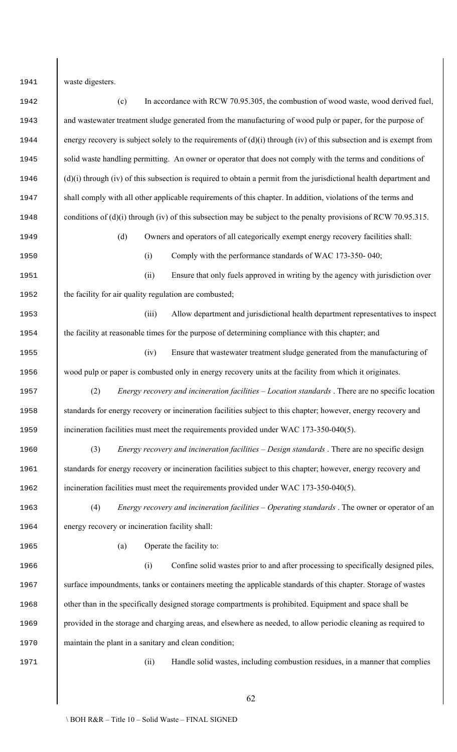waste digesters.

(c) In accordance with RCW 70.95.305, the combustion of wood waste, wood derived fuel, and wastewater treatment sludge generated from the manufacturing of wood pulp or paper, for the purpose of energy recovery is subject solely to the requirements of (d)(i) through (iv) of this subsection and is exempt from solid waste handling permitting. An owner or operator that does not comply with the terms and conditions of (d)(i) through (iv) of this subsection is required to obtain a permit from the jurisdictional health department and shall comply with all other applicable requirements of this chapter. In addition, violations of the terms and conditions of (d)(i) through (iv) of this subsection may be subject to the penalty provisions of RCW 70.95.315.

(d) Owners and operators of all categorically exempt energy recovery facilities shall:

(i) Comply with the performance standards of WAC 173-350- 040;

(ii) Ensure that only fuels approved in writing by the agency with jurisdiction over the facility for air quality regulation are combusted;

(iii) Allow department and jurisdictional health department representatives to inspect the facility at reasonable times for the purpose of determining compliance with this chapter; and

(iv) Ensure that wastewater treatment sludge generated from the manufacturing of wood pulp or paper is combusted only in energy recovery units at the facility from which it originates.

(2) *Energy recovery and incineration facilities – Location standards* . There are no specific location standards for energy recovery or incineration facilities subject to this chapter; however, energy recovery and incineration facilities must meet the requirements provided under WAC 173-350-040(5).

(3) *Energy recovery and incineration facilities – Design standards* . There are no specific design standards for energy recovery or incineration facilities subject to this chapter; however, energy recovery and incineration facilities must meet the requirements provided under WAC 173-350-040(5).

(4) *Energy recovery and incineration facilities – Operating standards* . The owner or operator of an energy recovery or incineration facility shall:

(a) Operate the facility to:

(i) Confine solid wastes prior to and after processing to specifically designed piles, surface impoundments, tanks or containers meeting the applicable standards of this chapter. Storage of wastes other than in the specifically designed storage compartments is prohibited. Equipment and space shall be provided in the storage and charging areas, and elsewhere as needed, to allow periodic cleaning as required to maintain the plant in a sanitary and clean condition;

(ii) Handle solid wastes, including combustion residues, in a manner that complies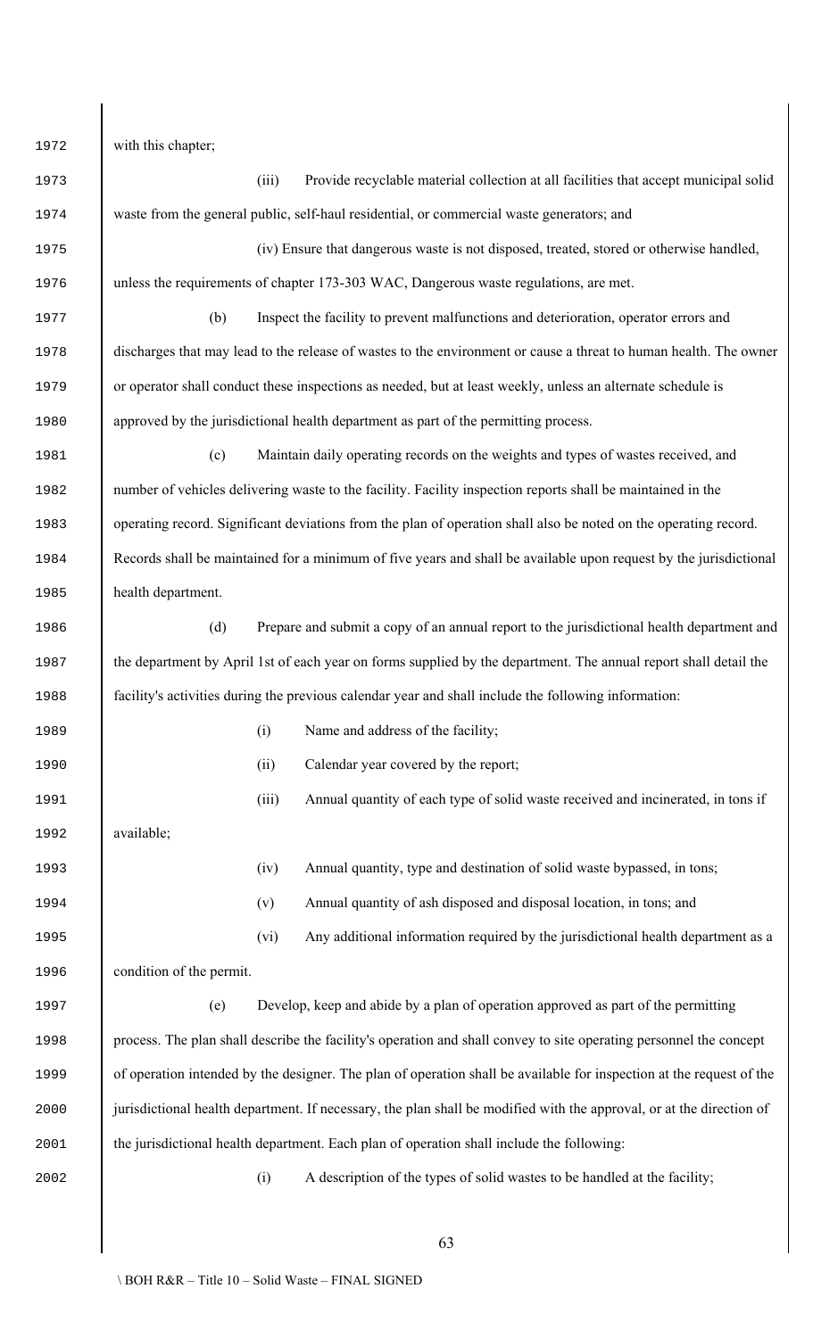with this chapter;

(iii) Provide recyclable material collection at all facilities that accept municipal solid waste from the general public, self-haul residential, or commercial waste generators; and

(iv) Ensure that dangerous waste is not disposed, treated, stored or otherwise handled, unless the requirements of chapter 173-303 WAC, Dangerous waste regulations, are met.

(b) Inspect the facility to prevent malfunctions and deterioration, operator errors and discharges that may lead to the release of wastes to the environment or cause a threat to human health. The owner or operator shall conduct these inspections as needed, but at least weekly, unless an alternate schedule is approved by the jurisdictional health department as part of the permitting process.

(c) Maintain daily operating records on the weights and types of wastes received, and number of vehicles delivering waste to the facility. Facility inspection reports shall be maintained in the operating record. Significant deviations from the plan of operation shall also be noted on the operating record. Records shall be maintained for a minimum of five years and shall be available upon request by the jurisdictional health department.

(d) Prepare and submit a copy of an annual report to the jurisdictional health department and the department by April 1st of each year on forms supplied by the department. The annual report shall detail the facility's activities during the previous calendar year and shall include the following information:

(i) Name and address of the facility;

(ii) Calendar year covered by the report;

(iii) Annual quantity of each type of solid waste received and incinerated, in tons if available;

(iv) Annual quantity, type and destination of solid waste bypassed, in tons;

(v) Annual quantity of ash disposed and disposal location, in tons; and

(vi) Any additional information required by the jurisdictional health department as a condition of the permit.

(e) Develop, keep and abide by a plan of operation approved as part of the permitting process. The plan shall describe the facility's operation and shall convey to site operating personnel the concept of operation intended by the designer. The plan of operation shall be available for inspection at the request of the jurisdictional health department. If necessary, the plan shall be modified with the approval, or at the direction of the jurisdictional health department. Each plan of operation shall include the following:

(i) A description of the types of solid wastes to be handled at the facility;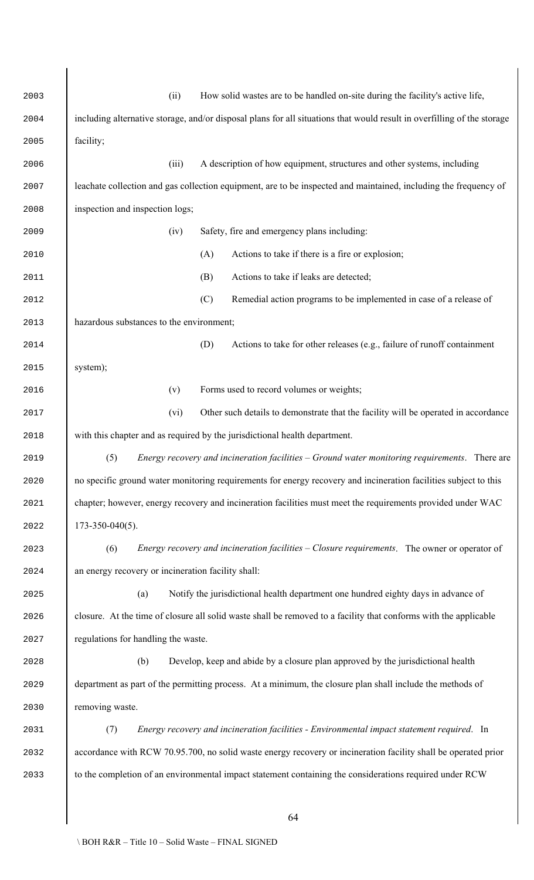(ii) How solid wastes are to be handled on-site during the facility's active life, including alternative storage, and/or disposal plans for all situations that would result in overfilling of the storage facility;

(iii) A description of how equipment, structures and other systems, including leachate collection and gas collection equipment, are to be inspected and maintained, including the frequency of inspection and inspection logs;

(iv) Safety, fire and emergency plans including:

(A) Actions to take if there is a fire or explosion;

(B) Actions to take if leaks are detected;

(C) Remedial action programs to be implemented in case of a release of hazardous substances to the environment;

(D) Actions to take for other releases (e.g., failure of runoff containment system);

(v) Forms used to record volumes or weights;

(vi) Other such details to demonstrate that the facility will be operated in accordance with this chapter and as required by the jurisdictional health department.

(5) *Energy recovery and incineration facilities – Ground water monitoring requirements*. There are no specific ground water monitoring requirements for energy recovery and incineration facilities subject to this chapter; however, energy recovery and incineration facilities must meet the requirements provided under WAC 173-350-040(5).

(6) *Energy recovery and incineration facilities – Closure requirements*. The owner or operator of an energy recovery or incineration facility shall:

(a) Notify the jurisdictional health department one hundred eighty days in advance of closure. At the time of closure all solid waste shall be removed to a facility that conforms with the applicable regulations for handling the waste.

(b) Develop, keep and abide by a closure plan approved by the jurisdictional health department as part of the permitting process. At a minimum, the closure plan shall include the methods of removing waste.

(7) *Energy recovery and incineration facilities - Environmental impact statement required*. In accordance with RCW 70.95.700, no solid waste energy recovery or incineration facility shall be operated prior to the completion of an environmental impact statement containing the considerations required under RCW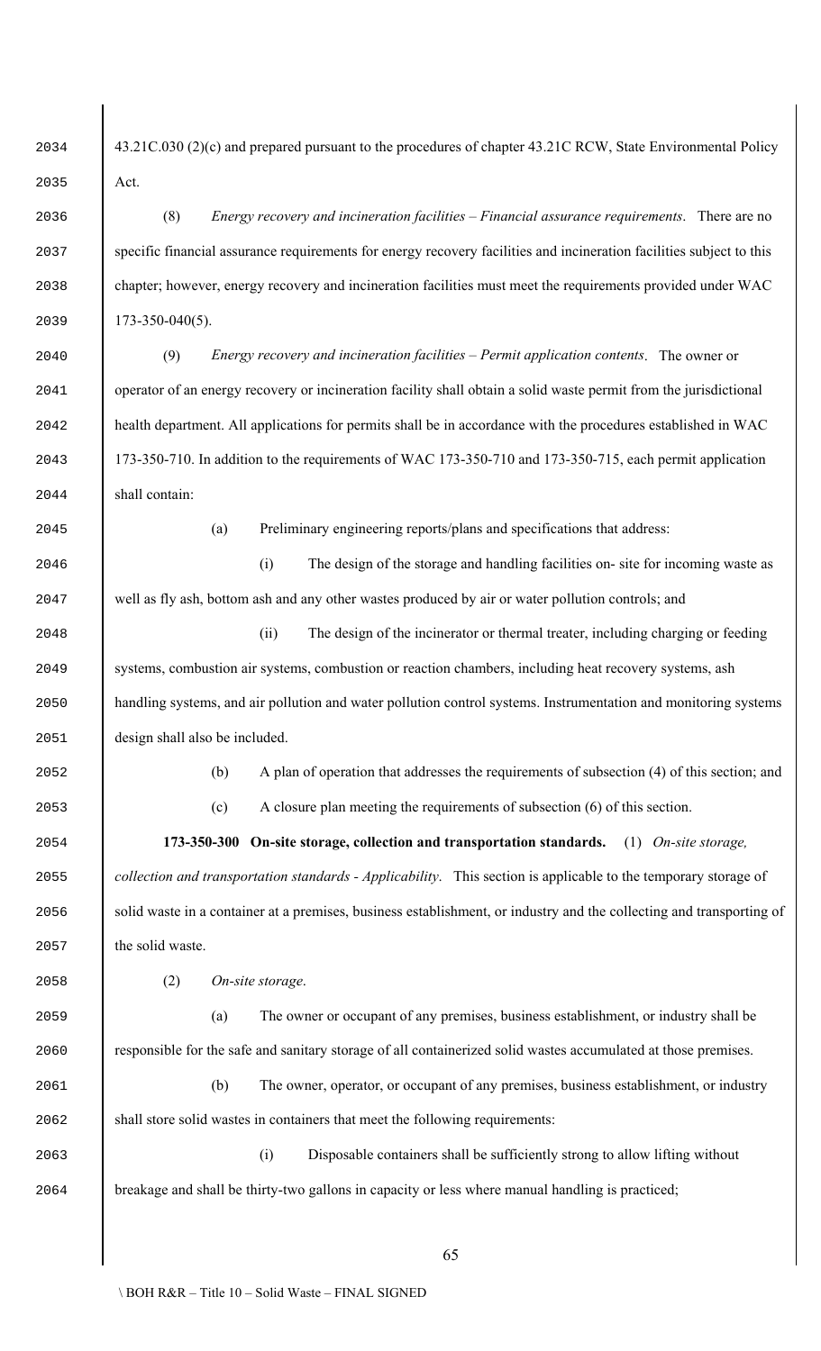43.21C.030 (2)(c) and prepared pursuant to the procedures of chapter 43.21C RCW, State Environmental Policy Act.

(8) *Energy recovery and incineration facilities – Financial assurance requirements*. There are no specific financial assurance requirements for energy recovery facilities and incineration facilities subject to this chapter; however, energy recovery and incineration facilities must meet the requirements provided under WAC 173-350-040(5).

(9) *Energy recovery and incineration facilities – Permit application contents*. The owner or operator of an energy recovery or incineration facility shall obtain a solid waste permit from the jurisdictional health department. All applications for permits shall be in accordance with the procedures established in WAC 173-350-710. In addition to the requirements of WAC 173-350-710 and 173-350-715, each permit application shall contain:

(a) Preliminary engineering reports/plans and specifications that address:

(i) The design of the storage and handling facilities on- site for incoming waste as well as fly ash, bottom ash and any other wastes produced by air or water pollution controls; and

(ii) The design of the incinerator or thermal treater, including charging or feeding systems, combustion air systems, combustion or reaction chambers, including heat recovery systems, ash handling systems, and air pollution and water pollution control systems. Instrumentation and monitoring systems design shall also be included.

(b) A plan of operation that addresses the requirements of subsection (4) of this section; and

(c) A closure plan meeting the requirements of subsection (6) of this section.

**173-350-300 On-site storage, collection and transportation standards.** (1) *On-site storage, collection and transportation standards - Applicability*. This section is applicable to the temporary storage of solid waste in a container at a premises, business establishment, or industry and the collecting and transporting of the solid waste.

(2) *On-site storage*.

(a) The owner or occupant of any premises, business establishment, or industry shall be responsible for the safe and sanitary storage of all containerized solid wastes accumulated at those premises.

(b) The owner, operator, or occupant of any premises, business establishment, or industry shall store solid wastes in containers that meet the following requirements:

(i) Disposable containers shall be sufficiently strong to allow lifting without breakage and shall be thirty-two gallons in capacity or less where manual handling is practiced;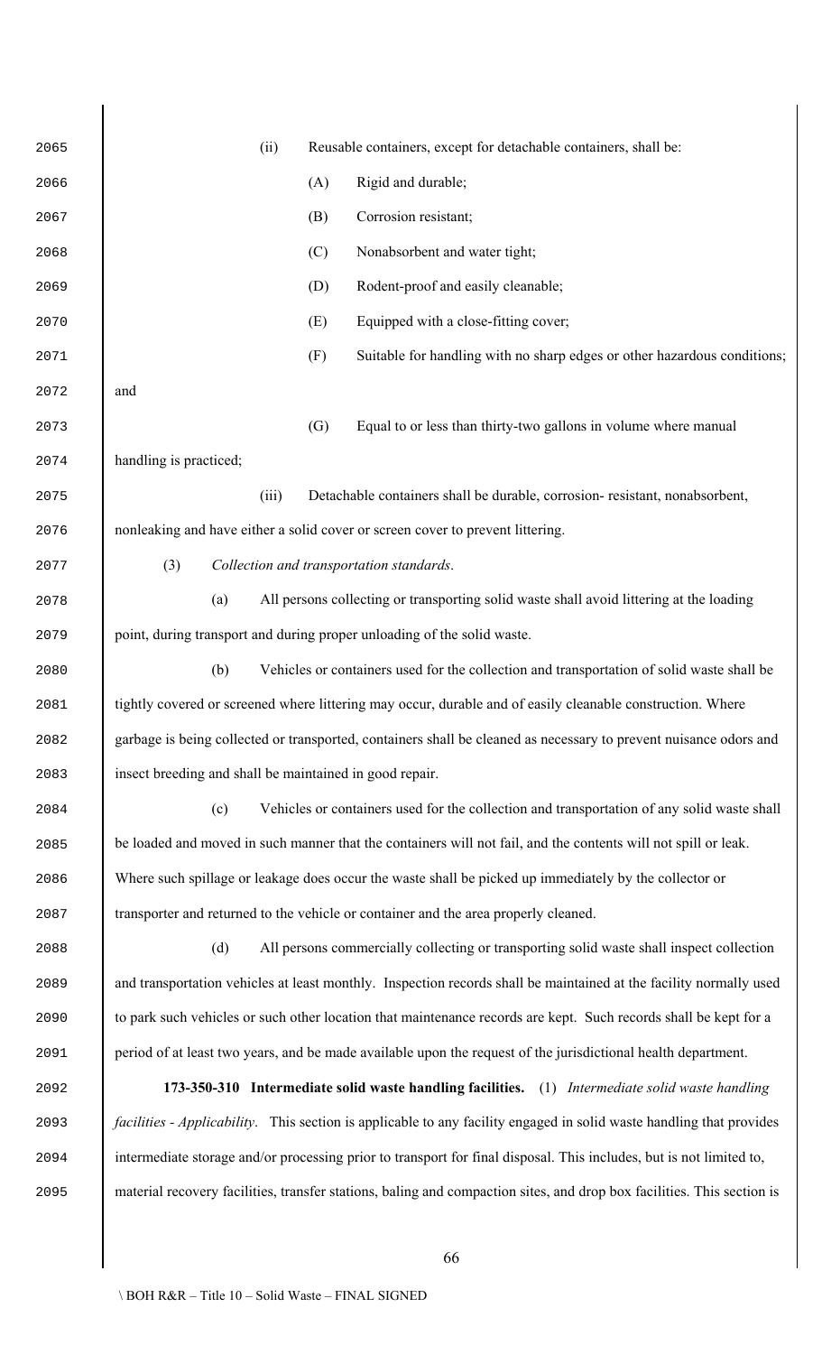(ii) Reusable containers, except for detachable containers, shall be:

(A) Rigid and durable;

(B) Corrosion resistant;

(C) Nonabsorbent and water tight;

(D) Rodent-proof and easily cleanable;

(E) Equipped with a close-fitting cover;

(F) Suitable for handling with no sharp edges or other hazardous conditions; and

(G) Equal to or less than thirty-two gallons in volume where manual handling is practiced;

(iii) Detachable containers shall be durable, corrosion- resistant, nonabsorbent, nonleaking and have either a solid cover or screen cover to prevent littering.

(3) *Collection and transportation standards*.

(a) All persons collecting or transporting solid waste shall avoid littering at the loading point, during transport and during proper unloading of the solid waste.

(b) Vehicles or containers used for the collection and transportation of solid waste shall be tightly covered or screened where littering may occur, durable and of easily cleanable construction. Where garbage is being collected or transported, containers shall be cleaned as necessary to prevent nuisance odors and insect breeding and shall be maintained in good repair.

(c) Vehicles or containers used for the collection and transportation of any solid waste shall be loaded and moved in such manner that the containers will not fail, and the contents will not spill or leak. Where such spillage or leakage does occur the waste shall be picked up immediately by the collector or transporter and returned to the vehicle or container and the area properly cleaned.

(d) All persons commercially collecting or transporting solid waste shall inspect collection and transportation vehicles at least monthly. Inspection records shall be maintained at the facility normally used to park such vehicles or such other location that maintenance records are kept. Such records shall be kept for a period of at least two years, and be made available upon the request of the jurisdictional health department.

**173-350-310 Intermediate solid waste handling facilities.** (1) *Intermediate solid waste handling facilities - Applicability*. This section is applicable to any facility engaged in solid waste handling that provides intermediate storage and/or processing prior to transport for final disposal. This includes, but is not limited to, material recovery facilities, transfer stations, baling and compaction sites, and drop box facilities. This section is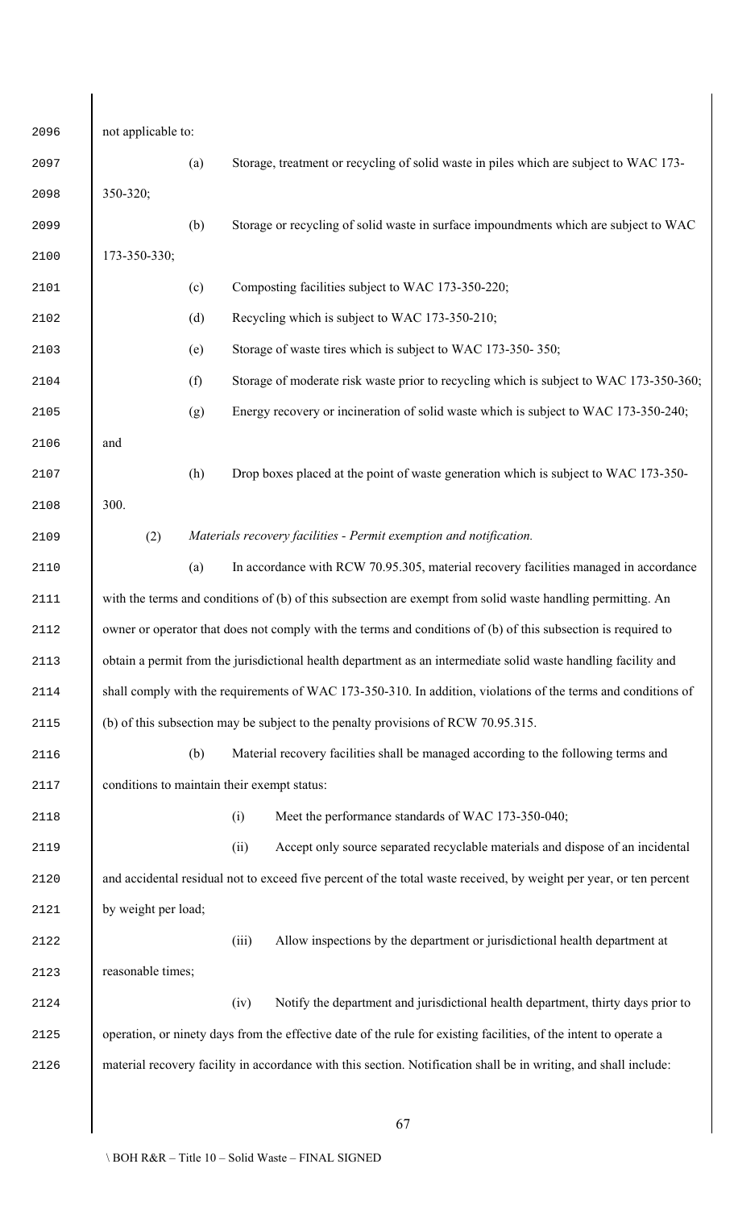not applicable to:

(a) Storage, treatment or recycling of solid waste in piles which are subject to WAC 173-350-320;

(b) Storage or recycling of solid waste in surface impoundments which are subject to WAC 173-350-330;

(c) Composting facilities subject to WAC 173-350-220;

(d) Recycling which is subject to WAC 173-350-210;

(e) Storage of waste tires which is subject to WAC 173-350- 350;

(f) Storage of moderate risk waste prior to recycling which is subject to WAC 173-350-360;

(g) Energy recovery or incineration of solid waste which is subject to WAC 173-350-240; and

(h) Drop boxes placed at the point of waste generation which is subject to WAC 173-350-300.

(2) *Materials recovery facilities - Permit exemption and notification.*

(a) In accordance with RCW 70.95.305, material recovery facilities managed in accordance with the terms and conditions of (b) of this subsection are exempt from solid waste handling permitting. An owner or operator that does not comply with the terms and conditions of (b) of this subsection is required to obtain a permit from the jurisdictional health department as an intermediate solid waste handling facility and shall comply with the requirements of WAC 173-350-310. In addition, violations of the terms and conditions of (b) of this subsection may be subject to the penalty provisions of RCW 70.95.315.

(b) Material recovery facilities shall be managed according to the following terms and conditions to maintain their exempt status:

(i) Meet the performance standards of WAC 173-350-040;

(ii) Accept only source separated recyclable materials and dispose of an incidental and accidental residual not to exceed five percent of the total waste received, by weight per year, or ten percent by weight per load;

(iii) Allow inspections by the department or jurisdictional health department at reasonable times;

(iv) Notify the department and jurisdictional health department, thirty days prior to operation, or ninety days from the effective date of the rule for existing facilities, of the intent to operate a material recovery facility in accordance with this section. Notification shall be in writing, and shall include: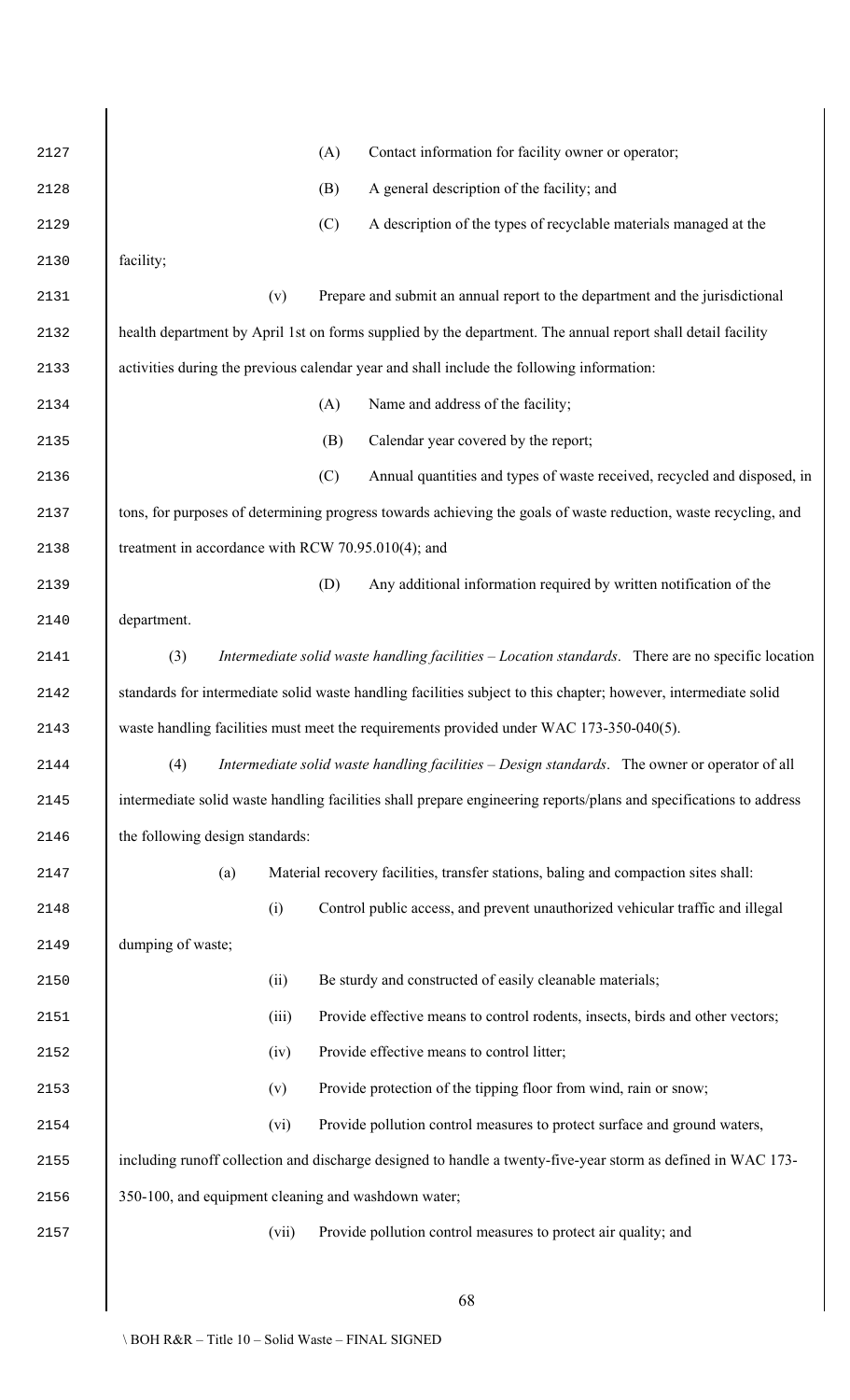(A) Contact information for facility owner or operator;

(B) A general description of the facility; and

(C) A description of the types of recyclable materials managed at the facility;

(v) Prepare and submit an annual report to the department and the jurisdictional health department by April 1st on forms supplied by the department. The annual report shall detail facility activities during the previous calendar year and shall include the following information:

(A) Name and address of the facility;

(B) Calendar year covered by the report;

(C) Annual quantities and types of waste received, recycled and disposed, in tons, for purposes of determining progress towards achieving the goals of waste reduction, waste recycling, and treatment in accordance with RCW 70.95.010(4); and

(D) Any additional information required by written notification of the department.

(3) *Intermediate solid waste handling facilities – Location standards*. There are no specific location standards for intermediate solid waste handling facilities subject to this chapter; however, intermediate solid waste handling facilities must meet the requirements provided under WAC 173-350-040(5).

(4) *Intermediate solid waste handling facilities – Design standards*. The owner or operator of all intermediate solid waste handling facilities shall prepare engineering reports/plans and specifications to address the following design standards:

(a) Material recovery facilities, transfer stations, baling and compaction sites shall:

(i) Control public access, and prevent unauthorized vehicular traffic and illegal dumping of waste;

(ii) Be sturdy and constructed of easily cleanable materials;

(iii) Provide effective means to control rodents, insects, birds and other vectors;

(iv) Provide effective means to control litter;

(v) Provide protection of the tipping floor from wind, rain or snow;

(vi) Provide pollution control measures to protect surface and ground waters, including runoff collection and discharge designed to handle a twenty-five-year storm as defined in WAC 173-350-100, and equipment cleaning and washdown water;

(vii) Provide pollution control measures to protect air quality; and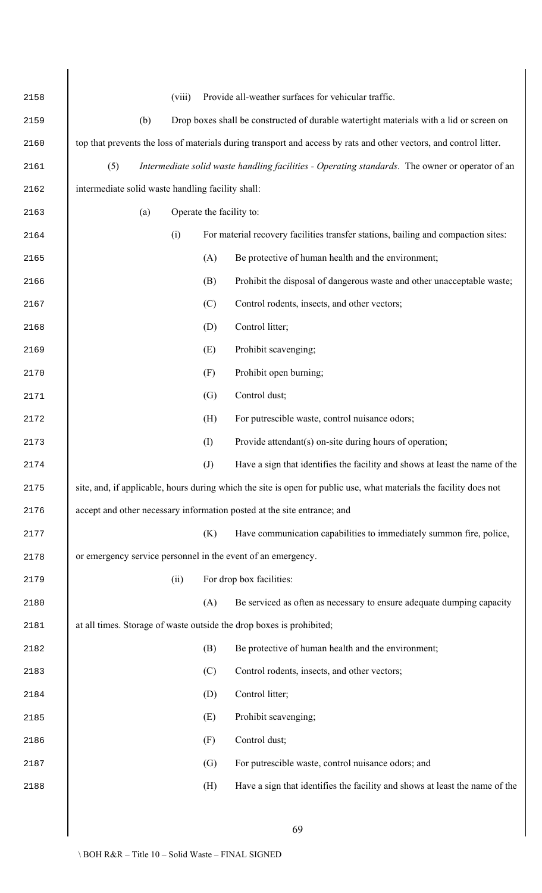(viii) Provide all-weather surfaces for vehicular traffic.

(b) Drop boxes shall be constructed of durable watertight materials with a lid or screen on top that prevents the loss of materials during transport and access by rats and other vectors, and control litter.

(5) *Intermediate solid waste handling facilities - Operating standards*. The owner or operator of an intermediate solid waste handling facility shall:

(a) Operate the facility to:

(i) For material recovery facilities transfer stations, bailing and compaction sites:

(A) Be protective of human health and the environment;

(B) Prohibit the disposal of dangerous waste and other unacceptable waste;

(C) Control rodents, insects, and other vectors;

(D) Control litter;

(E) Prohibit scavenging;

(F) Prohibit open burning;

(G) Control dust;

(H) For putrescible waste, control nuisance odors;

(I) Provide attendant(s) on-site during hours of operation;

(J) Have a sign that identifies the facility and shows at least the name of the site, and, if applicable, hours during which the site is open for public use, what materials the facility does not accept and other necessary information posted at the site entrance; and

(K) Have communication capabilities to immediately summon fire, police, or emergency service personnel in the event of an emergency.

(ii) For drop box facilities:

(A) Be serviced as often as necessary to ensure adequate dumping capacity at all times. Storage of waste outside the drop boxes is prohibited;

(B) Be protective of human health and the environment;

(C) Control rodents, insects, and other vectors;

(D) Control litter;

(E) Prohibit scavenging;

(F) Control dust;

(G) For putrescible waste, control nuisance odors; and

(H) Have a sign that identifies the facility and shows at least the name of the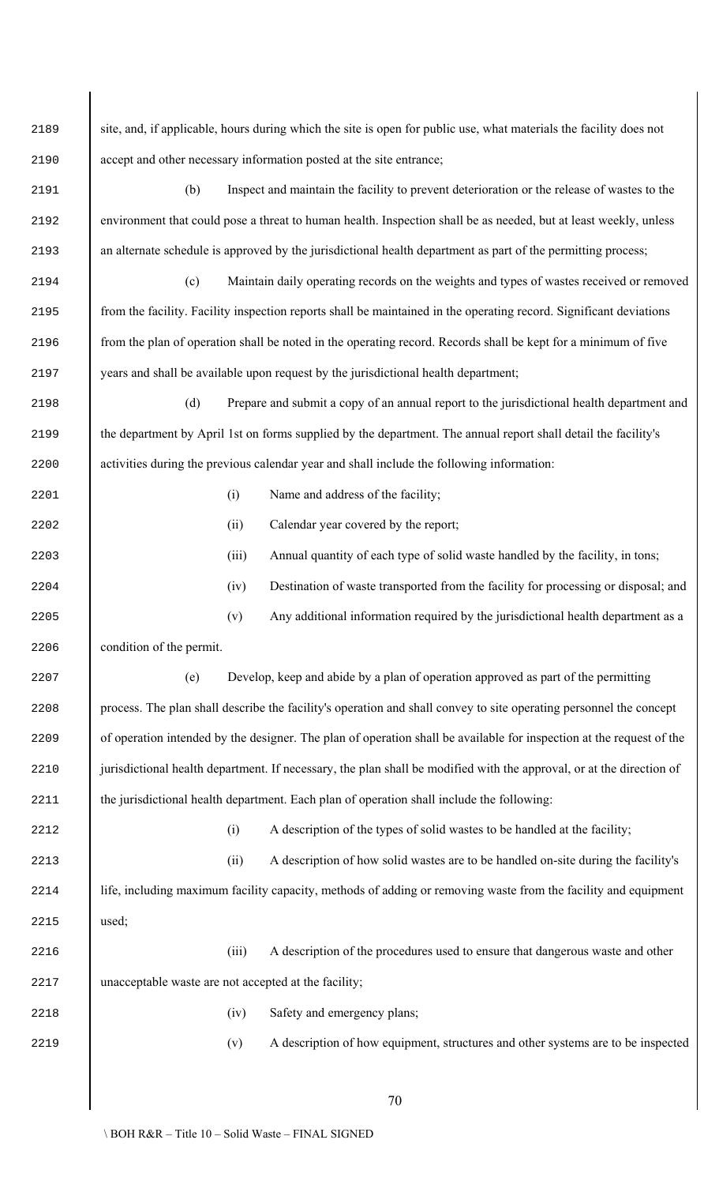site, and, if applicable, hours during which the site is open for public use, what materials the facility does not accept and other necessary information posted at the site entrance;

(b) Inspect and maintain the facility to prevent deterioration or the release of wastes to the environment that could pose a threat to human health. Inspection shall be as needed, but at least weekly, unless an alternate schedule is approved by the jurisdictional health department as part of the permitting process;

(c) Maintain daily operating records on the weights and types of wastes received or removed from the facility. Facility inspection reports shall be maintained in the operating record. Significant deviations from the plan of operation shall be noted in the operating record. Records shall be kept for a minimum of five years and shall be available upon request by the jurisdictional health department;

(d) Prepare and submit a copy of an annual report to the jurisdictional health department and the department by April 1st on forms supplied by the department. The annual report shall detail the facility's activities during the previous calendar year and shall include the following information:

(i) Name and address of the facility;

(ii) Calendar year covered by the report;

(iii) Annual quantity of each type of solid waste handled by the facility, in tons;

(iv) Destination of waste transported from the facility for processing or disposal; and

(v) Any additional information required by the jurisdictional health department as a condition of the permit.

(e) Develop, keep and abide by a plan of operation approved as part of the permitting process. The plan shall describe the facility's operation and shall convey to site operating personnel the concept of operation intended by the designer. The plan of operation shall be available for inspection at the request of the jurisdictional health department. If necessary, the plan shall be modified with the approval, or at the direction of the jurisdictional health department. Each plan of operation shall include the following:

(i) A description of the types of solid wastes to be handled at the facility;

(ii) A description of how solid wastes are to be handled on-site during the facility's life, including maximum facility capacity, methods of adding or removing waste from the facility and equipment used;

(iii) A description of the procedures used to ensure that dangerous waste and other unacceptable waste are not accepted at the facility;

(iv) Safety and emergency plans;

(v) A description of how equipment, structures and other systems are to be inspected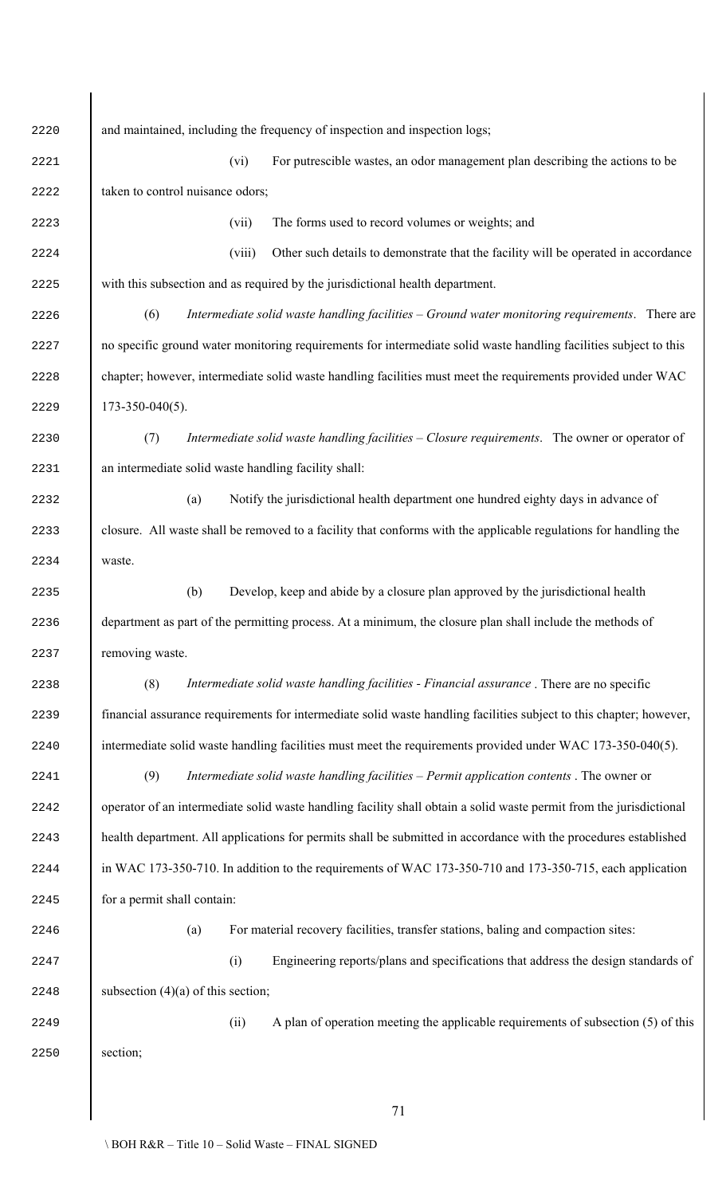and maintained, including the frequency of inspection and inspection logs;

(vi) For putrescible wastes, an odor management plan describing the actions to be taken to control nuisance odors;

(vii) The forms used to record volumes or weights; and

(viii) Other such details to demonstrate that the facility will be operated in accordance with this subsection and as required by the jurisdictional health department.

(6) *Intermediate solid waste handling facilities – Ground water monitoring requirements*. There are no specific ground water monitoring requirements for intermediate solid waste handling facilities subject to this chapter; however, intermediate solid waste handling facilities must meet the requirements provided under WAC 173-350-040(5).

(7) *Intermediate solid waste handling facilities – Closure requirements*. The owner or operator of an intermediate solid waste handling facility shall:

(a) Notify the jurisdictional health department one hundred eighty days in advance of closure. All waste shall be removed to a facility that conforms with the applicable regulations for handling the waste.

(b) Develop, keep and abide by a closure plan approved by the jurisdictional health department as part of the permitting process. At a minimum, the closure plan shall include the methods of removing waste.

(8) *Intermediate solid waste handling facilities - Financial assurance* . There are no specific financial assurance requirements for intermediate solid waste handling facilities subject to this chapter; however, intermediate solid waste handling facilities must meet the requirements provided under WAC 173-350-040(5).

(9) *Intermediate solid waste handling facilities – Permit application contents* . The owner or operator of an intermediate solid waste handling facility shall obtain a solid waste permit from the jurisdictional health department. All applications for permits shall be submitted in accordance with the procedures established in WAC 173-350-710. In addition to the requirements of WAC 173-350-710 and 173-350-715, each application for a permit shall contain:

(a) For material recovery facilities, transfer stations, baling and compaction sites:

(i) Engineering reports/plans and specifications that address the design standards of subsection (4)(a) of this section;

(ii) A plan of operation meeting the applicable requirements of subsection (5) of this section;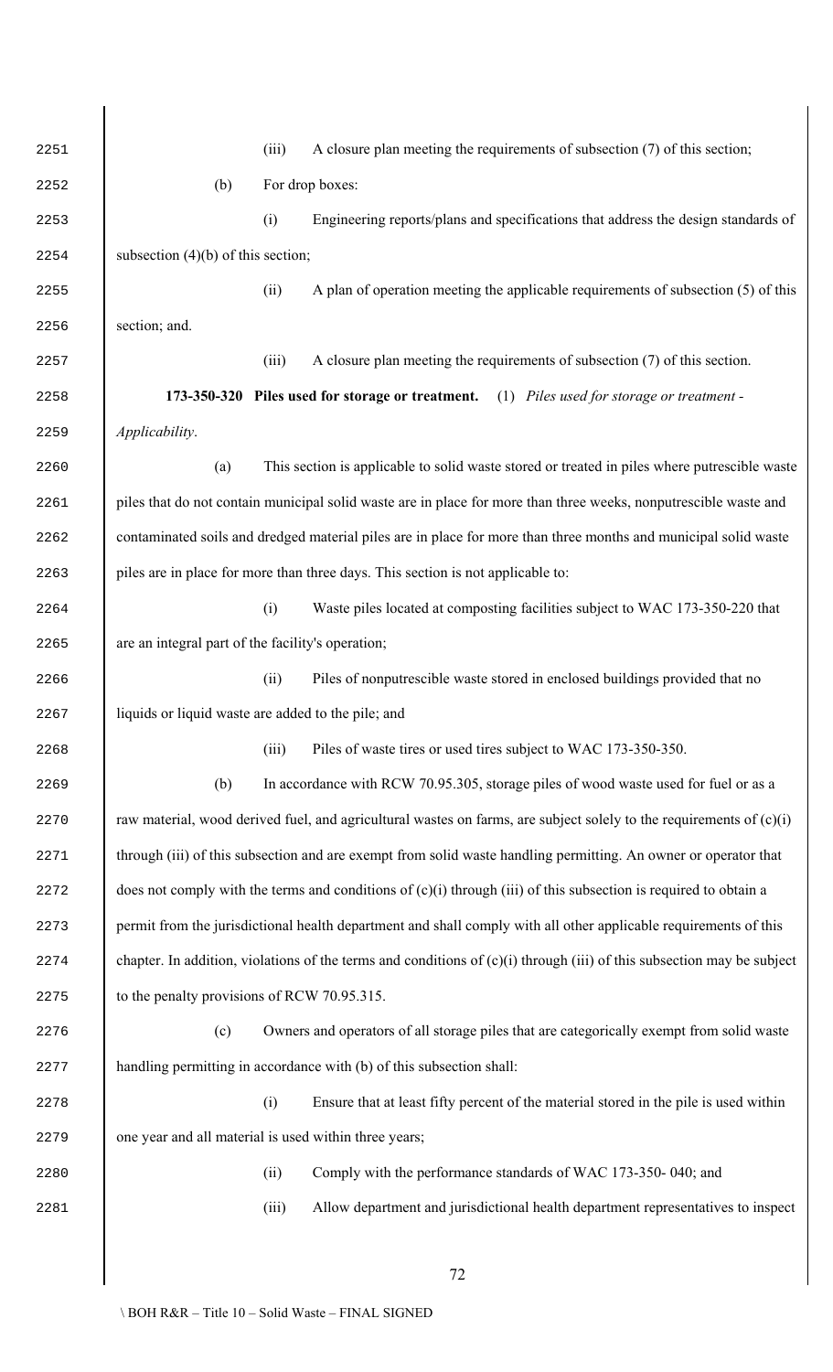(iii) A closure plan meeting the requirements of subsection (7) of this section;

(b) For drop boxes:

(i) Engineering reports/plans and specifications that address the design standards of subsection (4)(b) of this section;

(ii) A plan of operation meeting the applicable requirements of subsection (5) of this section; and.

(iii) A closure plan meeting the requirements of subsection (7) of this section.

**173-350-320 Piles used for storage or treatment.** (1) *Piles used for storage or treatment - Applicability*.

(a) This section is applicable to solid waste stored or treated in piles where putrescible waste piles that do not contain municipal solid waste are in place for more than three weeks, nonputrescible waste and contaminated soils and dredged material piles are in place for more than three months and municipal solid waste piles are in place for more than three days. This section is not applicable to:

(i) Waste piles located at composting facilities subject to WAC 173-350-220 that are an integral part of the facility's operation;

(ii) Piles of nonputrescible waste stored in enclosed buildings provided that no liquids or liquid waste are added to the pile; and

(iii) Piles of waste tires or used tires subject to WAC 173-350-350.

(b) In accordance with RCW 70.95.305, storage piles of wood waste used for fuel or as a raw material, wood derived fuel, and agricultural wastes on farms, are subject solely to the requirements of (c)(i) through (iii) of this subsection and are exempt from solid waste handling permitting. An owner or operator that does not comply with the terms and conditions of (c)(i) through (iii) of this subsection is required to obtain a permit from the jurisdictional health department and shall comply with all other applicable requirements of this chapter. In addition, violations of the terms and conditions of (c)(i) through (iii) of this subsection may be subject to the penalty provisions of RCW 70.95.315.

(c) Owners and operators of all storage piles that are categorically exempt from solid waste handling permitting in accordance with (b) of this subsection shall:

(i) Ensure that at least fifty percent of the material stored in the pile is used within one year and all material is used within three years;

(ii) Comply with the performance standards of WAC 173-350- 040; and

(iii) Allow department and jurisdictional health department representatives to inspect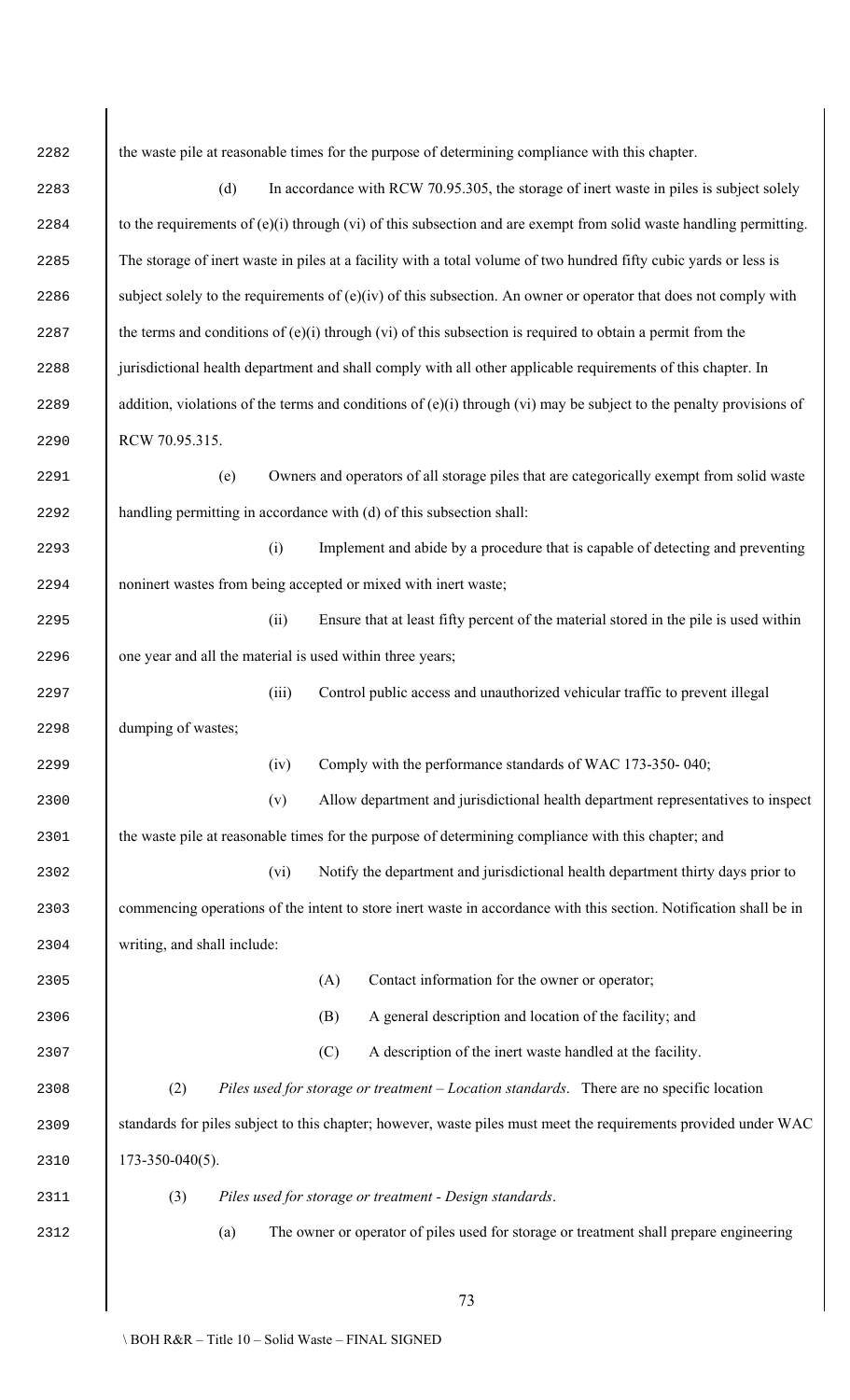the waste pile at reasonable times for the purpose of determining compliance with this chapter.

(d) In accordance with RCW 70.95.305, the storage of inert waste in piles is subject solely to the requirements of (e)(i) through (vi) of this subsection and are exempt from solid waste handling permitting. The storage of inert waste in piles at a facility with a total volume of two hundred fifty cubic yards or less is subject solely to the requirements of (e)(iv) of this subsection. An owner or operator that does not comply with the terms and conditions of (e)(i) through (vi) of this subsection is required to obtain a permit from the jurisdictional health department and shall comply with all other applicable requirements of this chapter. In addition, violations of the terms and conditions of (e)(i) through (vi) may be subject to the penalty provisions of RCW 70.95.315.

(e) Owners and operators of all storage piles that are categorically exempt from solid waste handling permitting in accordance with (d) of this subsection shall:

(i) Implement and abide by a procedure that is capable of detecting and preventing noninert wastes from being accepted or mixed with inert waste;

(ii) Ensure that at least fifty percent of the material stored in the pile is used within one year and all the material is used within three years;

(iii) Control public access and unauthorized vehicular traffic to prevent illegal dumping of wastes;

(iv) Comply with the performance standards of WAC 173-350- 040;

(v) Allow department and jurisdictional health department representatives to inspect the waste pile at reasonable times for the purpose of determining compliance with this chapter; and

(vi) Notify the department and jurisdictional health department thirty days prior to commencing operations of the intent to store inert waste in accordance with this section. Notification shall be in writing, and shall include:

(A) Contact information for the owner or operator;

(B) A general description and location of the facility; and

(C) A description of the inert waste handled at the facility.

(2) *Piles used for storage or treatment – Location standards*. There are no specific location standards for piles subject to this chapter; however, waste piles must meet the requirements provided under WAC 173-350-040(5).

(3) *Piles used for storage or treatment - Design standards*.

(a) The owner or operator of piles used for storage or treatment shall prepare engineering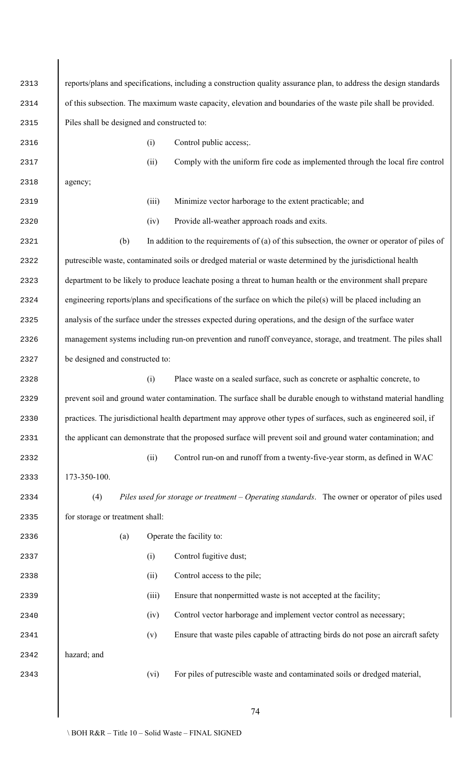reports/plans and specifications, including a construction quality assurance plan, to address the design standards of this subsection. The maximum waste capacity, elevation and boundaries of the waste pile shall be provided. Piles shall be designed and constructed to:

(i) Control public access;.

(ii) Comply with the uniform fire code as implemented through the local fire control agency;

(iii) Minimize vector harborage to the extent practicable; and

(iv) Provide all-weather approach roads and exits.

(b) In addition to the requirements of (a) of this subsection, the owner or operator of piles of putrescible waste, contaminated soils or dredged material or waste determined by the jurisdictional health department to be likely to produce leachate posing a threat to human health or the environment shall prepare engineering reports/plans and specifications of the surface on which the pile(s) will be placed including an analysis of the surface under the stresses expected during operations, and the design of the surface water management systems including run-on prevention and runoff conveyance, storage, and treatment. The piles shall be designed and constructed to:

(i) Place waste on a sealed surface, such as concrete or asphaltic concrete, to prevent soil and ground water contamination. The surface shall be durable enough to withstand material handling practices. The jurisdictional health department may approve other types of surfaces, such as engineered soil, if the applicant can demonstrate that the proposed surface will prevent soil and ground water contamination; and

(ii) Control run-on and runoff from a twenty-five-year storm, as defined in WAC 173-350-100.

(4) *Piles used for storage or treatment – Operating standards*. The owner or operator of piles used for storage or treatment shall:

(a) Operate the facility to:

(i) Control fugitive dust;

(ii) Control access to the pile;

(iii) Ensure that nonpermitted waste is not accepted at the facility;

(iv) Control vector harborage and implement vector control as necessary;

(v) Ensure that waste piles capable of attracting birds do not pose an aircraft safety hazard; and

(vi) For piles of putrescible waste and contaminated soils or dredged material,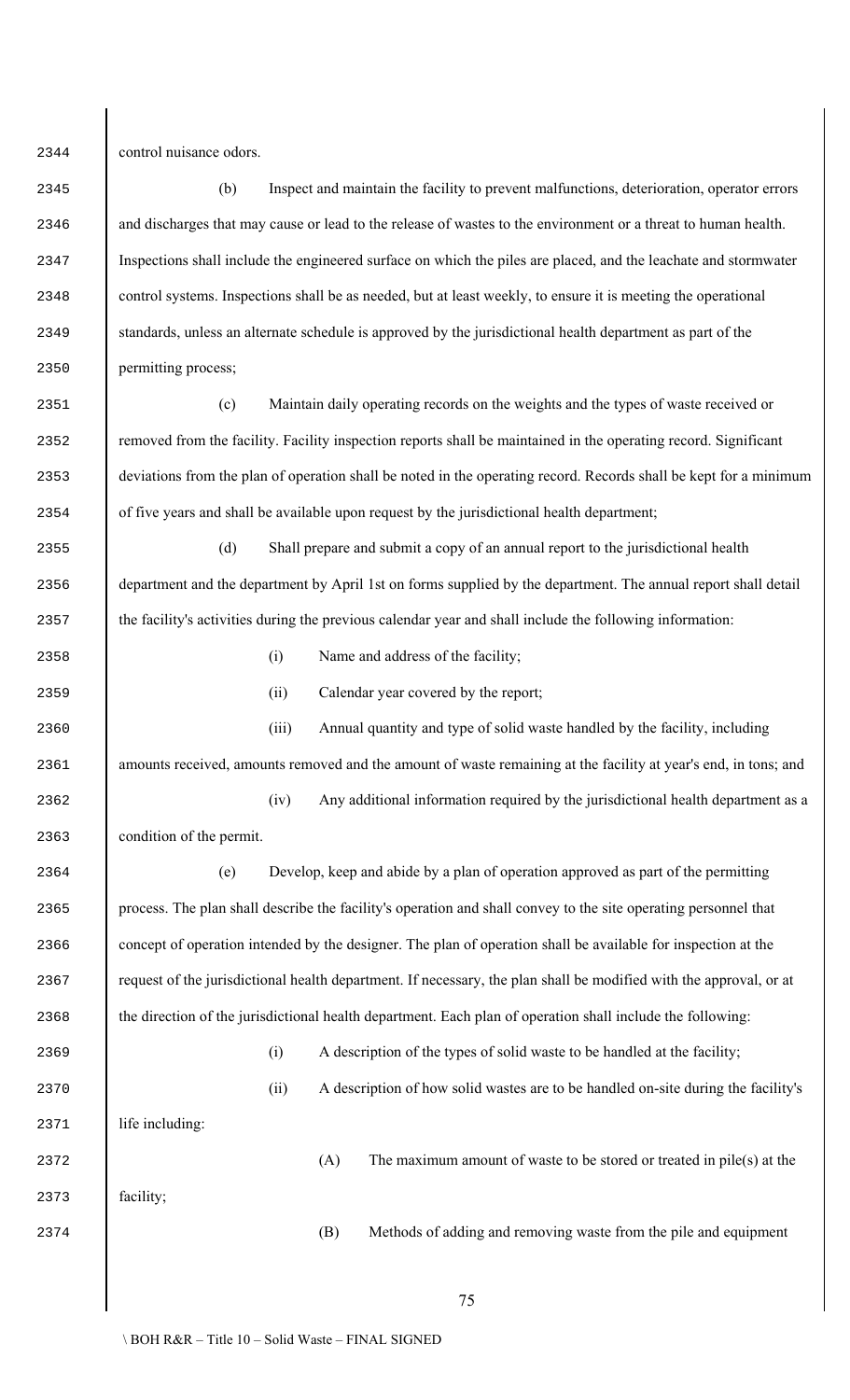control nuisance odors.

(b) Inspect and maintain the facility to prevent malfunctions, deterioration, operator errors and discharges that may cause or lead to the release of wastes to the environment or a threat to human health. Inspections shall include the engineered surface on which the piles are placed, and the leachate and stormwater control systems. Inspections shall be as needed, but at least weekly, to ensure it is meeting the operational standards, unless an alternate schedule is approved by the jurisdictional health department as part of the permitting process;

(c) Maintain daily operating records on the weights and the types of waste received or removed from the facility. Facility inspection reports shall be maintained in the operating record. Significant deviations from the plan of operation shall be noted in the operating record. Records shall be kept for a minimum of five years and shall be available upon request by the jurisdictional health department;

(d) Shall prepare and submit a copy of an annual report to the jurisdictional health department and the department by April 1st on forms supplied by the department. The annual report shall detail the facility's activities during the previous calendar year and shall include the following information:

(i) Name and address of the facility;

(ii) Calendar year covered by the report;

(iii) Annual quantity and type of solid waste handled by the facility, including amounts received, amounts removed and the amount of waste remaining at the facility at year's end, in tons; and

(iv) Any additional information required by the jurisdictional health department as a condition of the permit.

(e) Develop, keep and abide by a plan of operation approved as part of the permitting process. The plan shall describe the facility's operation and shall convey to the site operating personnel that concept of operation intended by the designer. The plan of operation shall be available for inspection at the request of the jurisdictional health department. If necessary, the plan shall be modified with the approval, or at the direction of the jurisdictional health department. Each plan of operation shall include the following:

(i) A description of the types of solid waste to be handled at the facility;

(ii) A description of how solid wastes are to be handled on-site during the facility's life including:

(A) The maximum amount of waste to be stored or treated in pile(s) at the facility;

(B) Methods of adding and removing waste from the pile and equipment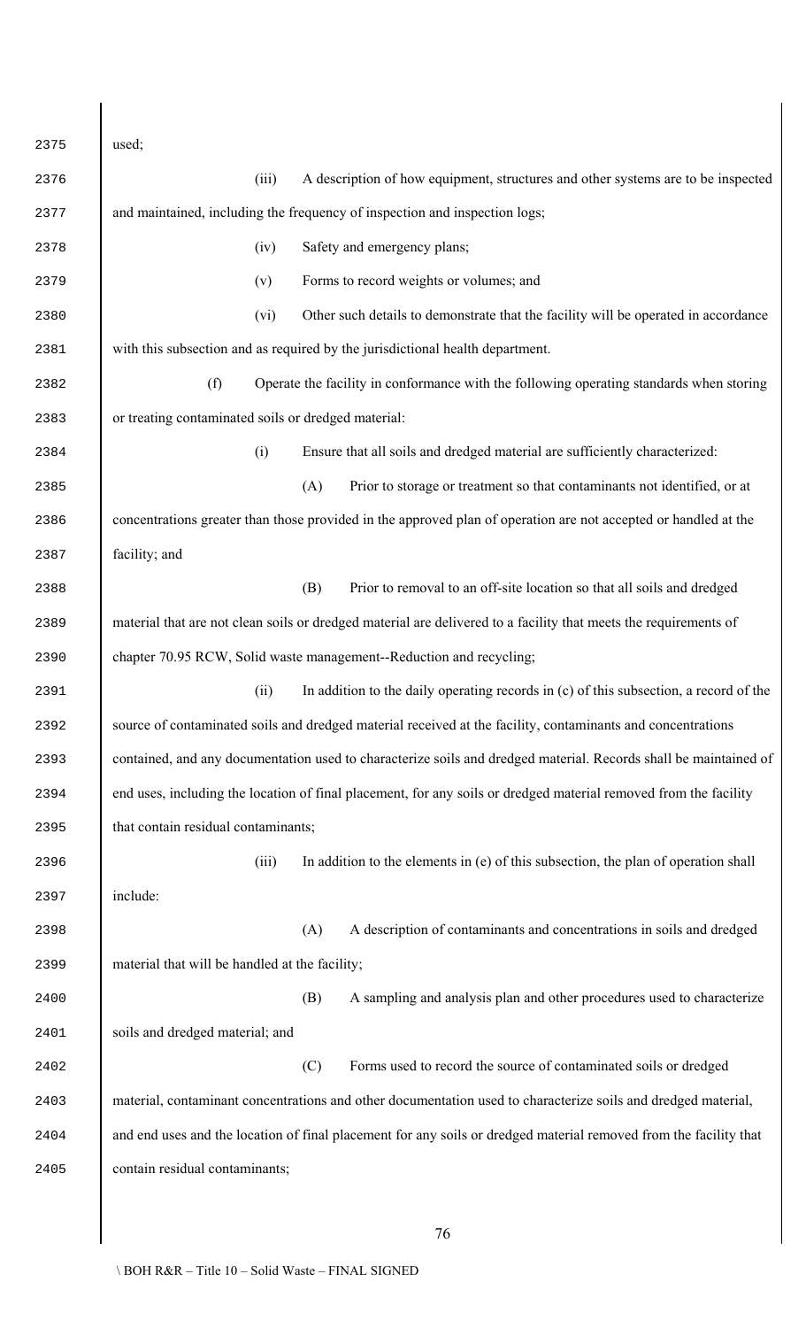used;

(iii) A description of how equipment, structures and other systems are to be inspected and maintained, including the frequency of inspection and inspection logs;

(iv) Safety and emergency plans;

(v) Forms to record weights or volumes; and

(vi) Other such details to demonstrate that the facility will be operated in accordance with this subsection and as required by the jurisdictional health department.

(f) Operate the facility in conformance with the following operating standards when storing or treating contaminated soils or dredged material:

(i) Ensure that all soils and dredged material are sufficiently characterized:

(A) Prior to storage or treatment so that contaminants not identified, or at concentrations greater than those provided in the approved plan of operation are not accepted or handled at the facility; and

(B) Prior to removal to an off-site location so that all soils and dredged material that are not clean soils or dredged material are delivered to a facility that meets the requirements of chapter 70.95 RCW, Solid waste management--Reduction and recycling;

(ii) In addition to the daily operating records in (c) of this subsection, a record of the source of contaminated soils and dredged material received at the facility, contaminants and concentrations contained, and any documentation used to characterize soils and dredged material. Records shall be maintained of end uses, including the location of final placement, for any soils or dredged material removed from the facility that contain residual contaminants;

(iii) In addition to the elements in (e) of this subsection, the plan of operation shall include:

(A) A description of contaminants and concentrations in soils and dredged material that will be handled at the facility;

(B) A sampling and analysis plan and other procedures used to characterize soils and dredged material; and

(C) Forms used to record the source of contaminated soils or dredged material, contaminant concentrations and other documentation used to characterize soils and dredged material, and end uses and the location of final placement for any soils or dredged material removed from the facility that contain residual contaminants;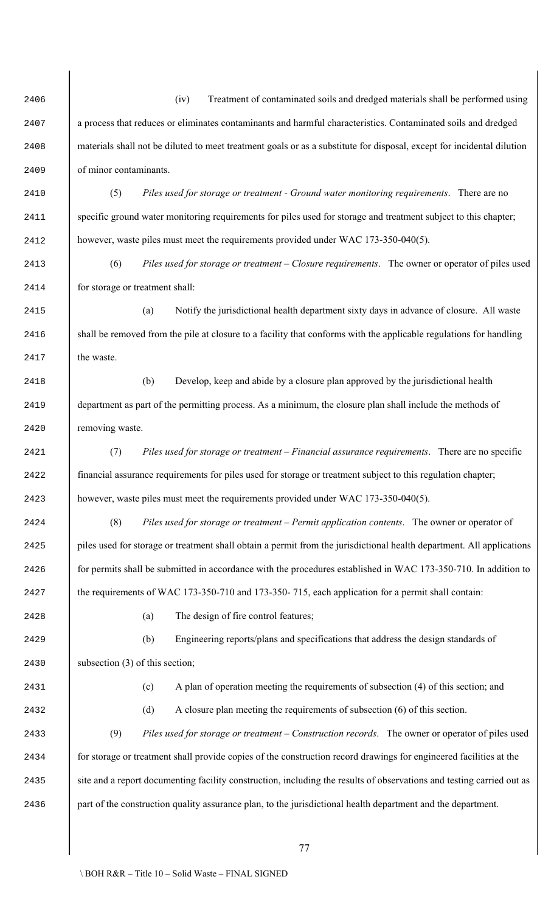(iv) Treatment of contaminated soils and dredged materials shall be performed using a process that reduces or eliminates contaminants and harmful characteristics. Contaminated soils and dredged materials shall not be diluted to meet treatment goals or as a substitute for disposal, except for incidental dilution of minor contaminants.

(5) *Piles used for storage or treatment - Ground water monitoring requirements*. There are no specific ground water monitoring requirements for piles used for storage and treatment subject to this chapter; however, waste piles must meet the requirements provided under WAC 173-350-040(5).

(6) *Piles used for storage or treatment – Closure requirements*. The owner or operator of piles used for storage or treatment shall:

(a) Notify the jurisdictional health department sixty days in advance of closure. All waste shall be removed from the pile at closure to a facility that conforms with the applicable regulations for handling the waste.

(b) Develop, keep and abide by a closure plan approved by the jurisdictional health department as part of the permitting process. As a minimum, the closure plan shall include the methods of removing waste.

(7) *Piles used for storage or treatment – Financial assurance requirements*. There are no specific financial assurance requirements for piles used for storage or treatment subject to this regulation chapter; however, waste piles must meet the requirements provided under WAC 173-350-040(5).

(8) *Piles used for storage or treatment – Permit application contents*. The owner or operator of piles used for storage or treatment shall obtain a permit from the jurisdictional health department. All applications for permits shall be submitted in accordance with the procedures established in WAC 173-350-710. In addition to the requirements of WAC 173-350-710 and 173-350- 715, each application for a permit shall contain:

(a) The design of fire control features;

(b) Engineering reports/plans and specifications that address the design standards of subsection (3) of this section;

(c) A plan of operation meeting the requirements of subsection (4) of this section; and

(d) A closure plan meeting the requirements of subsection (6) of this section.

(9) *Piles used for storage or treatment – Construction records*. The owner or operator of piles used for storage or treatment shall provide copies of the construction record drawings for engineered facilities at the site and a report documenting facility construction, including the results of observations and testing carried out as part of the construction quality assurance plan, to the jurisdictional health department and the department.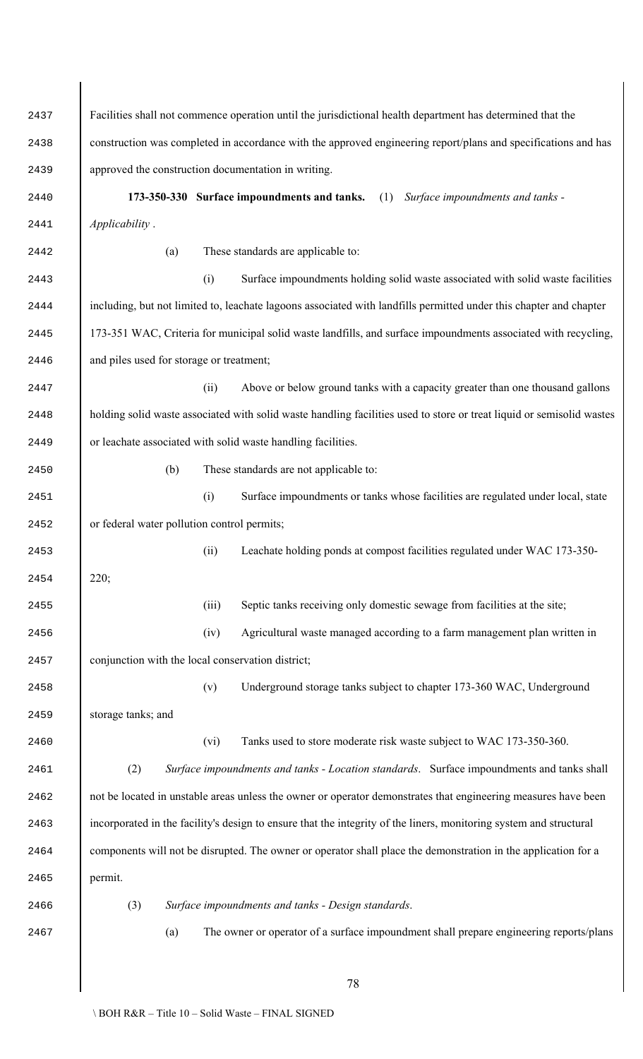Facilities shall not commence operation until the jurisdictional health department has determined that the construction was completed in accordance with the approved engineering report/plans and specifications and has approved the construction documentation in writing.

**173-350-330 Surface impoundments and tanks.** (1) *Surface impoundments and tanks - Applicability*.

(a) These standards are applicable to:

(i) Surface impoundments holding solid waste associated with solid waste facilities including, but not limited to, leachate lagoons associated with landfills permitted under this chapter and chapter 173-351 WAC, Criteria for municipal solid waste landfills, and surface impoundments associated with recycling, and piles used for storage or treatment;

(ii) Above or below ground tanks with a capacity greater than one thousand gallons holding solid waste associated with solid waste handling facilities used to store or treat liquid or semisolid wastes or leachate associated with solid waste handling facilities.

(b) These standards are not applicable to:

(i) Surface impoundments or tanks whose facilities are regulated under local, state or federal water pollution control permits;

(ii) Leachate holding ponds at compost facilities regulated under WAC 173-350-220;

(iii) Septic tanks receiving only domestic sewage from facilities at the site;

(iv) Agricultural waste managed according to a farm management plan written in conjunction with the local conservation district;

(v) Underground storage tanks subject to chapter 173-360 WAC, Underground storage tanks; and

(vi) Tanks used to store moderate risk waste subject to WAC 173-350-360.

(2) *Surface impoundments and tanks - Location standards*. Surface impoundments and tanks shall not be located in unstable areas unless the owner or operator demonstrates that engineering measures have been incorporated in the facility's design to ensure that the integrity of the liners, monitoring system and structural components will not be disrupted. The owner or operator shall place the demonstration in the application for a permit.

(3) *Surface impoundments and tanks - Design standards*.

(a) The owner or operator of a surface impoundment shall prepare engineering reports/plans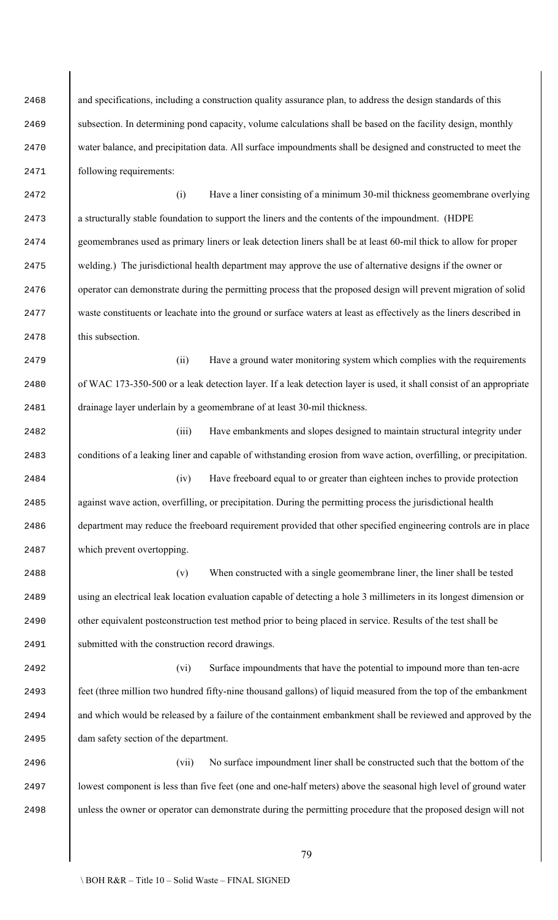and specifications, including a construction quality assurance plan, to address the design standards of this subsection. In determining pond capacity, volume calculations shall be based on the facility design, monthly water balance, and precipitation data. All surface impoundments shall be designed and constructed to meet the following requirements:

(i) Have a liner consisting of a minimum 30-mil thickness geomembrane overlying a structurally stable foundation to support the liners and the contents of the impoundment. (HDPE geomembranes used as primary liners or leak detection liners shall be at least 60-mil thick to allow for proper welding.) The jurisdictional health department may approve the use of alternative designs if the owner or operator can demonstrate during the permitting process that the proposed design will prevent migration of solid waste constituents or leachate into the ground or surface waters at least as effectively as the liners described in this subsection.

(ii) Have a ground water monitoring system which complies with the requirements of WAC 173-350-500 or a leak detection layer. If a leak detection layer is used, it shall consist of an appropriate drainage layer underlain by a geomembrane of at least 30-mil thickness.

(iii) Have embankments and slopes designed to maintain structural integrity under conditions of a leaking liner and capable of withstanding erosion from wave action, overfilling, or precipitation.

(iv) Have freeboard equal to or greater than eighteen inches to provide protection against wave action, overfilling, or precipitation. During the permitting process the jurisdictional health department may reduce the freeboard requirement provided that other specified engineering controls are in place which prevent overtopping.

(v) When constructed with a single geomembrane liner, the liner shall be tested using an electrical leak location evaluation capable of detecting a hole 3 millimeters in its longest dimension or other equivalent postconstruction test method prior to being placed in service. Results of the test shall be submitted with the construction record drawings.

(vi) Surface impoundments that have the potential to impound more than ten-acre feet (three million two hundred fifty-nine thousand gallons) of liquid measured from the top of the embankment and which would be released by a failure of the containment embankment shall be reviewed and approved by the dam safety section of the department.

(vii) No surface impoundment liner shall be constructed such that the bottom of the lowest component is less than five feet (one and one-half meters) above the seasonal high level of ground water unless the owner or operator can demonstrate during the permitting procedure that the proposed design will not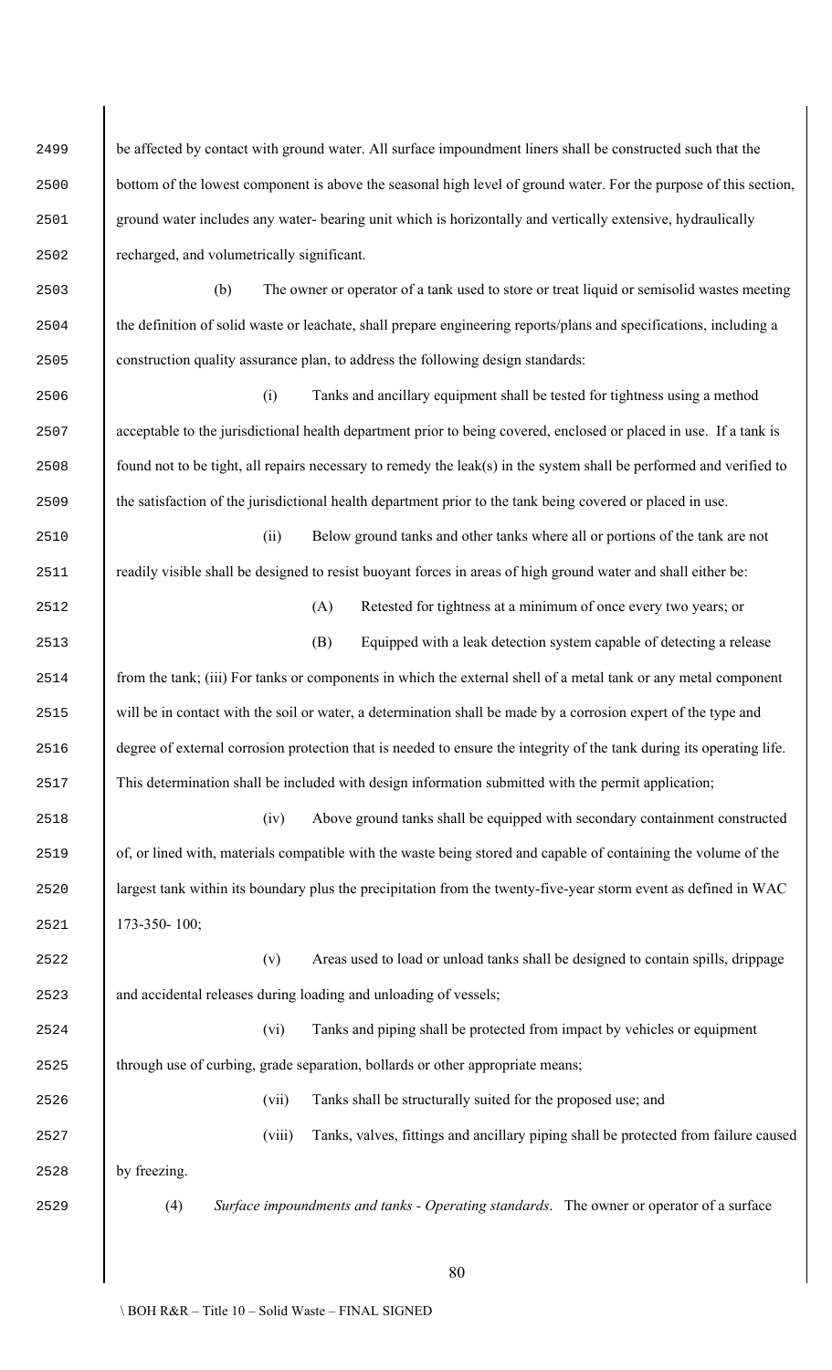be affected by contact with ground water. All surface impoundment liners shall be constructed such that the bottom of the lowest component is above the seasonal high level of ground water. For the purpose of this section, ground water includes any water- bearing unit which is horizontally and vertically extensive, hydraulically recharged, and volumetrically significant.

(b) The owner or operator of a tank used to store or treat liquid or semisolid wastes meeting the definition of solid waste or leachate, shall prepare engineering reports/plans and specifications, including a construction quality assurance plan, to address the following design standards:

(i) Tanks and ancillary equipment shall be tested for tightness using a method acceptable to the jurisdictional health department prior to being covered, enclosed or placed in use. If a tank is found not to be tight, all repairs necessary to remedy the leak(s) in the system shall be performed and verified to the satisfaction of the jurisdictional health department prior to the tank being covered or placed in use.

(ii) Below ground tanks and other tanks where all or portions of the tank are not readily visible shall be designed to resist buoyant forces in areas of high ground water and shall either be:

(A) Retested for tightness at a minimum of once every two years; or

(B) Equipped with a leak detection system capable of detecting a release from the tank; (iii) For tanks or components in which the external shell of a metal tank or any metal component will be in contact with the soil or water, a determination shall be made by a corrosion expert of the type and degree of external corrosion protection that is needed to ensure the integrity of the tank during its operating life. This determination shall be included with design information submitted with the permit application;

(iv) Above ground tanks shall be equipped with secondary containment constructed of, or lined with, materials compatible with the waste being stored and capable of containing the volume of the largest tank within its boundary plus the precipitation from the twenty-five-year storm event as defined in WAC 173-350- 100;

(v) Areas used to load or unload tanks shall be designed to contain spills, drippage and accidental releases during loading and unloading of vessels;

(vi) Tanks and piping shall be protected from impact by vehicles or equipment through use of curbing, grade separation, bollards or other appropriate means;

(vii) Tanks shall be structurally suited for the proposed use; and

(viii) Tanks, valves, fittings and ancillary piping shall be protected from failure caused by freezing.

(4) *Surface impoundments and tanks - Operating standards*. The owner or operator of a surface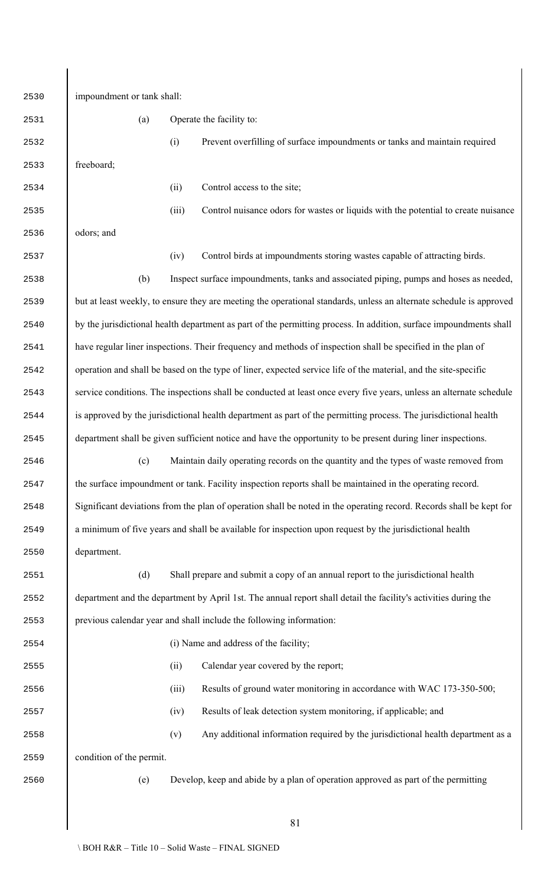impoundment or tank shall:

(a) Operate the facility to:

(i) Prevent overfilling of surface impoundments or tanks and maintain required freeboard;

(ii) Control access to the site;

(iii) Control nuisance odors for wastes or liquids with the potential to create nuisance odors; and

(iv) Control birds at impoundments storing wastes capable of attracting birds.

(b) Inspect surface impoundments, tanks and associated piping, pumps and hoses as needed, but at least weekly, to ensure they are meeting the operational standards, unless an alternate schedule is approved by the jurisdictional health department as part of the permitting process. In addition, surface impoundments shall have regular liner inspections. Their frequency and methods of inspection shall be specified in the plan of operation and shall be based on the type of liner, expected service life of the material, and the site-specific service conditions. The inspections shall be conducted at least once every five years, unless an alternate schedule is approved by the jurisdictional health department as part of the permitting process. The jurisdictional health department shall be given sufficient notice and have the opportunity to be present during liner inspections.

(c) Maintain daily operating records on the quantity and the types of waste removed from the surface impoundment or tank. Facility inspection reports shall be maintained in the operating record. Significant deviations from the plan of operation shall be noted in the operating record. Records shall be kept for a minimum of five years and shall be available for inspection upon request by the jurisdictional health department.

(d) Shall prepare and submit a copy of an annual report to the jurisdictional health department and the department by April 1st. The annual report shall detail the facility's activities during the previous calendar year and shall include the following information:

(i) Name and address of the facility;

(ii) Calendar year covered by the report;

(iii) Results of ground water monitoring in accordance with WAC 173-350-500;

(iv) Results of leak detection system monitoring, if applicable; and

(v) Any additional information required by the jurisdictional health department as a condition of the permit.

(e) Develop, keep and abide by a plan of operation approved as part of the permitting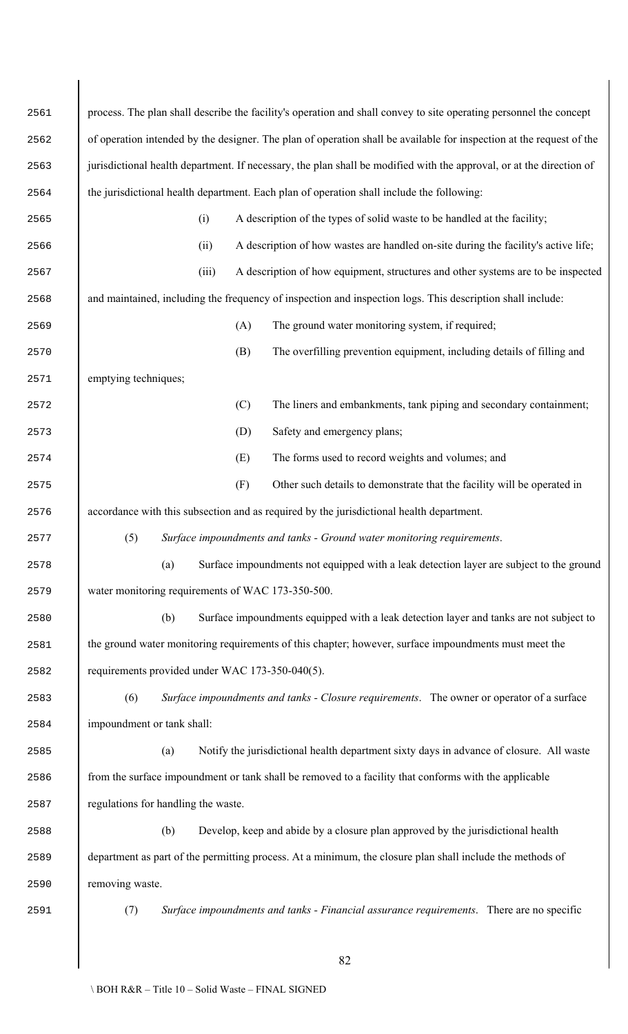process. The plan shall describe the facility's operation and shall convey to site operating personnel the concept of operation intended by the designer. The plan of operation shall be available for inspection at the request of the jurisdictional health department. If necessary, the plan shall be modified with the approval, or at the direction of the jurisdictional health department. Each plan of operation shall include the following:

(i) A description of the types of solid waste to be handled at the facility;

(ii) A description of how wastes are handled on-site during the facility's active life;

(iii) A description of how equipment, structures and other systems are to be inspected and maintained, including the frequency of inspection and inspection logs. This description shall include:

(A) The ground water monitoring system, if required;

(B) The overfilling prevention equipment, including details of filling and emptying techniques;

(C) The liners and embankments, tank piping and secondary containment;

(D) Safety and emergency plans;

(E) The forms used to record weights and volumes; and

(F) Other such details to demonstrate that the facility will be operated in accordance with this subsection and as required by the jurisdictional health department.

(5) *Surface impoundments and tanks - Ground water monitoring requirements*.

(a) Surface impoundments not equipped with a leak detection layer are subject to the ground water monitoring requirements of WAC 173-350-500.

(b) Surface impoundments equipped with a leak detection layer and tanks are not subject to the ground water monitoring requirements of this chapter; however, surface impoundments must meet the requirements provided under WAC 173-350-040(5).

(6) *Surface impoundments and tanks - Closure requirements*. The owner or operator of a surface impoundment or tank shall:

(a) Notify the jurisdictional health department sixty days in advance of closure. All waste from the surface impoundment or tank shall be removed to a facility that conforms with the applicable regulations for handling the waste.

(b) Develop, keep and abide by a closure plan approved by the jurisdictional health department as part of the permitting process. At a minimum, the closure plan shall include the methods of removing waste.

(7) *Surface impoundments and tanks - Financial assurance requirements*. There are no specific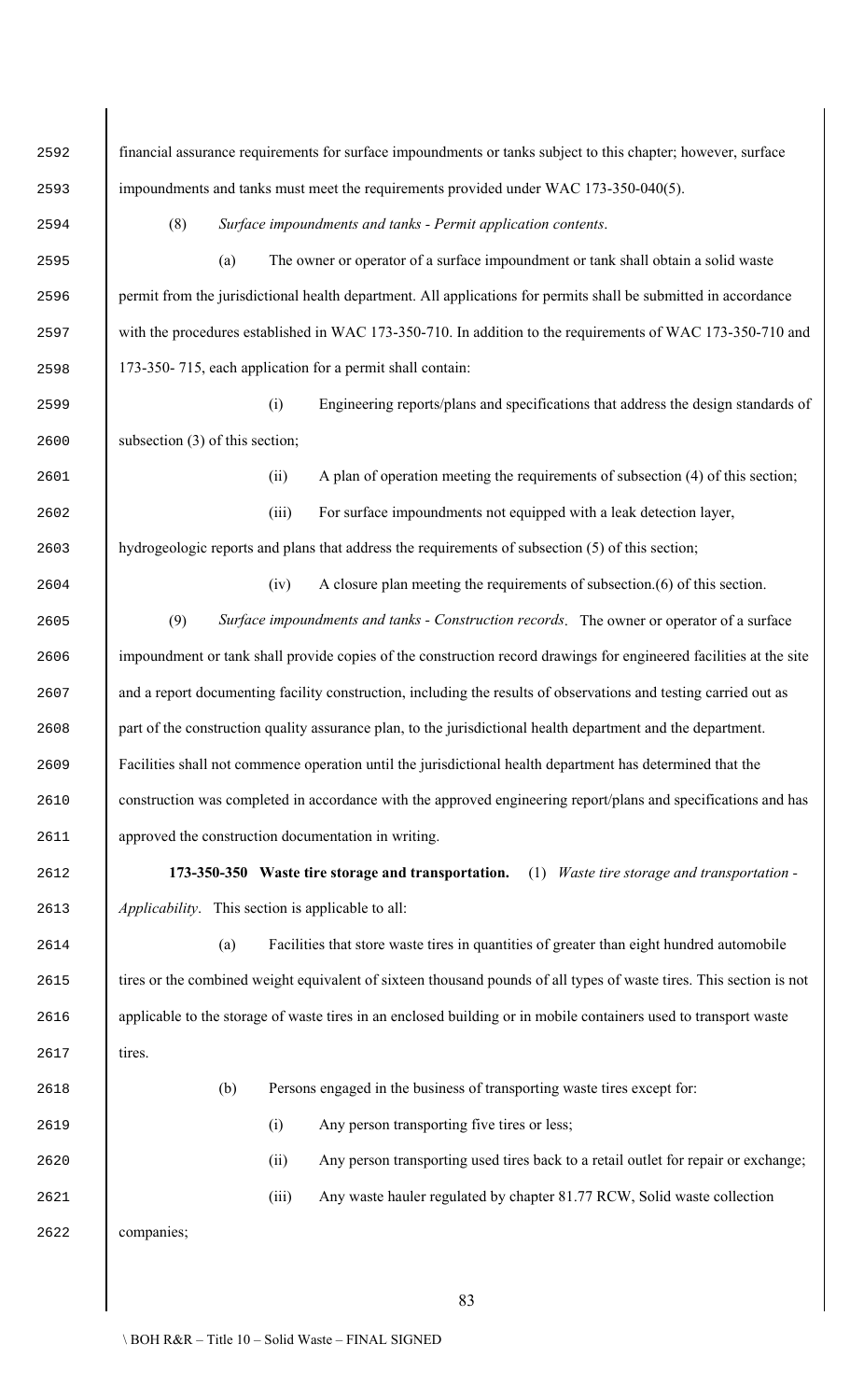financial assurance requirements for surface impoundments or tanks subject to this chapter; however, surface impoundments and tanks must meet the requirements provided under WAC 173-350-040(5).

(8) *Surface impoundments and tanks - Permit application contents*.

(a) The owner or operator of a surface impoundment or tank shall obtain a solid waste permit from the jurisdictional health department. All applications for permits shall be submitted in accordance with the procedures established in WAC 173-350-710. In addition to the requirements of WAC 173-350-710 and 173-350- 715, each application for a permit shall contain:

(i) Engineering reports/plans and specifications that address the design standards of subsection (3) of this section;

(ii) A plan of operation meeting the requirements of subsection (4) of this section;

(iii) For surface impoundments not equipped with a leak detection layer, hydrogeologic reports and plans that address the requirements of subsection (5) of this section;

(iv) A closure plan meeting the requirements of subsection.(6) of this section.

(9) *Surface impoundments and tanks - Construction records*. The owner or operator of a surface impoundment or tank shall provide copies of the construction record drawings for engineered facilities at the site and a report documenting facility construction, including the results of observations and testing carried out as part of the construction quality assurance plan, to the jurisdictional health department and the department. Facilities shall not commence operation until the jurisdictional health department has determined that the construction was completed in accordance with the approved engineering report/plans and specifications and has approved the construction documentation in writing.

**173-350-350 Waste tire storage and transportation.** (1) *Waste tire storage and transportation - Applicability*. This section is applicable to all:

(a) Facilities that store waste tires in quantities of greater than eight hundred automobile tires or the combined weight equivalent of sixteen thousand pounds of all types of waste tires. This section is not applicable to the storage of waste tires in an enclosed building or in mobile containers used to transport waste tires.

(b) Persons engaged in the business of transporting waste tires except for:

(i) Any person transporting five tires or less;

(ii) Any person transporting used tires back to a retail outlet for repair or exchange;

(iii) Any waste hauler regulated by chapter 81.77 RCW, Solid waste collection companies;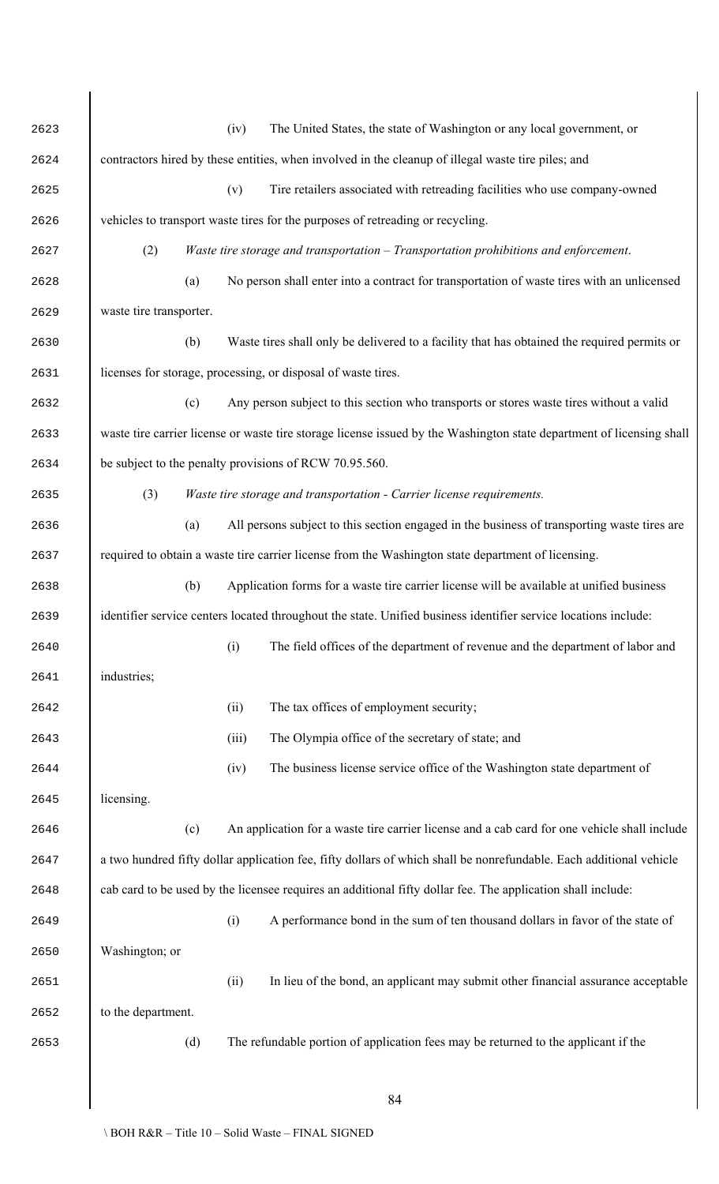(iv) The United States, the state of Washington or any local government, or contractors hired by these entities, when involved in the cleanup of illegal waste tire piles; and

(v) Tire retailers associated with retreading facilities who use company-owned vehicles to transport waste tires for the purposes of retreading or recycling.

(2) *Waste tire storage and transportation – Transportation prohibitions and enforcement*.

(a) No person shall enter into a contract for transportation of waste tires with an unlicensed waste tire transporter.

(b) Waste tires shall only be delivered to a facility that has obtained the required permits or licenses for storage, processing, or disposal of waste tires.

(c) Any person subject to this section who transports or stores waste tires without a valid waste tire carrier license or waste tire storage license issued by the Washington state department of licensing shall be subject to the penalty provisions of RCW 70.95.560.

(3) *Waste tire storage and transportation - Carrier license requirements.*

(a) All persons subject to this section engaged in the business of transporting waste tires are required to obtain a waste tire carrier license from the Washington state department of licensing.

(b) Application forms for a waste tire carrier license will be available at unified business identifier service centers located throughout the state. Unified business identifier service locations include:

(i) The field offices of the department of revenue and the department of labor and industries;

(ii) The tax offices of employment security;

(iii) The Olympia office of the secretary of state; and

(iv) The business license service office of the Washington state department of licensing.

(c) An application for a waste tire carrier license and a cab card for one vehicle shall include a two hundred fifty dollar application fee, fifty dollars of which shall be nonrefundable. Each additional vehicle cab card to be used by the licensee requires an additional fifty dollar fee. The application shall include:

(i) A performance bond in the sum of ten thousand dollars in favor of the state of Washington; or

(ii) In lieu of the bond, an applicant may submit other financial assurance acceptable to the department.

(d) The refundable portion of application fees may be returned to the applicant if the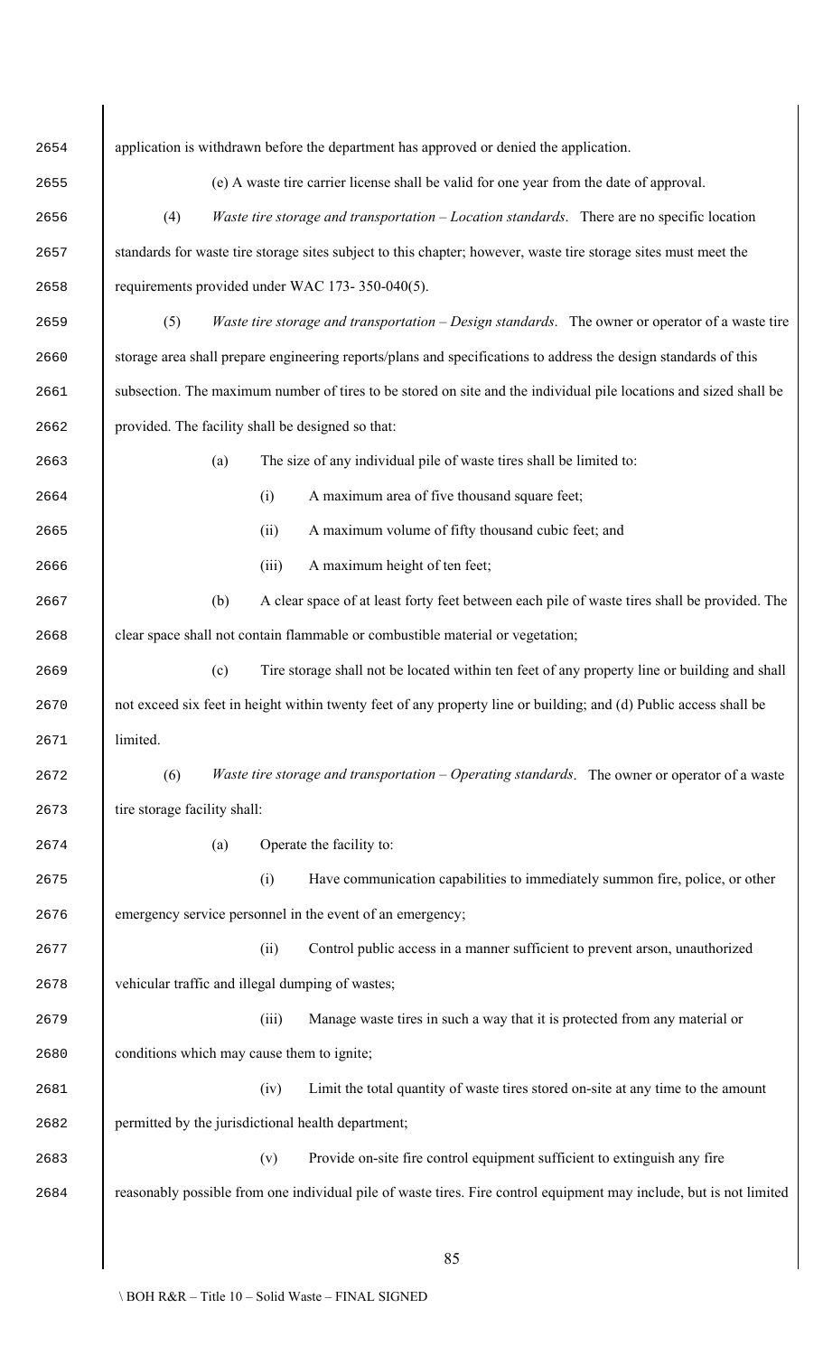application is withdrawn before the department has approved or denied the application.

(e) A waste tire carrier license shall be valid for one year from the date of approval.

(4) *Waste tire storage and transportation – Location standards*. There are no specific location standards for waste tire storage sites subject to this chapter; however, waste tire storage sites must meet the requirements provided under WAC 173- 350-040(5).

(5) *Waste tire storage and transportation – Design standards*. The owner or operator of a waste tire storage area shall prepare engineering reports/plans and specifications to address the design standards of this subsection. The maximum number of tires to be stored on site and the individual pile locations and sized shall be provided. The facility shall be designed so that:

(a) The size of any individual pile of waste tires shall be limited to:

(i) A maximum area of five thousand square feet;

(ii) A maximum volume of fifty thousand cubic feet; and

(iii) A maximum height of ten feet;

(b) A clear space of at least forty feet between each pile of waste tires shall be provided. The clear space shall not contain flammable or combustible material or vegetation;

(c) Tire storage shall not be located within ten feet of any property line or building and shall not exceed six feet in height within twenty feet of any property line or building; and (d) Public access shall be limited.

(6) *Waste tire storage and transportation – Operating standards*. The owner or operator of a waste tire storage facility shall:

(a) Operate the facility to:

(i) Have communication capabilities to immediately summon fire, police, or other emergency service personnel in the event of an emergency;

(ii) Control public access in a manner sufficient to prevent arson, unauthorized vehicular traffic and illegal dumping of wastes;

(iii) Manage waste tires in such a way that it is protected from any material or conditions which may cause them to ignite;

(iv) Limit the total quantity of waste tires stored on-site at any time to the amount permitted by the jurisdictional health department;

(v) Provide on-site fire control equipment sufficient to extinguish any fire reasonably possible from one individual pile of waste tires. Fire control equipment may include, but is not limited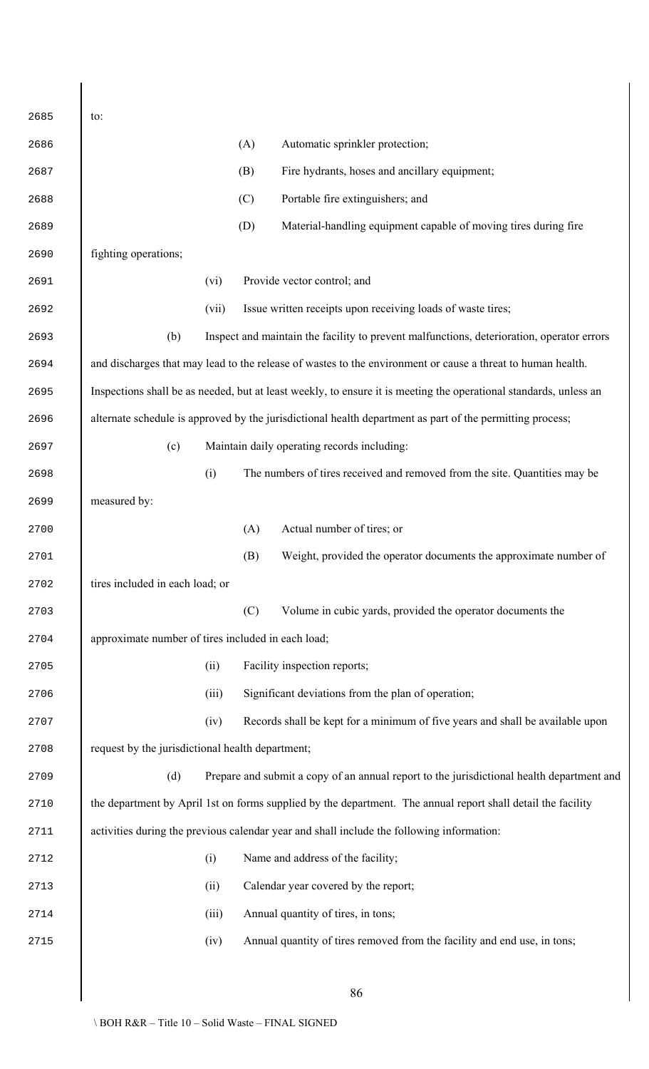to:

(A) Automatic sprinkler protection;

(B) Fire hydrants, hoses and ancillary equipment;

(C) Portable fire extinguishers; and

(D) Material-handling equipment capable of moving tires during fire fighting operations;

(vi) Provide vector control; and

(vii) Issue written receipts upon receiving loads of waste tires;

(b) Inspect and maintain the facility to prevent malfunctions, deterioration, operator errors and discharges that may lead to the release of wastes to the environment or cause a threat to human health. Inspections shall be as needed, but at least weekly, to ensure it is meeting the operational standards, unless an alternate schedule is approved by the jurisdictional health department as part of the permitting process;

(c) Maintain daily operating records including:

(i) The numbers of tires received and removed from the site. Quantities may be measured by:

(A) Actual number of tires; or

(B) Weight, provided the operator documents the approximate number of tires included in each load; or

(C) Volume in cubic yards, provided the operator documents the approximate number of tires included in each load;

(ii) Facility inspection reports;

(iii) Significant deviations from the plan of operation;

(iv) Records shall be kept for a minimum of five years and shall be available upon request by the jurisdictional health department;

(d) Prepare and submit a copy of an annual report to the jurisdictional health department and the department by April 1st on forms supplied by the department. The annual report shall detail the facility activities during the previous calendar year and shall include the following information:

(i) Name and address of the facility;

(ii) Calendar year covered by the report;

(iii) Annual quantity of tires, in tons;

(iv) Annual quantity of tires removed from the facility and end use, in tons;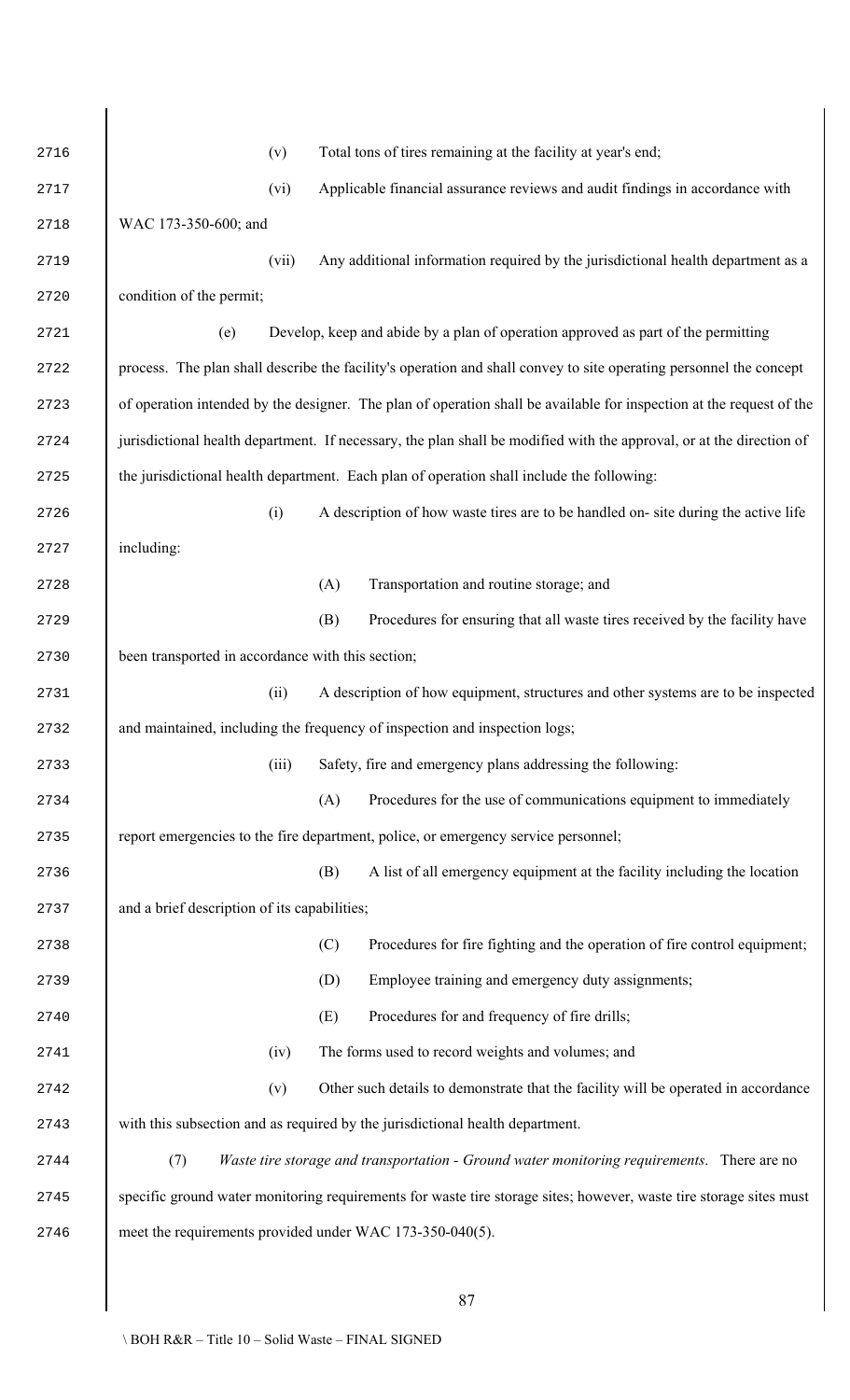(v) Total tons of tires remaining at the facility at year's end;

(vi) Applicable financial assurance reviews and audit findings in accordance with WAC 173-350-600; and

(vii) Any additional information required by the jurisdictional health department as a condition of the permit;

(e) Develop, keep and abide by a plan of operation approved as part of the permitting process. The plan shall describe the facility's operation and shall convey to site operating personnel the concept of operation intended by the designer. The plan of operation shall be available for inspection at the request of the jurisdictional health department. If necessary, the plan shall be modified with the approval, or at the direction of the jurisdictional health department. Each plan of operation shall include the following:

(i) A description of how waste tires are to be handled on- site during the active life including:

(A) Transportation and routine storage; and

(B) Procedures for ensuring that all waste tires received by the facility have been transported in accordance with this section;

(ii) A description of how equipment, structures and other systems are to be inspected and maintained, including the frequency of inspection and inspection logs;

(iii) Safety, fire and emergency plans addressing the following:

(A) Procedures for the use of communications equipment to immediately report emergencies to the fire department, police, or emergency service personnel;

(B) A list of all emergency equipment at the facility including the location and a brief description of its capabilities;

(C) Procedures for fire fighting and the operation of fire control equipment;

(D) Employee training and emergency duty assignments;

(E) Procedures for and frequency of fire drills;

(iv) The forms used to record weights and volumes; and

(v) Other such details to demonstrate that the facility will be operated in accordance with this subsection and as required by the jurisdictional health department.

(7) *Waste tire storage and transportation - Ground water monitoring requirements*. There are no specific ground water monitoring requirements for waste tire storage sites; however, waste tire storage sites must meet the requirements provided under WAC 173-350-040(5).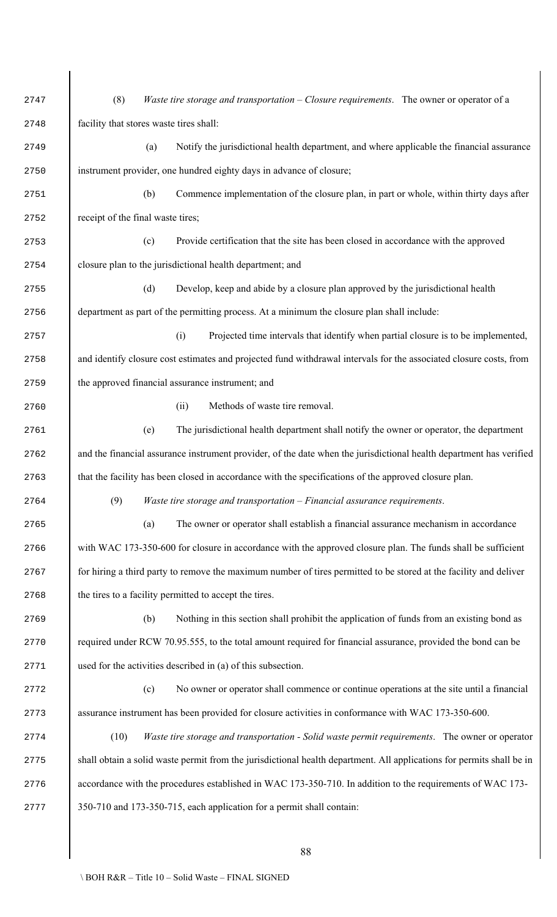(8) *Waste tire storage and transportation – Closure requirements*. The owner or operator of a facility that stores waste tires shall:

(a) Notify the jurisdictional health department, and where applicable the financial assurance instrument provider, one hundred eighty days in advance of closure;

(b) Commence implementation of the closure plan, in part or whole, within thirty days after receipt of the final waste tires;

(c) Provide certification that the site has been closed in accordance with the approved closure plan to the jurisdictional health department; and

(d) Develop, keep and abide by a closure plan approved by the jurisdictional health department as part of the permitting process. At a minimum the closure plan shall include:

(i) Projected time intervals that identify when partial closure is to be implemented, and identify closure cost estimates and projected fund withdrawal intervals for the associated closure costs, from the approved financial assurance instrument; and

(ii) Methods of waste tire removal.

(e) The jurisdictional health department shall notify the owner or operator, the department and the financial assurance instrument provider, of the date when the jurisdictional health department has verified that the facility has been closed in accordance with the specifications of the approved closure plan.

(9) *Waste tire storage and transportation – Financial assurance requirements*.

(a) The owner or operator shall establish a financial assurance mechanism in accordance with WAC 173-350-600 for closure in accordance with the approved closure plan. The funds shall be sufficient for hiring a third party to remove the maximum number of tires permitted to be stored at the facility and deliver the tires to a facility permitted to accept the tires.

(b) Nothing in this section shall prohibit the application of funds from an existing bond as required under RCW 70.95.555, to the total amount required for financial assurance, provided the bond can be used for the activities described in (a) of this subsection.

(c) No owner or operator shall commence or continue operations at the site until a financial assurance instrument has been provided for closure activities in conformance with WAC 173-350-600.

(10) *Waste tire storage and transportation - Solid waste permit requirements*. The owner or operator shall obtain a solid waste permit from the jurisdictional health department. All applications for permits shall be in accordance with the procedures established in WAC 173-350-710. In addition to the requirements of WAC 173-350-710 and 173-350-715, each application for a permit shall contain: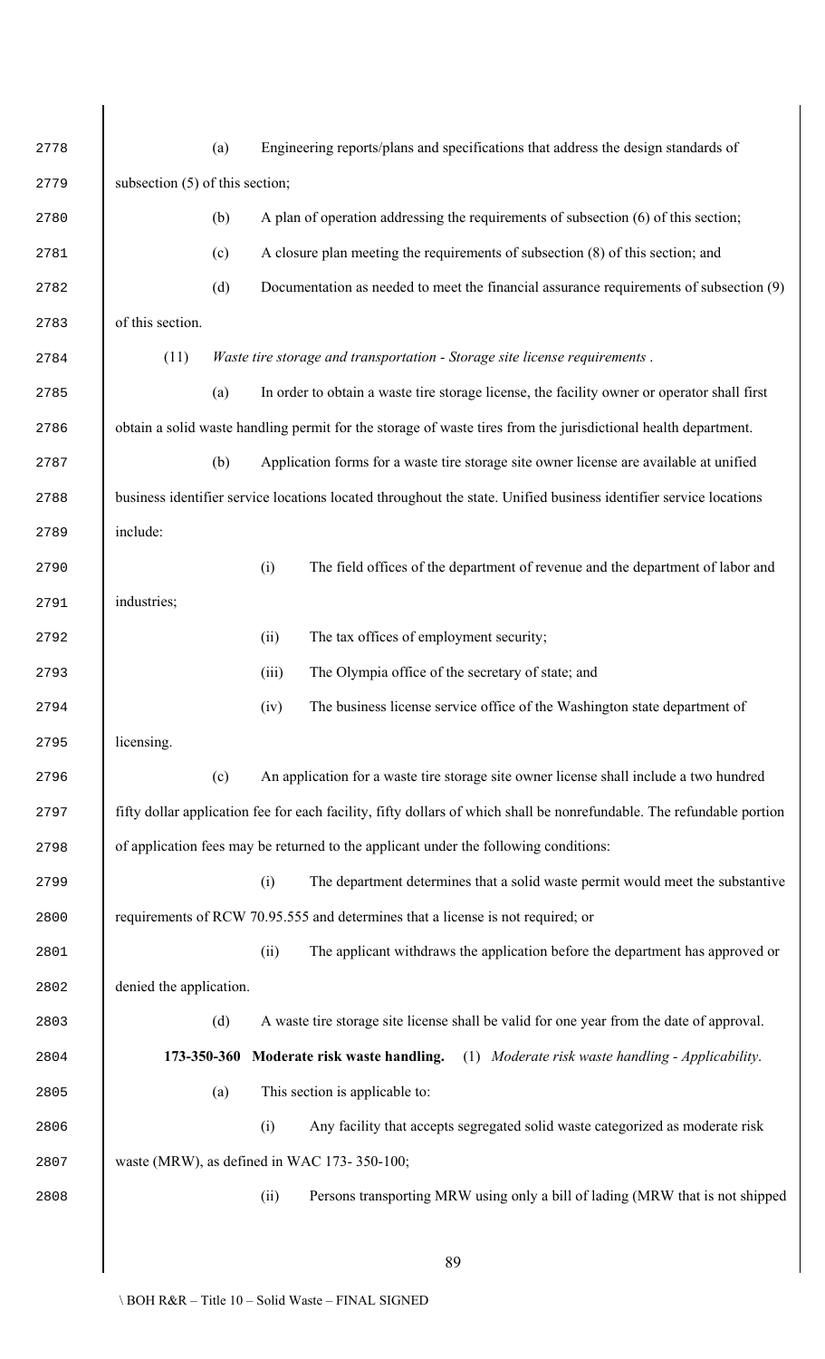(a) Engineering reports/plans and specifications that address the design standards of subsection (5) of this section;

(b) A plan of operation addressing the requirements of subsection (6) of this section;

(c) A closure plan meeting the requirements of subsection (8) of this section; and

(d) Documentation as needed to meet the financial assurance requirements of subsection (9) of this section.

(11) *Waste tire storage and transportation - Storage site license requirements* .

(a) In order to obtain a waste tire storage license, the facility owner or operator shall first obtain a solid waste handling permit for the storage of waste tires from the jurisdictional health department.

(b) Application forms for a waste tire storage site owner license are available at unified business identifier service locations located throughout the state. Unified business identifier service locations include:

(i) The field offices of the department of revenue and the department of labor and industries;

(ii) The tax offices of employment security;

(iii) The Olympia office of the secretary of state; and

(iv) The business license service office of the Washington state department of licensing.

(c) An application for a waste tire storage site owner license shall include a two hundred fifty dollar application fee for each facility, fifty dollars of which shall be nonrefundable. The refundable portion of application fees may be returned to the applicant under the following conditions:

(i) The department determines that a solid waste permit would meet the substantive requirements of RCW 70.95.555 and determines that a license is not required; or

(ii) The applicant withdraws the application before the department has approved or denied the application.

(d) A waste tire storage site license shall be valid for one year from the date of approval.

**173-350-360 Moderate risk waste handling.** (1) *Moderate risk waste handling - Applicability*.

(a) This section is applicable to:

(i) Any facility that accepts segregated solid waste categorized as moderate risk waste (MRW), as defined in WAC 173- 350-100;

(ii) Persons transporting MRW using only a bill of lading (MRW that is not shipped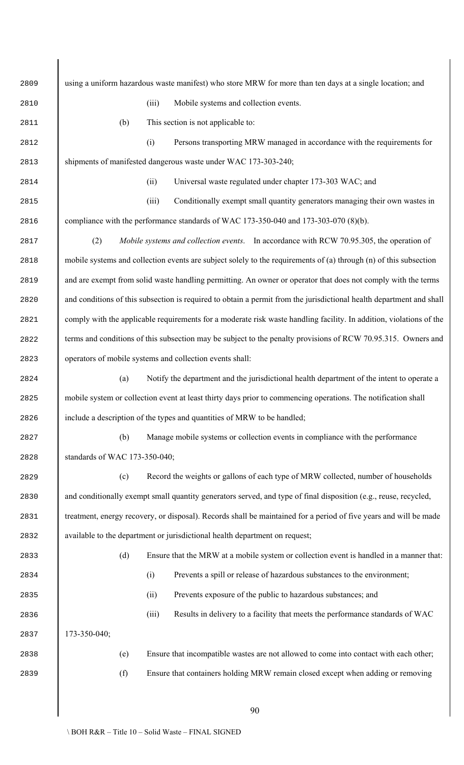using a uniform hazardous waste manifest) who store MRW for more than ten days at a single location; and

(iii) Mobile systems and collection events.

(b) This section is not applicable to:

(i) Persons transporting MRW managed in accordance with the requirements for shipments of manifested dangerous waste under WAC 173-303-240;

(ii) Universal waste regulated under chapter 173-303 WAC; and

(iii) Conditionally exempt small quantity generators managing their own wastes in compliance with the performance standards of WAC 173-350-040 and 173-303-070 (8)(b).

(2) *Mobile systems and collection events*. In accordance with RCW 70.95.305, the operation of mobile systems and collection events are subject solely to the requirements of (a) through (n) of this subsection and are exempt from solid waste handling permitting. An owner or operator that does not comply with the terms and conditions of this subsection is required to obtain a permit from the jurisdictional health department and shall comply with the applicable requirements for a moderate risk waste handling facility. In addition, violations of the terms and conditions of this subsection may be subject to the penalty provisions of RCW 70.95.315. Owners and operators of mobile systems and collection events shall:

(a) Notify the department and the jurisdictional health department of the intent to operate a mobile system or collection event at least thirty days prior to commencing operations. The notification shall include a description of the types and quantities of MRW to be handled;

(b) Manage mobile systems or collection events in compliance with the performance standards of WAC 173-350-040;

(c) Record the weights or gallons of each type of MRW collected, number of households and conditionally exempt small quantity generators served, and type of final disposition (e.g., reuse, recycled, treatment, energy recovery, or disposal). Records shall be maintained for a period of five years and will be made available to the department or jurisdictional health department on request;

(d) Ensure that the MRW at a mobile system or collection event is handled in a manner that:

(i) Prevents a spill or release of hazardous substances to the environment;

(ii) Prevents exposure of the public to hazardous substances; and

(iii) Results in delivery to a facility that meets the performance standards of WAC 173-350-040;

(e) Ensure that incompatible wastes are not allowed to come into contact with each other;

(f) Ensure that containers holding MRW remain closed except when adding or removing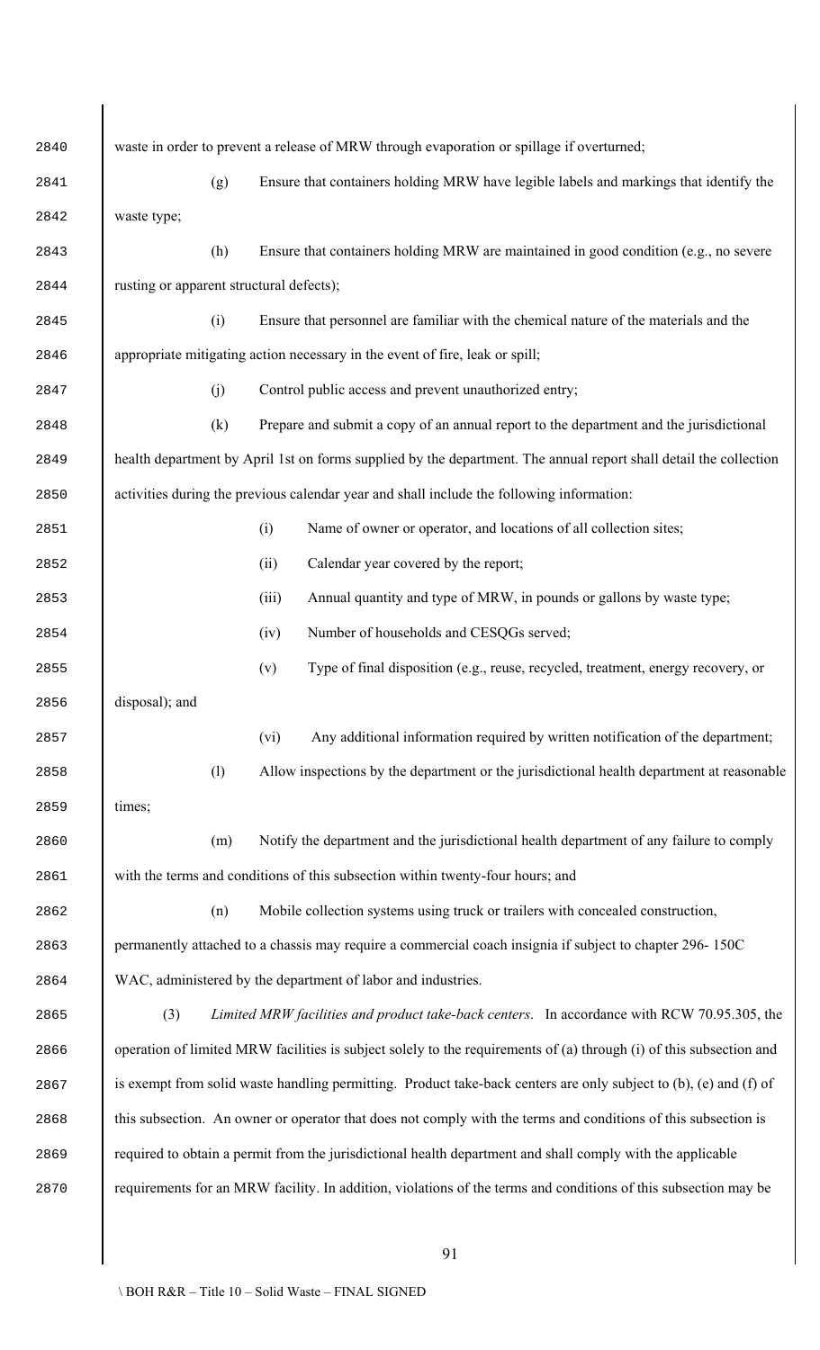waste in order to prevent a release of MRW through evaporation or spillage if overturned;

(g) Ensure that containers holding MRW have legible labels and markings that identify the waste type;

(h) Ensure that containers holding MRW are maintained in good condition (e.g., no severe rusting or apparent structural defects);

(i) Ensure that personnel are familiar with the chemical nature of the materials and the appropriate mitigating action necessary in the event of fire, leak or spill;

(j) Control public access and prevent unauthorized entry;

(k) Prepare and submit a copy of an annual report to the department and the jurisdictional health department by April 1st on forms supplied by the department. The annual report shall detail the collection activities during the previous calendar year and shall include the following information:

(i) Name of owner or operator, and locations of all collection sites;

(ii) Calendar year covered by the report;

(iii) Annual quantity and type of MRW, in pounds or gallons by waste type;

(iv) Number of households and CESQGs served;

(v) Type of final disposition (e.g., reuse, recycled, treatment, energy recovery, or disposal); and

(vi) Any additional information required by written notification of the department;

(l) Allow inspections by the department or the jurisdictional health department at reasonable times;

(m) Notify the department and the jurisdictional health department of any failure to comply with the terms and conditions of this subsection within twenty-four hours; and

(n) Mobile collection systems using truck or trailers with concealed construction, permanently attached to a chassis may require a commercial coach insignia if subject to chapter 296- 150C WAC, administered by the department of labor and industries.

(3) *Limited MRW facilities and product take-back centers*. In accordance with RCW 70.95.305, the operation of limited MRW facilities is subject solely to the requirements of (a) through (i) of this subsection and is exempt from solid waste handling permitting. Product take-back centers are only subject to (b), (e) and (f) of this subsection. An owner or operator that does not comply with the terms and conditions of this subsection is required to obtain a permit from the jurisdictional health department and shall comply with the applicable requirements for an MRW facility. In addition, violations of the terms and conditions of this subsection may be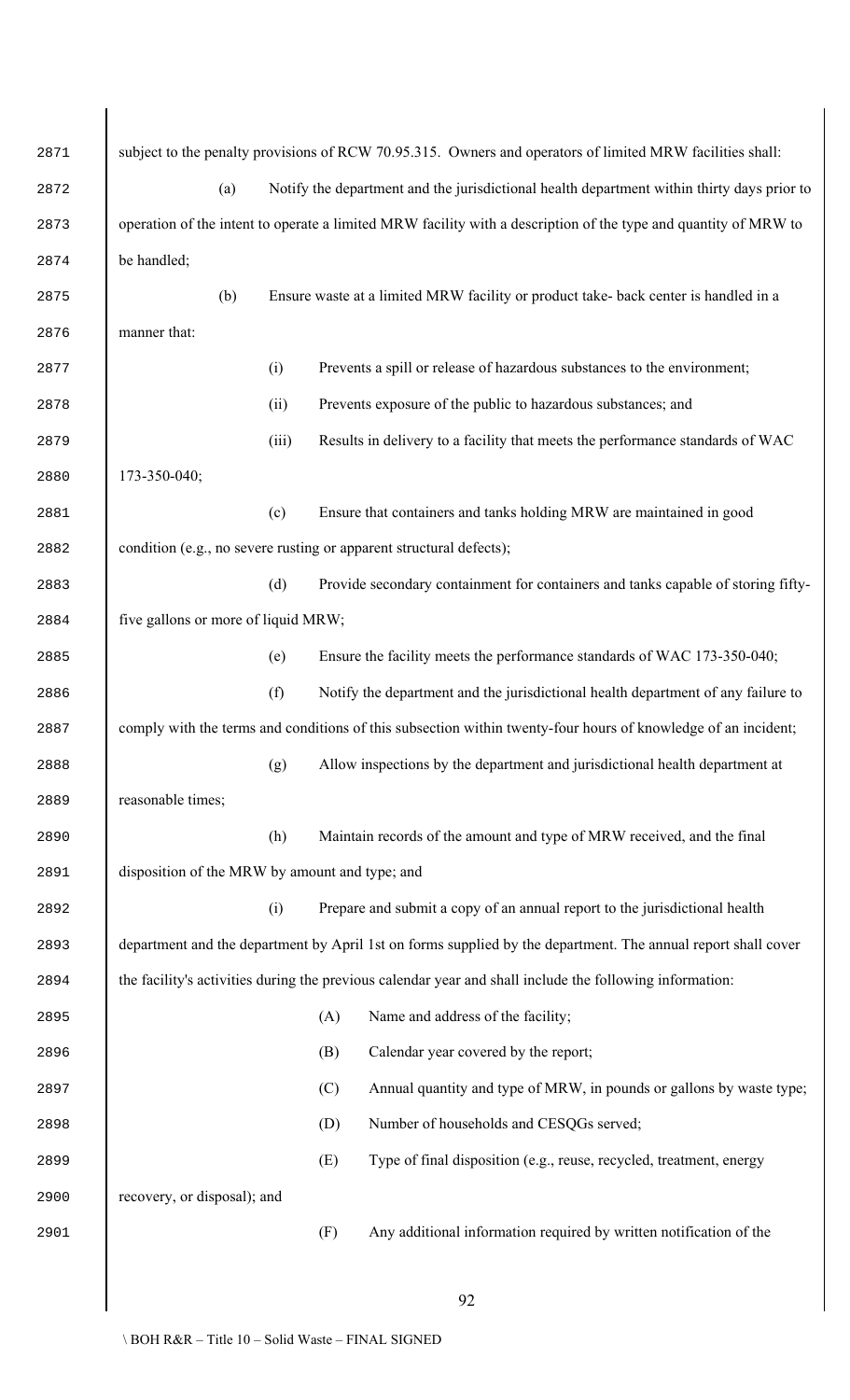subject to the penalty provisions of RCW 70.95.315. Owners and operators of limited MRW facilities shall:

(a) Notify the department and the jurisdictional health department within thirty days prior to operation of the intent to operate a limited MRW facility with a description of the type and quantity of MRW to be handled;

(b) Ensure waste at a limited MRW facility or product take- back center is handled in a manner that:

(i) Prevents a spill or release of hazardous substances to the environment;

(ii) Prevents exposure of the public to hazardous substances; and

(iii) Results in delivery to a facility that meets the performance standards of WAC 173-350-040;

(c) Ensure that containers and tanks holding MRW are maintained in good condition (e.g., no severe rusting or apparent structural defects);

(d) Provide secondary containment for containers and tanks capable of storing fifty-five gallons or more of liquid MRW;

(e) Ensure the facility meets the performance standards of WAC 173-350-040;

(f) Notify the department and the jurisdictional health department of any failure to comply with the terms and conditions of this subsection within twenty-four hours of knowledge of an incident;

(g) Allow inspections by the department and jurisdictional health department at reasonable times;

(h) Maintain records of the amount and type of MRW received, and the final disposition of the MRW by amount and type; and

(i) Prepare and submit a copy of an annual report to the jurisdictional health department and the department by April 1st on forms supplied by the department. The annual report shall cover the facility's activities during the previous calendar year and shall include the following information:

(A) Name and address of the facility;

(B) Calendar year covered by the report;

(C) Annual quantity and type of MRW, in pounds or gallons by waste type;

(D) Number of households and CESQGs served;

(E) Type of final disposition (e.g., reuse, recycled, treatment, energy recovery, or disposal); and

(F) Any additional information required by written notification of the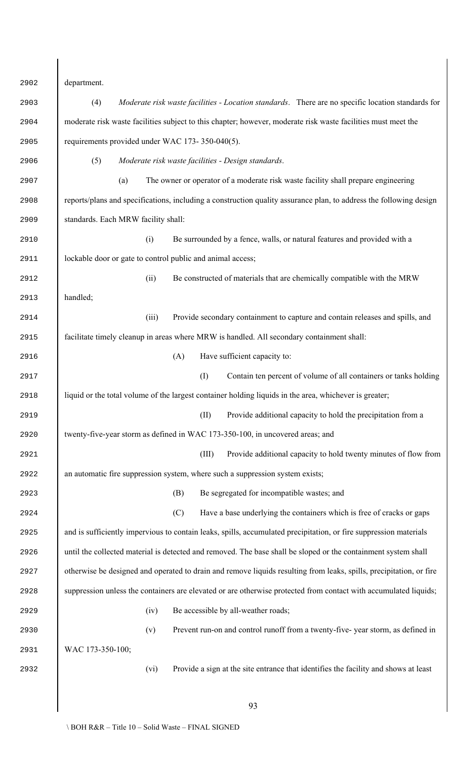department.

(4) *Moderate risk waste facilities - Location standards*. There are no specific location standards for moderate risk waste facilities subject to this chapter; however, moderate risk waste facilities must meet the requirements provided under WAC 173- 350-040(5).

(5) *Moderate risk waste facilities - Design standards*.

(a) The owner or operator of a moderate risk waste facility shall prepare engineering reports/plans and specifications, including a construction quality assurance plan, to address the following design standards. Each MRW facility shall:

(i) Be surrounded by a fence, walls, or natural features and provided with a lockable door or gate to control public and animal access;

(ii) Be constructed of materials that are chemically compatible with the MRW handled;

(iii) Provide secondary containment to capture and contain releases and spills, and facilitate timely cleanup in areas where MRW is handled. All secondary containment shall:

(A) Have sufficient capacity to:

(I) Contain ten percent of volume of all containers or tanks holding liquid or the total volume of the largest container holding liquids in the area, whichever is greater;

(II) Provide additional capacity to hold the precipitation from a twenty-five-year storm as defined in WAC 173-350-100, in uncovered areas; and

(III) Provide additional capacity to hold twenty minutes of flow from an automatic fire suppression system, where such a suppression system exists;

(B) Be segregated for incompatible wastes; and

(C) Have a base underlying the containers which is free of cracks or gaps and is sufficiently impervious to contain leaks, spills, accumulated precipitation, or fire suppression materials until the collected material is detected and removed. The base shall be sloped or the containment system shall otherwise be designed and operated to drain and remove liquids resulting from leaks, spills, precipitation, or fire suppression unless the containers are elevated or are otherwise protected from contact with accumulated liquids;

(iv) Be accessible by all-weather roads;

(v) Prevent run-on and control runoff from a twenty-five- year storm, as defined in WAC 173-350-100;

(vi) Provide a sign at the site entrance that identifies the facility and shows at least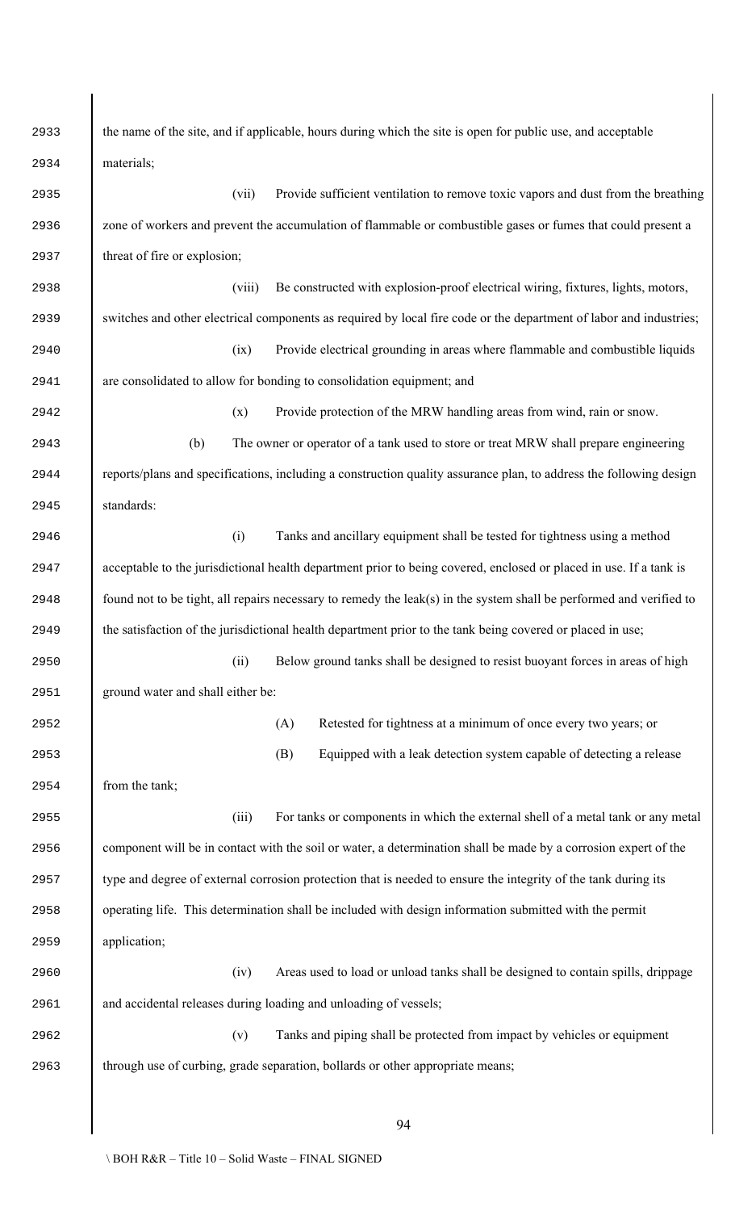the name of the site, and if applicable, hours during which the site is open for public use, and acceptable materials;

(vii) Provide sufficient ventilation to remove toxic vapors and dust from the breathing zone of workers and prevent the accumulation of flammable or combustible gases or fumes that could present a threat of fire or explosion;

(viii) Be constructed with explosion-proof electrical wiring, fixtures, lights, motors, switches and other electrical components as required by local fire code or the department of labor and industries;

(ix) Provide electrical grounding in areas where flammable and combustible liquids are consolidated to allow for bonding to consolidation equipment; and

(x) Provide protection of the MRW handling areas from wind, rain or snow.

(b) The owner or operator of a tank used to store or treat MRW shall prepare engineering reports/plans and specifications, including a construction quality assurance plan, to address the following design standards:

(i) Tanks and ancillary equipment shall be tested for tightness using a method acceptable to the jurisdictional health department prior to being covered, enclosed or placed in use. If a tank is found not to be tight, all repairs necessary to remedy the leak(s) in the system shall be performed and verified to the satisfaction of the jurisdictional health department prior to the tank being covered or placed in use;

(ii) Below ground tanks shall be designed to resist buoyant forces in areas of high ground water and shall either be:

(A) Retested for tightness at a minimum of once every two years; or

(B) Equipped with a leak detection system capable of detecting a release from the tank;

(iii) For tanks or components in which the external shell of a metal tank or any metal component will be in contact with the soil or water, a determination shall be made by a corrosion expert of the type and degree of external corrosion protection that is needed to ensure the integrity of the tank during its operating life. This determination shall be included with design information submitted with the permit application;

(iv) Areas used to load or unload tanks shall be designed to contain spills, drippage and accidental releases during loading and unloading of vessels;

(v) Tanks and piping shall be protected from impact by vehicles or equipment through use of curbing, grade separation, bollards or other appropriate means;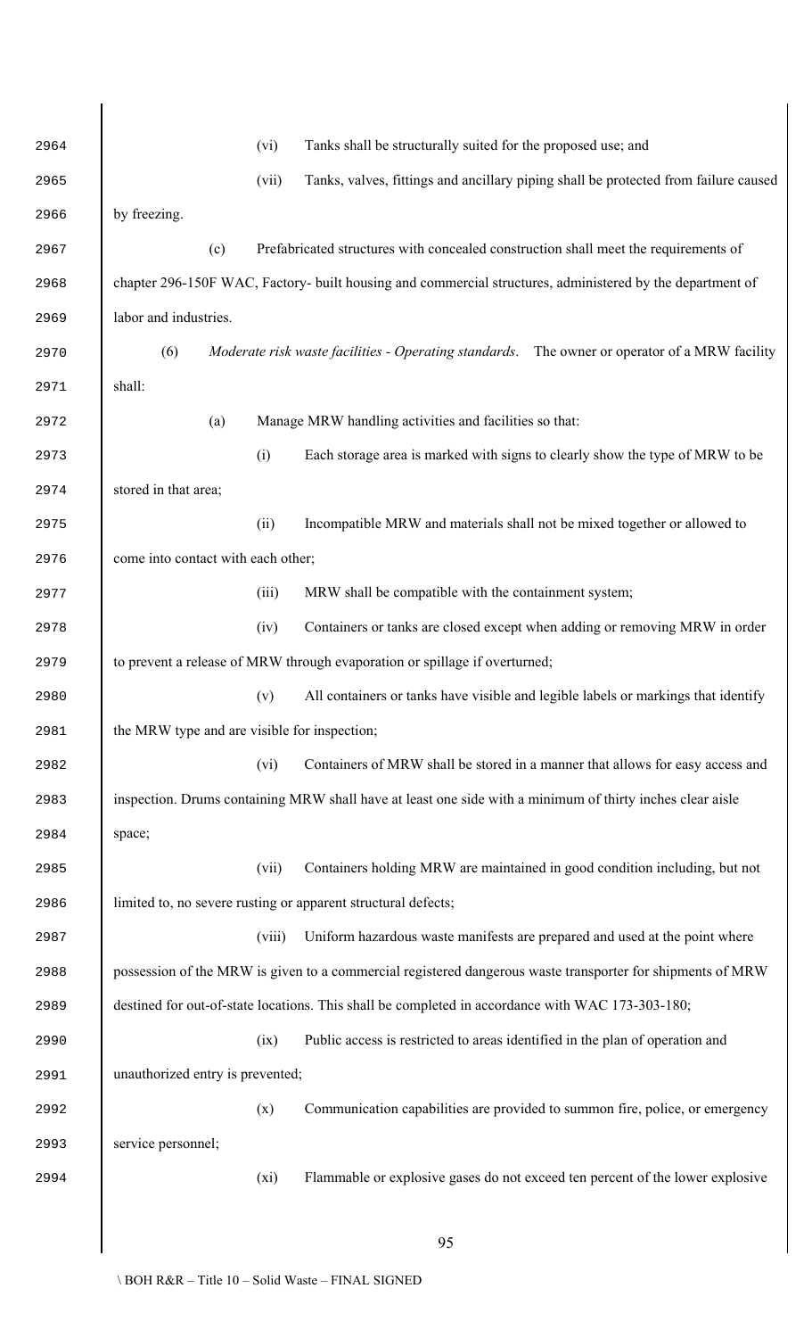(vi) Tanks shall be structurally suited for the proposed use; and

(vii) Tanks, valves, fittings and ancillary piping shall be protected from failure caused by freezing.

(c) Prefabricated structures with concealed construction shall meet the requirements of chapter 296-150F WAC, Factory- built housing and commercial structures, administered by the department of labor and industries.

(6) *Moderate risk waste facilities - Operating standards*. The owner or operator of a MRW facility shall:

(a) Manage MRW handling activities and facilities so that:

(i) Each storage area is marked with signs to clearly show the type of MRW to be stored in that area;

(ii) Incompatible MRW and materials shall not be mixed together or allowed to come into contact with each other;

(iii) MRW shall be compatible with the containment system;

(iv) Containers or tanks are closed except when adding or removing MRW in order to prevent a release of MRW through evaporation or spillage if overturned;

(v) All containers or tanks have visible and legible labels or markings that identify the MRW type and are visible for inspection;

(vi) Containers of MRW shall be stored in a manner that allows for easy access and inspection. Drums containing MRW shall have at least one side with a minimum of thirty inches clear aisle space;

(vii) Containers holding MRW are maintained in good condition including, but not limited to, no severe rusting or apparent structural defects;

(viii) Uniform hazardous waste manifests are prepared and used at the point where possession of the MRW is given to a commercial registered dangerous waste transporter for shipments of MRW destined for out-of-state locations. This shall be completed in accordance with WAC 173-303-180;

(ix) Public access is restricted to areas identified in the plan of operation and unauthorized entry is prevented;

(x) Communication capabilities are provided to summon fire, police, or emergency service personnel;

(xi) Flammable or explosive gases do not exceed ten percent of the lower explosive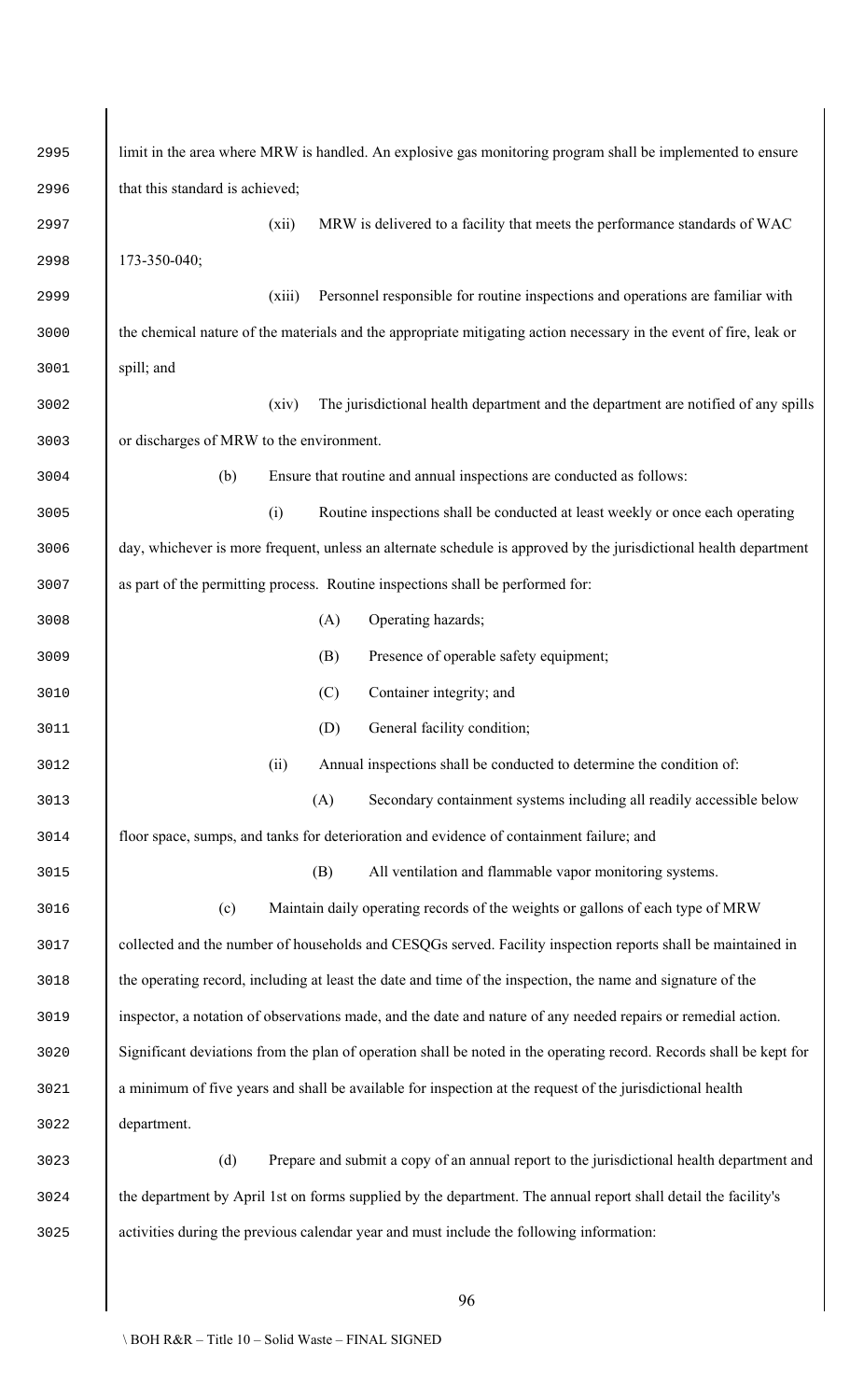limit in the area where MRW is handled. An explosive gas monitoring program shall be implemented to ensure that this standard is achieved;

(xii) MRW is delivered to a facility that meets the performance standards of WAC 173-350-040;

(xiii) Personnel responsible for routine inspections and operations are familiar with the chemical nature of the materials and the appropriate mitigating action necessary in the event of fire, leak or spill; and

(xiv) The jurisdictional health department and the department are notified of any spills or discharges of MRW to the environment.

(b) Ensure that routine and annual inspections are conducted as follows:

(i) Routine inspections shall be conducted at least weekly or once each operating day, whichever is more frequent, unless an alternate schedule is approved by the jurisdictional health department as part of the permitting process. Routine inspections shall be performed for:

(A) Operating hazards;

(B) Presence of operable safety equipment;

(C) Container integrity; and

(D) General facility condition;

(ii) Annual inspections shall be conducted to determine the condition of:

(A) Secondary containment systems including all readily accessible below floor space, sumps, and tanks for deterioration and evidence of containment failure; and

(B) All ventilation and flammable vapor monitoring systems.

(c) Maintain daily operating records of the weights or gallons of each type of MRW collected and the number of households and CESQGs served. Facility inspection reports shall be maintained in the operating record, including at least the date and time of the inspection, the name and signature of the inspector, a notation of observations made, and the date and nature of any needed repairs or remedial action. Significant deviations from the plan of operation shall be noted in the operating record. Records shall be kept for a minimum of five years and shall be available for inspection at the request of the jurisdictional health department.

(d) Prepare and submit a copy of an annual report to the jurisdictional health department and the department by April 1st on forms supplied by the department. The annual report shall detail the facility's activities during the previous calendar year and must include the following information: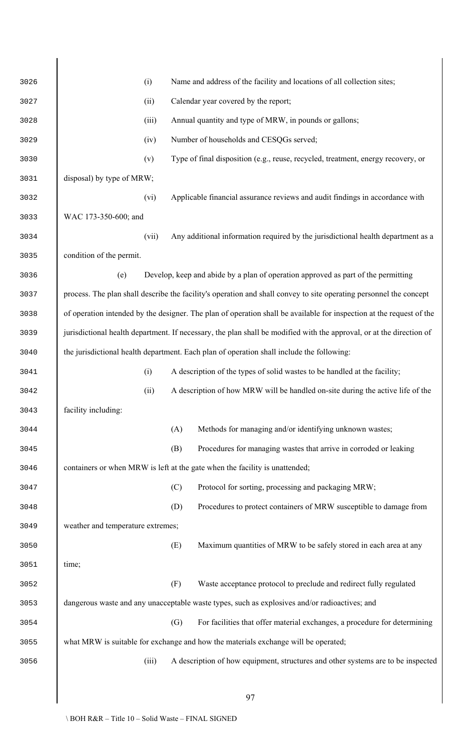(i) Name and address of the facility and locations of all collection sites;

(ii) Calendar year covered by the report;

(iii) Annual quantity and type of MRW, in pounds or gallons;

(iv) Number of households and CESQGs served;

(v) Type of final disposition (e.g., reuse, recycled, treatment, energy recovery, or disposal) by type of MRW;

(vi) Applicable financial assurance reviews and audit findings in accordance with WAC 173-350-600; and

(vii) Any additional information required by the jurisdictional health department as a condition of the permit.

(e) Develop, keep and abide by a plan of operation approved as part of the permitting process. The plan shall describe the facility's operation and shall convey to site operating personnel the concept of operation intended by the designer. The plan of operation shall be available for inspection at the request of the jurisdictional health department. If necessary, the plan shall be modified with the approval, or at the direction of the jurisdictional health department. Each plan of operation shall include the following:

(i) A description of the types of solid wastes to be handled at the facility;

(ii) A description of how MRW will be handled on-site during the active life of the facility including:

(A) Methods for managing and/or identifying unknown wastes;

(B) Procedures for managing wastes that arrive in corroded or leaking containers or when MRW is left at the gate when the facility is unattended;

(C) Protocol for sorting, processing and packaging MRW;

(D) Procedures to protect containers of MRW susceptible to damage from weather and temperature extremes;

(E) Maximum quantities of MRW to be safely stored in each area at any time;

(F) Waste acceptance protocol to preclude and redirect fully regulated dangerous waste and any unacceptable waste types, such as explosives and/or radioactives; and

(G) For facilities that offer material exchanges, a procedure for determining what MRW is suitable for exchange and how the materials exchange will be operated;

(iii) A description of how equipment, structures and other systems are to be inspected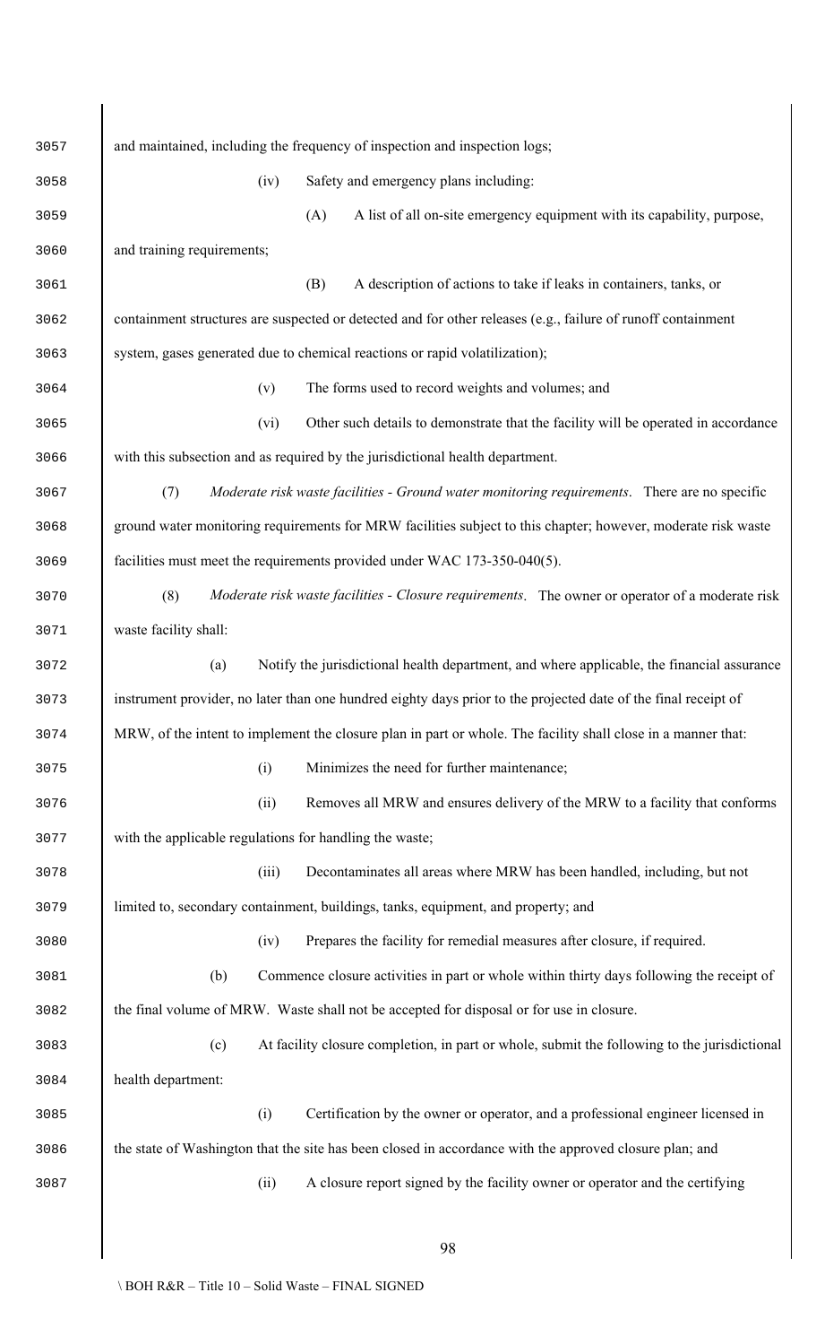and maintained, including the frequency of inspection and inspection logs;

(iv) Safety and emergency plans including:

(A) A list of all on-site emergency equipment with its capability, purpose, and training requirements;

(B) A description of actions to take if leaks in containers, tanks, or containment structures are suspected or detected and for other releases (e.g., failure of runoff containment system, gases generated due to chemical reactions or rapid volatilization);

(v) The forms used to record weights and volumes; and

(vi) Other such details to demonstrate that the facility will be operated in accordance with this subsection and as required by the jurisdictional health department.

(7) *Moderate risk waste facilities - Ground water monitoring requirements*. There are no specific ground water monitoring requirements for MRW facilities subject to this chapter; however, moderate risk waste facilities must meet the requirements provided under WAC 173-350-040(5).

(8) *Moderate risk waste facilities - Closure requirements*. The owner or operator of a moderate risk waste facility shall:

(a) Notify the jurisdictional health department, and where applicable, the financial assurance instrument provider, no later than one hundred eighty days prior to the projected date of the final receipt of MRW, of the intent to implement the closure plan in part or whole. The facility shall close in a manner that:

(i) Minimizes the need for further maintenance;

(ii) Removes all MRW and ensures delivery of the MRW to a facility that conforms with the applicable regulations for handling the waste;

(iii) Decontaminates all areas where MRW has been handled, including, but not limited to, secondary containment, buildings, tanks, equipment, and property; and

(iv) Prepares the facility for remedial measures after closure, if required.

(b) Commence closure activities in part or whole within thirty days following the receipt of the final volume of MRW. Waste shall not be accepted for disposal or for use in closure.

(c) At facility closure completion, in part or whole, submit the following to the jurisdictional health department:

(i) Certification by the owner or operator, and a professional engineer licensed in the state of Washington that the site has been closed in accordance with the approved closure plan; and

(ii) A closure report signed by the facility owner or operator and the certifying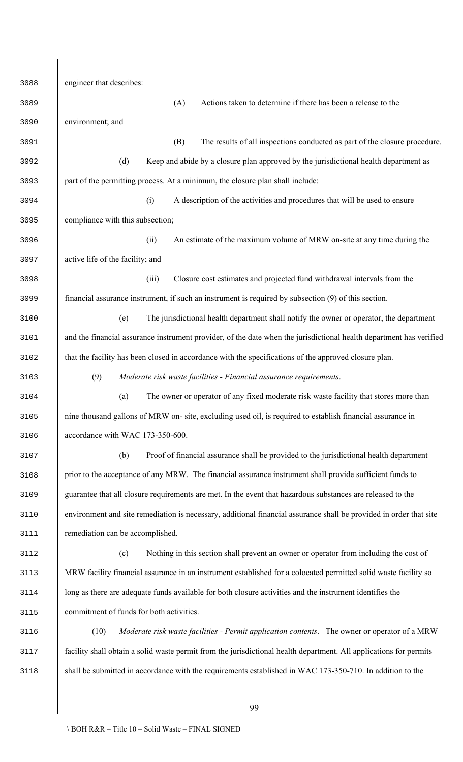engineer that describes:

(A) Actions taken to determine if there has been a release to the environment; and

(B) The results of all inspections conducted as part of the closure procedure.

(d) Keep and abide by a closure plan approved by the jurisdictional health department as part of the permitting process. At a minimum, the closure plan shall include:

(i) A description of the activities and procedures that will be used to ensure compliance with this subsection;

(ii) An estimate of the maximum volume of MRW on-site at any time during the active life of the facility; and

(iii) Closure cost estimates and projected fund withdrawal intervals from the financial assurance instrument, if such an instrument is required by subsection (9) of this section.

(e) The jurisdictional health department shall notify the owner or operator, the department and the financial assurance instrument provider, of the date when the jurisdictional health department has verified that the facility has been closed in accordance with the specifications of the approved closure plan.

(9) *Moderate risk waste facilities - Financial assurance requirements*.

(a) The owner or operator of any fixed moderate risk waste facility that stores more than nine thousand gallons of MRW on- site, excluding used oil, is required to establish financial assurance in accordance with WAC 173-350-600.

(b) Proof of financial assurance shall be provided to the jurisdictional health department prior to the acceptance of any MRW. The financial assurance instrument shall provide sufficient funds to guarantee that all closure requirements are met. In the event that hazardous substances are released to the environment and site remediation is necessary, additional financial assurance shall be provided in order that site remediation can be accomplished.

(c) Nothing in this section shall prevent an owner or operator from including the cost of MRW facility financial assurance in an instrument established for a colocated permitted solid waste facility so long as there are adequate funds available for both closure activities and the instrument identifies the commitment of funds for both activities.

(10) *Moderate risk waste facilities - Permit application contents*. The owner or operator of a MRW facility shall obtain a solid waste permit from the jurisdictional health department. All applications for permits shall be submitted in accordance with the requirements established in WAC 173-350-710. In addition to the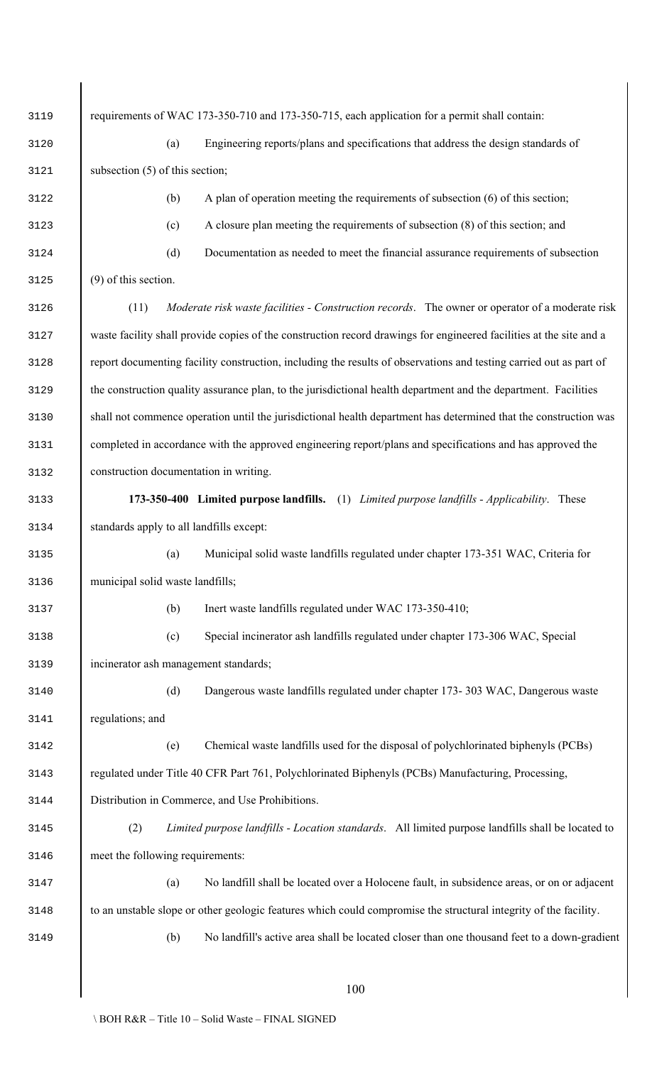requirements of WAC 173-350-710 and 173-350-715, each application for a permit shall contain:

(a) Engineering reports/plans and specifications that address the design standards of subsection (5) of this section;

(b) A plan of operation meeting the requirements of subsection (6) of this section;

(c) A closure plan meeting the requirements of subsection (8) of this section; and

(d) Documentation as needed to meet the financial assurance requirements of subsection (9) of this section.

(11) *Moderate risk waste facilities - Construction records*. The owner or operator of a moderate risk waste facility shall provide copies of the construction record drawings for engineered facilities at the site and a report documenting facility construction, including the results of observations and testing carried out as part of the construction quality assurance plan, to the jurisdictional health department and the department. Facilities shall not commence operation until the jurisdictional health department has determined that the construction was completed in accordance with the approved engineering report/plans and specifications and has approved the construction documentation in writing.

**173-350-400 Limited purpose landfills.** (1) *Limited purpose landfills - Applicability*. These standards apply to all landfills except:

(a) Municipal solid waste landfills regulated under chapter 173-351 WAC, Criteria for municipal solid waste landfills;

(b) Inert waste landfills regulated under WAC 173-350-410;

(c) Special incinerator ash landfills regulated under chapter 173-306 WAC, Special incinerator ash management standards;

(d) Dangerous waste landfills regulated under chapter 173- 303 WAC, Dangerous waste regulations; and

(e) Chemical waste landfills used for the disposal of polychlorinated biphenyls (PCBs) regulated under Title 40 CFR Part 761, Polychlorinated Biphenyls (PCBs) Manufacturing, Processing, Distribution in Commerce, and Use Prohibitions.

(2) *Limited purpose landfills - Location standards*. All limited purpose landfills shall be located to meet the following requirements:

(a) No landfill shall be located over a Holocene fault, in subsidence areas, or on or adjacent to an unstable slope or other geologic features which could compromise the structural integrity of the facility.

(b) No landfill's active area shall be located closer than one thousand feet to a down-gradient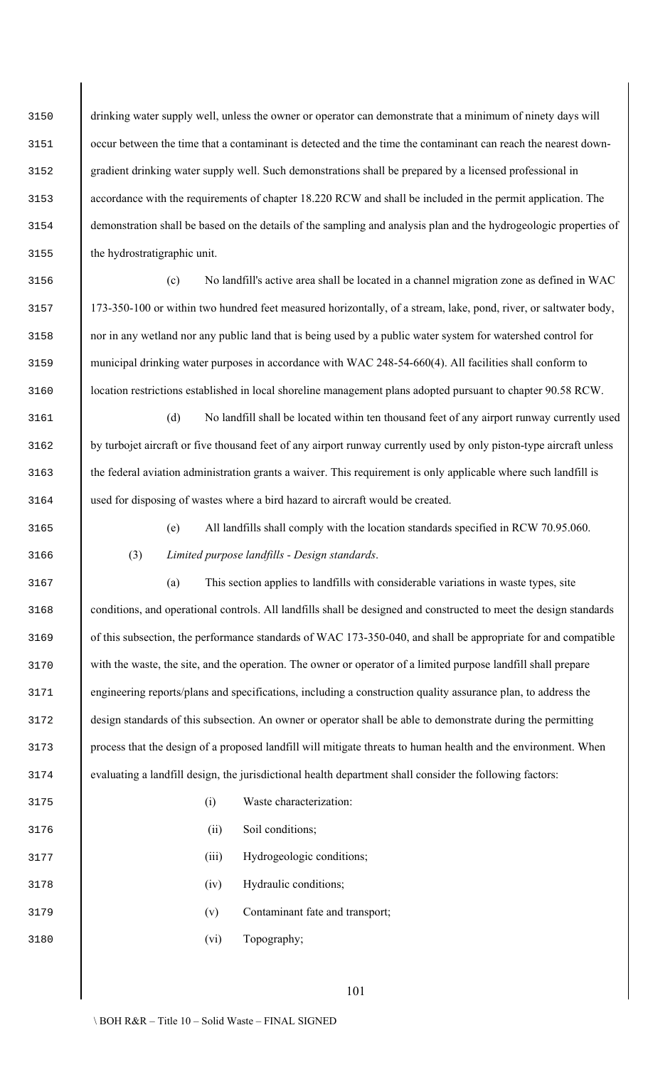drinking water supply well, unless the owner or operator can demonstrate that a minimum of ninety days will occur between the time that a contaminant is detected and the time the contaminant can reach the nearest down-gradient drinking water supply well. Such demonstrations shall be prepared by a licensed professional in accordance with the requirements of chapter 18.220 RCW and shall be included in the permit application. The demonstration shall be based on the details of the sampling and analysis plan and the hydrogeologic properties of the hydrostratigraphic unit.

(c) No landfill's active area shall be located in a channel migration zone as defined in WAC 173-350-100 or within two hundred feet measured horizontally, of a stream, lake, pond, river, or saltwater body, nor in any wetland nor any public land that is being used by a public water system for watershed control for municipal drinking water purposes in accordance with WAC 248-54-660(4). All facilities shall conform to location restrictions established in local shoreline management plans adopted pursuant to chapter 90.58 RCW.

(d) No landfill shall be located within ten thousand feet of any airport runway currently used by turbojet aircraft or five thousand feet of any airport runway currently used by only piston-type aircraft unless the federal aviation administration grants a waiver. This requirement is only applicable where such landfill is used for disposing of wastes where a bird hazard to aircraft would be created.

(e) All landfills shall comply with the location standards specified in RCW 70.95.060.

(3) *Limited purpose landfills - Design standards*.

(a) This section applies to landfills with considerable variations in waste types, site conditions, and operational controls. All landfills shall be designed and constructed to meet the design standards of this subsection, the performance standards of WAC 173-350-040, and shall be appropriate for and compatible with the waste, the site, and the operation. The owner or operator of a limited purpose landfill shall prepare engineering reports/plans and specifications, including a construction quality assurance plan, to address the design standards of this subsection. An owner or operator shall be able to demonstrate during the permitting process that the design of a proposed landfill will mitigate threats to human health and the environment. When evaluating a landfill design, the jurisdictional health department shall consider the following factors:

(i) Waste characterization:

(ii) Soil conditions;

(iii) Hydrogeologic conditions;

(iv) Hydraulic conditions;

(v) Contaminant fate and transport;

(vi) Topography;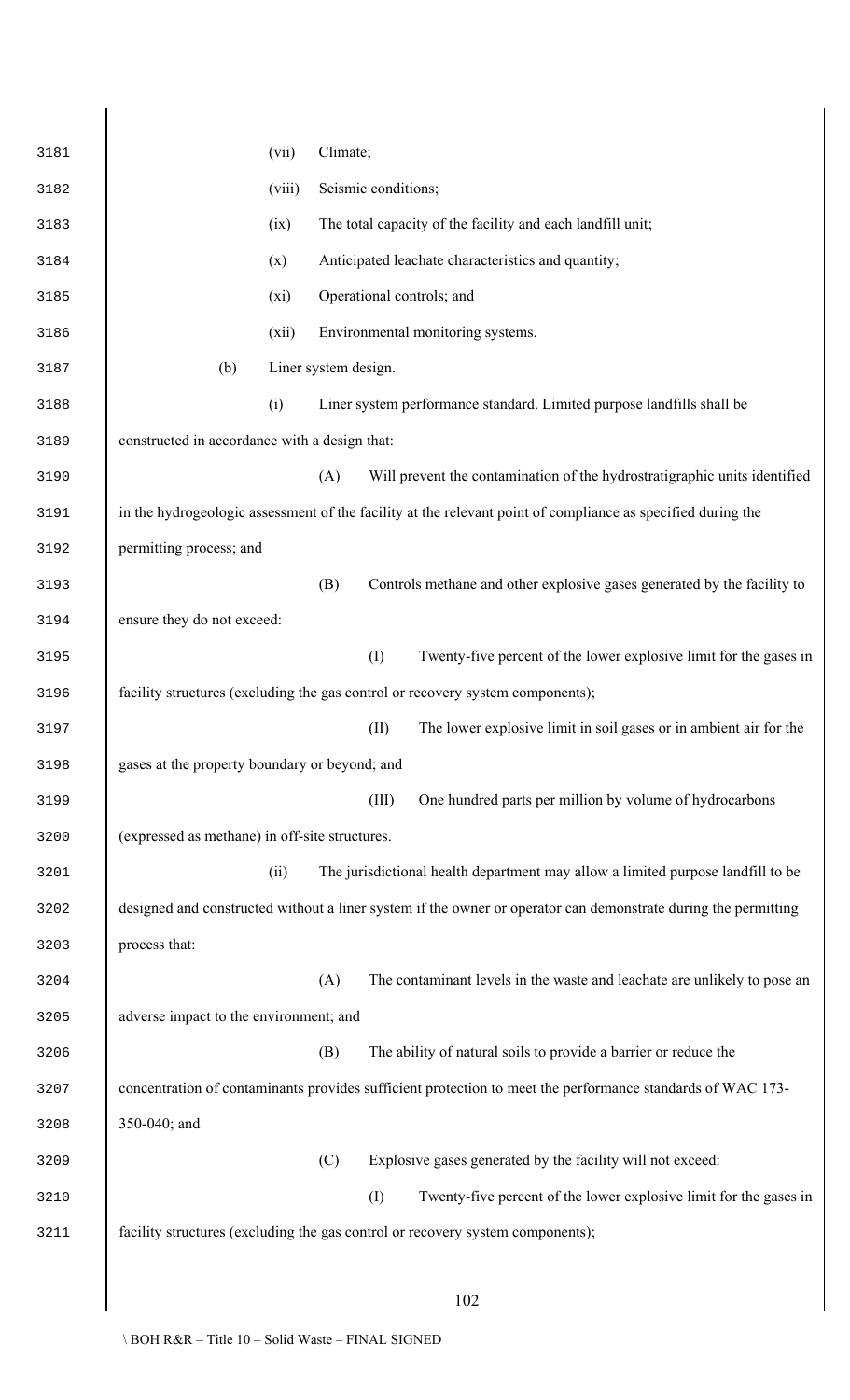(vii) Climate;

(viii) Seismic conditions;

(ix) The total capacity of the facility and each landfill unit;

(x) Anticipated leachate characteristics and quantity;

(xi) Operational controls; and

(xii) Environmental monitoring systems.

(b) Liner system design.

(i) Liner system performance standard. Limited purpose landfills shall be constructed in accordance with a design that:

(A) Will prevent the contamination of the hydrostratigraphic units identified in the hydrogeologic assessment of the facility at the relevant point of compliance as specified during the permitting process; and

(B) Controls methane and other explosive gases generated by the facility to ensure they do not exceed:

(I) Twenty-five percent of the lower explosive limit for the gases in facility structures (excluding the gas control or recovery system components);

(II) The lower explosive limit in soil gases or in ambient air for the gases at the property boundary or beyond; and

(III) One hundred parts per million by volume of hydrocarbons (expressed as methane) in off-site structures.

(ii) The jurisdictional health department may allow a limited purpose landfill to be designed and constructed without a liner system if the owner or operator can demonstrate during the permitting process that:

(A) The contaminant levels in the waste and leachate are unlikely to pose an adverse impact to the environment; and

(B) The ability of natural soils to provide a barrier or reduce the concentration of contaminants provides sufficient protection to meet the performance standards of WAC 173-350-040; and

(C) Explosive gases generated by the facility will not exceed:

(I) Twenty-five percent of the lower explosive limit for the gases in facility structures (excluding the gas control or recovery system components);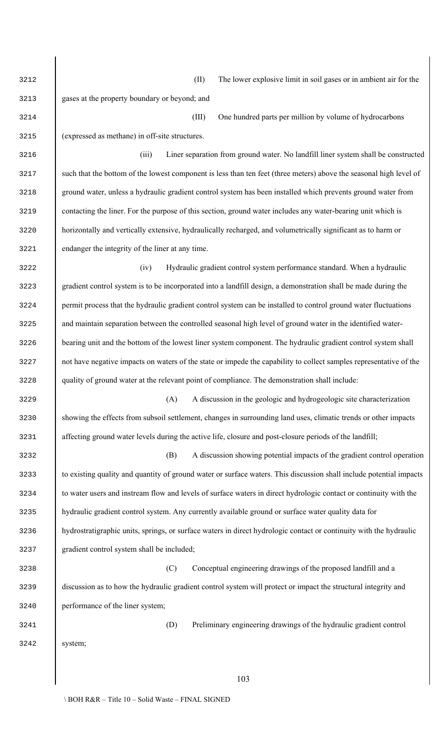(II) The lower explosive limit in soil gases or in ambient air for the gases at the property boundary or beyond; and

(III) One hundred parts per million by volume of hydrocarbons (expressed as methane) in off-site structures.

(iii) Liner separation from ground water. No landfill liner system shall be constructed such that the bottom of the lowest component is less than ten feet (three meters) above the seasonal high level of ground water, unless a hydraulic gradient control system has been installed which prevents ground water from contacting the liner. For the purpose of this section, ground water includes any water-bearing unit which is horizontally and vertically extensive, hydraulically recharged, and volumetrically significant as to harm or endanger the integrity of the liner at any time.

(iv) Hydraulic gradient control system performance standard. When a hydraulic gradient control system is to be incorporated into a landfill design, a demonstration shall be made during the permit process that the hydraulic gradient control system can be installed to control ground water fluctuations and maintain separation between the controlled seasonal high level of ground water in the identified water-bearing unit and the bottom of the lowest liner system component. The hydraulic gradient control system shall not have negative impacts on waters of the state or impede the capability to collect samples representative of the quality of ground water at the relevant point of compliance. The demonstration shall include:

(A) A discussion in the geologic and hydrogeologic site characterization showing the effects from subsoil settlement, changes in surrounding land uses, climatic trends or other impacts affecting ground water levels during the active life, closure and post-closure periods of the landfill;

(B) A discussion showing potential impacts of the gradient control operation to existing quality and quantity of ground water or surface waters. This discussion shall include potential impacts to water users and instream flow and levels of surface waters in direct hydrologic contact or continuity with the hydraulic gradient control system. Any currently available ground or surface water quality data for hydrostratigraphic units, springs, or surface waters in direct hydrologic contact or continuity with the hydraulic gradient control system shall be included;

(C) Conceptual engineering drawings of the proposed landfill and a discussion as to how the hydraulic gradient control system will protect or impact the structural integrity and performance of the liner system;

(D) Preliminary engineering drawings of the hydraulic gradient control system;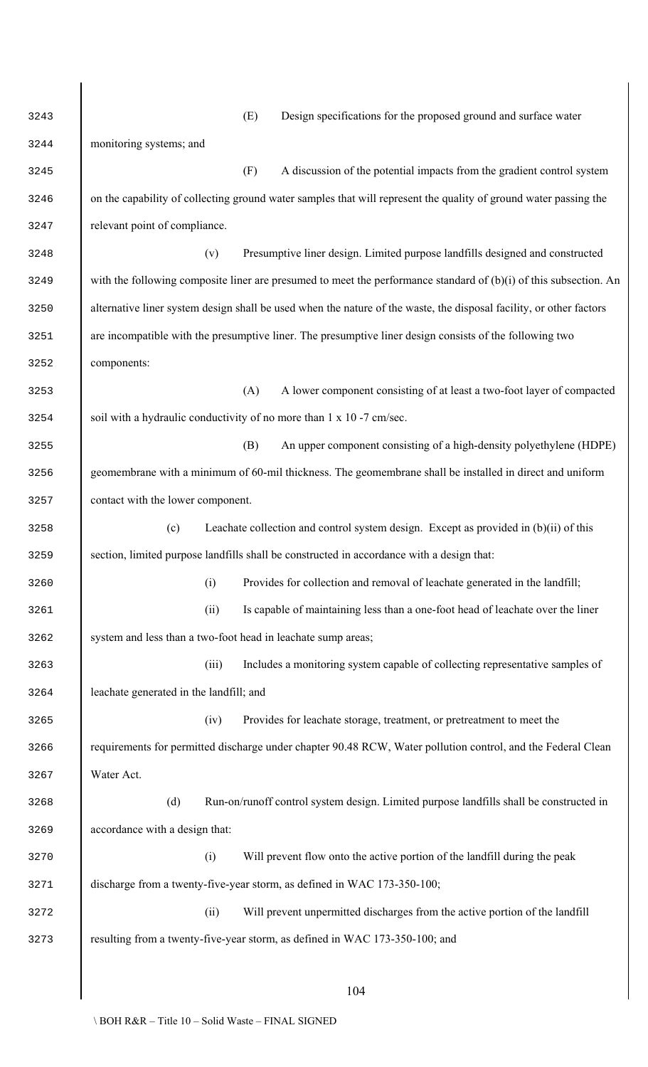(E) Design specifications for the proposed ground and surface water monitoring systems; and

(F) A discussion of the potential impacts from the gradient control system on the capability of collecting ground water samples that will represent the quality of ground water passing the relevant point of compliance.

(v) Presumptive liner design. Limited purpose landfills designed and constructed with the following composite liner are presumed to meet the performance standard of (b)(i) of this subsection. An alternative liner system design shall be used when the nature of the waste, the disposal facility, or other factors are incompatible with the presumptive liner. The presumptive liner design consists of the following two components:

(A) A lower component consisting of at least a two-foot layer of compacted soil with a hydraulic conductivity of no more than $1 \times 10^{-7}$ cm/sec.

(B) An upper component consisting of a high-density polyethylene (HDPE) geomembrane with a minimum of 60-mil thickness. The geomembrane shall be installed in direct and uniform contact with the lower component.

(c) Leachate collection and control system design. Except as provided in (b)(ii) of this section, limited purpose landfills shall be constructed in accordance with a design that:

(i) Provides for collection and removal of leachate generated in the landfill;

(ii) Is capable of maintaining less than a one-foot head of leachate over the liner system and less than a two-foot head in leachate sump areas;

(iii) Includes a monitoring system capable of collecting representative samples of leachate generated in the landfill; and

(iv) Provides for leachate storage, treatment, or pretreatment to meet the requirements for permitted discharge under chapter 90.48 RCW, Water pollution control, and the Federal Clean Water Act.

(d) Run-on/runoff control system design. Limited purpose landfills shall be constructed in accordance with a design that:

(i) Will prevent flow onto the active portion of the landfill during the peak discharge from a twenty-five-year storm, as defined in WAC 173-350-100;

(ii) Will prevent unpermitted discharges from the active portion of the landfill resulting from a twenty-five-year storm, as defined in WAC 173-350-100; and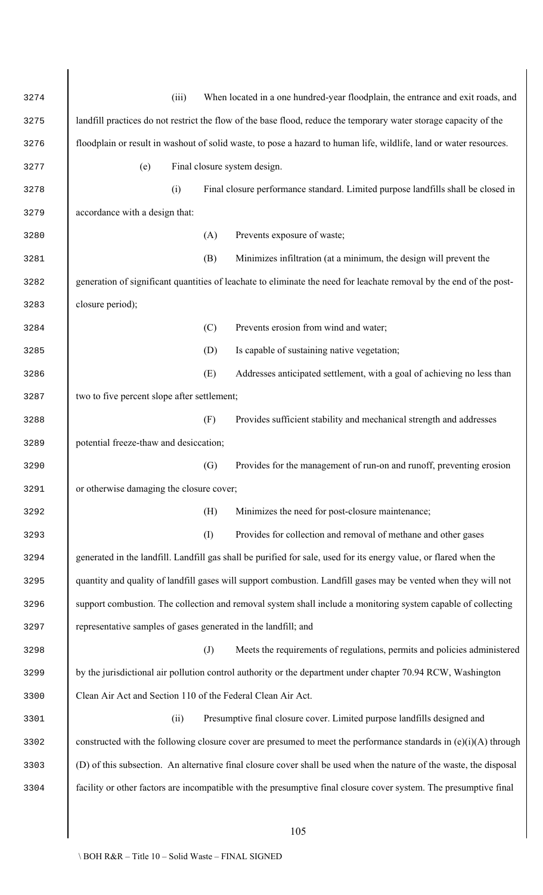(iii) When located in a one hundred-year floodplain, the entrance and exit roads, and landfill practices do not restrict the flow of the base flood, reduce the temporary water storage capacity of the floodplain or result in washout of solid waste, to pose a hazard to human life, wildlife, land or water resources.

(e) Final closure system design.

(i) Final closure performance standard. Limited purpose landfills shall be closed in accordance with a design that:

(A) Prevents exposure of waste;

(B) Minimizes infiltration (at a minimum, the design will prevent the generation of significant quantities of leachate to eliminate the need for leachate removal by the end of the post-closure period);

(C) Prevents erosion from wind and water;

(D) Is capable of sustaining native vegetation;

(E) Addresses anticipated settlement, with a goal of achieving no less than two to five percent slope after settlement;

(F) Provides sufficient stability and mechanical strength and addresses potential freeze-thaw and desiccation;

(G) Provides for the management of run-on and runoff, preventing erosion or otherwise damaging the closure cover;

(H) Minimizes the need for post-closure maintenance;

(I) Provides for collection and removal of methane and other gases generated in the landfill. Landfill gas shall be purified for sale, used for its energy value, or flared when the quantity and quality of landfill gases will support combustion. Landfill gases may be vented when they will not support combustion. The collection and removal system shall include a monitoring system capable of collecting representative samples of gases generated in the landfill; and

(J) Meets the requirements of regulations, permits and policies administered by the jurisdictional air pollution control authority or the department under chapter 70.94 RCW, Washington Clean Air Act and Section 110 of the Federal Clean Air Act.

(ii) Presumptive final closure cover. Limited purpose landfills designed and constructed with the following closure cover are presumed to meet the performance standards in (e)(i)(A) through (D) of this subsection. An alternative final closure cover shall be used when the nature of the waste, the disposal facility or other factors are incompatible with the presumptive final closure cover system. The presumptive final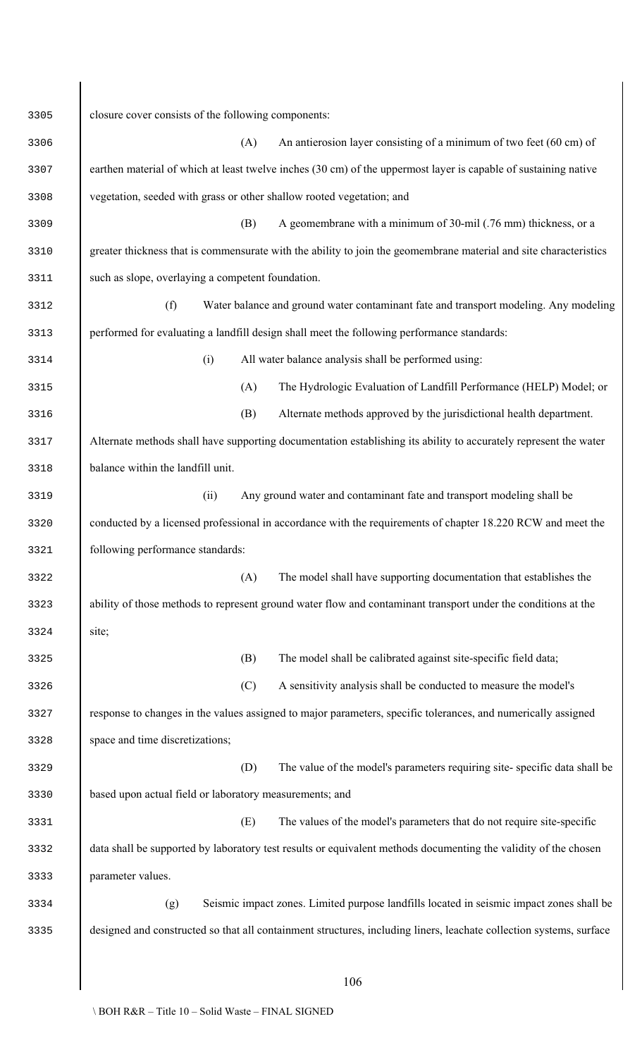closure cover consists of the following components:

(A) An antierosion layer consisting of a minimum of two feet (60 cm) of earthen material of which at least twelve inches (30 cm) of the uppermost layer is capable of sustaining native vegetation, seeded with grass or other shallow rooted vegetation; and

(B) A geomembrane with a minimum of 30-mil (.76 mm) thickness, or a greater thickness that is commensurate with the ability to join the geomembrane material and site characteristics such as slope, overlaying a competent foundation.

(f) Water balance and ground water contaminant fate and transport modeling. Any modeling performed for evaluating a landfill design shall meet the following performance standards:

(i) All water balance analysis shall be performed using:

(A) The Hydrologic Evaluation of Landfill Performance (HELP) Model; or

(B) Alternate methods approved by the jurisdictional health department. Alternate methods shall have supporting documentation establishing its ability to accurately represent the water balance within the landfill unit.

(ii) Any ground water and contaminant fate and transport modeling shall be conducted by a licensed professional in accordance with the requirements of chapter 18.220 RCW and meet the following performance standards:

(A) The model shall have supporting documentation that establishes the ability of those methods to represent ground water flow and contaminant transport under the conditions at the site;

(B) The model shall be calibrated against site-specific field data;

(C) A sensitivity analysis shall be conducted to measure the model's response to changes in the values assigned to major parameters, specific tolerances, and numerically assigned space and time discretizations;

(D) The value of the model's parameters requiring site- specific data shall be based upon actual field or laboratory measurements; and

(E) The values of the model's parameters that do not require site-specific data shall be supported by laboratory test results or equivalent methods documenting the validity of the chosen parameter values.

(g) Seismic impact zones. Limited purpose landfills located in seismic impact zones shall be designed and constructed so that all containment structures, including liners, leachate collection systems, surface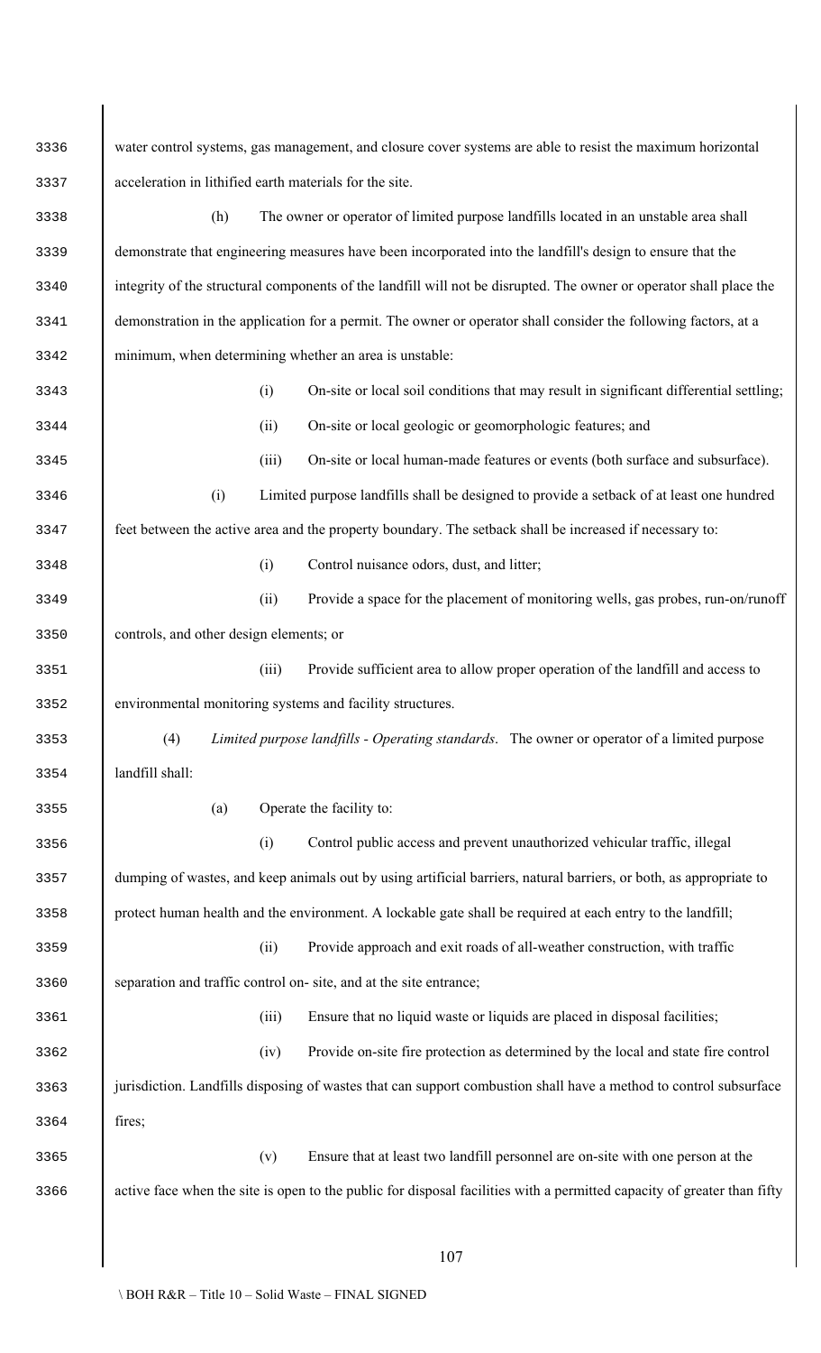water control systems, gas management, and closure cover systems are able to resist the maximum horizontal acceleration in lithified earth materials for the site.

(h) The owner or operator of limited purpose landfills located in an unstable area shall demonstrate that engineering measures have been incorporated into the landfill's design to ensure that the integrity of the structural components of the landfill will not be disrupted. The owner or operator shall place the demonstration in the application for a permit. The owner or operator shall consider the following factors, at a minimum, when determining whether an area is unstable:

(i) On-site or local soil conditions that may result in significant differential settling;

(ii) On-site or local geologic or geomorphologic features; and

(iii) On-site or local human-made features or events (both surface and subsurface).

(i) Limited purpose landfills shall be designed to provide a setback of at least one hundred feet between the active area and the property boundary. The setback shall be increased if necessary to:

(i) Control nuisance odors, dust, and litter;

(ii) Provide a space for the placement of monitoring wells, gas probes, run-on/runoff controls, and other design elements; or

(iii) Provide sufficient area to allow proper operation of the landfill and access to environmental monitoring systems and facility structures.

(4) *Limited purpose landfills - Operating standards*. The owner or operator of a limited purpose landfill shall:

(a) Operate the facility to:

(i) Control public access and prevent unauthorized vehicular traffic, illegal dumping of wastes, and keep animals out by using artificial barriers, natural barriers, or both, as appropriate to protect human health and the environment. A lockable gate shall be required at each entry to the landfill;

(ii) Provide approach and exit roads of all-weather construction, with traffic separation and traffic control on- site, and at the site entrance;

(iii) Ensure that no liquid waste or liquids are placed in disposal facilities;

(iv) Provide on-site fire protection as determined by the local and state fire control jurisdiction. Landfills disposing of wastes that can support combustion shall have a method to control subsurface fires;

(v) Ensure that at least two landfill personnel are on-site with one person at the active face when the site is open to the public for disposal facilities with a permitted capacity of greater than fifty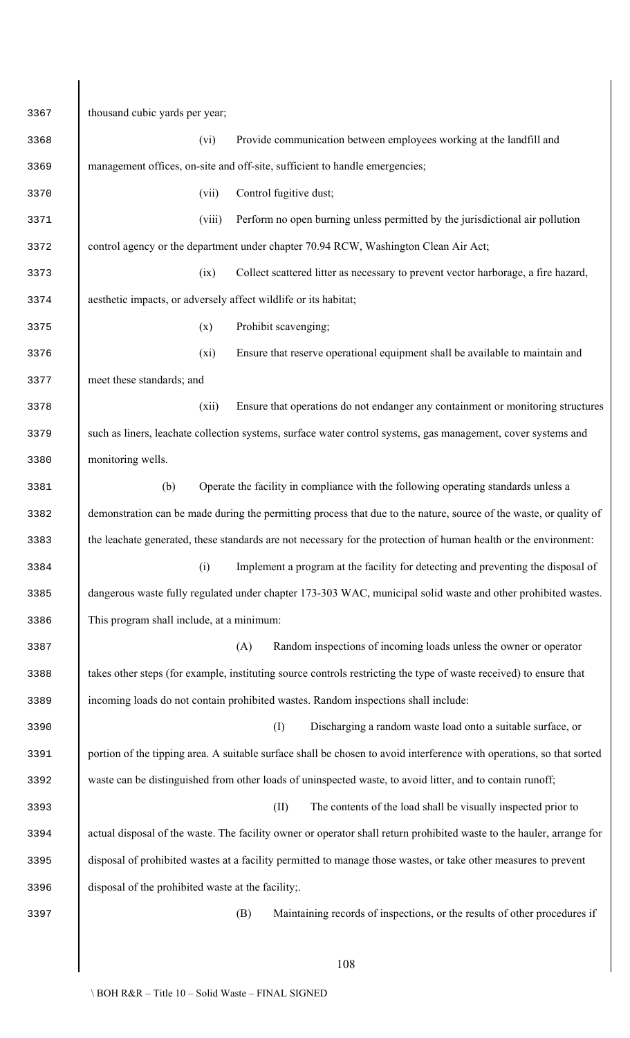thousand cubic yards per year;

(vi) Provide communication between employees working at the landfill and management offices, on-site and off-site, sufficient to handle emergencies;

(vii) Control fugitive dust;

(viii) Perform no open burning unless permitted by the jurisdictional air pollution control agency or the department under chapter 70.94 RCW, Washington Clean Air Act;

(ix) Collect scattered litter as necessary to prevent vector harborage, a fire hazard, aesthetic impacts, or adversely affect wildlife or its habitat;

(x) Prohibit scavenging;

(xi) Ensure that reserve operational equipment shall be available to maintain and meet these standards; and

(xii) Ensure that operations do not endanger any containment or monitoring structures such as liners, leachate collection systems, surface water control systems, gas management, cover systems and monitoring wells.

(b) Operate the facility in compliance with the following operating standards unless a demonstration can be made during the permitting process that due to the nature, source of the waste, or quality of the leachate generated, these standards are not necessary for the protection of human health or the environment:

(i) Implement a program at the facility for detecting and preventing the disposal of dangerous waste fully regulated under chapter 173-303 WAC, municipal solid waste and other prohibited wastes. This program shall include, at a minimum:

(A) Random inspections of incoming loads unless the owner or operator takes other steps (for example, instituting source controls restricting the type of waste received) to ensure that incoming loads do not contain prohibited wastes. Random inspections shall include:

(I) Discharging a random waste load onto a suitable surface, or portion of the tipping area. A suitable surface shall be chosen to avoid interference with operations, so that sorted waste can be distinguished from other loads of uninspected waste, to avoid litter, and to contain runoff;

(II) The contents of the load shall be visually inspected prior to actual disposal of the waste. The facility owner or operator shall return prohibited waste to the hauler, arrange for disposal of prohibited wastes at a facility permitted to manage those wastes, or take other measures to prevent disposal of the prohibited waste at the facility;.

(B) Maintaining records of inspections, or the results of other procedures if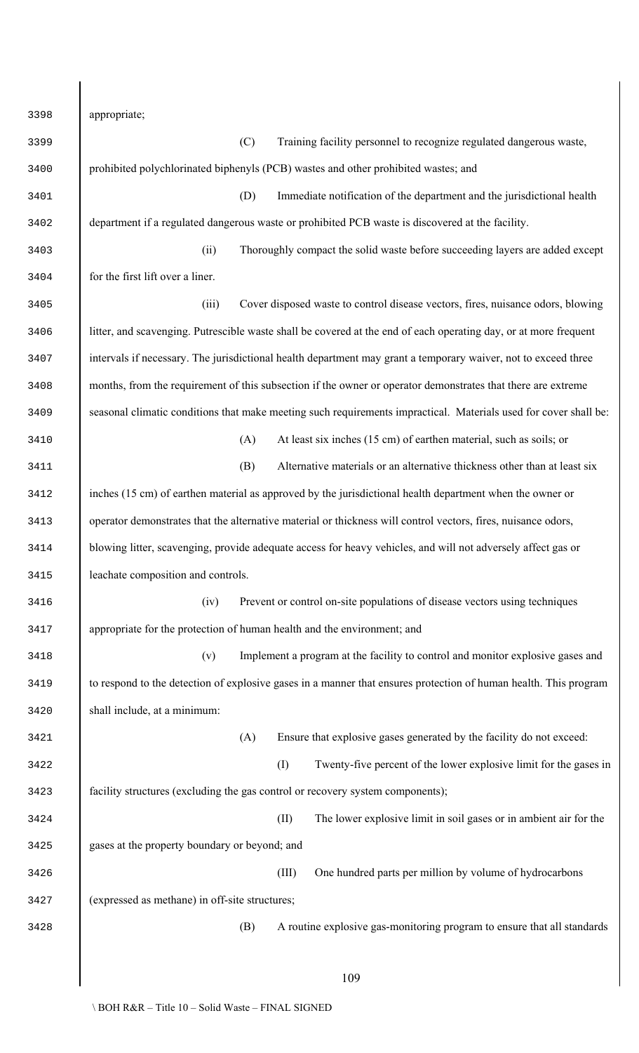appropriate;

(C) Training facility personnel to recognize regulated dangerous waste, prohibited polychlorinated biphenyls (PCB) wastes and other prohibited wastes; and

(D) Immediate notification of the department and the jurisdictional health department if a regulated dangerous waste or prohibited PCB waste is discovered at the facility.

(ii) Thoroughly compact the solid waste before succeeding layers are added except for the first lift over a liner.

(iii) Cover disposed waste to control disease vectors, fires, nuisance odors, blowing litter, and scavenging. Putrescible waste shall be covered at the end of each operating day, or at more frequent intervals if necessary. The jurisdictional health department may grant a temporary waiver, not to exceed three months, from the requirement of this subsection if the owner or operator demonstrates that there are extreme seasonal climatic conditions that make meeting such requirements impractical. Materials used for cover shall be:

(A) At least six inches (15 cm) of earthen material, such as soils; or

(B) Alternative materials or an alternative thickness other than at least six inches (15 cm) of earthen material as approved by the jurisdictional health department when the owner or operator demonstrates that the alternative material or thickness will control vectors, fires, nuisance odors, blowing litter, scavenging, provide adequate access for heavy vehicles, and will not adversely affect gas or leachate composition and controls.

(iv) Prevent or control on-site populations of disease vectors using techniques appropriate for the protection of human health and the environment; and

(v) Implement a program at the facility to control and monitor explosive gases and to respond to the detection of explosive gases in a manner that ensures protection of human health. This program shall include, at a minimum:

(A) Ensure that explosive gases generated by the facility do not exceed:

(I) Twenty-five percent of the lower explosive limit for the gases in facility structures (excluding the gas control or recovery system components);

(II) The lower explosive limit in soil gases or in ambient air for the gases at the property boundary or beyond; and

(III) One hundred parts per million by volume of hydrocarbons (expressed as methane) in off-site structures;

(B) A routine explosive gas-monitoring program to ensure that all standards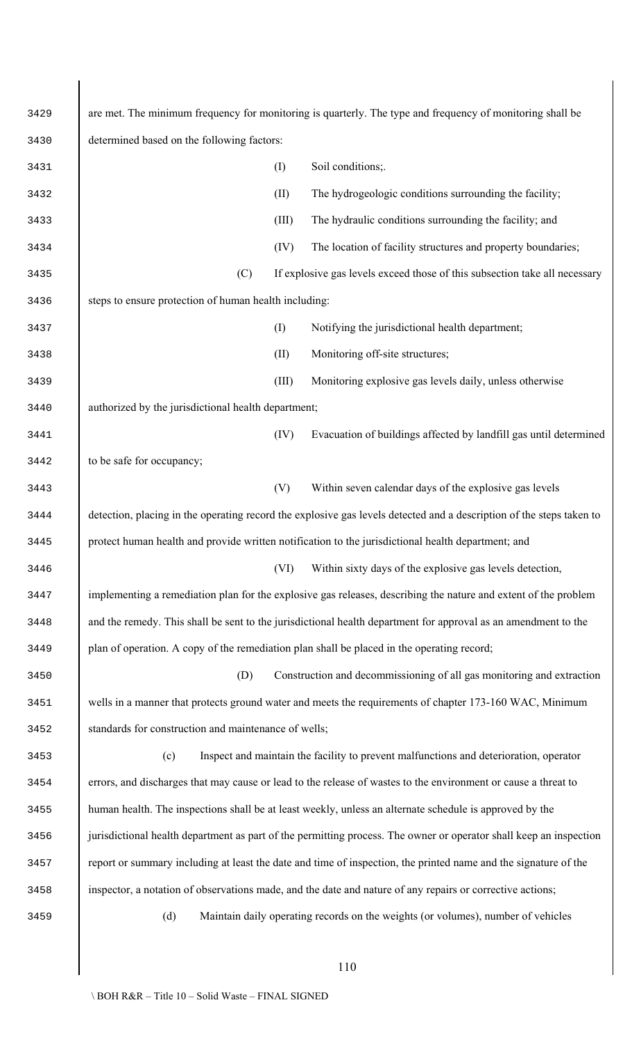are met. The minimum frequency for monitoring is quarterly. The type and frequency of monitoring shall be determined based on the following factors:

(I) Soil conditions;.

(II) The hydrogeologic conditions surrounding the facility;

(III) The hydraulic conditions surrounding the facility; and

(IV) The location of facility structures and property boundaries;

(C) If explosive gas levels exceed those of this subsection take all necessary steps to ensure protection of human health including:

(I) Notifying the jurisdictional health department;

(II) Monitoring off-site structures;

(III) Monitoring explosive gas levels daily, unless otherwise authorized by the jurisdictional health department;

(IV) Evacuation of buildings affected by landfill gas until determined to be safe for occupancy;

(V) Within seven calendar days of the explosive gas levels detection, placing in the operating record the explosive gas levels detected and a description of the steps taken to protect human health and provide written notification to the jurisdictional health department; and

(VI) Within sixty days of the explosive gas levels detection, implementing a remediation plan for the explosive gas releases, describing the nature and extent of the problem and the remedy. This shall be sent to the jurisdictional health department for approval as an amendment to the plan of operation. A copy of the remediation plan shall be placed in the operating record;

(D) Construction and decommissioning of all gas monitoring and extraction wells in a manner that protects ground water and meets the requirements of chapter 173-160 WAC, Minimum standards for construction and maintenance of wells;

(c) Inspect and maintain the facility to prevent malfunctions and deterioration, operator errors, and discharges that may cause or lead to the release of wastes to the environment or cause a threat to human health. The inspections shall be at least weekly, unless an alternate schedule is approved by the jurisdictional health department as part of the permitting process. The owner or operator shall keep an inspection report or summary including at least the date and time of inspection, the printed name and the signature of the inspector, a notation of observations made, and the date and nature of any repairs or corrective actions;

(d) Maintain daily operating records on the weights (or volumes), number of vehicles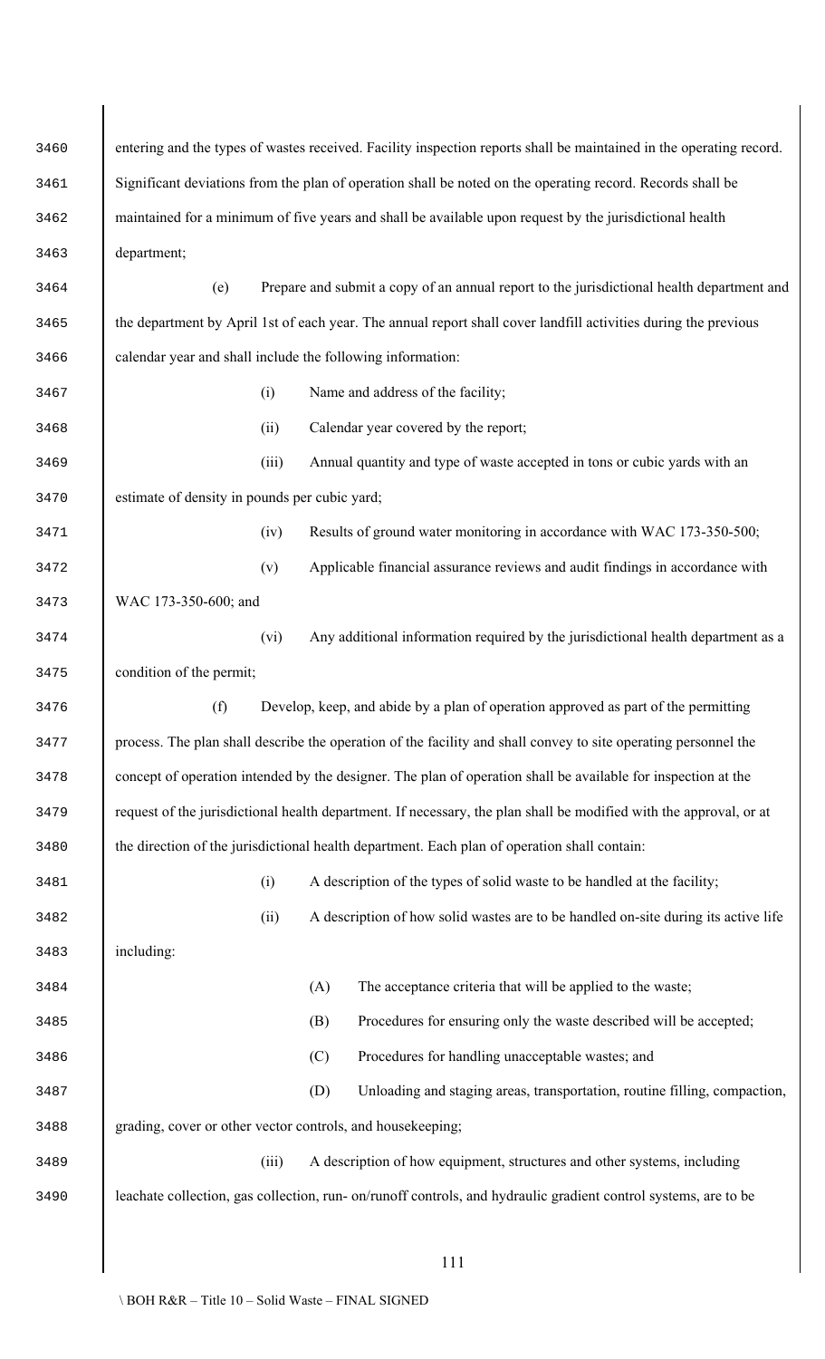entering and the types of wastes received. Facility inspection reports shall be maintained in the operating record. Significant deviations from the plan of operation shall be noted on the operating record. Records shall be maintained for a minimum of five years and shall be available upon request by the jurisdictional health department;

(e) Prepare and submit a copy of an annual report to the jurisdictional health department and the department by April 1st of each year. The annual report shall cover landfill activities during the previous calendar year and shall include the following information:

(i) Name and address of the facility;

(ii) Calendar year covered by the report;

(iii) Annual quantity and type of waste accepted in tons or cubic yards with an estimate of density in pounds per cubic yard;

(iv) Results of ground water monitoring in accordance with WAC 173-350-500;

(v) Applicable financial assurance reviews and audit findings in accordance with WAC 173-350-600; and

(vi) Any additional information required by the jurisdictional health department as a condition of the permit;

(f) Develop, keep, and abide by a plan of operation approved as part of the permitting process. The plan shall describe the operation of the facility and shall convey to site operating personnel the concept of operation intended by the designer. The plan of operation shall be available for inspection at the request of the jurisdictional health department. If necessary, the plan shall be modified with the approval, or at the direction of the jurisdictional health department. Each plan of operation shall contain:

(i) A description of the types of solid waste to be handled at the facility;

(ii) A description of how solid wastes are to be handled on-site during its active life including:

(A) The acceptance criteria that will be applied to the waste;

(B) Procedures for ensuring only the waste described will be accepted;

(C) Procedures for handling unacceptable wastes; and

(D) Unloading and staging areas, transportation, routine filling, compaction, grading, cover or other vector controls, and housekeeping;

(iii) A description of how equipment, structures and other systems, including leachate collection, gas collection, run- on/runoff controls, and hydraulic gradient control systems, are to be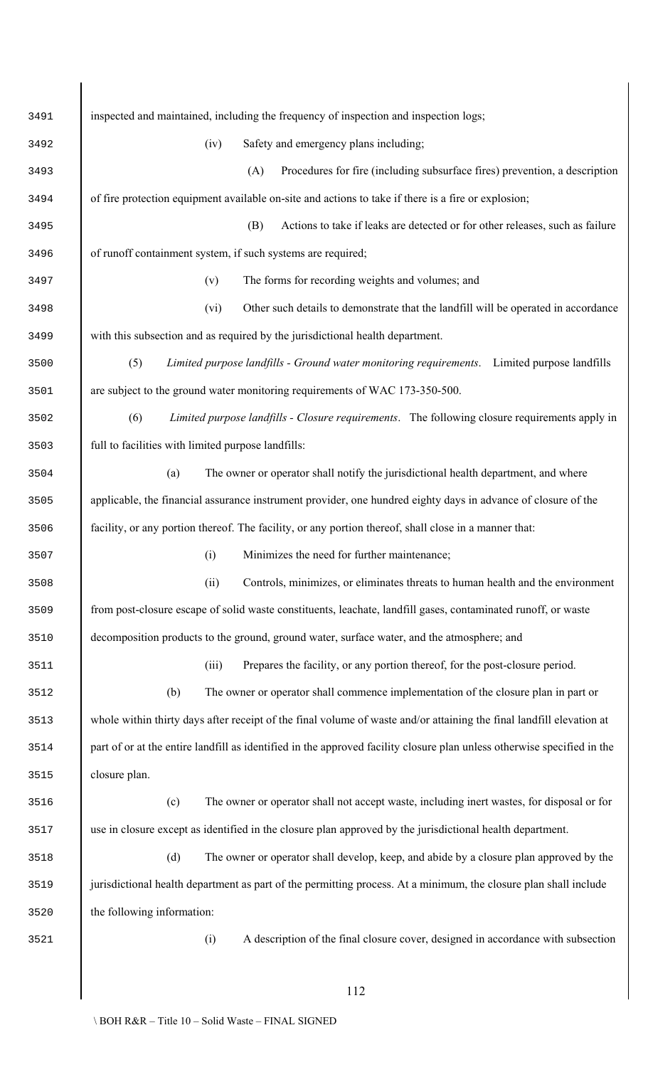inspected and maintained, including the frequency of inspection and inspection logs;

(iv) Safety and emergency plans including;

(A) Procedures for fire (including subsurface fires) prevention, a description of fire protection equipment available on-site and actions to take if there is a fire or explosion;

(B) Actions to take if leaks are detected or for other releases, such as failure of runoff containment system, if such systems are required;

(v) The forms for recording weights and volumes; and

(vi) Other such details to demonstrate that the landfill will be operated in accordance with this subsection and as required by the jurisdictional health department.

(5) *Limited purpose landfills - Ground water monitoring requirements*. Limited purpose landfills are subject to the ground water monitoring requirements of WAC 173-350-500.

(6) *Limited purpose landfills - Closure requirements*. The following closure requirements apply in full to facilities with limited purpose landfills:

(a) The owner or operator shall notify the jurisdictional health department, and where applicable, the financial assurance instrument provider, one hundred eighty days in advance of closure of the facility, or any portion thereof. The facility, or any portion thereof, shall close in a manner that:

(i) Minimizes the need for further maintenance;

(ii) Controls, minimizes, or eliminates threats to human health and the environment from post-closure escape of solid waste constituents, leachate, landfill gases, contaminated runoff, or waste decomposition products to the ground, ground water, surface water, and the atmosphere; and

(iii) Prepares the facility, or any portion thereof, for the post-closure period.

(b) The owner or operator shall commence implementation of the closure plan in part or whole within thirty days after receipt of the final volume of waste and/or attaining the final landfill elevation at part of or at the entire landfill as identified in the approved facility closure plan unless otherwise specified in the closure plan.

(c) The owner or operator shall not accept waste, including inert wastes, for disposal or for use in closure except as identified in the closure plan approved by the jurisdictional health department.

(d) The owner or operator shall develop, keep, and abide by a closure plan approved by the jurisdictional health department as part of the permitting process. At a minimum, the closure plan shall include the following information:

(i) A description of the final closure cover, designed in accordance with subsection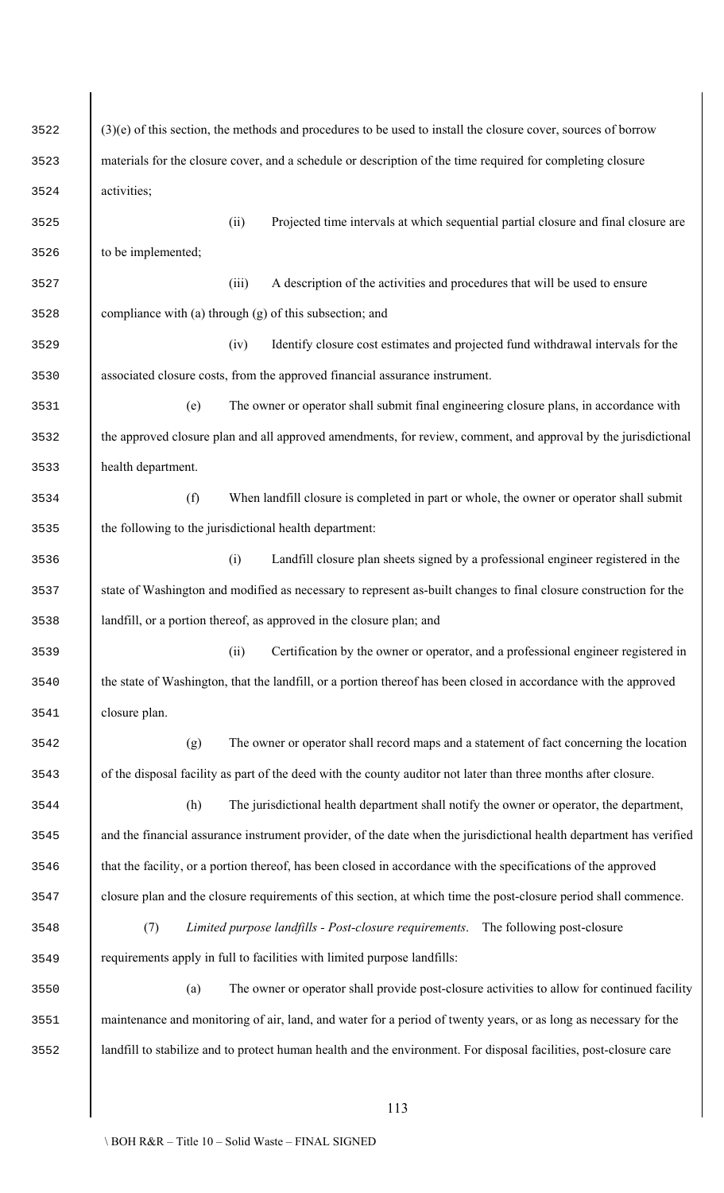(3)(e) of this section, the methods and procedures to be used to install the closure cover, sources of borrow materials for the closure cover, and a schedule or description of the time required for completing closure activities;

(ii) Projected time intervals at which sequential partial closure and final closure are to be implemented;

(iii) A description of the activities and procedures that will be used to ensure compliance with (a) through (g) of this subsection; and

(iv) Identify closure cost estimates and projected fund withdrawal intervals for the associated closure costs, from the approved financial assurance instrument.

(e) The owner or operator shall submit final engineering closure plans, in accordance with the approved closure plan and all approved amendments, for review, comment, and approval by the jurisdictional health department.

(f) When landfill closure is completed in part or whole, the owner or operator shall submit the following to the jurisdictional health department:

(i) Landfill closure plan sheets signed by a professional engineer registered in the state of Washington and modified as necessary to represent as-built changes to final closure construction for the landfill, or a portion thereof, as approved in the closure plan; and

(ii) Certification by the owner or operator, and a professional engineer registered in the state of Washington, that the landfill, or a portion thereof has been closed in accordance with the approved closure plan.

(g) The owner or operator shall record maps and a statement of fact concerning the location of the disposal facility as part of the deed with the county auditor not later than three months after closure.

(h) The jurisdictional health department shall notify the owner or operator, the department, and the financial assurance instrument provider, of the date when the jurisdictional health department has verified that the facility, or a portion thereof, has been closed in accordance with the specifications of the approved closure plan and the closure requirements of this section, at which time the post-closure period shall commence.

(7) *Limited purpose landfills - Post-closure requirements*. The following post-closure requirements apply in full to facilities with limited purpose landfills:

(a) The owner or operator shall provide post-closure activities to allow for continued facility maintenance and monitoring of air, land, and water for a period of twenty years, or as long as necessary for the landfill to stabilize and to protect human health and the environment. For disposal facilities, post-closure care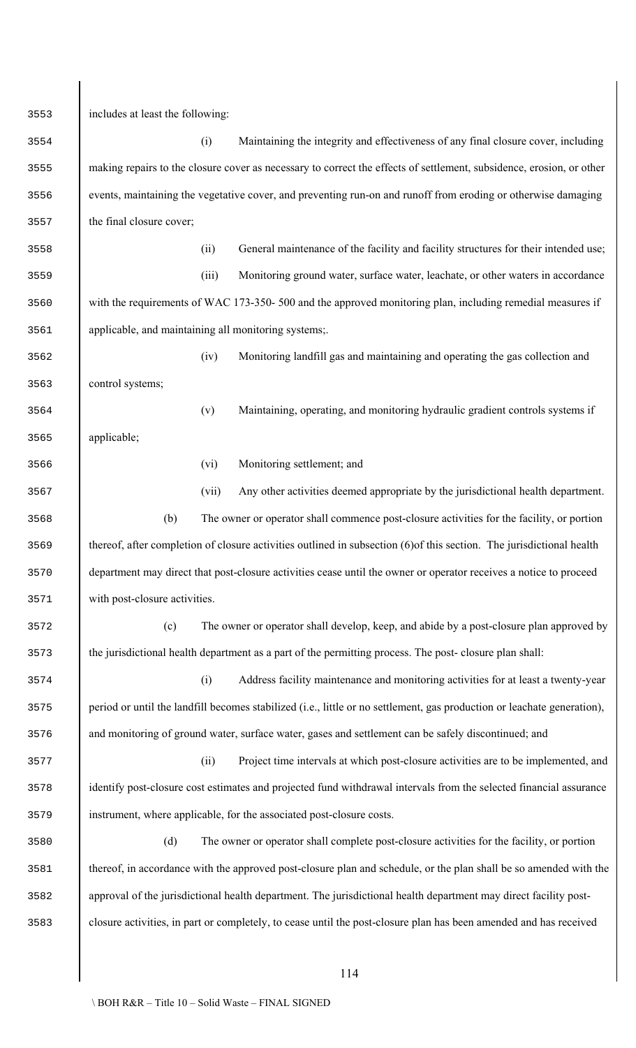includes at least the following:

(i) Maintaining the integrity and effectiveness of any final closure cover, including making repairs to the closure cover as necessary to correct the effects of settlement, subsidence, erosion, or other events, maintaining the vegetative cover, and preventing run-on and runoff from eroding or otherwise damaging the final closure cover;

(ii) General maintenance of the facility and facility structures for their intended use;

(iii) Monitoring ground water, surface water, leachate, or other waters in accordance with the requirements of WAC 173-350- 500 and the approved monitoring plan, including remedial measures if applicable, and maintaining all monitoring systems;.

(iv) Monitoring landfill gas and maintaining and operating the gas collection and control systems;

(v) Maintaining, operating, and monitoring hydraulic gradient controls systems if applicable;

(vi) Monitoring settlement; and

(vii) Any other activities deemed appropriate by the jurisdictional health department.

(b) The owner or operator shall commence post-closure activities for the facility, or portion thereof, after completion of closure activities outlined in subsection (6)of this section. The jurisdictional health department may direct that post-closure activities cease until the owner or operator receives a notice to proceed with post-closure activities.

(c) The owner or operator shall develop, keep, and abide by a post-closure plan approved by the jurisdictional health department as a part of the permitting process. The post- closure plan shall:

(i) Address facility maintenance and monitoring activities for at least a twenty-year period or until the landfill becomes stabilized (i.e., little or no settlement, gas production or leachate generation), and monitoring of ground water, surface water, gases and settlement can be safely discontinued; and

(ii) Project time intervals at which post-closure activities are to be implemented, and identify post-closure cost estimates and projected fund withdrawal intervals from the selected financial assurance instrument, where applicable, for the associated post-closure costs.

(d) The owner or operator shall complete post-closure activities for the facility, or portion thereof, in accordance with the approved post-closure plan and schedule, or the plan shall be so amended with the approval of the jurisdictional health department. The jurisdictional health department may direct facility post-closure activities, in part or completely, to cease until the post-closure plan has been amended and has received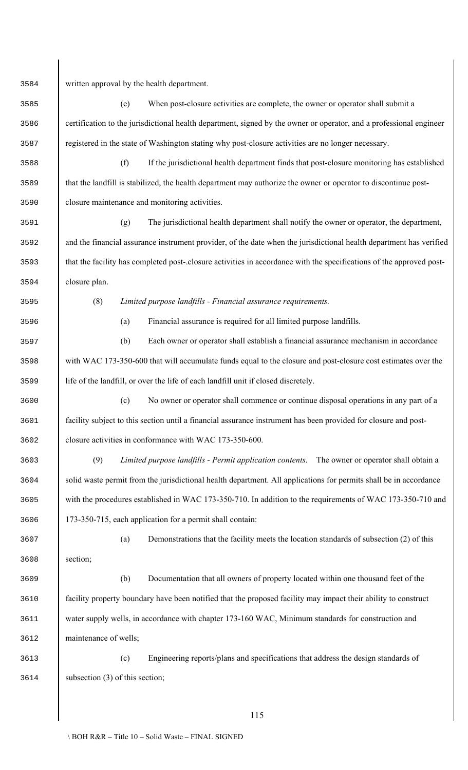written approval by the health department.

(e) When post-closure activities are complete, the owner or operator shall submit a certification to the jurisdictional health department, signed by the owner or operator, and a professional engineer registered in the state of Washington stating why post-closure activities are no longer necessary.

(f) If the jurisdictional health department finds that post-closure monitoring has established that the landfill is stabilized, the health department may authorize the owner or operator to discontinue post-closure maintenance and monitoring activities.

(g) The jurisdictional health department shall notify the owner or operator, the department, and the financial assurance instrument provider, of the date when the jurisdictional health department has verified that the facility has completed post-.closure activities in accordance with the specifications of the approved post-closure plan.

(8) *Limited purpose landfills - Financial assurance requirements.*

(a) Financial assurance is required for all limited purpose landfills.

(b) Each owner or operator shall establish a financial assurance mechanism in accordance with WAC 173-350-600 that will accumulate funds equal to the closure and post-closure cost estimates over the life of the landfill, or over the life of each landfill unit if closed discretely.

(c) No owner or operator shall commence or continue disposal operations in any part of a facility subject to this section until a financial assurance instrument has been provided for closure and post-closure activities in conformance with WAC 173-350-600.

(9) *Limited purpose landfills - Permit application contents*. The owner or operator shall obtain a solid waste permit from the jurisdictional health department. All applications for permits shall be in accordance with the procedures established in WAC 173-350-710. In addition to the requirements of WAC 173-350-710 and 173-350-715, each application for a permit shall contain:

(a) Demonstrations that the facility meets the location standards of subsection (2) of this section;

(b) Documentation that all owners of property located within one thousand feet of the facility property boundary have been notified that the proposed facility may impact their ability to construct water supply wells, in accordance with chapter 173-160 WAC, Minimum standards for construction and maintenance of wells;

(c) Engineering reports/plans and specifications that address the design standards of subsection (3) of this section;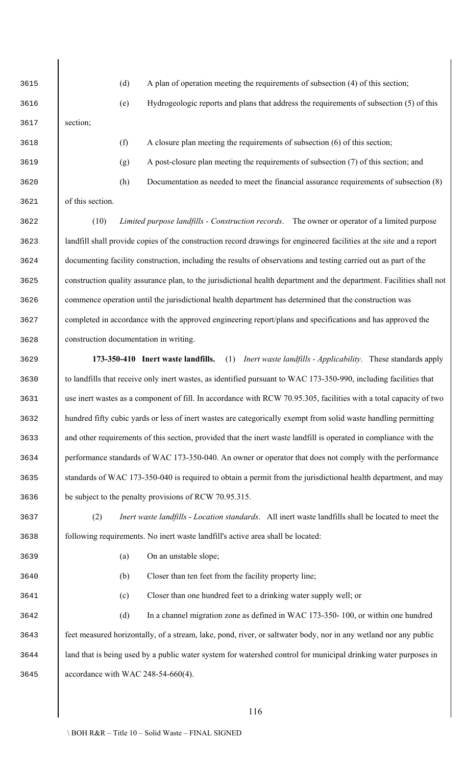(d) A plan of operation meeting the requirements of subsection (4) of this section;

(e) Hydrogeologic reports and plans that address the requirements of subsection (5) of this section;

(f) A closure plan meeting the requirements of subsection (6) of this section;

(g) A post-closure plan meeting the requirements of subsection (7) of this section; and

(h) Documentation as needed to meet the financial assurance requirements of subsection (8) of this section.

(10) *Limited purpose landfills - Construction records*. The owner or operator of a limited purpose landfill shall provide copies of the construction record drawings for engineered facilities at the site and a report documenting facility construction, including the results of observations and testing carried out as part of the construction quality assurance plan, to the jurisdictional health department and the department. Facilities shall not commence operation until the jurisdictional health department has determined that the construction was completed in accordance with the approved engineering report/plans and specifications and has approved the construction documentation in writing.

**173-350-410 Inert waste landfills.** (1) *Inert waste landfills - Applicability*. These standards apply to landfills that receive only inert wastes, as identified pursuant to WAC 173-350-990, including facilities that use inert wastes as a component of fill. In accordance with RCW 70.95.305, facilities with a total capacity of two hundred fifty cubic yards or less of inert wastes are categorically exempt from solid waste handling permitting and other requirements of this section, provided that the inert waste landfill is operated in compliance with the performance standards of WAC 173-350-040. An owner or operator that does not comply with the performance standards of WAC 173-350-040 is required to obtain a permit from the jurisdictional health department, and may be subject to the penalty provisions of RCW 70.95.315.

(2) *Inert waste landfills - Location standards*. All inert waste landfills shall be located to meet the following requirements. No inert waste landfill's active area shall be located:

(a) On an unstable slope;

(b) Closer than ten feet from the facility property line;

(c) Closer than one hundred feet to a drinking water supply well; or

(d) In a channel migration zone as defined in WAC 173-350- 100, or within one hundred feet measured horizontally, of a stream, lake, pond, river, or saltwater body, nor in any wetland nor any public land that is being used by a public water system for watershed control for municipal drinking water purposes in accordance with WAC 248-54-660(4).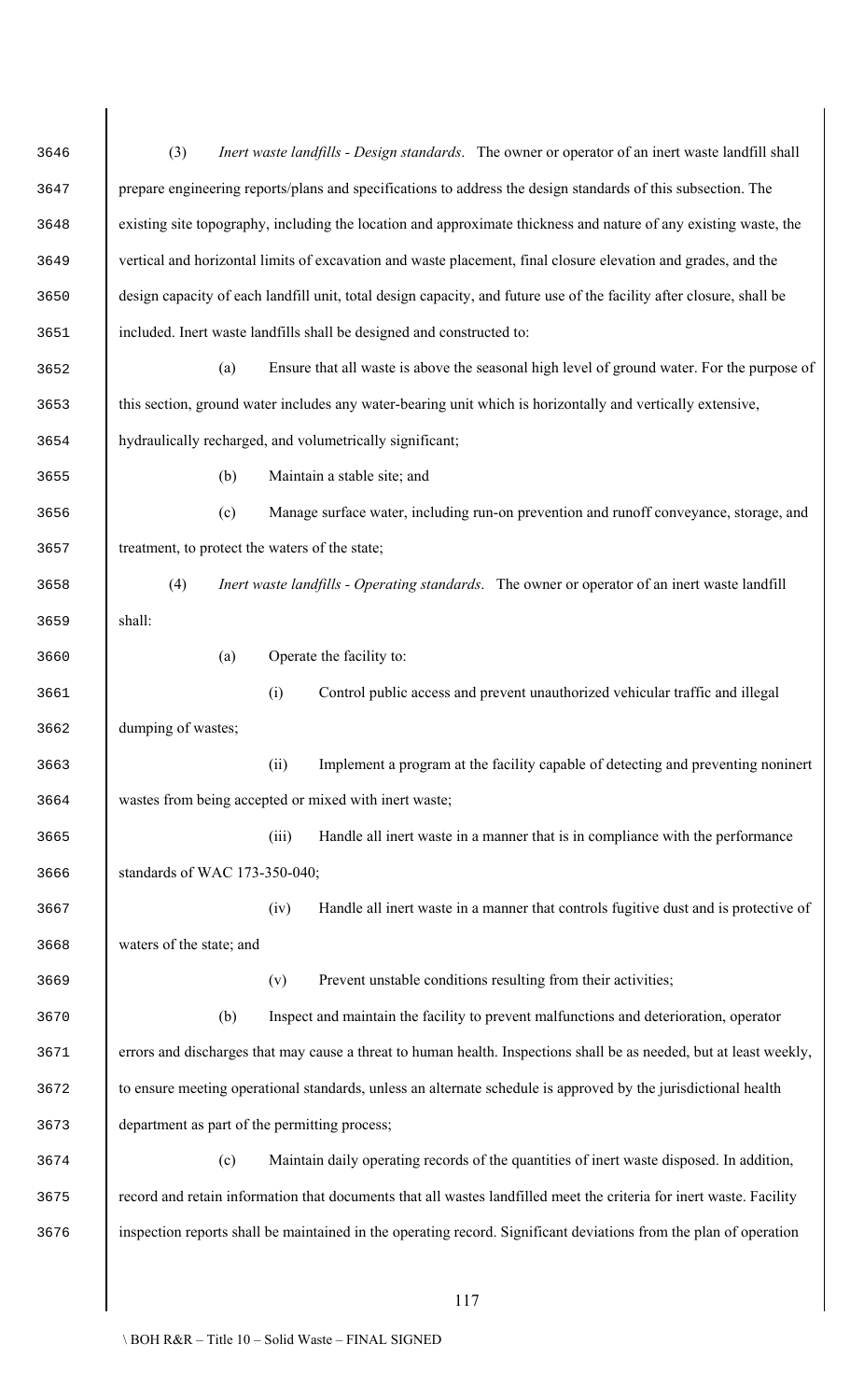(3) *Inert waste landfills - Design standards*. The owner or operator of an inert waste landfill shall prepare engineering reports/plans and specifications to address the design standards of this subsection. The existing site topography, including the location and approximate thickness and nature of any existing waste, the vertical and horizontal limits of excavation and waste placement, final closure elevation and grades, and the design capacity of each landfill unit, total design capacity, and future use of the facility after closure, shall be included. Inert waste landfills shall be designed and constructed to:

(a) Ensure that all waste is above the seasonal high level of ground water. For the purpose of this section, ground water includes any water-bearing unit which is horizontally and vertically extensive, hydraulically recharged, and volumetrically significant;

(b) Maintain a stable site; and

(c) Manage surface water, including run-on prevention and runoff conveyance, storage, and treatment, to protect the waters of the state;

(4) *Inert waste landfills - Operating standards*. The owner or operator of an inert waste landfill shall:

(a) Operate the facility to:

(i) Control public access and prevent unauthorized vehicular traffic and illegal dumping of wastes;

(ii) Implement a program at the facility capable of detecting and preventing noninert wastes from being accepted or mixed with inert waste;

(iii) Handle all inert waste in a manner that is in compliance with the performance standards of WAC 173-350-040;

(iv) Handle all inert waste in a manner that controls fugitive dust and is protective of waters of the state; and

(v) Prevent unstable conditions resulting from their activities;

(b) Inspect and maintain the facility to prevent malfunctions and deterioration, operator errors and discharges that may cause a threat to human health. Inspections shall be as needed, but at least weekly, to ensure meeting operational standards, unless an alternate schedule is approved by the jurisdictional health department as part of the permitting process;

(c) Maintain daily operating records of the quantities of inert waste disposed. In addition, record and retain information that documents that all wastes landfilled meet the criteria for inert waste. Facility inspection reports shall be maintained in the operating record. Significant deviations from the plan of operation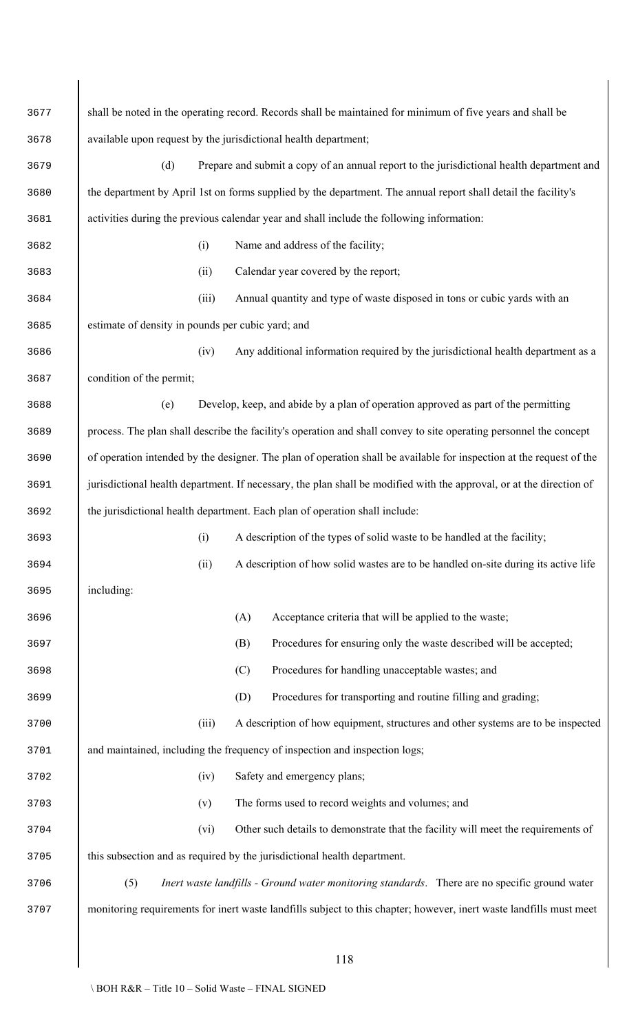shall be noted in the operating record. Records shall be maintained for minimum of five years and shall be available upon request by the jurisdictional health department;

(d) Prepare and submit a copy of an annual report to the jurisdictional health department and the department by April 1st on forms supplied by the department. The annual report shall detail the facility's activities during the previous calendar year and shall include the following information:

(i) Name and address of the facility;

(ii) Calendar year covered by the report;

(iii) Annual quantity and type of waste disposed in tons or cubic yards with an estimate of density in pounds per cubic yard; and

(iv) Any additional information required by the jurisdictional health department as a condition of the permit;

(e) Develop, keep, and abide by a plan of operation approved as part of the permitting process. The plan shall describe the facility's operation and shall convey to site operating personnel the concept of operation intended by the designer. The plan of operation shall be available for inspection at the request of the jurisdictional health department. If necessary, the plan shall be modified with the approval, or at the direction of the jurisdictional health department. Each plan of operation shall include:

(i) A description of the types of solid waste to be handled at the facility;

(ii) A description of how solid wastes are to be handled on-site during its active life including:

(A) Acceptance criteria that will be applied to the waste;

(B) Procedures for ensuring only the waste described will be accepted;

(C) Procedures for handling unacceptable wastes; and

(D) Procedures for transporting and routine filling and grading;

(iii) A description of how equipment, structures and other systems are to be inspected and maintained, including the frequency of inspection and inspection logs;

(iv) Safety and emergency plans;

(v) The forms used to record weights and volumes; and

(vi) Other such details to demonstrate that the facility will meet the requirements of this subsection and as required by the jurisdictional health department.

(5) *Inert waste landfills - Ground water monitoring standards*. There are no specific ground water monitoring requirements for inert waste landfills subject to this chapter; however, inert waste landfills must meet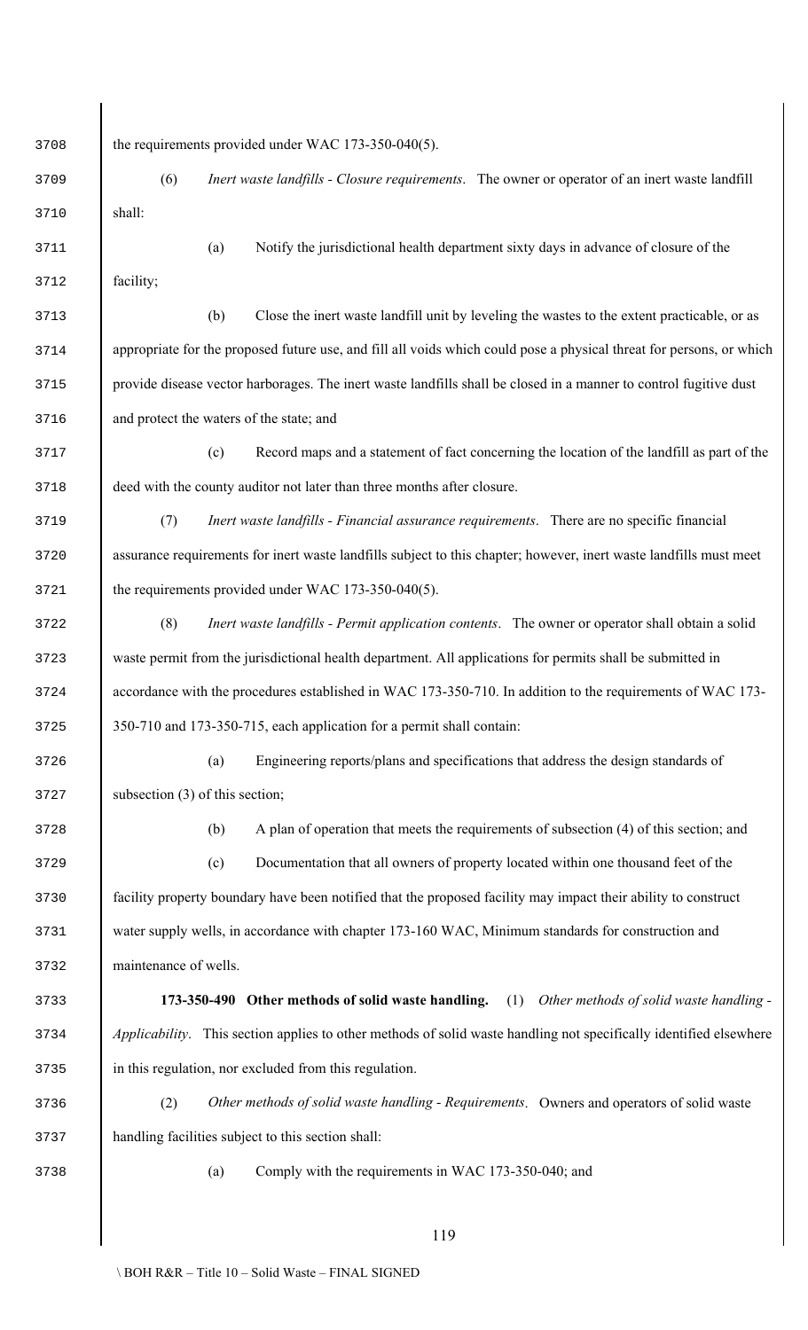the requirements provided under WAC 173-350-040(5).

(6) *Inert waste landfills - Closure requirements*. The owner or operator of an inert waste landfill shall:

(a) Notify the jurisdictional health department sixty days in advance of closure of the facility;

(b) Close the inert waste landfill unit by leveling the wastes to the extent practicable, or as appropriate for the proposed future use, and fill all voids which could pose a physical threat for persons, or which provide disease vector harborages. The inert waste landfills shall be closed in a manner to control fugitive dust and protect the waters of the state; and

(c) Record maps and a statement of fact concerning the location of the landfill as part of the deed with the county auditor not later than three months after closure.

(7) *Inert waste landfills - Financial assurance requirements*. There are no specific financial assurance requirements for inert waste landfills subject to this chapter; however, inert waste landfills must meet the requirements provided under WAC 173-350-040(5).

(8) *Inert waste landfills - Permit application contents*. The owner or operator shall obtain a solid waste permit from the jurisdictional health department. All applications for permits shall be submitted in accordance with the procedures established in WAC 173-350-710. In addition to the requirements of WAC 173-350-710 and 173-350-715, each application for a permit shall contain:

(a) Engineering reports/plans and specifications that address the design standards of subsection (3) of this section;

(b) A plan of operation that meets the requirements of subsection (4) of this section; and

(c) Documentation that all owners of property located within one thousand feet of the facility property boundary have been notified that the proposed facility may impact their ability to construct water supply wells, in accordance with chapter 173-160 WAC, Minimum standards for construction and maintenance of wells.

**173-350-490 Other methods of solid waste handling.** (1) *Other methods of solid waste handling - Applicability*. This section applies to other methods of solid waste handling not specifically identified elsewhere in this regulation, nor excluded from this regulation.

(2) *Other methods of solid waste handling - Requirements*. Owners and operators of solid waste handling facilities subject to this section shall:

(a) Comply with the requirements in WAC 173-350-040; and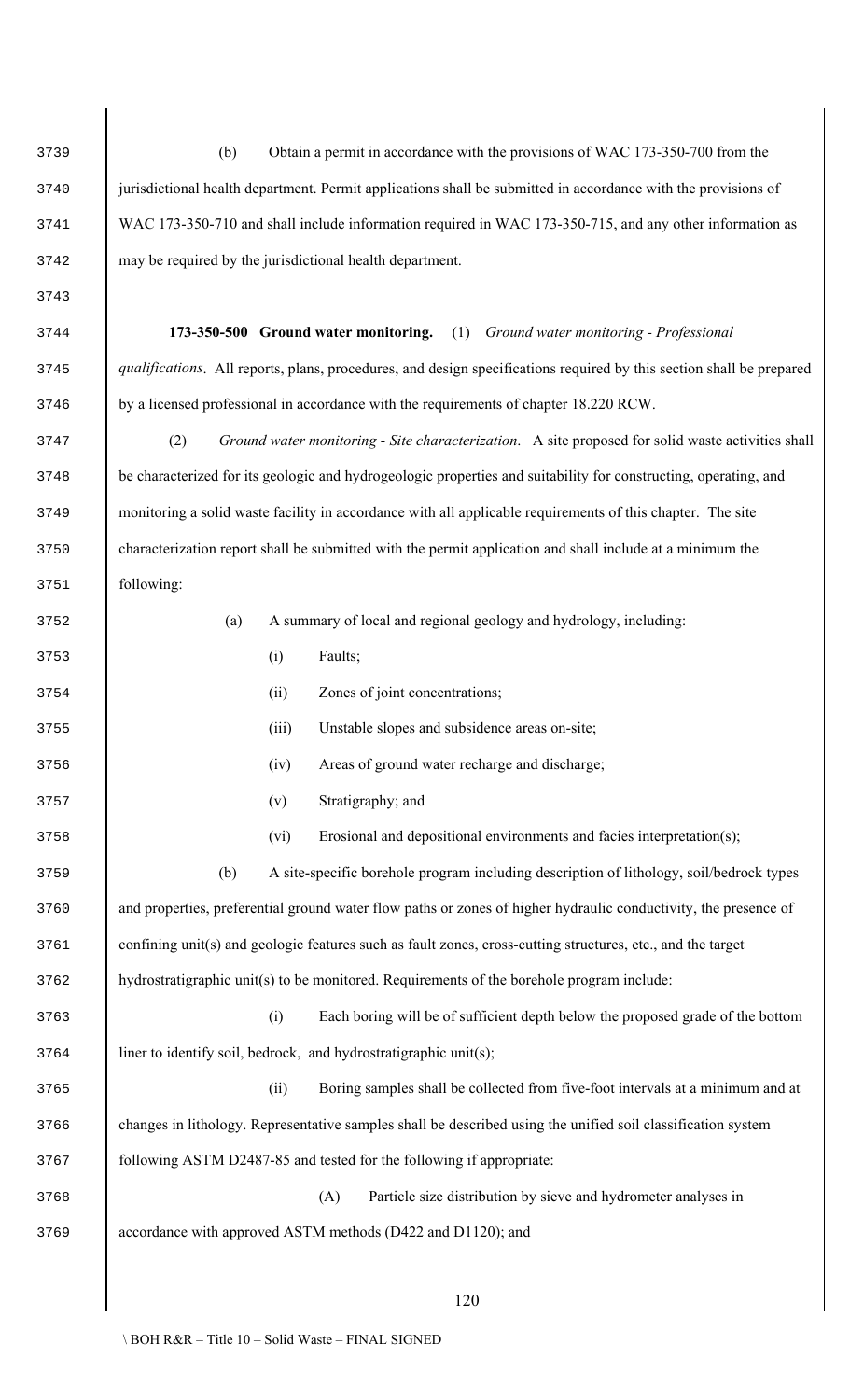(b) Obtain a permit in accordance with the provisions of WAC 173-350-700 from the jurisdictional health department. Permit applications shall be submitted in accordance with the provisions of WAC 173-350-710 and shall include information required in WAC 173-350-715, and any other information as may be required by the jurisdictional health department.

**173-350-500 Ground water monitoring.** (1) *Ground water monitoring - Professional qualifications*. All reports, plans, procedures, and design specifications required by this section shall be prepared by a licensed professional in accordance with the requirements of chapter 18.220 RCW.

(2) *Ground water monitoring - Site characterization*. A site proposed for solid waste activities shall be characterized for its geologic and hydrogeologic properties and suitability for constructing, operating, and monitoring a solid waste facility in accordance with all applicable requirements of this chapter. The site characterization report shall be submitted with the permit application and shall include at a minimum the following:

(a) A summary of local and regional geology and hydrology, including:

(i) Faults;

(ii) Zones of joint concentrations;

(iii) Unstable slopes and subsidence areas on-site;

(iv) Areas of ground water recharge and discharge;

(v) Stratigraphy; and

(vi) Erosional and depositional environments and facies interpretation(s);

(b) A site-specific borehole program including description of lithology, soil/bedrock types and properties, preferential ground water flow paths or zones of higher hydraulic conductivity, the presence of confining unit(s) and geologic features such as fault zones, cross-cutting structures, etc., and the target hydrostratigraphic unit(s) to be monitored. Requirements of the borehole program include:

(i) Each boring will be of sufficient depth below the proposed grade of the bottom liner to identify soil, bedrock, and hydrostratigraphic unit(s);

(ii) Boring samples shall be collected from five-foot intervals at a minimum and at changes in lithology. Representative samples shall be described using the unified soil classification system following ASTM D2487-85 and tested for the following if appropriate:

(A) Particle size distribution by sieve and hydrometer analyses in accordance with approved ASTM methods (D422 and D1120); and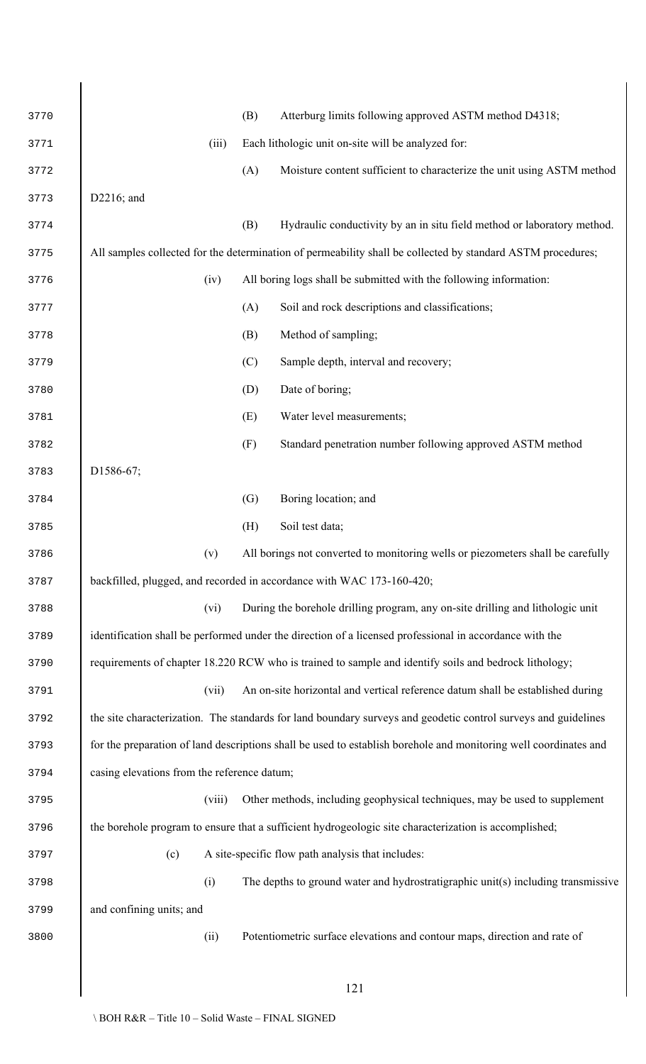(B) Atterburg limits following approved ASTM method D4318;

(iii) Each lithologic unit on-site will be analyzed for:

(A) Moisture content sufficient to characterize the unit using ASTM method D2216; and

(B) Hydraulic conductivity by an in situ field method or laboratory method. All samples collected for the determination of permeability shall be collected by standard ASTM procedures;

(iv) All boring logs shall be submitted with the following information:

(A) Soil and rock descriptions and classifications;

(B) Method of sampling;

(C) Sample depth, interval and recovery;

(D) Date of boring;

(E) Water level measurements;

(F) Standard penetration number following approved ASTM method D1586-67;

(G) Boring location; and

(H) Soil test data;

(v) All borings not converted to monitoring wells or piezometers shall be carefully backfilled, plugged, and recorded in accordance with WAC 173-160-420;

(vi) During the borehole drilling program, any on-site drilling and lithologic unit identification shall be performed under the direction of a licensed professional in accordance with the requirements of chapter 18.220 RCW who is trained to sample and identify soils and bedrock lithology;

(vii) An on-site horizontal and vertical reference datum shall be established during the site characterization. The standards for land boundary surveys and geodetic control surveys and guidelines for the preparation of land descriptions shall be used to establish borehole and monitoring well coordinates and casing elevations from the reference datum;

(viii) Other methods, including geophysical techniques, may be used to supplement the borehole program to ensure that a sufficient hydrogeologic site characterization is accomplished;

(c) A site-specific flow path analysis that includes:

(i) The depths to ground water and hydrostratigraphic unit(s) including transmissive and confining units; and

(ii) Potentiometric surface elevations and contour maps, direction and rate of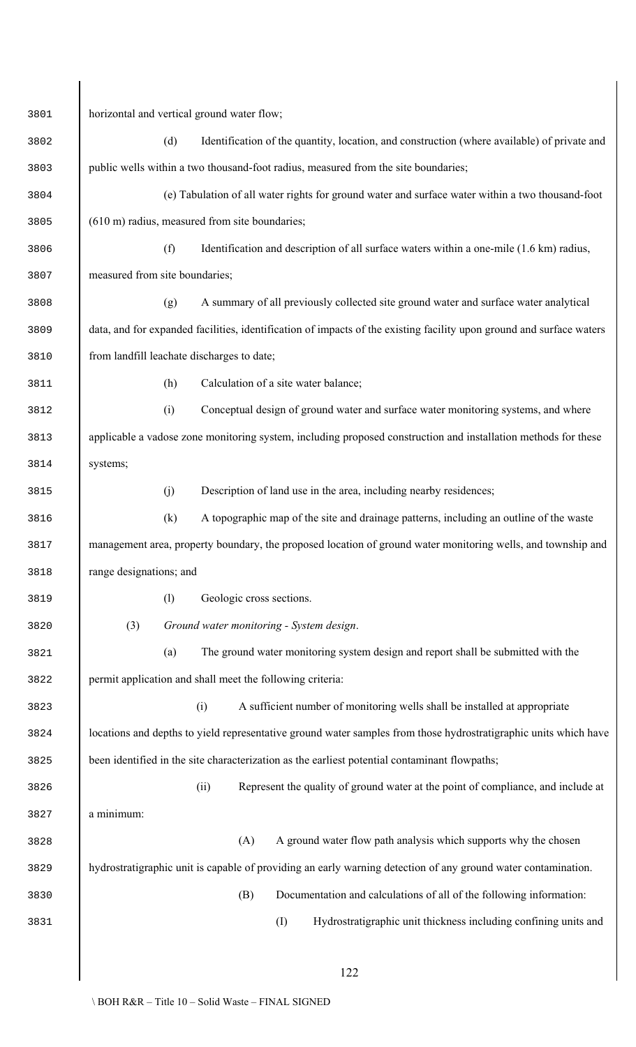horizontal and vertical ground water flow;

(d) Identification of the quantity, location, and construction (where available) of private and public wells within a two thousand-foot radius, measured from the site boundaries;

(e) Tabulation of all water rights for ground water and surface water within a two thousand-foot (610 m) radius, measured from site boundaries;

(f) Identification and description of all surface waters within a one-mile (1.6 km) radius, measured from site boundaries;

(g) A summary of all previously collected site ground water and surface water analytical data, and for expanded facilities, identification of impacts of the existing facility upon ground and surface waters from landfill leachate discharges to date;

(h) Calculation of a site water balance;

(i) Conceptual design of ground water and surface water monitoring systems, and where applicable a vadose zone monitoring system, including proposed construction and installation methods for these systems;

(j) Description of land use in the area, including nearby residences;

(k) A topographic map of the site and drainage patterns, including an outline of the waste management area, property boundary, the proposed location of ground water monitoring wells, and township and range designations; and

(l) Geologic cross sections.

(3) *Ground water monitoring - System design*.

(a) The ground water monitoring system design and report shall be submitted with the permit application and shall meet the following criteria:

(i) A sufficient number of monitoring wells shall be installed at appropriate locations and depths to yield representative ground water samples from those hydrostratigraphic units which have been identified in the site characterization as the earliest potential contaminant flowpaths;

(ii) Represent the quality of ground water at the point of compliance, and include at a minimum:

(A) A ground water flow path analysis which supports why the chosen hydrostratigraphic unit is capable of providing an early warning detection of any ground water contamination.

(B) Documentation and calculations of all of the following information:

(I) Hydrostratigraphic unit thickness including confining units and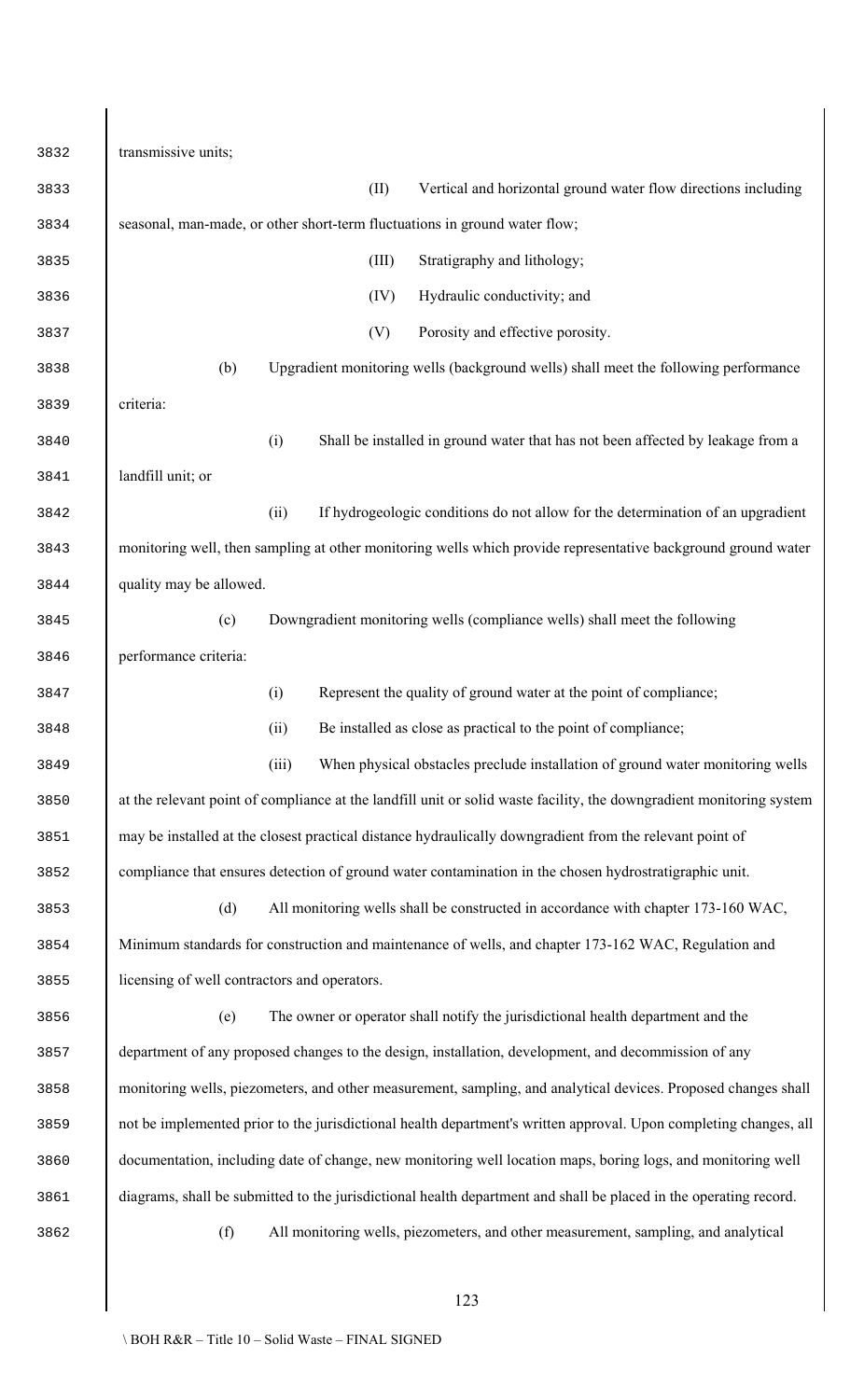transmissive units;

(II) Vertical and horizontal ground water flow directions including seasonal, man-made, or other short-term fluctuations in ground water flow;

(III) Stratigraphy and lithology;

(IV) Hydraulic conductivity; and

(V) Porosity and effective porosity.

(b) Upgradient monitoring wells (background wells) shall meet the following performance criteria:

(i) Shall be installed in ground water that has not been affected by leakage from a landfill unit; or

(ii) If hydrogeologic conditions do not allow for the determination of an upgradient monitoring well, then sampling at other monitoring wells which provide representative background ground water quality may be allowed.

(c) Downgradient monitoring wells (compliance wells) shall meet the following performance criteria:

(i) Represent the quality of ground water at the point of compliance;

(ii) Be installed as close as practical to the point of compliance;

(iii) When physical obstacles preclude installation of ground water monitoring wells at the relevant point of compliance at the landfill unit or solid waste facility, the downgradient monitoring system may be installed at the closest practical distance hydraulically downgradient from the relevant point of compliance that ensures detection of ground water contamination in the chosen hydrostratigraphic unit.

(d) All monitoring wells shall be constructed in accordance with chapter 173-160 WAC, Minimum standards for construction and maintenance of wells, and chapter 173-162 WAC, Regulation and licensing of well contractors and operators.

(e) The owner or operator shall notify the jurisdictional health department and the department of any proposed changes to the design, installation, development, and decommission of any monitoring wells, piezometers, and other measurement, sampling, and analytical devices. Proposed changes shall not be implemented prior to the jurisdictional health department's written approval. Upon completing changes, all documentation, including date of change, new monitoring well location maps, boring logs, and monitoring well diagrams, shall be submitted to the jurisdictional health department and shall be placed in the operating record.

(f) All monitoring wells, piezometers, and other measurement, sampling, and analytical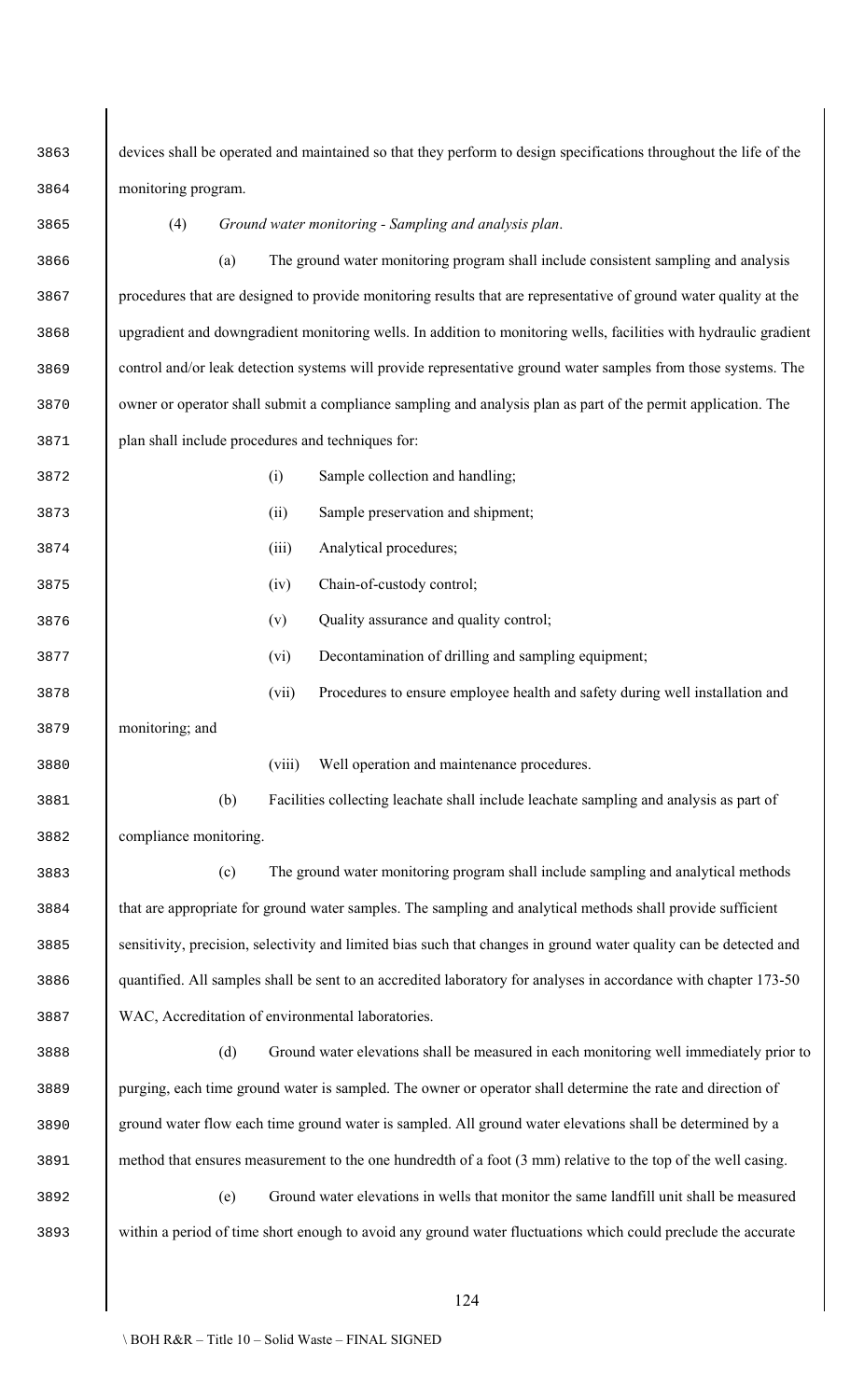devices shall be operated and maintained so that they perform to design specifications throughout the life of the monitoring program.

(4) *Ground water monitoring - Sampling and analysis plan.*

(a) The ground water monitoring program shall include consistent sampling and analysis procedures that are designed to provide monitoring results that are representative of ground water quality at the upgradient and downgradient monitoring wells. In addition to monitoring wells, facilities with hydraulic gradient control and/or leak detection systems will provide representative ground water samples from those systems. The owner or operator shall submit a compliance sampling and analysis plan as part of the permit application. The plan shall include procedures and techniques for:

(i) Sample collection and handling;

(ii) Sample preservation and shipment;

(iii) Analytical procedures;

(iv) Chain-of-custody control;

(v) Quality assurance and quality control;

(vi) Decontamination of drilling and sampling equipment;

(vii) Procedures to ensure employee health and safety during well installation and monitoring; and

(viii) Well operation and maintenance procedures.

(b) Facilities collecting leachate shall include leachate sampling and analysis as part of compliance monitoring.

(c) The ground water monitoring program shall include sampling and analytical methods that are appropriate for ground water samples. The sampling and analytical methods shall provide sufficient sensitivity, precision, selectivity and limited bias such that changes in ground water quality can be detected and quantified. All samples shall be sent to an accredited laboratory for analyses in accordance with chapter 173-50 WAC, Accreditation of environmental laboratories.

(d) Ground water elevations shall be measured in each monitoring well immediately prior to purging, each time ground water is sampled. The owner or operator shall determine the rate and direction of ground water flow each time ground water is sampled. All ground water elevations shall be determined by a method that ensures measurement to the one hundredth of a foot (3 mm) relative to the top of the well casing.

(e) Ground water elevations in wells that monitor the same landfill unit shall be measured within a period of time short enough to avoid any ground water fluctuations which could preclude the accurate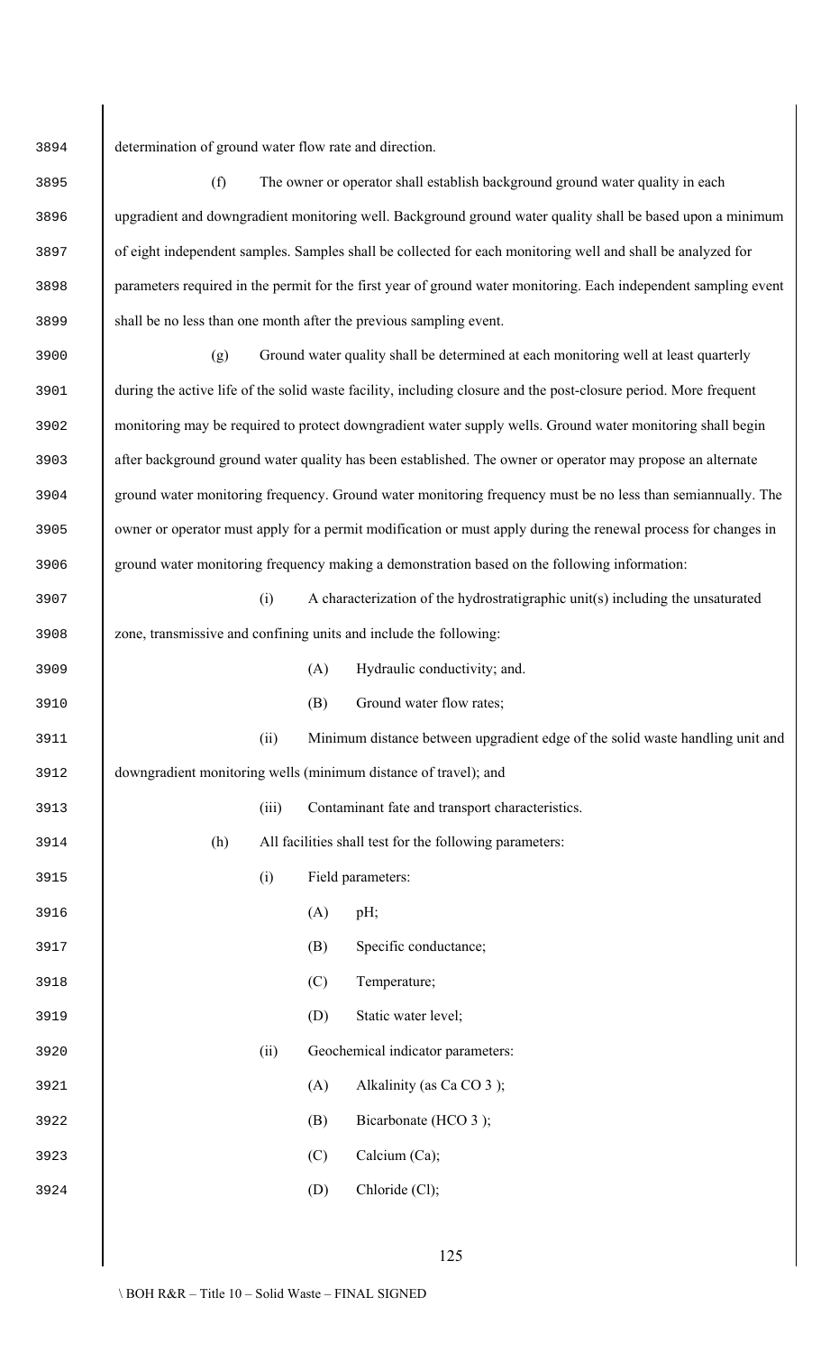determination of ground water flow rate and direction.

(f) The owner or operator shall establish background ground water quality in each upgradient and downgradient monitoring well. Background ground water quality shall be based upon a minimum of eight independent samples. Samples shall be collected for each monitoring well and shall be analyzed for parameters required in the permit for the first year of ground water monitoring. Each independent sampling event shall be no less than one month after the previous sampling event.

(g) Ground water quality shall be determined at each monitoring well at least quarterly during the active life of the solid waste facility, including closure and the post-closure period. More frequent monitoring may be required to protect downgradient water supply wells. Ground water monitoring shall begin after background ground water quality has been established. The owner or operator may propose an alternate ground water monitoring frequency. Ground water monitoring frequency must be no less than semiannually. The owner or operator must apply for a permit modification or must apply during the renewal process for changes in ground water monitoring frequency making a demonstration based on the following information:

(i) A characterization of the hydrostratigraphic unit(s) including the unsaturated zone, transmissive and confining units and include the following:

(A) Hydraulic conductivity; and.

(B) Ground water flow rates;

(ii) Minimum distance between upgradient edge of the solid waste handling unit and downgradient monitoring wells (minimum distance of travel); and

(iii) Contaminant fate and transport characteristics.

(h) All facilities shall test for the following parameters:

(i) Field parameters:

(A) pH;

(B) Specific conductance;

(C) Temperature;

(D) Static water level;

(ii) Geochemical indicator parameters:

(A) Alkalinity (as $CaCO_3$);

(B) Bicarbonate ($HCO_3$);

(C) Calcium (Ca);

(D) Chloride (Cl);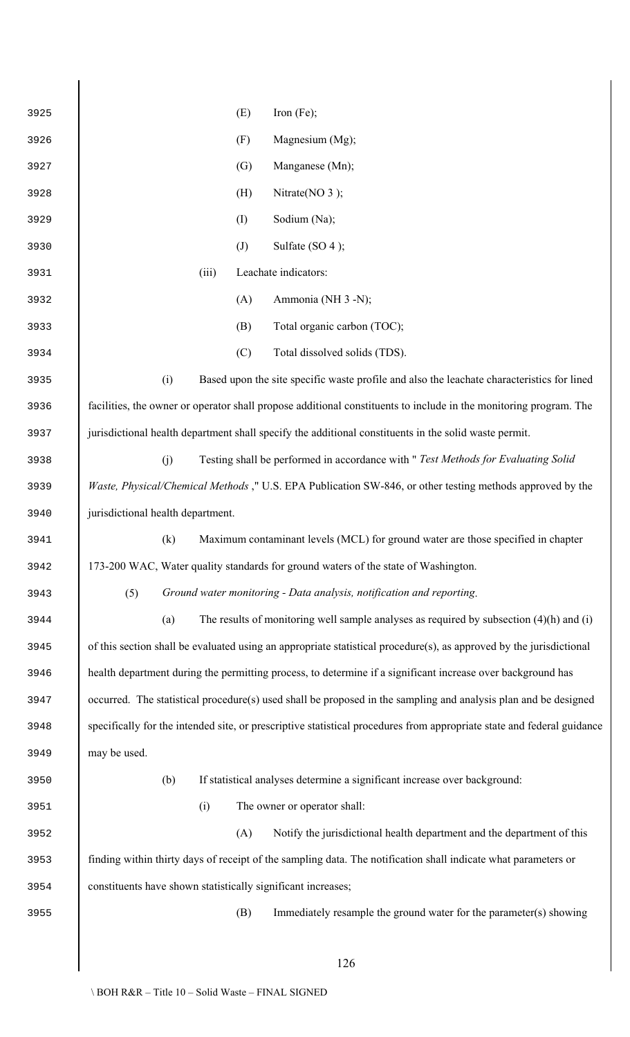(E) Iron (Fe);

(F) Magnesium (Mg);

(G) Manganese (Mn);

(H) Nitrate($NO_3$);

(I) Sodium (Na);

(J) Sulfate ($SO_4$);

(iii) Leachate indicators:

(A) Ammonia ($NH_3$-N);

(B) Total organic carbon (TOC);

(C) Total dissolved solids (TDS).

(i) Based upon the site specific waste profile and also the leachate characteristics for lined facilities, the owner or operator shall propose additional constituents to include in the monitoring program. The jurisdictional health department shall specify the additional constituents in the solid waste permit.

(j) Testing shall be performed in accordance with "*Test Methods for Evaluating Solid Waste, Physical/Chemical Methods*," U.S. EPA Publication SW-846, or other testing methods approved by the jurisdictional health department.

(k) Maximum contaminant levels (MCL) for ground water are those specified in chapter 173-200 WAC, Water quality standards for ground waters of the state of Washington.

(5) *Ground water monitoring - Data analysis, notification and reporting.*

(a) The results of monitoring well sample analyses as required by subsection (4)(h) and (i) of this section shall be evaluated using an appropriate statistical procedure(s), as approved by the jurisdictional health department during the permitting process, to determine if a significant increase over background has occurred. The statistical procedure(s) used shall be proposed in the sampling and analysis plan and be designed specifically for the intended site, or prescriptive statistical procedures from appropriate state and federal guidance may be used.

(b) If statistical analyses determine a significant increase over background:

(i) The owner or operator shall:

(A) Notify the jurisdictional health department and the department of this finding within thirty days of receipt of the sampling data. The notification shall indicate what parameters or constituents have shown statistically significant increases;

(B) Immediately resample the ground water for the parameter(s) showing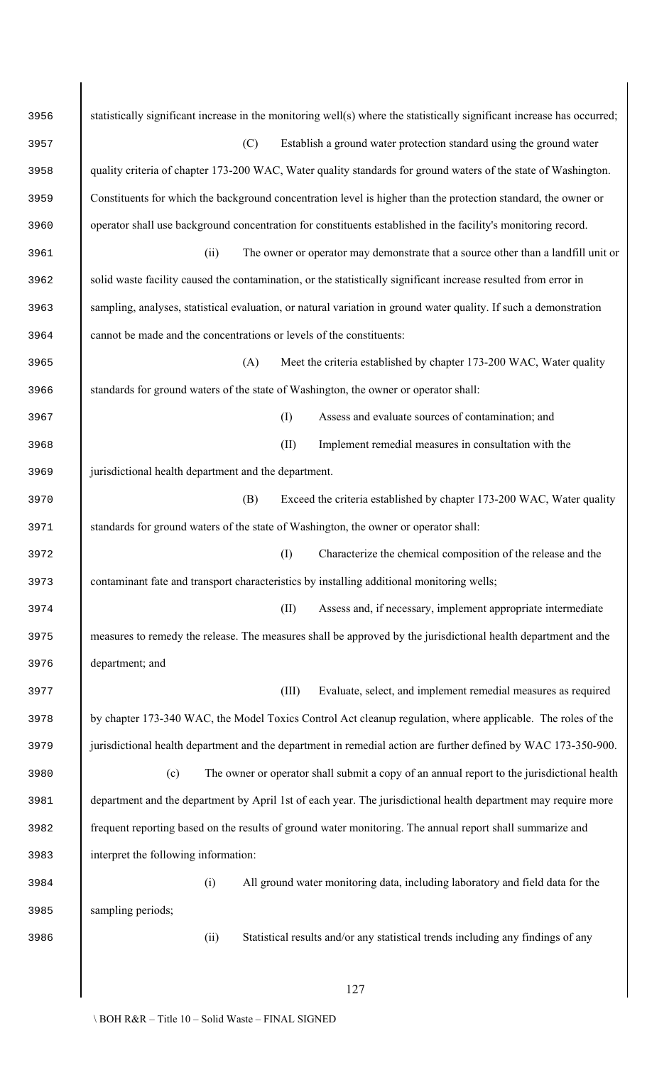statistically significant increase in the monitoring well(s) where the statistically significant increase has occurred;

(C) Establish a ground water protection standard using the ground water quality criteria of chapter 173-200 WAC, Water quality standards for ground waters of the state of Washington. Constituents for which the background concentration level is higher than the protection standard, the owner or operator shall use background concentration for constituents established in the facility's monitoring record.

(ii) The owner or operator may demonstrate that a source other than a landfill unit or solid waste facility caused the contamination, or the statistically significant increase resulted from error in sampling, analyses, statistical evaluation, or natural variation in ground water quality. If such a demonstration cannot be made and the concentrations or levels of the constituents:

(A) Meet the criteria established by chapter 173-200 WAC, Water quality standards for ground waters of the state of Washington, the owner or operator shall:

(I) Assess and evaluate sources of contamination; and

(II) Implement remedial measures in consultation with the jurisdictional health department and the department.

(B) Exceed the criteria established by chapter 173-200 WAC, Water quality standards for ground waters of the state of Washington, the owner or operator shall:

(I) Characterize the chemical composition of the release and the contaminant fate and transport characteristics by installing additional monitoring wells;

(II) Assess and, if necessary, implement appropriate intermediate measures to remedy the release. The measures shall be approved by the jurisdictional health department and the department; and

(III) Evaluate, select, and implement remedial measures as required by chapter 173-340 WAC, the Model Toxics Control Act cleanup regulation, where applicable. The roles of the jurisdictional health department and the department in remedial action are further defined by WAC 173-350-900.

(c) The owner or operator shall submit a copy of an annual report to the jurisdictional health department and the department by April 1st of each year. The jurisdictional health department may require more frequent reporting based on the results of ground water monitoring. The annual report shall summarize and interpret the following information:

(i) All ground water monitoring data, including laboratory and field data for the sampling periods;

(ii) Statistical results and/or any statistical trends including any findings of any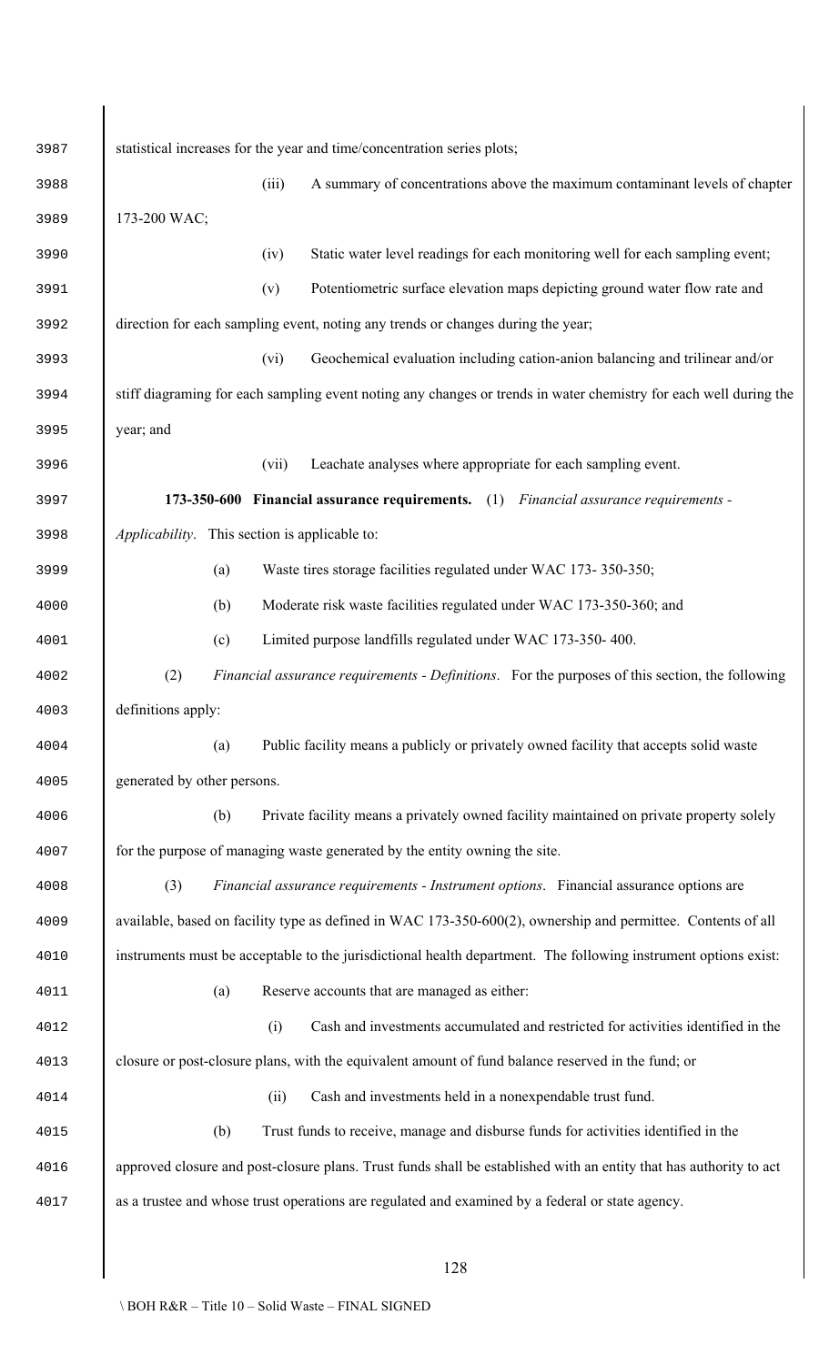statistical increases for the year and time/concentration series plots;

(iii) A summary of concentrations above the maximum contaminant levels of chapter 173-200 WAC;

(iv) Static water level readings for each monitoring well for each sampling event;

(v) Potentiometric surface elevation maps depicting ground water flow rate and direction for each sampling event, noting any trends or changes during the year;

(vi) Geochemical evaluation including cation-anion balancing and trilinear and/or stiff diagraming for each sampling event noting any changes or trends in water chemistry for each well during the year; and

(vii) Leachate analyses where appropriate for each sampling event.

**173-350-600 Financial assurance requirements.** (1) *Financial assurance requirements - Applicability*. This section is applicable to:

(a) Waste tires storage facilities regulated under WAC 173- 350-350;

(b) Moderate risk waste facilities regulated under WAC 173-350-360; and

(c) Limited purpose landfills regulated under WAC 173-350- 400.

(2) *Financial assurance requirements - Definitions*. For the purposes of this section, the following definitions apply:

(a) Public facility means a publicly or privately owned facility that accepts solid waste generated by other persons.

(b) Private facility means a privately owned facility maintained on private property solely for the purpose of managing waste generated by the entity owning the site.

(3) *Financial assurance requirements - Instrument options*. Financial assurance options are available, based on facility type as defined in WAC 173-350-600(2), ownership and permittee. Contents of all instruments must be acceptable to the jurisdictional health department. The following instrument options exist:

(a) Reserve accounts that are managed as either:

(i) Cash and investments accumulated and restricted for activities identified in the closure or post-closure plans, with the equivalent amount of fund balance reserved in the fund; or

(ii) Cash and investments held in a nonexpendable trust fund.

(b) Trust funds to receive, manage and disburse funds for activities identified in the approved closure and post-closure plans. Trust funds shall be established with an entity that has authority to act as a trustee and whose trust operations are regulated and examined by a federal or state agency.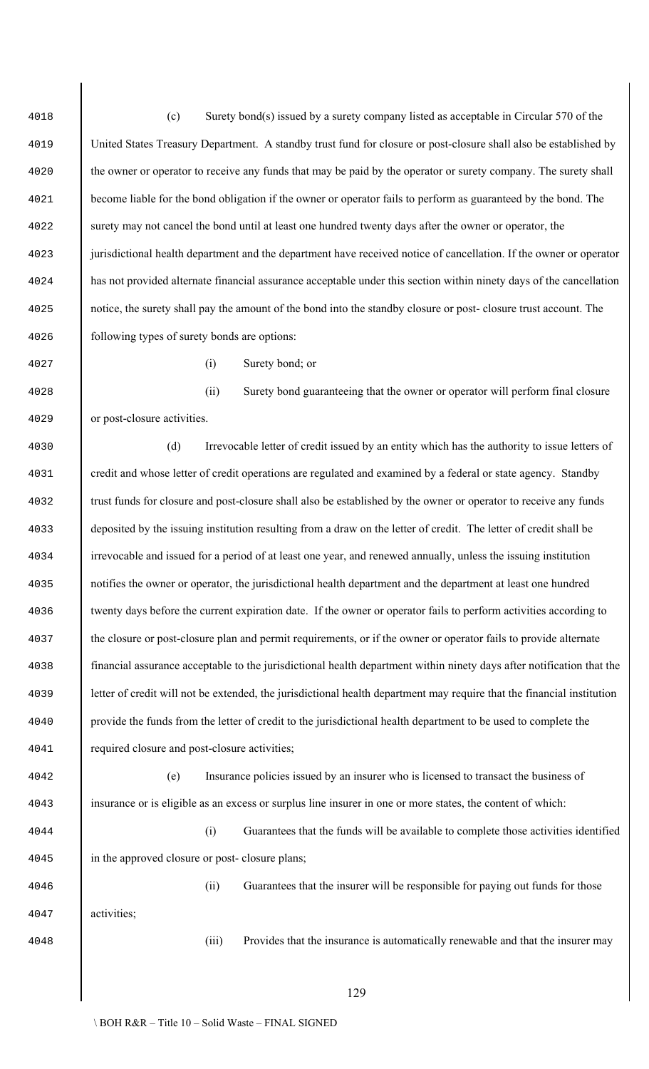(c) Surety bond(s) issued by a surety company listed as acceptable in Circular 570 of the United States Treasury Department. A standby trust fund for closure or post-closure shall also be established by the owner or operator to receive any funds that may be paid by the operator or surety company. The surety shall become liable for the bond obligation if the owner or operator fails to perform as guaranteed by the bond. The surety may not cancel the bond until at least one hundred twenty days after the owner or operator, the jurisdictional health department and the department have received notice of cancellation. If the owner or operator has not provided alternate financial assurance acceptable under this section within ninety days of the cancellation notice, the surety shall pay the amount of the bond into the standby closure or post- closure trust account. The following types of surety bonds are options:

(i) Surety bond; or

(ii) Surety bond guaranteeing that the owner or operator will perform final closure or post-closure activities.

(d) Irrevocable letter of credit issued by an entity which has the authority to issue letters of credit and whose letter of credit operations are regulated and examined by a federal or state agency. Standby trust funds for closure and post-closure shall also be established by the owner or operator to receive any funds deposited by the issuing institution resulting from a draw on the letter of credit. The letter of credit shall be irrevocable and issued for a period of at least one year, and renewed annually, unless the issuing institution notifies the owner or operator, the jurisdictional health department and the department at least one hundred twenty days before the current expiration date. If the owner or operator fails to perform activities according to the closure or post-closure plan and permit requirements, or if the owner or operator fails to provide alternate financial assurance acceptable to the jurisdictional health department within ninety days after notification that the letter of credit will not be extended, the jurisdictional health department may require that the financial institution provide the funds from the letter of credit to the jurisdictional health department to be used to complete the required closure and post-closure activities;

(e) Insurance policies issued by an insurer who is licensed to transact the business of insurance or is eligible as an excess or surplus line insurer in one or more states, the content of which:

(i) Guarantees that the funds will be available to complete those activities identified in the approved closure or post- closure plans;

(ii) Guarantees that the insurer will be responsible for paying out funds for those activities;

(iii) Provides that the insurance is automatically renewable and that the insurer may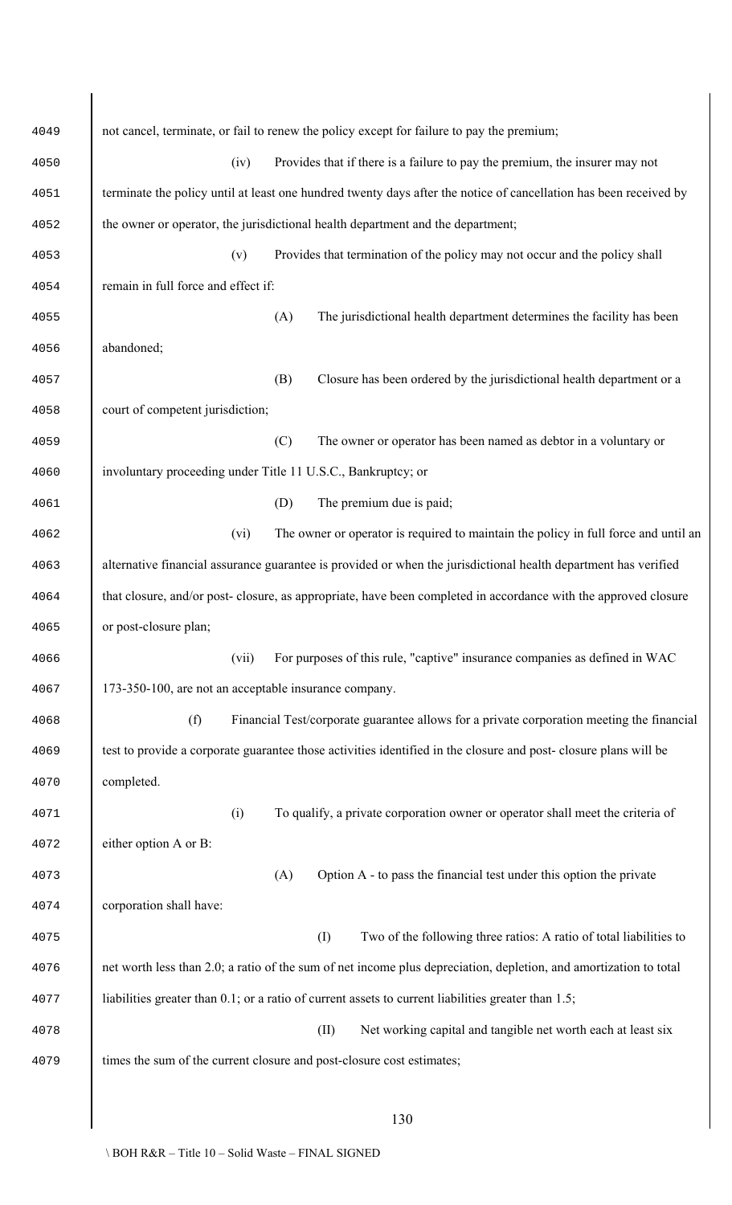not cancel, terminate, or fail to renew the policy except for failure to pay the premium;

(iv) Provides that if there is a failure to pay the premium, the insurer may not terminate the policy until at least one hundred twenty days after the notice of cancellation has been received by the owner or operator, the jurisdictional health department and the department;

(v) Provides that termination of the policy may not occur and the policy shall remain in full force and effect if:

(A) The jurisdictional health department determines the facility has been abandoned;

(B) Closure has been ordered by the jurisdictional health department or a court of competent jurisdiction;

(C) The owner or operator has been named as debtor in a voluntary or involuntary proceeding under Title 11 U.S.C., Bankruptcy; or

(D) The premium due is paid;

(vi) The owner or operator is required to maintain the policy in full force and until an alternative financial assurance guarantee is provided or when the jurisdictional health department has verified that closure, and/or post- closure, as appropriate, have been completed in accordance with the approved closure or post-closure plan;

(vii) For purposes of this rule, "captive" insurance companies as defined in WAC 173-350-100, are not an acceptable insurance company.

(f) Financial Test/corporate guarantee allows for a private corporation meeting the financial test to provide a corporate guarantee those activities identified in the closure and post- closure plans will be completed.

(i) To qualify, a private corporation owner or operator shall meet the criteria of either option A or B:

(A) Option A - to pass the financial test under this option the private corporation shall have:

(I) Two of the following three ratios: A ratio of total liabilities to net worth less than 2.0; a ratio of the sum of net income plus depreciation, depletion, and amortization to total liabilities greater than 0.1; or a ratio of current assets to current liabilities greater than 1.5;

(II) Net working capital and tangible net worth each at least six times the sum of the current closure and post-closure cost estimates;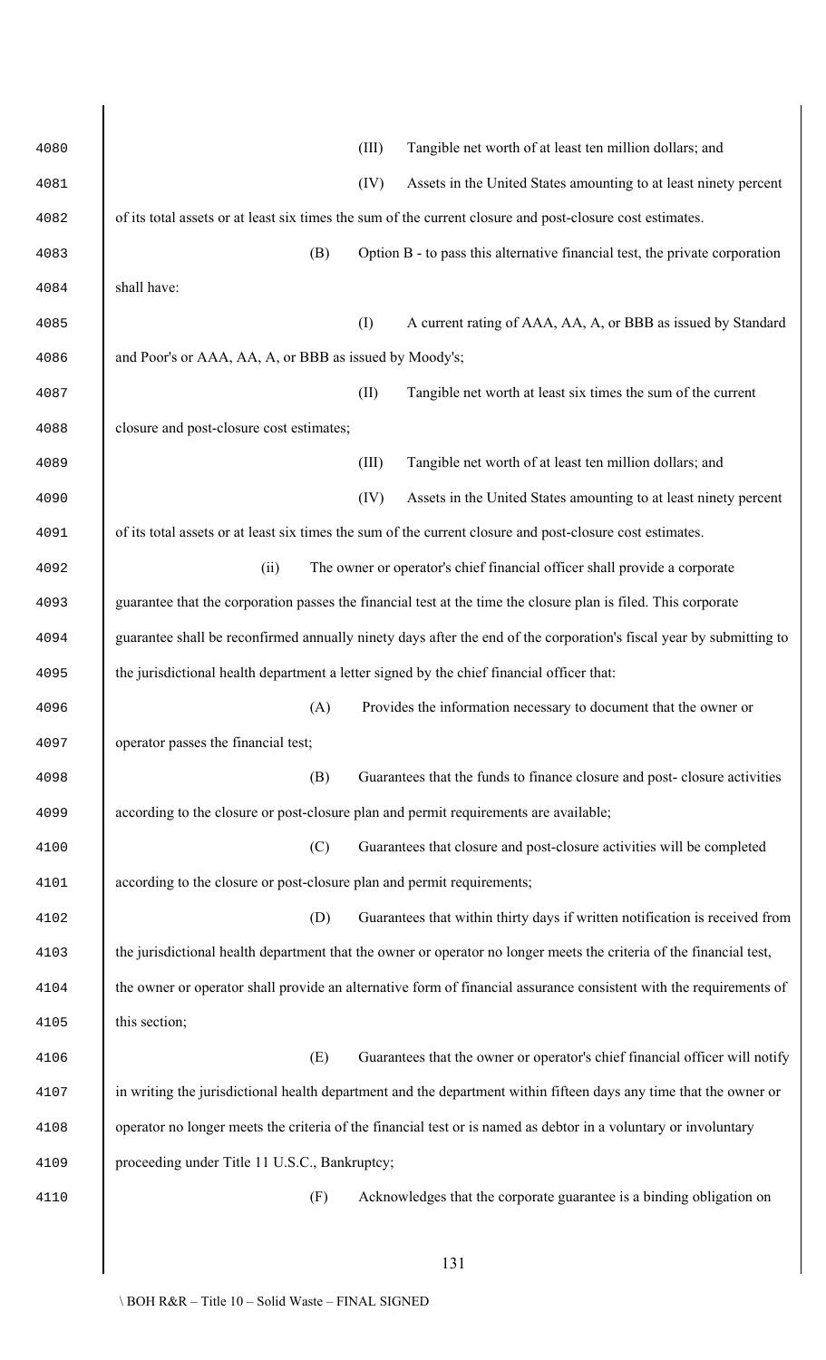(III) Tangible net worth of at least ten million dollars; and

(IV) Assets in the United States amounting to at least ninety percent of its total assets or at least six times the sum of the current closure and post-closure cost estimates.

(B) Option B - to pass this alternative financial test, the private corporation shall have:

(I) A current rating of AAA, AA, A, or BBB as issued by Standard and Poor's or AAA, AA, A, or BBB as issued by Moody's;

(II) Tangible net worth at least six times the sum of the current closure and post-closure cost estimates;

(III) Tangible net worth of at least ten million dollars; and

(IV) Assets in the United States amounting to at least ninety percent of its total assets or at least six times the sum of the current closure and post-closure cost estimates.

(ii) The owner or operator's chief financial officer shall provide a corporate guarantee that the corporation passes the financial test at the time the closure plan is filed. This corporate guarantee shall be reconfirmed annually ninety days after the end of the corporation's fiscal year by submitting to the jurisdictional health department a letter signed by the chief financial officer that:

(A) Provides the information necessary to document that the owner or operator passes the financial test;

(B) Guarantees that the funds to finance closure and post- closure activities according to the closure or post-closure plan and permit requirements are available;

(C) Guarantees that closure and post-closure activities will be completed according to the closure or post-closure plan and permit requirements;

(D) Guarantees that within thirty days if written notification is received from the jurisdictional health department that the owner or operator no longer meets the criteria of the financial test, the owner or operator shall provide an alternative form of financial assurance consistent with the requirements of this section;

(E) Guarantees that the owner or operator's chief financial officer will notify in writing the jurisdictional health department and the department within fifteen days any time that the owner or operator no longer meets the criteria of the financial test or is named as debtor in a voluntary or involuntary proceeding under Title 11 U.S.C., Bankruptcy;

(F) Acknowledges that the corporate guarantee is a binding obligation on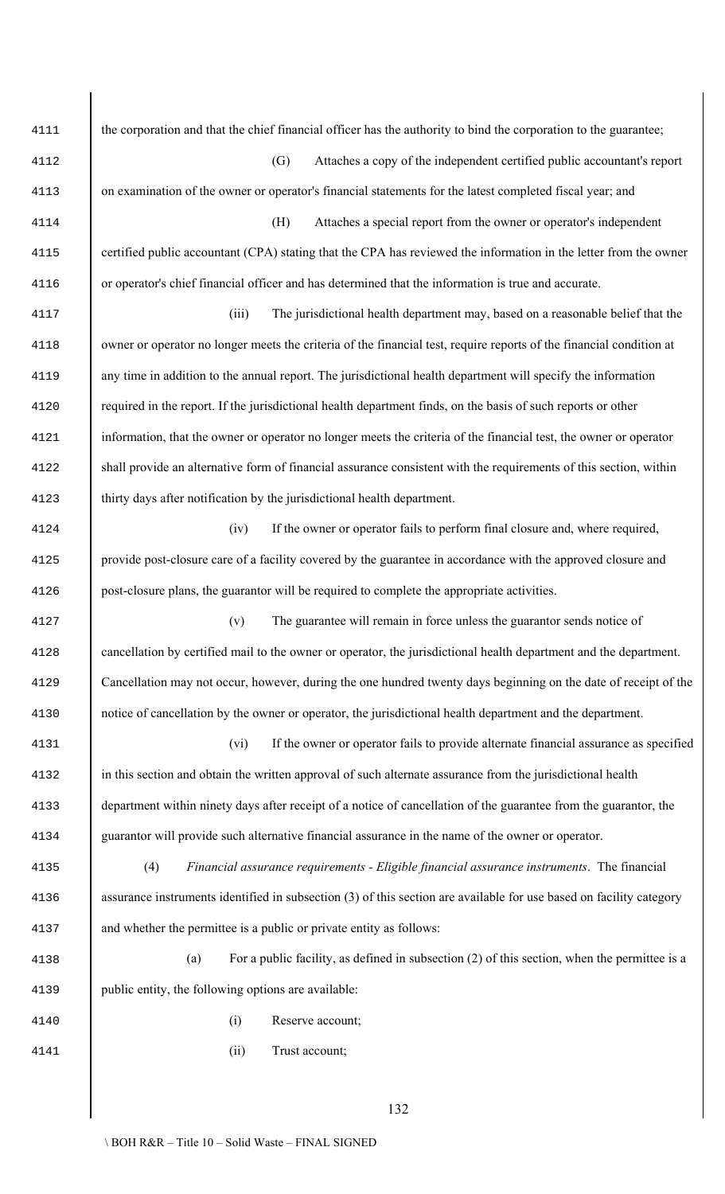the corporation and that the chief financial officer has the authority to bind the corporation to the guarantee;

(G) Attaches a copy of the independent certified public accountant's report on examination of the owner or operator's financial statements for the latest completed fiscal year; and

(H) Attaches a special report from the owner or operator's independent certified public accountant (CPA) stating that the CPA has reviewed the information in the letter from the owner or operator's chief financial officer and has determined that the information is true and accurate.

(iii) The jurisdictional health department may, based on a reasonable belief that the owner or operator no longer meets the criteria of the financial test, require reports of the financial condition at any time in addition to the annual report. The jurisdictional health department will specify the information required in the report. If the jurisdictional health department finds, on the basis of such reports or other information, that the owner or operator no longer meets the criteria of the financial test, the owner or operator shall provide an alternative form of financial assurance consistent with the requirements of this section, within thirty days after notification by the jurisdictional health department.

(iv) If the owner or operator fails to perform final closure and, where required, provide post-closure care of a facility covered by the guarantee in accordance with the approved closure and post-closure plans, the guarantor will be required to complete the appropriate activities.

(v) The guarantee will remain in force unless the guarantor sends notice of cancellation by certified mail to the owner or operator, the jurisdictional health department and the department. Cancellation may not occur, however, during the one hundred twenty days beginning on the date of receipt of the notice of cancellation by the owner or operator, the jurisdictional health department and the department.

(vi) If the owner or operator fails to provide alternate financial assurance as specified in this section and obtain the written approval of such alternate assurance from the jurisdictional health department within ninety days after receipt of a notice of cancellation of the guarantee from the guarantor, the guarantor will provide such alternative financial assurance in the name of the owner or operator.

(4) *Financial assurance requirements - Eligible financial assurance instruments*. The financial assurance instruments identified in subsection (3) of this section are available for use based on facility category and whether the permittee is a public or private entity as follows:

(a) For a public facility, as defined in subsection (2) of this section, when the permittee is a public entity, the following options are available:

(i) Reserve account;

(ii) Trust account;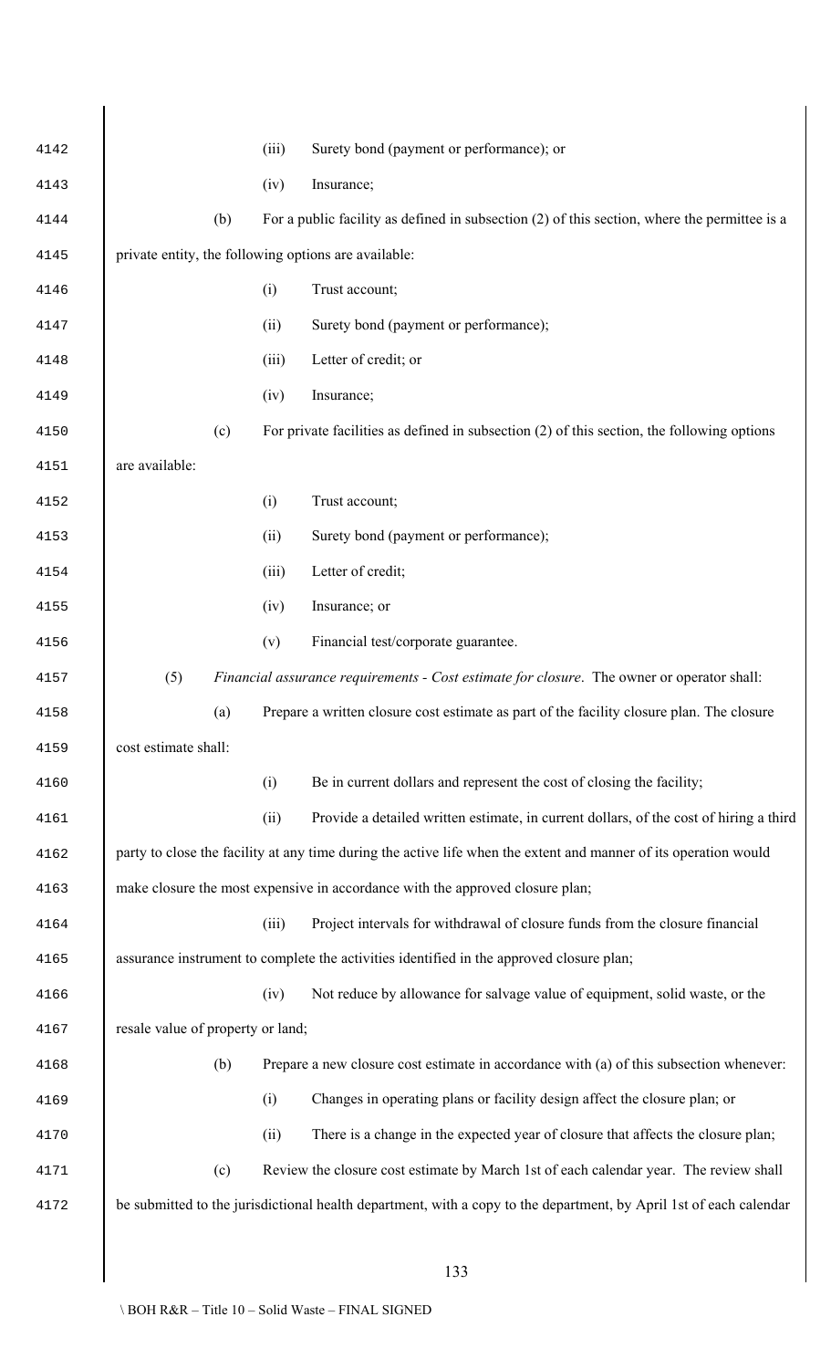(iii) Surety bond (payment or performance); or

(iv) Insurance;

(b) For a public facility as defined in subsection (2) of this section, where the permittee is a private entity, the following options are available:

(i) Trust account;

(ii) Surety bond (payment or performance);

(iii) Letter of credit; or

(iv) Insurance;

(c) For private facilities as defined in subsection (2) of this section, the following options are available:

(i) Trust account;

(ii) Surety bond (payment or performance);

(iii) Letter of credit;

(iv) Insurance; or

(v) Financial test/corporate guarantee.

(5) *Financial assurance requirements - Cost estimate for closure*. The owner or operator shall:

(a) Prepare a written closure cost estimate as part of the facility closure plan. The closure cost estimate shall:

(i) Be in current dollars and represent the cost of closing the facility;

(ii) Provide a detailed written estimate, in current dollars, of the cost of hiring a third party to close the facility at any time during the active life when the extent and manner of its operation would make closure the most expensive in accordance with the approved closure plan;

(iii) Project intervals for withdrawal of closure funds from the closure financial assurance instrument to complete the activities identified in the approved closure plan;

(iv) Not reduce by allowance for salvage value of equipment, solid waste, or the resale value of property or land;

(b) Prepare a new closure cost estimate in accordance with (a) of this subsection whenever:

(i) Changes in operating plans or facility design affect the closure plan; or

(ii) There is a change in the expected year of closure that affects the closure plan;

(c) Review the closure cost estimate by March 1st of each calendar year. The review shall be submitted to the jurisdictional health department, with a copy to the department, by April 1st of each calendar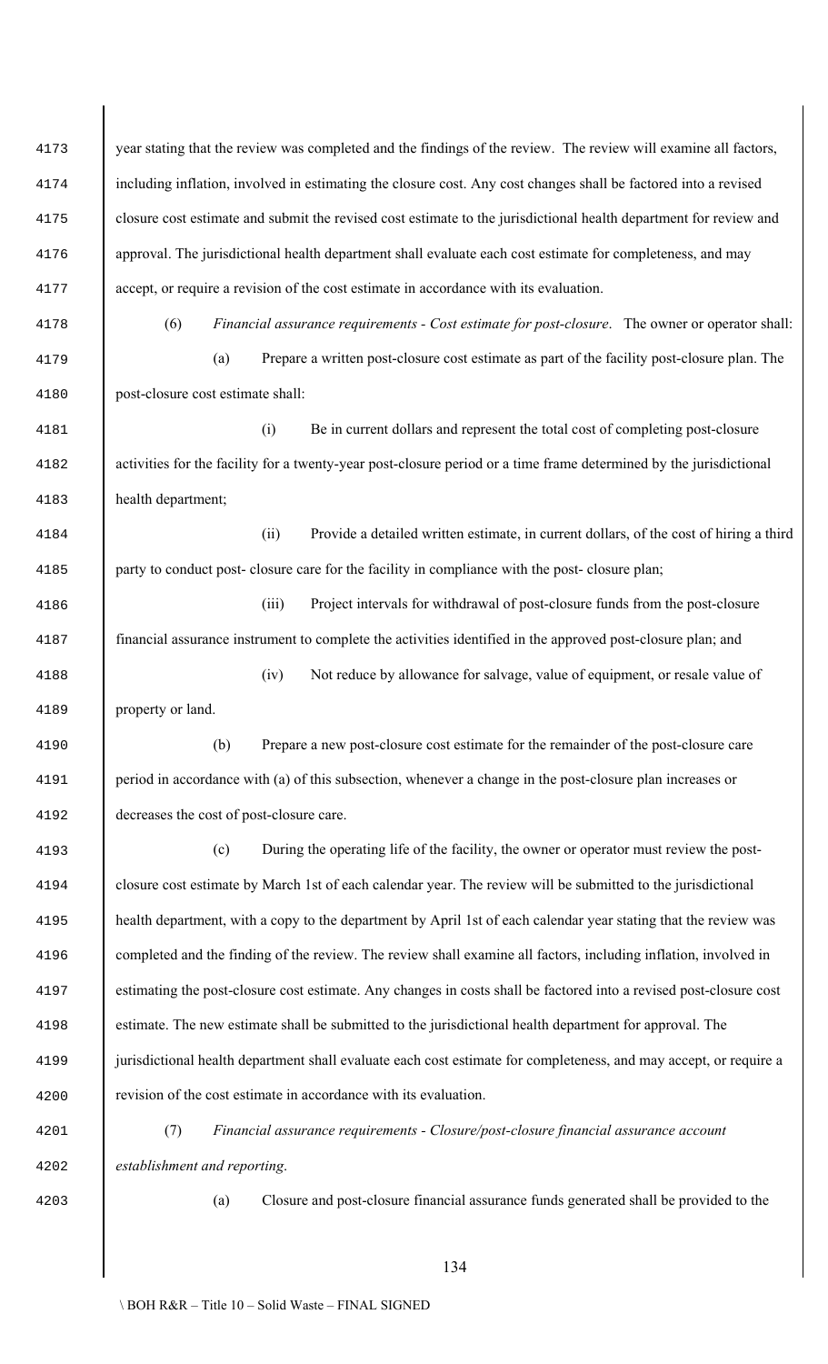year stating that the review was completed and the findings of the review. The review will examine all factors, including inflation, involved in estimating the closure cost. Any cost changes shall be factored into a revised closure cost estimate and submit the revised cost estimate to the jurisdictional health department for review and approval. The jurisdictional health department shall evaluate each cost estimate for completeness, and may accept, or require a revision of the cost estimate in accordance with its evaluation.

(6) *Financial assurance requirements - Cost estimate for post-closure*. The owner or operator shall:

(a) Prepare a written post-closure cost estimate as part of the facility post-closure plan. The post-closure cost estimate shall:

(i) Be in current dollars and represent the total cost of completing post-closure activities for the facility for a twenty-year post-closure period or a time frame determined by the jurisdictional health department;

(ii) Provide a detailed written estimate, in current dollars, of the cost of hiring a third party to conduct post- closure care for the facility in compliance with the post- closure plan;

(iii) Project intervals for withdrawal of post-closure funds from the post-closure financial assurance instrument to complete the activities identified in the approved post-closure plan; and

(iv) Not reduce by allowance for salvage, value of equipment, or resale value of property or land.

(b) Prepare a new post-closure cost estimate for the remainder of the post-closure care period in accordance with (a) of this subsection, whenever a change in the post-closure plan increases or decreases the cost of post-closure care.

(c) During the operating life of the facility, the owner or operator must review the post-closure cost estimate by March 1st of each calendar year. The review will be submitted to the jurisdictional health department, with a copy to the department by April 1st of each calendar year stating that the review was completed and the finding of the review. The review shall examine all factors, including inflation, involved in estimating the post-closure cost estimate. Any changes in costs shall be factored into a revised post-closure cost estimate. The new estimate shall be submitted to the jurisdictional health department for approval. The jurisdictional health department shall evaluate each cost estimate for completeness, and may accept, or require a revision of the cost estimate in accordance with its evaluation.

(7) *Financial assurance requirements - Closure/post-closure financial assurance account establishment and reporting*.

(a) Closure and post-closure financial assurance funds generated shall be provided to the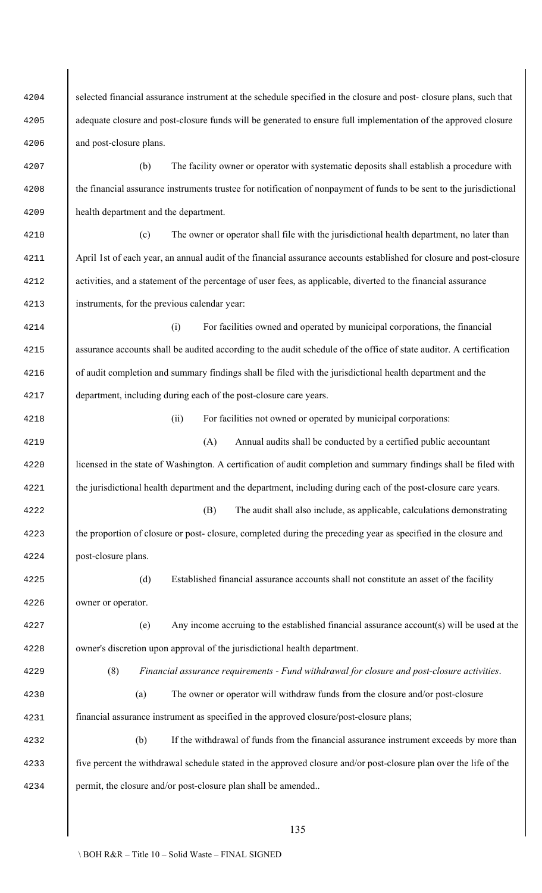selected financial assurance instrument at the schedule specified in the closure and post- closure plans, such that adequate closure and post-closure funds will be generated to ensure full implementation of the approved closure and post-closure plans.

(b) The facility owner or operator with systematic deposits shall establish a procedure with the financial assurance instruments trustee for notification of nonpayment of funds to be sent to the jurisdictional health department and the department.

(c) The owner or operator shall file with the jurisdictional health department, no later than April 1st of each year, an annual audit of the financial assurance accounts established for closure and post-closure activities, and a statement of the percentage of user fees, as applicable, diverted to the financial assurance instruments, for the previous calendar year:

(i) For facilities owned and operated by municipal corporations, the financial assurance accounts shall be audited according to the audit schedule of the office of state auditor. A certification of audit completion and summary findings shall be filed with the jurisdictional health department and the department, including during each of the post-closure care years.

(ii) For facilities not owned or operated by municipal corporations:

(A) Annual audits shall be conducted by a certified public accountant licensed in the state of Washington. A certification of audit completion and summary findings shall be filed with the jurisdictional health department and the department, including during each of the post-closure care years.

(B) The audit shall also include, as applicable, calculations demonstrating the proportion of closure or post- closure, completed during the preceding year as specified in the closure and post-closure plans.

(d) Established financial assurance accounts shall not constitute an asset of the facility owner or operator.

(e) Any income accruing to the established financial assurance account(s) will be used at the owner's discretion upon approval of the jurisdictional health department.

(8) *Financial assurance requirements - Fund withdrawal for closure and post-closure activities*.

(a) The owner or operator will withdraw funds from the closure and/or post-closure financial assurance instrument as specified in the approved closure/post-closure plans;

(b) If the withdrawal of funds from the financial assurance instrument exceeds by more than five percent the withdrawal schedule stated in the approved closure and/or post-closure plan over the life of the permit, the closure and/or post-closure plan shall be amended..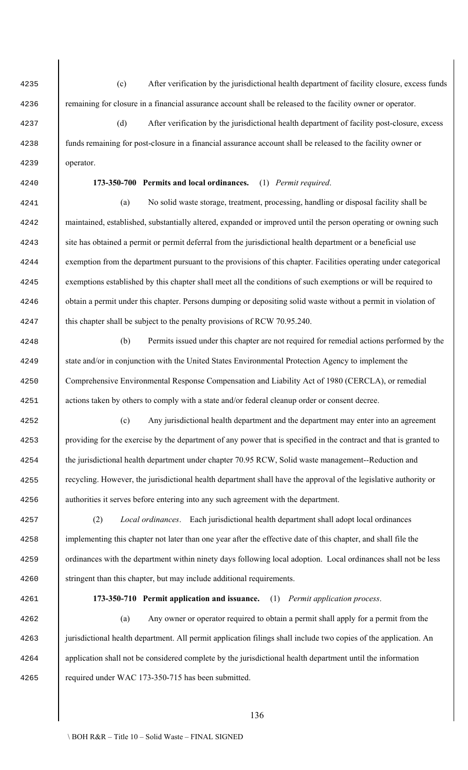(c) After verification by the jurisdictional health department of facility closure, excess funds remaining for closure in a financial assurance account shall be released to the facility owner or operator.

(d) After verification by the jurisdictional health department of facility post-closure, excess funds remaining for post-closure in a financial assurance account shall be released to the facility owner or operator.

**173-350-700 Permits and local ordinances.** (1) *Permit required*.

(a) No solid waste storage, treatment, processing, handling or disposal facility shall be maintained, established, substantially altered, expanded or improved until the person operating or owning such site has obtained a permit or permit deferral from the jurisdictional health department or a beneficial use exemption from the department pursuant to the provisions of this chapter. Facilities operating under categorical exemptions established by this chapter shall meet all the conditions of such exemptions or will be required to obtain a permit under this chapter. Persons dumping or depositing solid waste without a permit in violation of this chapter shall be subject to the penalty provisions of RCW 70.95.240.

(b) Permits issued under this chapter are not required for remedial actions performed by the state and/or in conjunction with the United States Environmental Protection Agency to implement the Comprehensive Environmental Response Compensation and Liability Act of 1980 (CERCLA), or remedial actions taken by others to comply with a state and/or federal cleanup order or consent decree.

(c) Any jurisdictional health department and the department may enter into an agreement providing for the exercise by the department of any power that is specified in the contract and that is granted to the jurisdictional health department under chapter 70.95 RCW, Solid waste management--Reduction and recycling. However, the jurisdictional health department shall have the approval of the legislative authority or authorities it serves before entering into any such agreement with the department.

(2) *Local ordinances*. Each jurisdictional health department shall adopt local ordinances implementing this chapter not later than one year after the effective date of this chapter, and shall file the ordinances with the department within ninety days following local adoption. Local ordinances shall not be less stringent than this chapter, but may include additional requirements.

**173-350-710 Permit application and issuance.** (1) *Permit application process*.

(a) Any owner or operator required to obtain a permit shall apply for a permit from the jurisdictional health department. All permit application filings shall include two copies of the application. An application shall not be considered complete by the jurisdictional health department until the information required under WAC 173-350-715 has been submitted.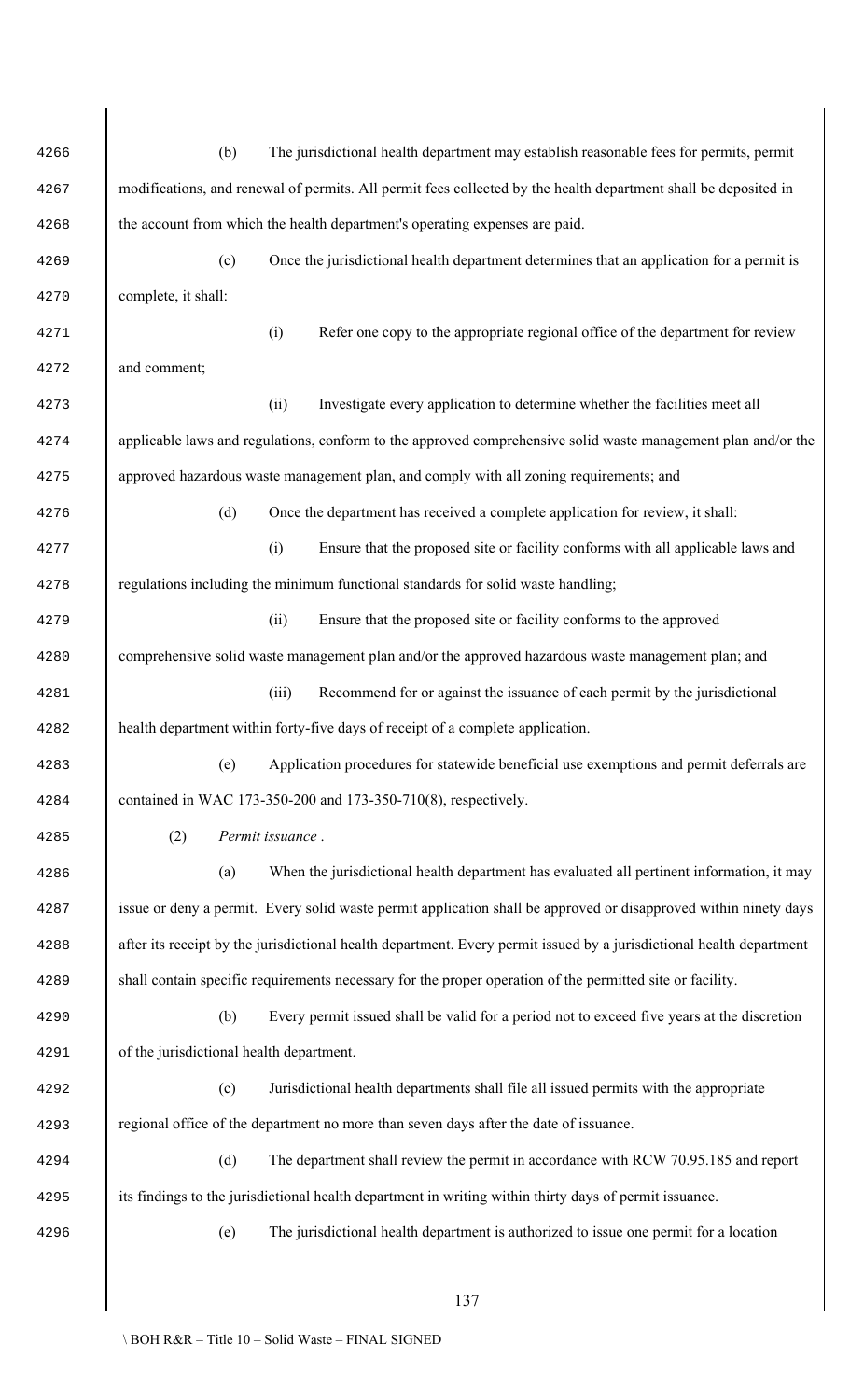(b) The jurisdictional health department may establish reasonable fees for permits, permit modifications, and renewal of permits. All permit fees collected by the health department shall be deposited in the account from which the health department's operating expenses are paid.

(c) Once the jurisdictional health department determines that an application for a permit is complete, it shall:

(i) Refer one copy to the appropriate regional office of the department for review and comment;

(ii) Investigate every application to determine whether the facilities meet all applicable laws and regulations, conform to the approved comprehensive solid waste management plan and/or the approved hazardous waste management plan, and comply with all zoning requirements; and

(d) Once the department has received a complete application for review, it shall:

(i) Ensure that the proposed site or facility conforms with all applicable laws and regulations including the minimum functional standards for solid waste handling;

(ii) Ensure that the proposed site or facility conforms to the approved comprehensive solid waste management plan and/or the approved hazardous waste management plan; and

(iii) Recommend for or against the issuance of each permit by the jurisdictional health department within forty-five days of receipt of a complete application.

(e) Application procedures for statewide beneficial use exemptions and permit deferrals are contained in WAC 173-350-200 and 173-350-710(8), respectively.

(2) *Permit issuance* .

(a) When the jurisdictional health department has evaluated all pertinent information, it may issue or deny a permit. Every solid waste permit application shall be approved or disapproved within ninety days after its receipt by the jurisdictional health department. Every permit issued by a jurisdictional health department shall contain specific requirements necessary for the proper operation of the permitted site or facility.

(b) Every permit issued shall be valid for a period not to exceed five years at the discretion of the jurisdictional health department.

(c) Jurisdictional health departments shall file all issued permits with the appropriate regional office of the department no more than seven days after the date of issuance.

(d) The department shall review the permit in accordance with RCW 70.95.185 and report its findings to the jurisdictional health department in writing within thirty days of permit issuance.

(e) The jurisdictional health department is authorized to issue one permit for a location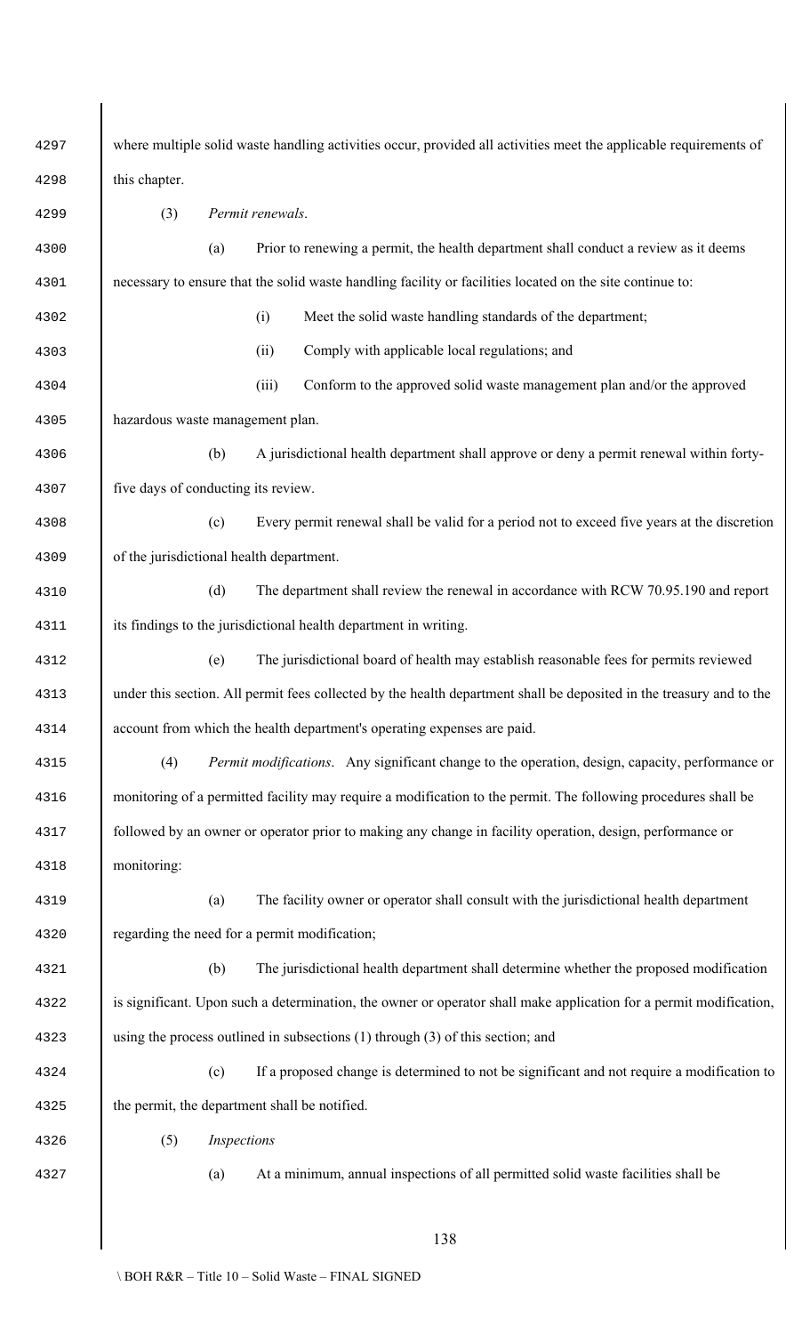where multiple solid waste handling activities occur, provided all activities meet the applicable requirements of this chapter.

(3) *Permit renewals*.

(a) Prior to renewing a permit, the health department shall conduct a review as it deems necessary to ensure that the solid waste handling facility or facilities located on the site continue to:

(i) Meet the solid waste handling standards of the department;

(ii) Comply with applicable local regulations; and

(iii) Conform to the approved solid waste management plan and/or the approved hazardous waste management plan.

(b) A jurisdictional health department shall approve or deny a permit renewal within forty-five days of conducting its review.

(c) Every permit renewal shall be valid for a period not to exceed five years at the discretion of the jurisdictional health department.

(d) The department shall review the renewal in accordance with RCW 70.95.190 and report its findings to the jurisdictional health department in writing.

(e) The jurisdictional board of health may establish reasonable fees for permits reviewed under this section. All permit fees collected by the health department shall be deposited in the treasury and to the account from which the health department's operating expenses are paid.

(4) *Permit modifications*. Any significant change to the operation, design, capacity, performance or monitoring of a permitted facility may require a modification to the permit. The following procedures shall be followed by an owner or operator prior to making any change in facility operation, design, performance or monitoring:

(a) The facility owner or operator shall consult with the jurisdictional health department regarding the need for a permit modification;

(b) The jurisdictional health department shall determine whether the proposed modification is significant. Upon such a determination, the owner or operator shall make application for a permit modification, using the process outlined in subsections (1) through (3) of this section; and

(c) If a proposed change is determined to not be significant and not require a modification to the permit, the department shall be notified.

(5) *Inspections*

(a) At a minimum, annual inspections of all permitted solid waste facilities shall be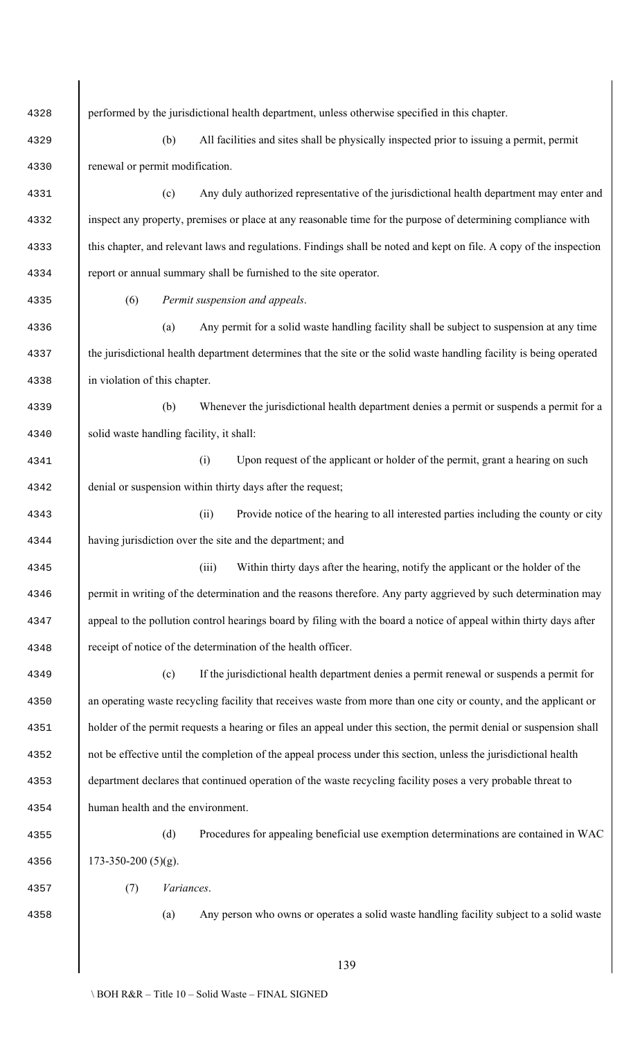performed by the jurisdictional health department, unless otherwise specified in this chapter.

(b) All facilities and sites shall be physically inspected prior to issuing a permit, permit renewal or permit modification.

(c) Any duly authorized representative of the jurisdictional health department may enter and inspect any property, premises or place at any reasonable time for the purpose of determining compliance with this chapter, and relevant laws and regulations. Findings shall be noted and kept on file. A copy of the inspection report or annual summary shall be furnished to the site operator.

(6) *Permit suspension and appeals*.

(a) Any permit for a solid waste handling facility shall be subject to suspension at any time the jurisdictional health department determines that the site or the solid waste handling facility is being operated in violation of this chapter.

(b) Whenever the jurisdictional health department denies a permit or suspends a permit for a solid waste handling facility, it shall:

(i) Upon request of the applicant or holder of the permit, grant a hearing on such denial or suspension within thirty days after the request;

(ii) Provide notice of the hearing to all interested parties including the county or city having jurisdiction over the site and the department; and

(iii) Within thirty days after the hearing, notify the applicant or the holder of the permit in writing of the determination and the reasons therefore. Any party aggrieved by such determination may appeal to the pollution control hearings board by filing with the board a notice of appeal within thirty days after receipt of notice of the determination of the health officer.

(c) If the jurisdictional health department denies a permit renewal or suspends a permit for an operating waste recycling facility that receives waste from more than one city or county, and the applicant or holder of the permit requests a hearing or files an appeal under this section, the permit denial or suspension shall not be effective until the completion of the appeal process under this section, unless the jurisdictional health department declares that continued operation of the waste recycling facility poses a very probable threat to human health and the environment.

(d) Procedures for appealing beneficial use exemption determinations are contained in WAC 173-350-200 (5)(g).

(7) *Variances*.

(a) Any person who owns or operates a solid waste handling facility subject to a solid waste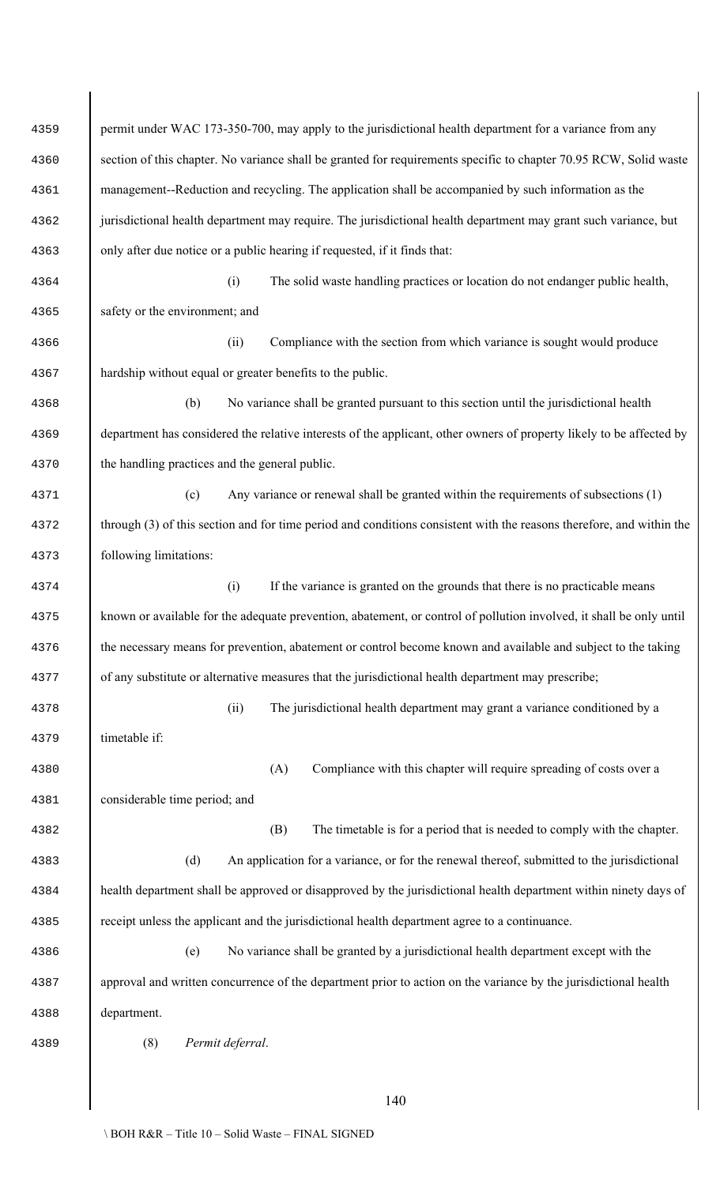permit under WAC 173-350-700, may apply to the jurisdictional health department for a variance from any section of this chapter. No variance shall be granted for requirements specific to chapter 70.95 RCW, Solid waste management--Reduction and recycling. The application shall be accompanied by such information as the jurisdictional health department may require. The jurisdictional health department may grant such variance, but only after due notice or a public hearing if requested, if it finds that:

(i) The solid waste handling practices or location do not endanger public health, safety or the environment; and

(ii) Compliance with the section from which variance is sought would produce hardship without equal or greater benefits to the public.

(b) No variance shall be granted pursuant to this section until the jurisdictional health department has considered the relative interests of the applicant, other owners of property likely to be affected by the handling practices and the general public.

(c) Any variance or renewal shall be granted within the requirements of subsections (1) through (3) of this section and for time period and conditions consistent with the reasons therefore, and within the following limitations:

(i) If the variance is granted on the grounds that there is no practicable means known or available for the adequate prevention, abatement, or control of pollution involved, it shall be only until the necessary means for prevention, abatement or control become known and available and subject to the taking of any substitute or alternative measures that the jurisdictional health department may prescribe;

(ii) The jurisdictional health department may grant a variance conditioned by a timetable if:

(A) Compliance with this chapter will require spreading of costs over a considerable time period; and

(B) The timetable is for a period that is needed to comply with the chapter.

(d) An application for a variance, or for the renewal thereof, submitted to the jurisdictional health department shall be approved or disapproved by the jurisdictional health department within ninety days of receipt unless the applicant and the jurisdictional health department agree to a continuance.

(e) No variance shall be granted by a jurisdictional health department except with the approval and written concurrence of the department prior to action on the variance by the jurisdictional health department.

(8) *Permit deferral*.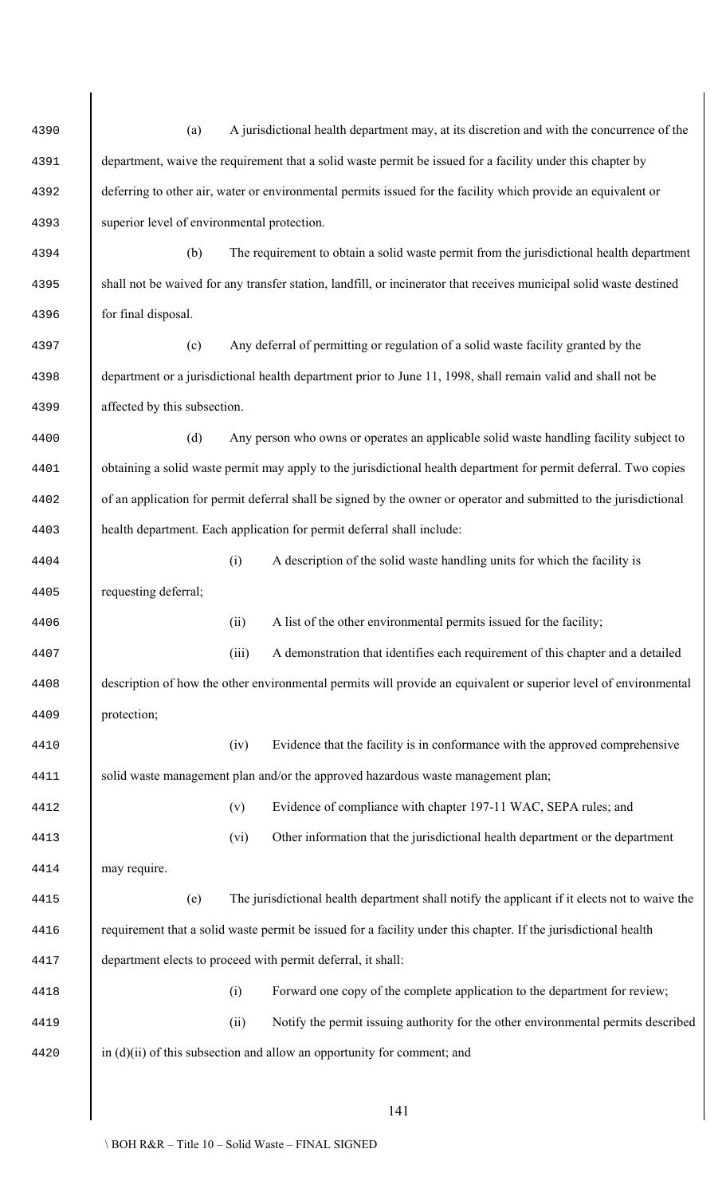(a) A jurisdictional health department may, at its discretion and with the concurrence of the department, waive the requirement that a solid waste permit be issued for a facility under this chapter by deferring to other air, water or environmental permits issued for the facility which provide an equivalent or superior level of environmental protection.

(b) The requirement to obtain a solid waste permit from the jurisdictional health department shall not be waived for any transfer station, landfill, or incinerator that receives municipal solid waste destined for final disposal.

(c) Any deferral of permitting or regulation of a solid waste facility granted by the department or a jurisdictional health department prior to June 11, 1998, shall remain valid and shall not be affected by this subsection.

(d) Any person who owns or operates an applicable solid waste handling facility subject to obtaining a solid waste permit may apply to the jurisdictional health department for permit deferral. Two copies of an application for permit deferral shall be signed by the owner or operator and submitted to the jurisdictional health department. Each application for permit deferral shall include:

(i) A description of the solid waste handling units for which the facility is requesting deferral;

(ii) A list of the other environmental permits issued for the facility;

(iii) A demonstration that identifies each requirement of this chapter and a detailed description of how the other environmental permits will provide an equivalent or superior level of environmental protection;

(iv) Evidence that the facility is in conformance with the approved comprehensive solid waste management plan and/or the approved hazardous waste management plan;

(v) Evidence of compliance with chapter 197-11 WAC, SEPA rules; and

(vi) Other information that the jurisdictional health department or the department may require.

(e) The jurisdictional health department shall notify the applicant if it elects not to waive the requirement that a solid waste permit be issued for a facility under this chapter. If the jurisdictional health department elects to proceed with permit deferral, it shall:

(i) Forward one copy of the complete application to the department for review;

(ii) Notify the permit issuing authority for the other environmental permits described in (d)(ii) of this subsection and allow an opportunity for comment; and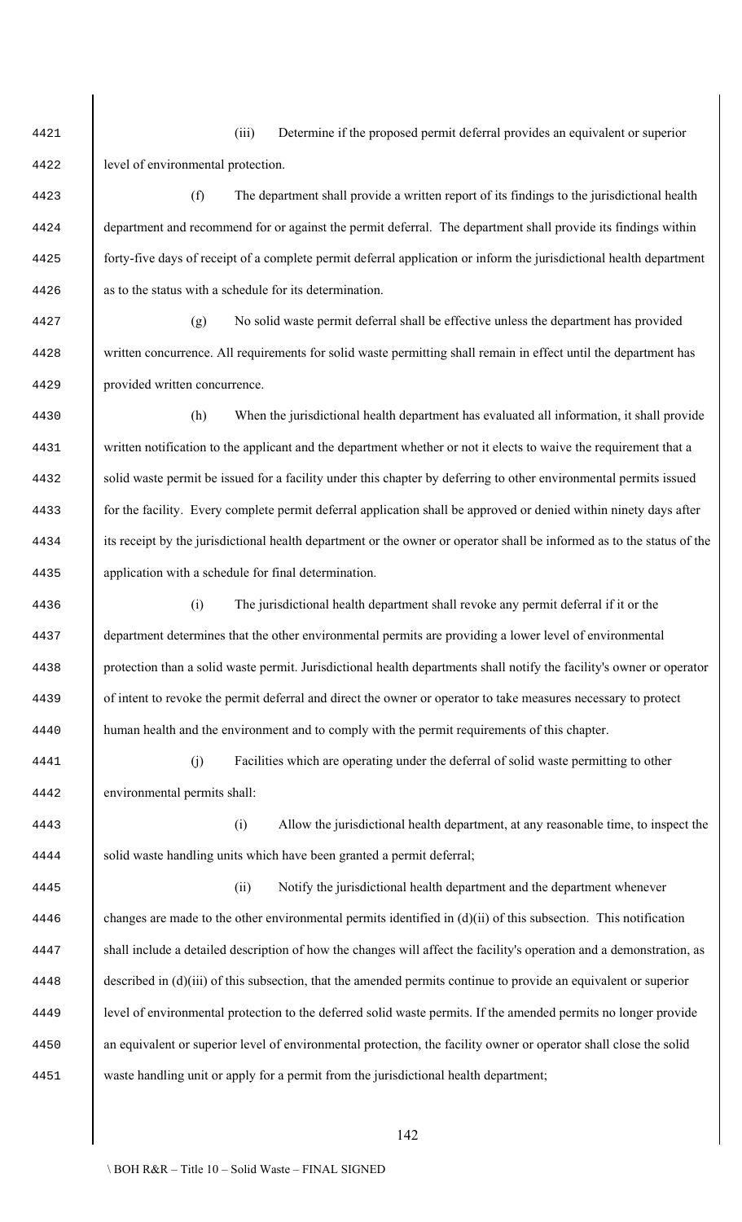(iii) Determine if the proposed permit deferral provides an equivalent or superior level of environmental protection.

(f) The department shall provide a written report of its findings to the jurisdictional health department and recommend for or against the permit deferral. The department shall provide its findings within forty-five days of receipt of a complete permit deferral application or inform the jurisdictional health department as to the status with a schedule for its determination.

(g) No solid waste permit deferral shall be effective unless the department has provided written concurrence. All requirements for solid waste permitting shall remain in effect until the department has provided written concurrence.

(h) When the jurisdictional health department has evaluated all information, it shall provide written notification to the applicant and the department whether or not it elects to waive the requirement that a solid waste permit be issued for a facility under this chapter by deferring to other environmental permits issued for the facility. Every complete permit deferral application shall be approved or denied within ninety days after its receipt by the jurisdictional health department or the owner or operator shall be informed as to the status of the application with a schedule for final determination.

(i) The jurisdictional health department shall revoke any permit deferral if it or the department determines that the other environmental permits are providing a lower level of environmental protection than a solid waste permit. Jurisdictional health departments shall notify the facility's owner or operator of intent to revoke the permit deferral and direct the owner or operator to take measures necessary to protect human health and the environment and to comply with the permit requirements of this chapter.

(j) Facilities which are operating under the deferral of solid waste permitting to other environmental permits shall:

(i) Allow the jurisdictional health department, at any reasonable time, to inspect the solid waste handling units which have been granted a permit deferral;

(ii) Notify the jurisdictional health department and the department whenever changes are made to the other environmental permits identified in (d)(ii) of this subsection. This notification shall include a detailed description of how the changes will affect the facility's operation and a demonstration, as described in (d)(iii) of this subsection, that the amended permits continue to provide an equivalent or superior level of environmental protection to the deferred solid waste permits. If the amended permits no longer provide an equivalent or superior level of environmental protection, the facility owner or operator shall close the solid waste handling unit or apply for a permit from the jurisdictional health department;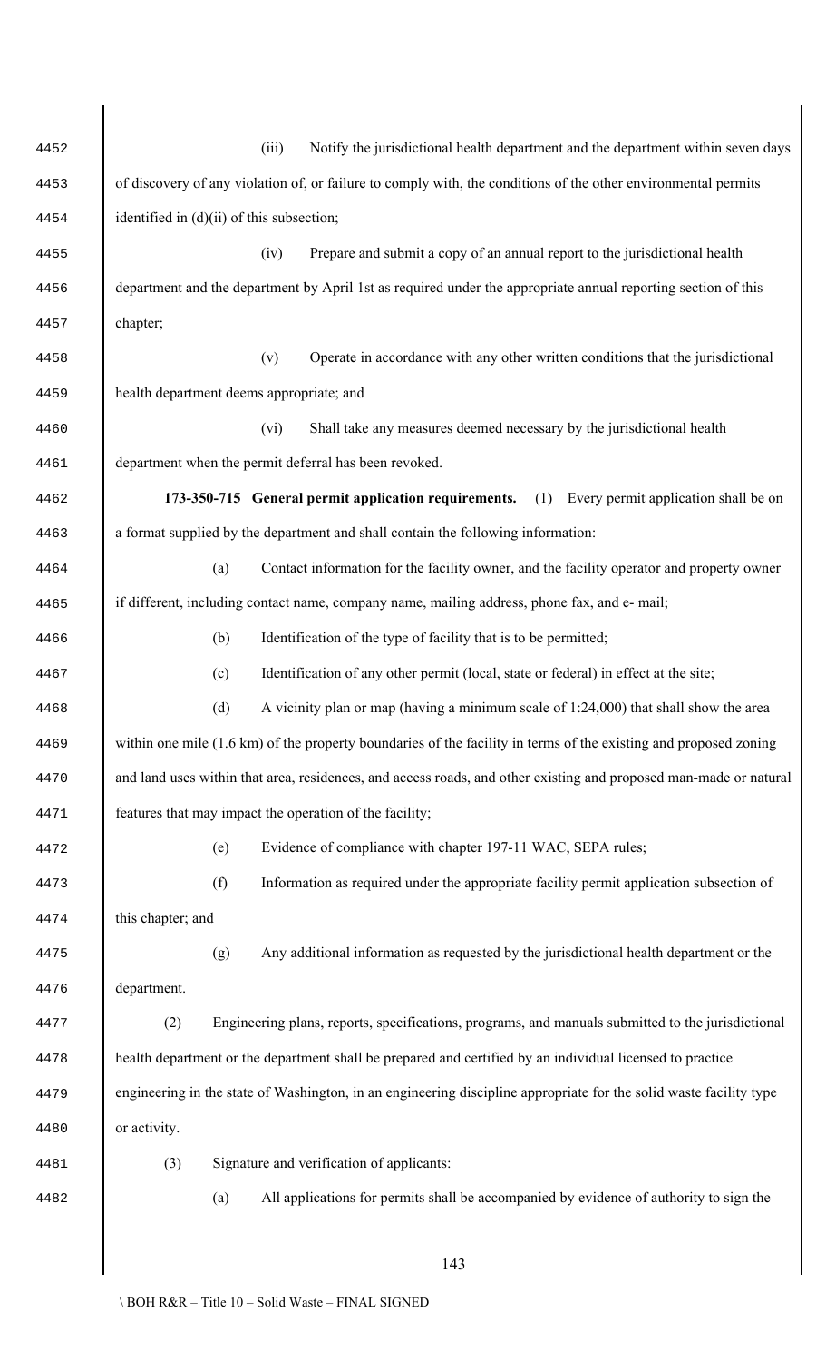(iii) Notify the jurisdictional health department and the department within seven days of discovery of any violation of, or failure to comply with, the conditions of the other environmental permits identified in (d)(ii) of this subsection;

(iv) Prepare and submit a copy of an annual report to the jurisdictional health department and the department by April 1st as required under the appropriate annual reporting section of this chapter;

(v) Operate in accordance with any other written conditions that the jurisdictional health department deems appropriate; and

(vi) Shall take any measures deemed necessary by the jurisdictional health department when the permit deferral has been revoked.

**173-350-715 General permit application requirements.** (1) Every permit application shall be on a format supplied by the department and shall contain the following information:

(a) Contact information for the facility owner, and the facility operator and property owner if different, including contact name, company name, mailing address, phone fax, and e- mail;

(b) Identification of the type of facility that is to be permitted;

(c) Identification of any other permit (local, state or federal) in effect at the site;

(d) A vicinity plan or map (having a minimum scale of 1:24,000) that shall show the area within one mile (1.6 km) of the property boundaries of the facility in terms of the existing and proposed zoning and land uses within that area, residences, and access roads, and other existing and proposed man-made or natural features that may impact the operation of the facility;

(e) Evidence of compliance with chapter 197-11 WAC, SEPA rules;

(f) Information as required under the appropriate facility permit application subsection of this chapter; and

(g) Any additional information as requested by the jurisdictional health department or the department.

(2) Engineering plans, reports, specifications, programs, and manuals submitted to the jurisdictional health department or the department shall be prepared and certified by an individual licensed to practice engineering in the state of Washington, in an engineering discipline appropriate for the solid waste facility type or activity.

(3) Signature and verification of applicants:

(a) All applications for permits shall be accompanied by evidence of authority to sign the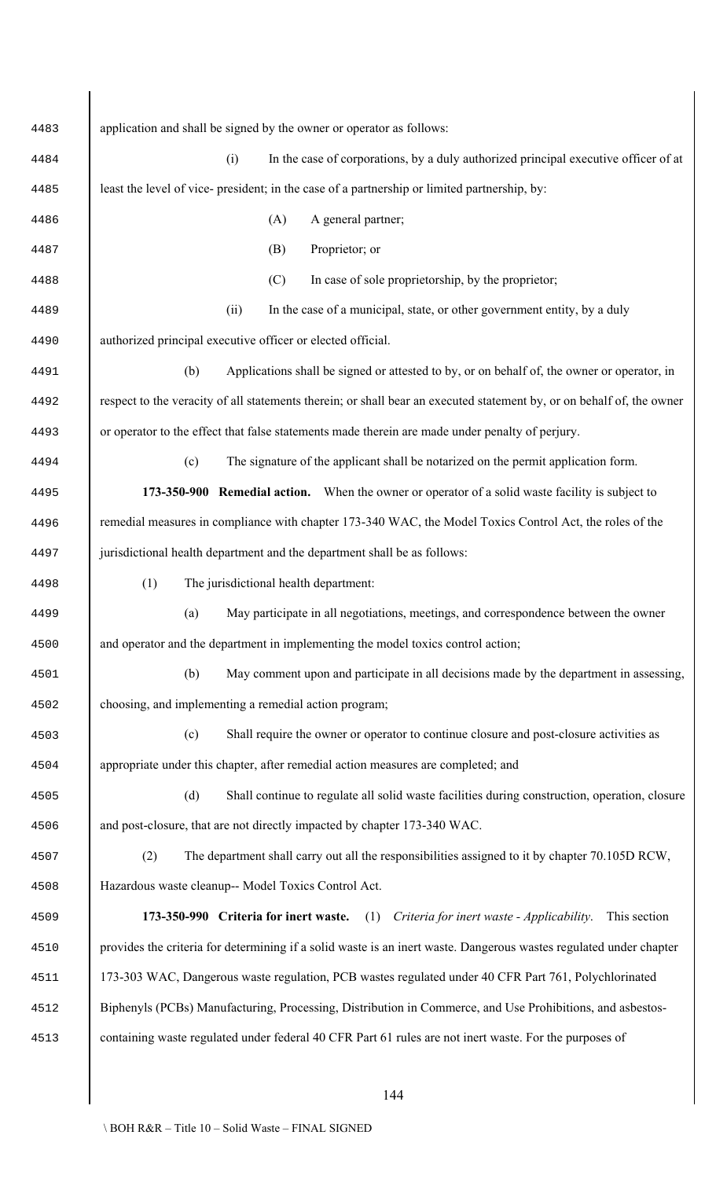application and shall be signed by the owner or operator as follows:

(i) In the case of corporations, by a duly authorized principal executive officer of at least the level of vice- president; in the case of a partnership or limited partnership, by:

(A) A general partner;

(B) Proprietor; or

(C) In case of sole proprietorship, by the proprietor;

(ii) In the case of a municipal, state, or other government entity, by a duly authorized principal executive officer or elected official.

(b) Applications shall be signed or attested to by, or on behalf of, the owner or operator, in respect to the veracity of all statements therein; or shall bear an executed statement by, or on behalf of, the owner or operator to the effect that false statements made therein are made under penalty of perjury.

(c) The signature of the applicant shall be notarized on the permit application form.

**173-350-900 Remedial action.** When the owner or operator of a solid waste facility is subject to remedial measures in compliance with chapter 173-340 WAC, the Model Toxics Control Act, the roles of the jurisdictional health department and the department shall be as follows:

(1) The jurisdictional health department:

(a) May participate in all negotiations, meetings, and correspondence between the owner and operator and the department in implementing the model toxics control action;

(b) May comment upon and participate in all decisions made by the department in assessing, choosing, and implementing a remedial action program;

(c) Shall require the owner or operator to continue closure and post-closure activities as appropriate under this chapter, after remedial action measures are completed; and

(d) Shall continue to regulate all solid waste facilities during construction, operation, closure and post-closure, that are not directly impacted by chapter 173-340 WAC.

(2) The department shall carry out all the responsibilities assigned to it by chapter 70.105D RCW, Hazardous waste cleanup-- Model Toxics Control Act.

**173-350-990 Criteria for inert waste.** (1) *Criteria for inert waste - Applicability*. This section provides the criteria for determining if a solid waste is an inert waste. Dangerous wastes regulated under chapter 173-303 WAC, Dangerous waste regulation, PCB wastes regulated under 40 CFR Part 761, Polychlorinated Biphenyls (PCBs) Manufacturing, Processing, Distribution in Commerce, and Use Prohibitions, and asbestos-containing waste regulated under federal 40 CFR Part 61 rules are not inert waste. For the purposes of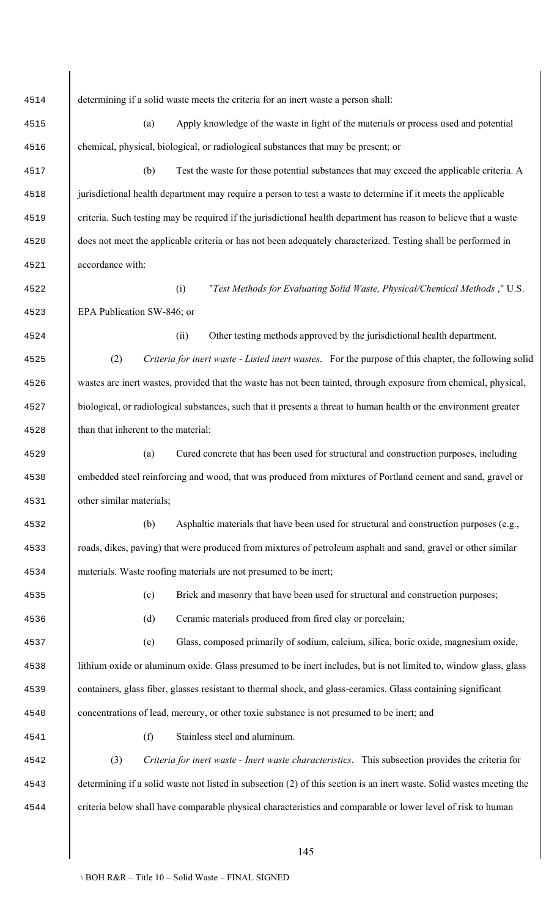determining if a solid waste meets the criteria for an inert waste a person shall:

(a) Apply knowledge of the waste in light of the materials or process used and potential chemical, physical, biological, or radiological substances that may be present; or

(b) Test the waste for those potential substances that may exceed the applicable criteria. A jurisdictional health department may require a person to test a waste to determine if it meets the applicable criteria. Such testing may be required if the jurisdictional health department has reason to believe that a waste does not meet the applicable criteria or has not been adequately characterized. Testing shall be performed in accordance with:

(i) "*Test Methods for Evaluating Solid Waste, Physical/Chemical Methods* ," U.S. EPA Publication SW-846; or

(ii) Other testing methods approved by the jurisdictional health department.

(2) *Criteria for inert waste - Listed inert wastes*. For the purpose of this chapter, the following solid wastes are inert wastes, provided that the waste has not been tainted, through exposure from chemical, physical, biological, or radiological substances, such that it presents a threat to human health or the environment greater than that inherent to the material:

(a) Cured concrete that has been used for structural and construction purposes, including embedded steel reinforcing and wood, that was produced from mixtures of Portland cement and sand, gravel or other similar materials;

(b) Asphaltic materials that have been used for structural and construction purposes (e.g., roads, dikes, paving) that were produced from mixtures of petroleum asphalt and sand, gravel or other similar materials. Waste roofing materials are not presumed to be inert;

(c) Brick and masonry that have been used for structural and construction purposes;

(d) Ceramic materials produced from fired clay or porcelain;

(e) Glass, composed primarily of sodium, calcium, silica, boric oxide, magnesium oxide, lithium oxide or aluminum oxide. Glass presumed to be inert includes, but is not limited to, window glass, glass containers, glass fiber, glasses resistant to thermal shock, and glass-ceramics. Glass containing significant concentrations of lead, mercury, or other toxic substance is not presumed to be inert; and

(f) Stainless steel and aluminum.

(3) *Criteria for inert waste - Inert waste characteristics*. This subsection provides the criteria for determining if a solid waste not listed in subsection (2) of this section is an inert waste. Solid wastes meeting the criteria below shall have comparable physical characteristics and comparable or lower level of risk to human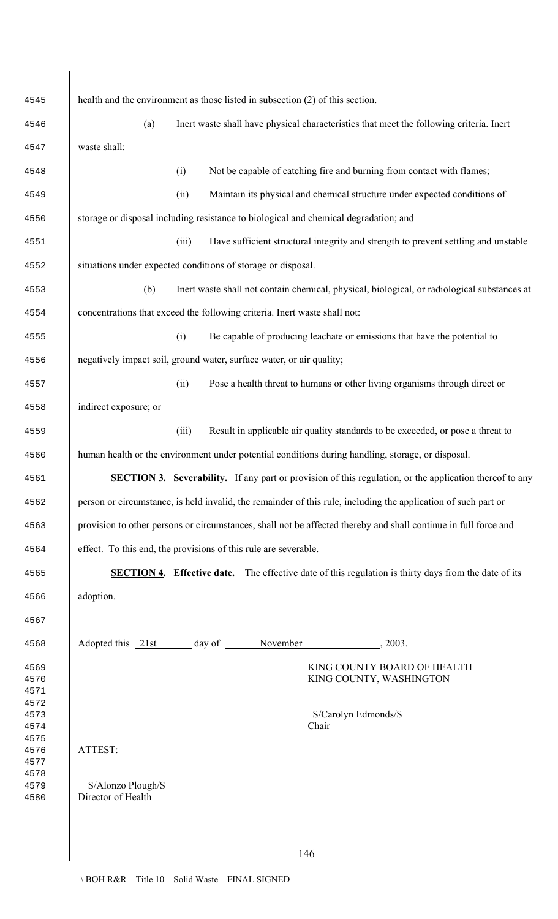health and the environment as those listed in subsection (2) of this section.

(a) Inert waste shall have physical characteristics that meet the following criteria. Inert waste shall:

(i) Not be capable of catching fire and burning from contact with flames;

(ii) Maintain its physical and chemical structure under expected conditions of storage or disposal including resistance to biological and chemical degradation; and

(iii) Have sufficient structural integrity and strength to prevent settling and unstable situations under expected conditions of storage or disposal.

(b) Inert waste shall not contain chemical, physical, biological, or radiological substances at concentrations that exceed the following criteria. Inert waste shall not:

(i) Be capable of producing leachate or emissions that have the potential to negatively impact soil, ground water, surface water, or air quality;

(ii) Pose a health threat to humans or other living organisms through direct or indirect exposure; or

(iii) Result in applicable air quality standards to be exceeded, or pose a threat to human health or the environment under potential conditions during handling, storage, or disposal.

**SECTION 3. Severability.** If any part or provision of this regulation, or the application thereof to any person or circumstance, is held invalid, the remainder of this rule, including the application of such part or provision to other persons or circumstances, shall not be affected thereby and shall continue in full force and effect. To this end, the provisions of this rule are severable.

**SECTION 4. Effective date.** The effective date of this regulation is thirty days from the date of its adoption.

Adopted this 21st day of November, 2003.

KING COUNTY BOARD OF HEALTH
KING COUNTY, WASHINGTON

S/Carolyn Edmonds/S
Chair

ATTEST:

S/Alonzo Plough/S
Director of Health